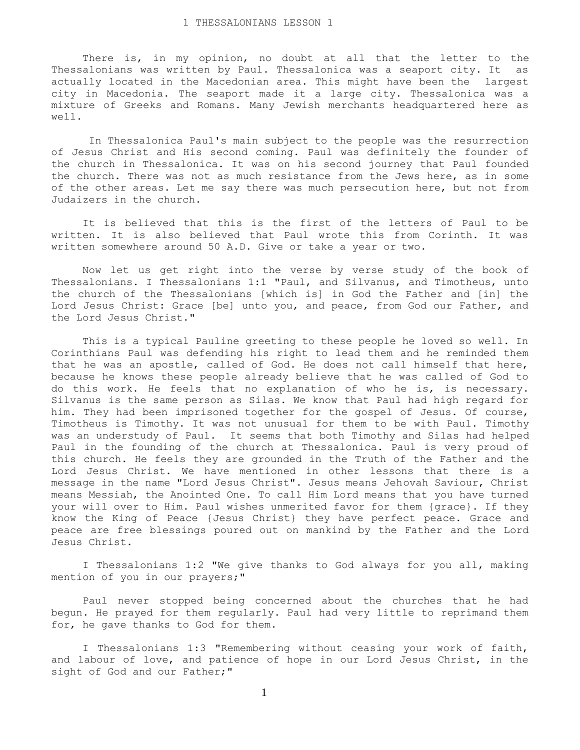# 1 THESSALONIANS LESSON 1

There is, in my opinion, no doubt at all that the letter to the Thessalonians was written by Paul. Thessalonica was a seaport city. It as actually located in the Macedonian area. This might have been the largest city in Macedonia. The seaport made it a large city. Thessalonica was a mixture of Greeks and Romans. Many Jewish merchants headquartered here as well.

In Thessalonica Paul's main subject to the people was the resurrection of Jesus Christ and His second coming. Paul was definitely the founder of the church in Thessalonica. It was on his second journey that Paul founded the church. There was not as much resistance from the Jews here, as in some of the other areas. Let me say there was much persecution here, but not from Judaizers in the church.

It is believed that this is the first of the letters of Paul to be written. It is also believed that Paul wrote this from Corinth. It was written somewhere around 50 A.D. Give or take a year or two.

Now let us get right into the verse by verse study of the book of Thessalonians. I Thessalonians 1:1 "Paul, and Silvanus, and Timotheus, unto the church of the Thessalonians [which is] in God the Father and [in] the Lord Jesus Christ: Grace [be] unto you, and peace, from God our Father, and the Lord Jesus Christ."

This is a typical Pauline greeting to these people he loved so well. In Corinthians Paul was defending his right to lead them and he reminded them that he was an apostle, called of God. He does not call himself that here, because he knows these people already believe that he was called of God to do this work. He feels that no explanation of who he is, is necessary. Silvanus is the same person as Silas. We know that Paul had high regard for him. They had been imprisoned together for the gospel of Jesus. Of course, Timotheus is Timothy. It was not unusual for them to be with Paul. Timothy was an understudy of Paul. It seems that both Timothy and Silas had helped Paul in the founding of the church at Thessalonica. Paul is very proud of this church. He feels they are grounded in the Truth of the Father and the Lord Jesus Christ. We have mentioned in other lessons that there is a message in the name "Lord Jesus Christ". Jesus means Jehovah Saviour, Christ means Messiah, the Anointed One. To call Him Lord means that you have turned your will over to Him. Paul wishes unmerited favor for them {grace}. If they know the King of Peace {Jesus Christ} they have perfect peace. Grace and peace are free blessings poured out on mankind by the Father and the Lord Jesus Christ.

I Thessalonians 1:2 "We give thanks to God always for you all, making mention of you in our prayers;"

Paul never stopped being concerned about the churches that he had begun. He prayed for them regularly. Paul had very little to reprimand them for, he gave thanks to God for them.

I Thessalonians 1:3 "Remembering without ceasing your work of faith, and labour of love, and patience of hope in our Lord Jesus Christ, in the sight of God and our Father;"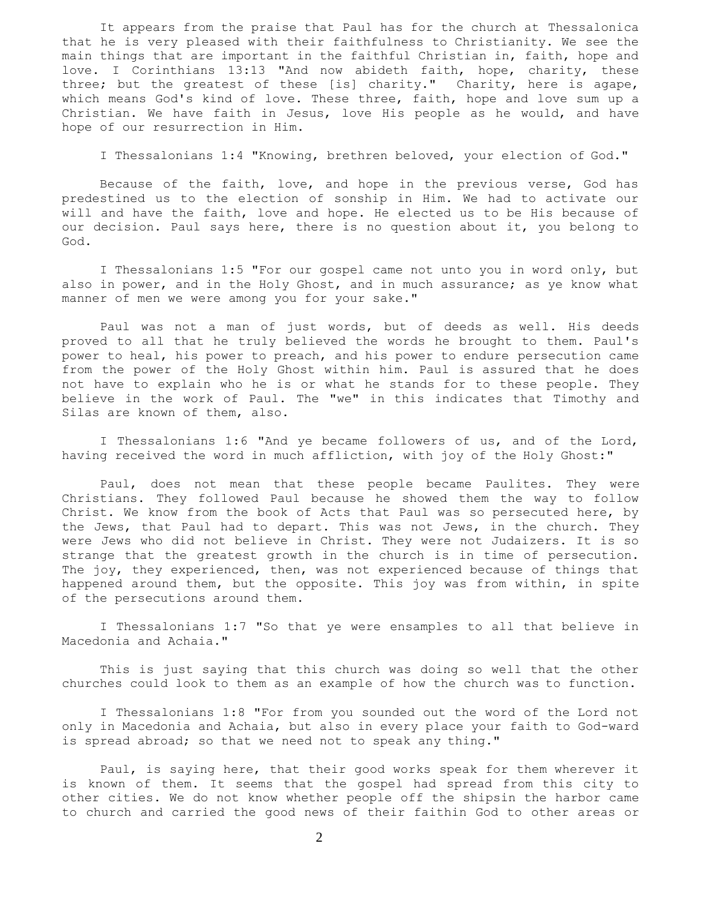It appears from the praise that Paul has for the church at Thessalonica that he is very pleased with their faithfulness to Christianity. We see the main things that are important in the faithful Christian in, faith, hope and love. I Corinthians 13:13 "And now abideth faith, hope, charity, these three; but the greatest of these [is] charity." Charity, here is agape, which means God's kind of love. These three, faith, hope and love sum up a Christian. We have faith in Jesus, love His people as he would, and have hope of our resurrection in Him.

I Thessalonians 1:4 "Knowing, brethren beloved, your election of God."

Because of the faith, love, and hope in the previous verse, God has predestined us to the election of sonship in Him. We had to activate our will and have the faith, love and hope. He elected us to be His because of our decision. Paul says here, there is no question about it, you belong to God.

I Thessalonians 1:5 "For our gospel came not unto you in word only, but also in power, and in the Holy Ghost, and in much assurance; as ye know what manner of men we were among you for your sake."

Paul was not a man of just words, but of deeds as well. His deeds proved to all that he truly believed the words he brought to them. Paul's power to heal, his power to preach, and his power to endure persecution came from the power of the Holy Ghost within him. Paul is assured that he does not have to explain who he is or what he stands for to these people. They believe in the work of Paul. The "we" in this indicates that Timothy and Silas are known of them, also.

I Thessalonians 1:6 "And ye became followers of us, and of the Lord, having received the word in much affliction, with joy of the Holy Ghost:"

Paul, does not mean that these people became Paulites. They were Christians. They followed Paul because he showed them the way to follow Christ. We know from the book of Acts that Paul was so persecuted here, by the Jews, that Paul had to depart. This was not Jews, in the church. They were Jews who did not believe in Christ. They were not Judaizers. It is so strange that the greatest growth in the church is in time of persecution. The joy, they experienced, then, was not experienced because of things that happened around them, but the opposite. This joy was from within, in spite of the persecutions around them.

I Thessalonians 1:7 "So that ye were ensamples to all that believe in Macedonia and Achaia."

This is just saying that this church was doing so well that the other churches could look to them as an example of how the church was to function.

I Thessalonians 1:8 "For from you sounded out the word of the Lord not only in Macedonia and Achaia, but also in every place your faith to God-ward is spread abroad; so that we need not to speak any thing."

Paul, is saying here, that their good works speak for them wherever it is known of them. It seems that the gospel had spread from this city to other cities. We do not know whether people off the shipsin the harbor came to church and carried the good news of their faithin God to other areas or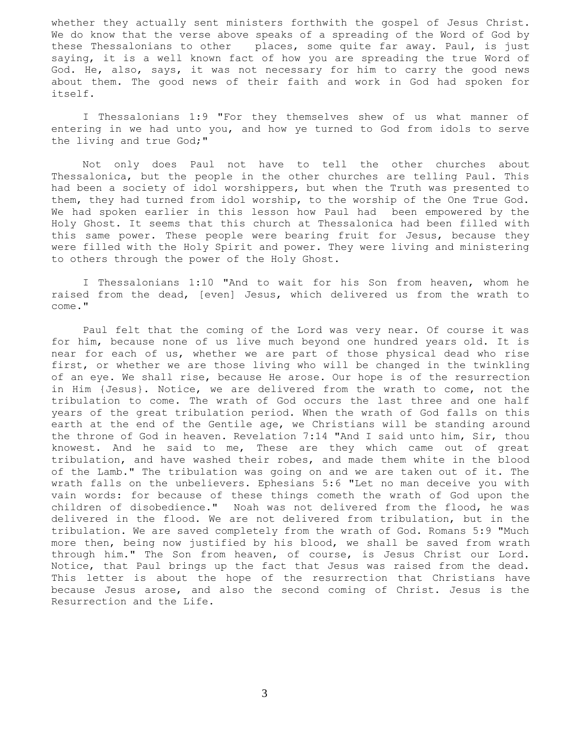whether they actually sent ministers forthwith the gospel of Jesus Christ. We do know that the verse above speaks of a spreading of the Word of God by these Thessalonians to other places, some quite far away. Paul, is just saying, it is a well known fact of how you are spreading the true Word of God. He, also, says, it was not necessary for him to carry the good news about them. The good news of their faith and work in God had spoken for itself.

I Thessalonians 1:9 "For they themselves shew of us what manner of entering in we had unto you, and how ye turned to God from idols to serve the living and true God;"

Not only does Paul not have to tell the other churches about Thessalonica, but the people in the other churches are telling Paul. This had been a society of idol worshippers, but when the Truth was presented to them, they had turned from idol worship, to the worship of the One True God. We had spoken earlier in this lesson how Paul had been empowered by the Holy Ghost. It seems that this church at Thessalonica had been filled with this same power. These people were bearing fruit for Jesus, because they were filled with the Holy Spirit and power. They were living and ministering to others through the power of the Holy Ghost.

I Thessalonians 1:10 "And to wait for his Son from heaven, whom he raised from the dead, [even] Jesus, which delivered us from the wrath to come."

Paul felt that the coming of the Lord was very near. Of course it was for him, because none of us live much beyond one hundred years old. It is near for each of us, whether we are part of those physical dead who rise first, or whether we are those living who will be changed in the twinkling of an eye. We shall rise, because He arose. Our hope is of the resurrection in Him {Jesus}. Notice, we are delivered from the wrath to come, not the tribulation to come. The wrath of God occurs the last three and one half years of the great tribulation period. When the wrath of God falls on this earth at the end of the Gentile age, we Christians will be standing around the throne of God in heaven. Revelation 7:14 "And I said unto him, Sir, thou knowest. And he said to me, These are they which came out of great tribulation, and have washed their robes, and made them white in the blood of the Lamb." The tribulation was going on and we are taken out of it. The wrath falls on the unbelievers. Ephesians 5:6 "Let no man deceive you with vain words: for because of these things cometh the wrath of God upon the children of disobedience." Noah was not delivered from the flood, he was delivered in the flood. We are not delivered from tribulation, but in the tribulation. We are saved completely from the wrath of God. Romans 5:9 "Much more then, being now justified by his blood, we shall be saved from wrath through him." The Son from heaven, of course, is Jesus Christ our Lord. Notice, that Paul brings up the fact that Jesus was raised from the dead. This letter is about the hope of the resurrection that Christians have because Jesus arose, and also the second coming of Christ. Jesus is the Resurrection and the Life.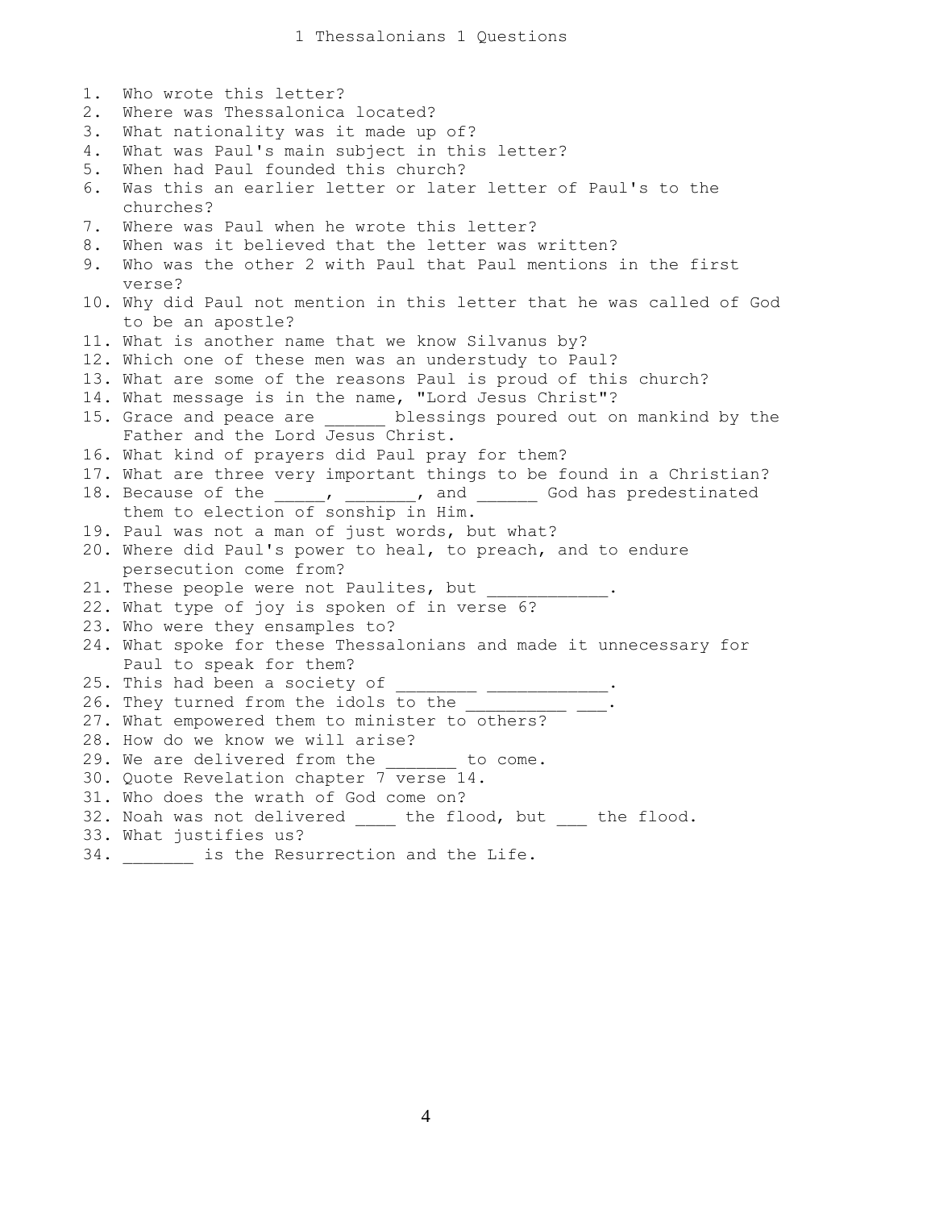# 1 Thessalonians 1 Questions

1. Who wrote this letter?
2. Where was Thessalonica located?
3. What nationality was it made up of?
4. What was Paul's main subject in this letter?
5. When had Paul founded this church?
6. Was this an earlier letter or later letter of Paul's to the churches?
7. Where was Paul when he wrote this letter?
8. When was it believed that the letter was written?
9. Who was the other 2 with Paul that Paul mentions in the first verse?
10. Why did Paul not mention in this letter that he was called of God to be an apostle?
11. What is another name that we know Silvanus by?
12. Which one of these men was an understudy to Paul?
13. What are some of the reasons Paul is proud of this church?
14. What message is in the name, "Lord Jesus Christ"?
15. Grace and peace are ______ blessings poured out on mankind by the Father and the Lord Jesus Christ.
16. What kind of prayers did Paul pray for them?
17. What are three very important things to be found in a Christian?
18. Because of the _____, _______, and ______ God has predestinated them to election of sonship in Him.
19. Paul was not a man of just words, but what?
20. Where did Paul's power to heal, to preach, and to endure persecution come from?
21. These people were not Paulites, but ____________.
22. What type of joy is spoken of in verse 6?
23. Who were they ensamples to?
24. What spoke for these Thessalonians and made it unnecessary for Paul to speak for them?
25. This had been a society of ________ ____________.
26. They turned from the idols to the __________ ___.
27. What empowered them to minister to others?
28. How do we know we will arise?
29. We are delivered from the _______ to come.
30. Quote Revelation chapter 7 verse 14.
31. Who does the wrath of God come on?
32. Noah was not delivered ____ the flood, but ___ the flood.
33. What justifies us?
34. _______ is the Resurrection and the Life.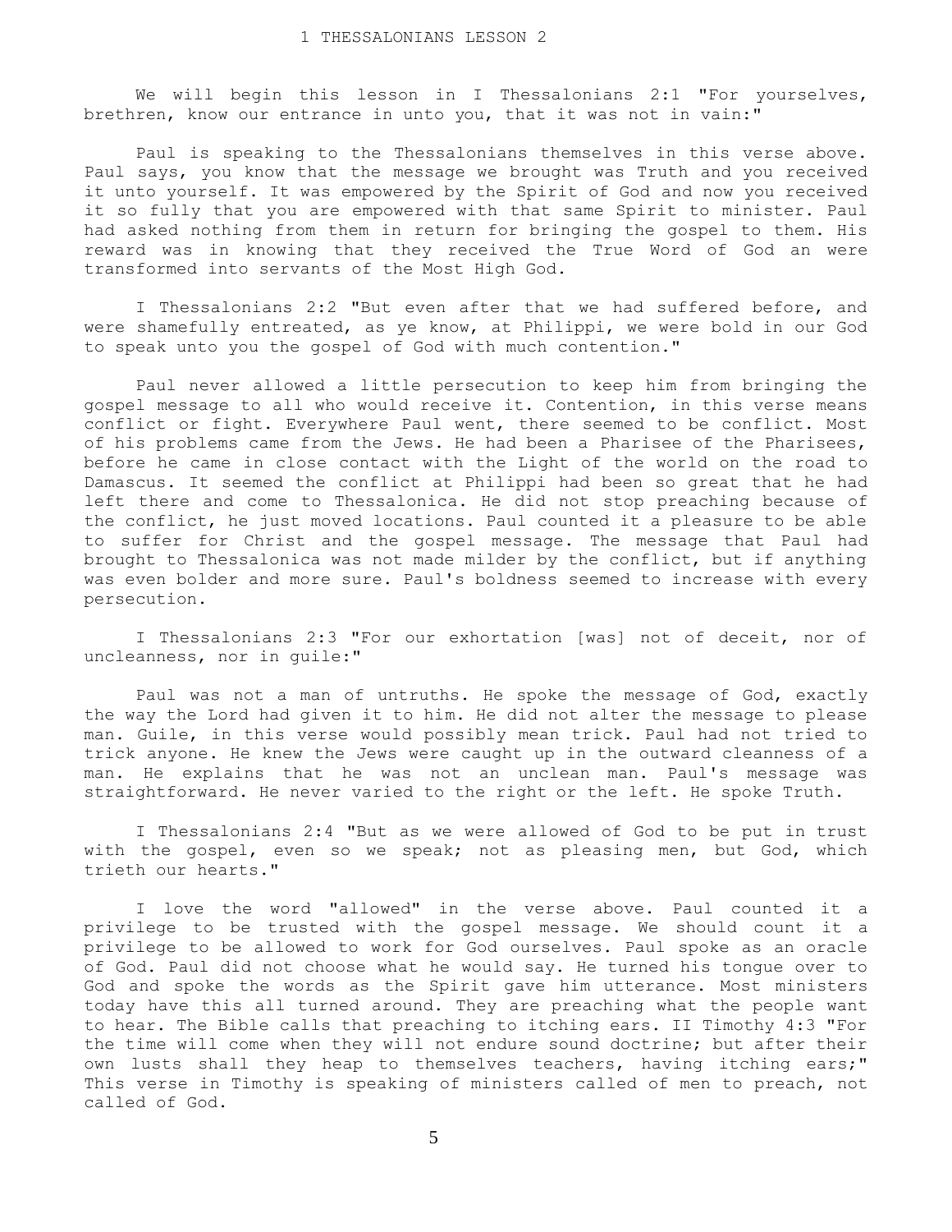# 1 THESSALONIANS LESSON 2

We will begin this lesson in I Thessalonians 2:1 "For yourselves, brethren, know our entrance in unto you, that it was not in vain:"

Paul is speaking to the Thessalonians themselves in this verse above. Paul says, you know that the message we brought was Truth and you received it unto yourself. It was empowered by the Spirit of God and now you received it so fully that you are empowered with that same Spirit to minister. Paul had asked nothing from them in return for bringing the gospel to them. His reward was in knowing that they received the True Word of God an were transformed into servants of the Most High God.

I Thessalonians 2:2 "But even after that we had suffered before, and were shamefully entreated, as ye know, at Philippi, we were bold in our God to speak unto you the gospel of God with much contention."

Paul never allowed a little persecution to keep him from bringing the gospel message to all who would receive it. Contention, in this verse means conflict or fight. Everywhere Paul went, there seemed to be conflict. Most of his problems came from the Jews. He had been a Pharisee of the Pharisees, before he came in close contact with the Light of the world on the road to Damascus. It seemed the conflict at Philippi had been so great that he had left there and come to Thessalonica. He did not stop preaching because of the conflict, he just moved locations. Paul counted it a pleasure to be able to suffer for Christ and the gospel message. The message that Paul had brought to Thessalonica was not made milder by the conflict, but if anything was even bolder and more sure. Paul's boldness seemed to increase with every persecution.

I Thessalonians 2:3 "For our exhortation [was] not of deceit, nor of uncleanness, nor in guile:"

Paul was not a man of untruths. He spoke the message of God, exactly the way the Lord had given it to him. He did not alter the message to please man. Guile, in this verse would possibly mean trick. Paul had not tried to trick anyone. He knew the Jews were caught up in the outward cleanness of a man. He explains that he was not an unclean man. Paul's message was straightforward. He never varied to the right or the left. He spoke Truth.

I Thessalonians 2:4 "But as we were allowed of God to be put in trust with the gospel, even so we speak; not as pleasing men, but God, which trieth our hearts."

I love the word "allowed" in the verse above. Paul counted it a privilege to be trusted with the gospel message. We should count it a privilege to be allowed to work for God ourselves. Paul spoke as an oracle of God. Paul did not choose what he would say. He turned his tongue over to God and spoke the words as the Spirit gave him utterance. Most ministers today have this all turned around. They are preaching what the people want to hear. The Bible calls that preaching to itching ears. II Timothy 4:3 "For the time will come when they will not endure sound doctrine; but after their own lusts shall they heap to themselves teachers, having itching ears;" This verse in Timothy is speaking of ministers called of men to preach, not called of God.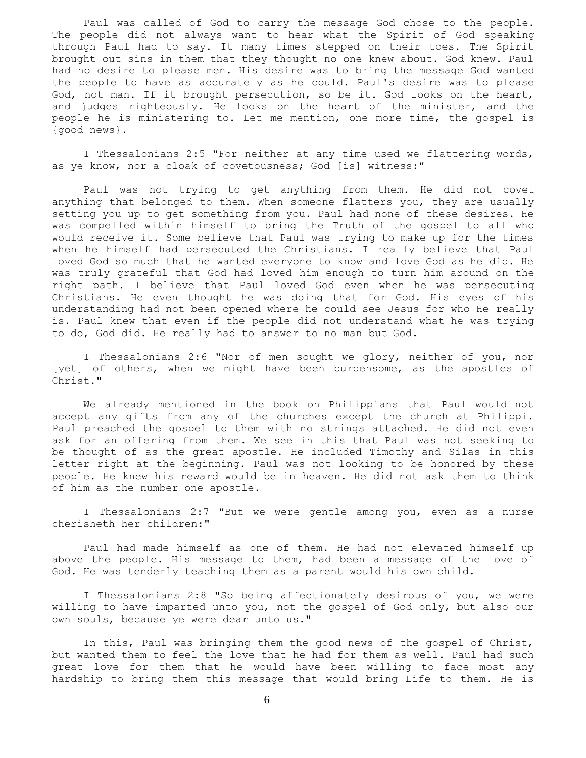Paul was called of God to carry the message God chose to the people. The people did not always want to hear what the Spirit of God speaking through Paul had to say. It many times stepped on their toes. The Spirit brought out sins in them that they thought no one knew about. God knew. Paul had no desire to please men. His desire was to bring the message God wanted the people to have as accurately as he could. Paul's desire was to please God, not man. If it brought persecution, so be it. God looks on the heart, and judges righteously. He looks on the heart of the minister, and the people he is ministering to. Let me mention, one more time, the gospel is {good news}.

I Thessalonians 2:5 "For neither at any time used we flattering words, as ye know, nor a cloak of covetousness; God [is] witness:"

Paul was not trying to get anything from them. He did not covet anything that belonged to them. When someone flatters you, they are usually setting you up to get something from you. Paul had none of these desires. He was compelled within himself to bring the Truth of the gospel to all who would receive it. Some believe that Paul was trying to make up for the times when he himself had persecuted the Christians. I really believe that Paul loved God so much that he wanted everyone to know and love God as he did. He was truly grateful that God had loved him enough to turn him around on the right path. I believe that Paul loved God even when he was persecuting Christians. He even thought he was doing that for God. His eyes of his understanding had not been opened where he could see Jesus for who He really is. Paul knew that even if the people did not understand what he was trying to do, God did. He really had to answer to no man but God.

I Thessalonians 2:6 "Nor of men sought we glory, neither of you, nor [yet] of others, when we might have been burdensome, as the apostles of Christ."

We already mentioned in the book on Philippians that Paul would not accept any gifts from any of the churches except the church at Philippi. Paul preached the gospel to them with no strings attached. He did not even ask for an offering from them. We see in this that Paul was not seeking to be thought of as the great apostle. He included Timothy and Silas in this letter right at the beginning. Paul was not looking to be honored by these people. He knew his reward would be in heaven. He did not ask them to think of him as the number one apostle.

I Thessalonians 2:7 "But we were gentle among you, even as a nurse cherisheth her children:"

Paul had made himself as one of them. He had not elevated himself up above the people. His message to them, had been a message of the love of God. He was tenderly teaching them as a parent would his own child.

I Thessalonians 2:8 "So being affectionately desirous of you, we were willing to have imparted unto you, not the gospel of God only, but also our own souls, because ye were dear unto us."

In this, Paul was bringing them the good news of the gospel of Christ, but wanted them to feel the love that he had for them as well. Paul had such great love for them that he would have been willing to face most any hardship to bring them this message that would bring Life to them. He is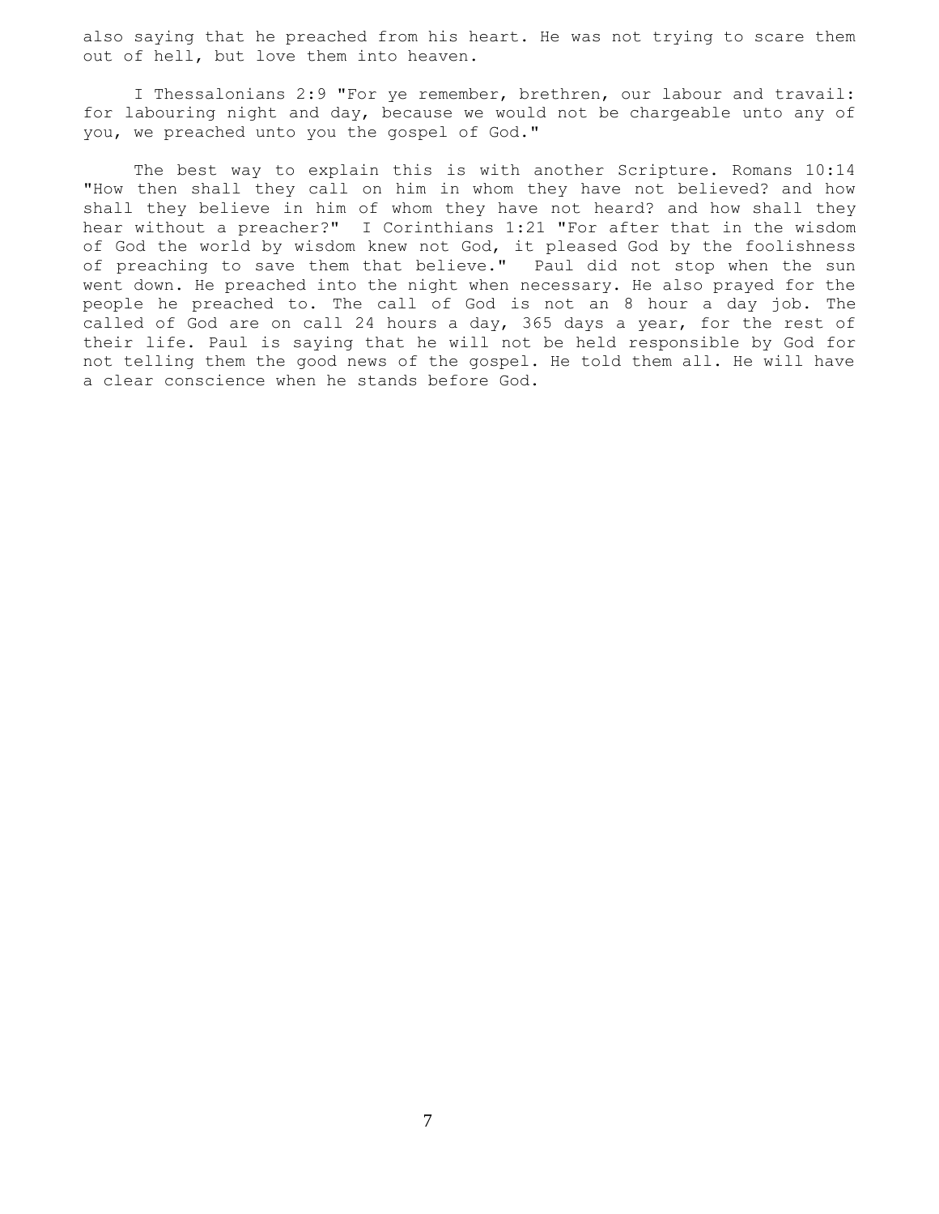also saying that he preached from his heart. He was not trying to scare them out of hell, but love them into heaven.

I Thessalonians 2:9 "For ye remember, brethren, our labour and travail: for labouring night and day, because we would not be chargeable unto any of you, we preached unto you the gospel of God."

The best way to explain this is with another Scripture. Romans 10:14 "How then shall they call on him in whom they have not believed? and how shall they believe in him of whom they have not heard? and how shall they hear without a preacher?" I Corinthians 1:21 "For after that in the wisdom of God the world by wisdom knew not God, it pleased God by the foolishness of preaching to save them that believe." Paul did not stop when the sun went down. He preached into the night when necessary. He also prayed for the people he preached to. The call of God is not an 8 hour a day job. The called of God are on call 24 hours a day, 365 days a year, for the rest of their life. Paul is saying that he will not be held responsible by God for not telling them the good news of the gospel. He told them all. He will have a clear conscience when he stands before God.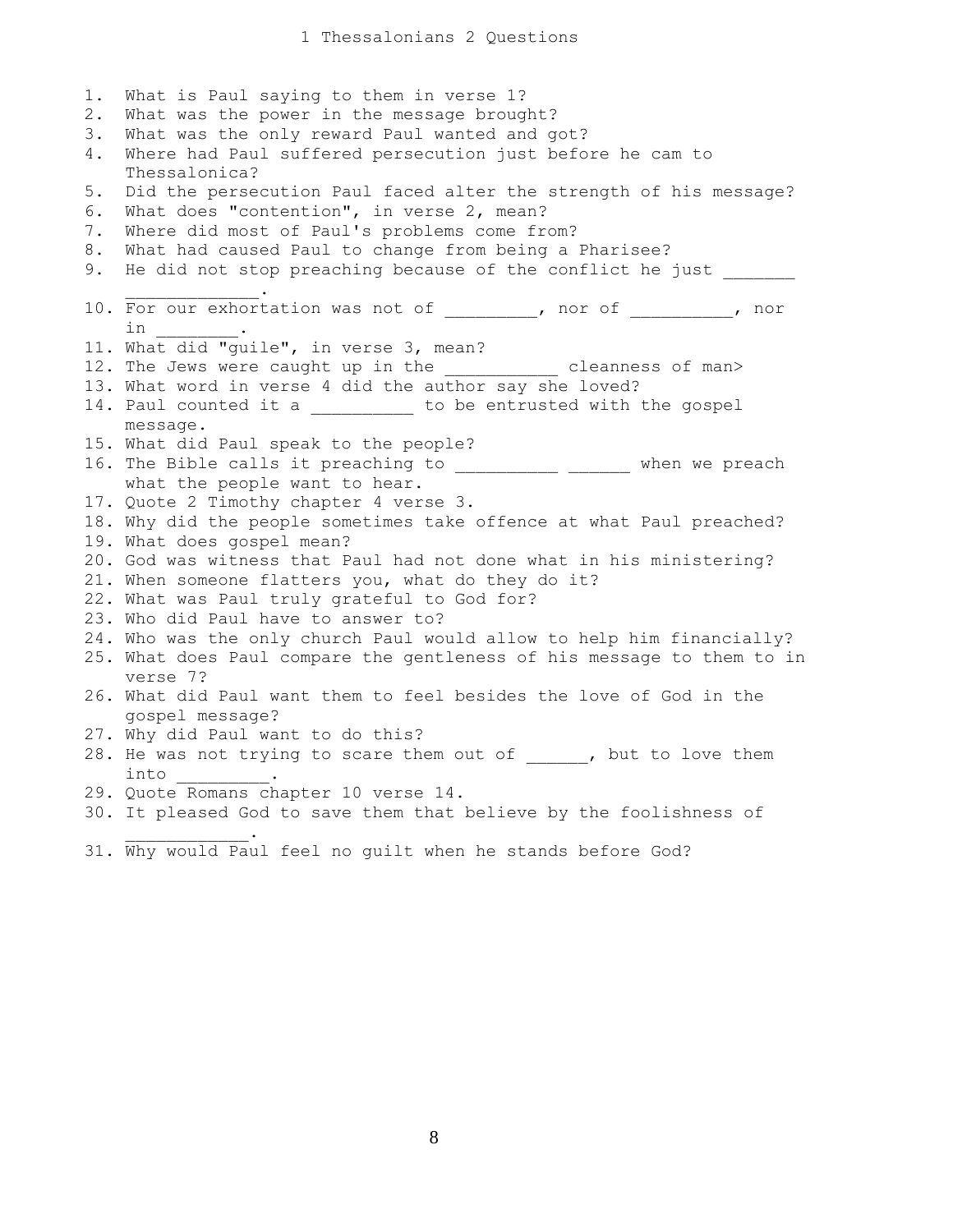# 1 Thessalonians 2 Questions

1. What is Paul saying to them in verse 1?
2. What was the power in the message brought?
3. What was the only reward Paul wanted and got?
4. Where had Paul suffered persecution just before he cam to Thessalonica?
5. Did the persecution Paul faced alter the strength of his message?
6. What does "contention", in verse 2, mean?
7. Where did most of Paul's problems come from?
8. What had caused Paul to change from being a Pharisee?
9. He did not stop preaching because of the conflict he just _______ _____________.
10. For our exhortation was not of _________, nor of __________, nor in ________.
11. What did "guile", in verse 3, mean?
12. The Jews were caught up in the ___________ cleanness of man>
13. What word in verse 4 did the author say she loved?
14. Paul counted it a __________ to be entrusted with the gospel message.
15. What did Paul speak to the people?
16. The Bible calls it preaching to __________ ______ when we preach what the people want to hear.
17. Quote 2 Timothy chapter 4 verse 3.
18. Why did the people sometimes take offence at what Paul preached?
19. What does gospel mean?
20. God was witness that Paul had not done what in his ministering?
21. When someone flatters you, what do they do it?
22. What was Paul truly grateful to God for?
23. Who did Paul have to answer to?
24. Who was the only church Paul would allow to help him financially?
25. What does Paul compare the gentleness of his message to them to in verse 7?
26. What did Paul want them to feel besides the love of God in the gospel message?
27. Why did Paul want to do this?
28. He was not trying to scare them out of ______, but to love them into _________.
29. Quote Romans chapter 10 verse 14.
30. It pleased God to save them that believe by the foolishness of ____________.
31. Why would Paul feel no guilt when he stands before God?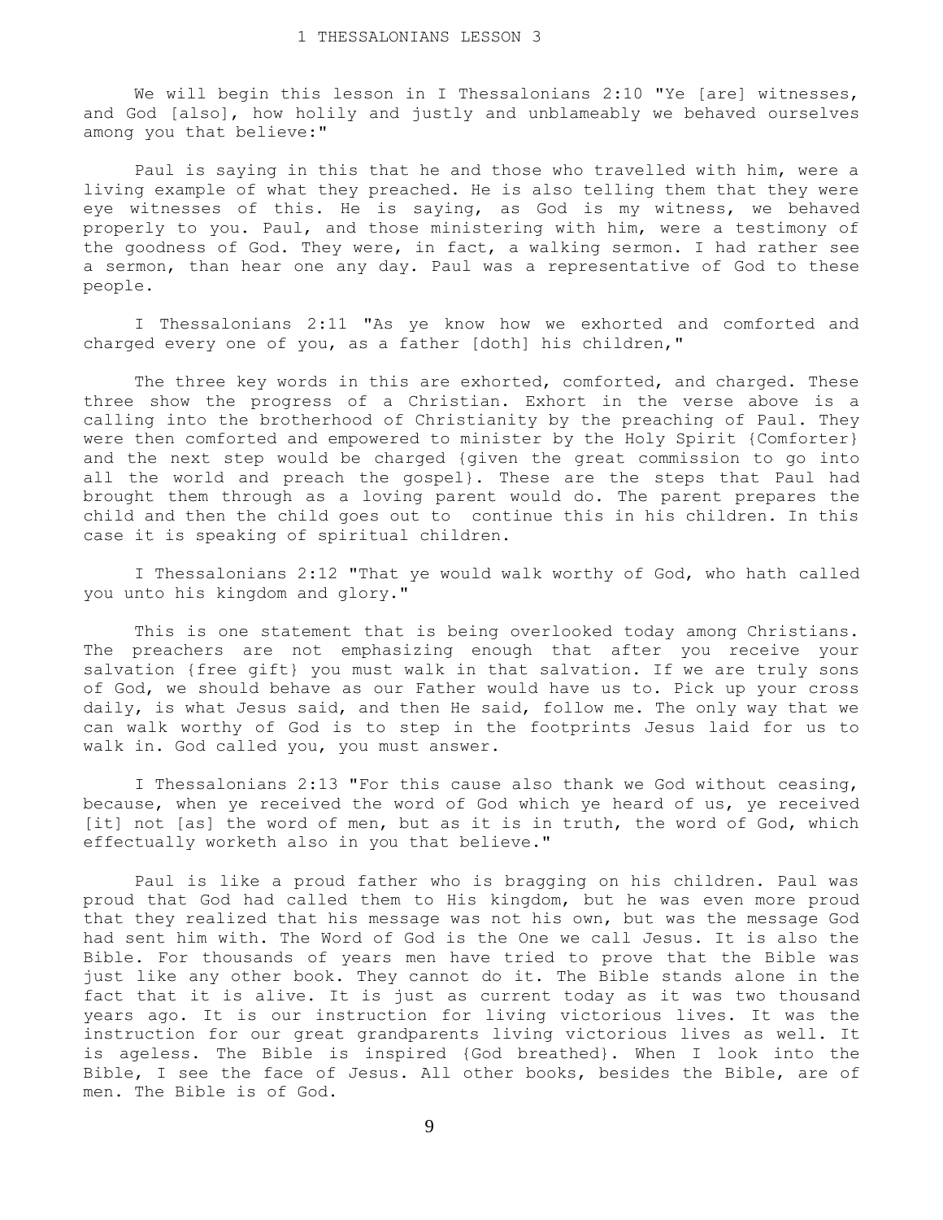# 1 THESSALONIANS LESSON 3

We will begin this lesson in I Thessalonians 2:10 "Ye [are] witnesses, and God [also], how holily and justly and unblameably we behaved ourselves among you that believe:"

Paul is saying in this that he and those who travelled with him, were a living example of what they preached. He is also telling them that they were eye witnesses of this. He is saying, as God is my witness, we behaved properly to you. Paul, and those ministering with him, were a testimony of the goodness of God. They were, in fact, a walking sermon. I had rather see a sermon, than hear one any day. Paul was a representative of God to these people.

I Thessalonians 2:11 "As ye know how we exhorted and comforted and charged every one of you, as a father [doth] his children,"

The three key words in this are exhorted, comforted, and charged. These three show the progress of a Christian. Exhort in the verse above is a calling into the brotherhood of Christianity by the preaching of Paul. They were then comforted and empowered to minister by the Holy Spirit {Comforter} and the next step would be charged {given the great commission to go into all the world and preach the gospel}. These are the steps that Paul had brought them through as a loving parent would do. The parent prepares the child and then the child goes out to continue this in his children. In this case it is speaking of spiritual children.

I Thessalonians 2:12 "That ye would walk worthy of God, who hath called you unto his kingdom and glory."

This is one statement that is being overlooked today among Christians. The preachers are not emphasizing enough that after you receive your salvation {free gift} you must walk in that salvation. If we are truly sons of God, we should behave as our Father would have us to. Pick up your cross daily, is what Jesus said, and then He said, follow me. The only way that we can walk worthy of God is to step in the footprints Jesus laid for us to walk in. God called you, you must answer.

I Thessalonians 2:13 "For this cause also thank we God without ceasing, because, when ye received the word of God which ye heard of us, ye received [it] not [as] the word of men, but as it is in truth, the word of God, which effectually worketh also in you that believe."

Paul is like a proud father who is bragging on his children. Paul was proud that God had called them to His kingdom, but he was even more proud that they realized that his message was not his own, but was the message God had sent him with. The Word of God is the One we call Jesus. It is also the Bible. For thousands of years men have tried to prove that the Bible was just like any other book. They cannot do it. The Bible stands alone in the fact that it is alive. It is just as current today as it was two thousand years ago. It is our instruction for living victorious lives. It was the instruction for our great grandparents living victorious lives as well. It is ageless. The Bible is inspired {God breathed}. When I look into the Bible, I see the face of Jesus. All other books, besides the Bible, are of men. The Bible is of God.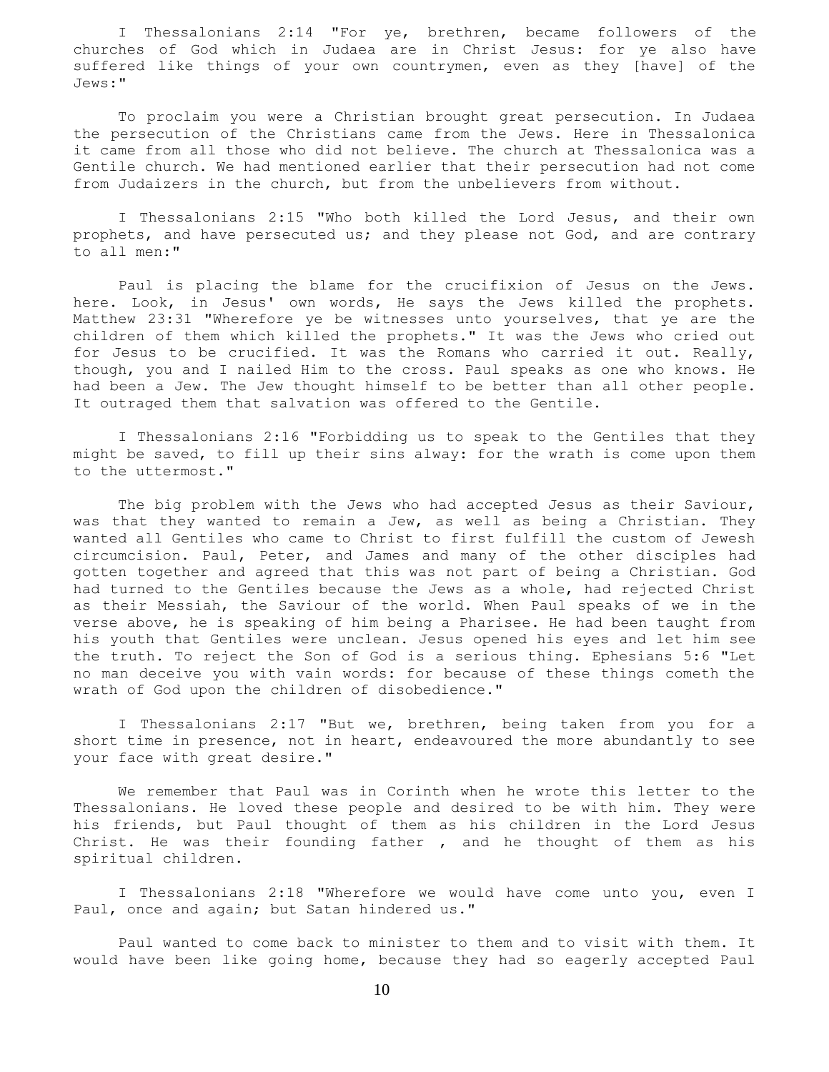I Thessalonians 2:14 "For ye, brethren, became followers of the churches of God which in Judaea are in Christ Jesus: for ye also have suffered like things of your own countrymen, even as they [have] of the Jews:"

To proclaim you were a Christian brought great persecution. In Judaea the persecution of the Christians came from the Jews. Here in Thessalonica it came from all those who did not believe. The church at Thessalonica was a Gentile church. We had mentioned earlier that their persecution had not come from Judaizers in the church, but from the unbelievers from without.

I Thessalonians 2:15 "Who both killed the Lord Jesus, and their own prophets, and have persecuted us; and they please not God, and are contrary to all men:"

Paul is placing the blame for the crucifixion of Jesus on the Jews. here. Look, in Jesus' own words, He says the Jews killed the prophets. Matthew 23:31 "Wherefore ye be witnesses unto yourselves, that ye are the children of them which killed the prophets." It was the Jews who cried out for Jesus to be crucified. It was the Romans who carried it out. Really, though, you and I nailed Him to the cross. Paul speaks as one who knows. He had been a Jew. The Jew thought himself to be better than all other people. It outraged them that salvation was offered to the Gentile.

I Thessalonians 2:16 "Forbidding us to speak to the Gentiles that they might be saved, to fill up their sins alway: for the wrath is come upon them to the uttermost."

The big problem with the Jews who had accepted Jesus as their Saviour, was that they wanted to remain a Jew, as well as being a Christian. They wanted all Gentiles who came to Christ to first fulfill the custom of Jewesh circumcision. Paul, Peter, and James and many of the other disciples had gotten together and agreed that this was not part of being a Christian. God had turned to the Gentiles because the Jews as a whole, had rejected Christ as their Messiah, the Saviour of the world. When Paul speaks of we in the verse above, he is speaking of him being a Pharisee. He had been taught from his youth that Gentiles were unclean. Jesus opened his eyes and let him see the truth. To reject the Son of God is a serious thing. Ephesians 5:6 "Let no man deceive you with vain words: for because of these things cometh the wrath of God upon the children of disobedience."

I Thessalonians 2:17 "But we, brethren, being taken from you for a short time in presence, not in heart, endeavoured the more abundantly to see your face with great desire."

We remember that Paul was in Corinth when he wrote this letter to the Thessalonians. He loved these people and desired to be with him. They were his friends, but Paul thought of them as his children in the Lord Jesus Christ. He was their founding father , and he thought of them as his spiritual children.

I Thessalonians 2:18 "Wherefore we would have come unto you, even I Paul, once and again; but Satan hindered us."

Paul wanted to come back to minister to them and to visit with them. It would have been like going home, because they had so eagerly accepted Paul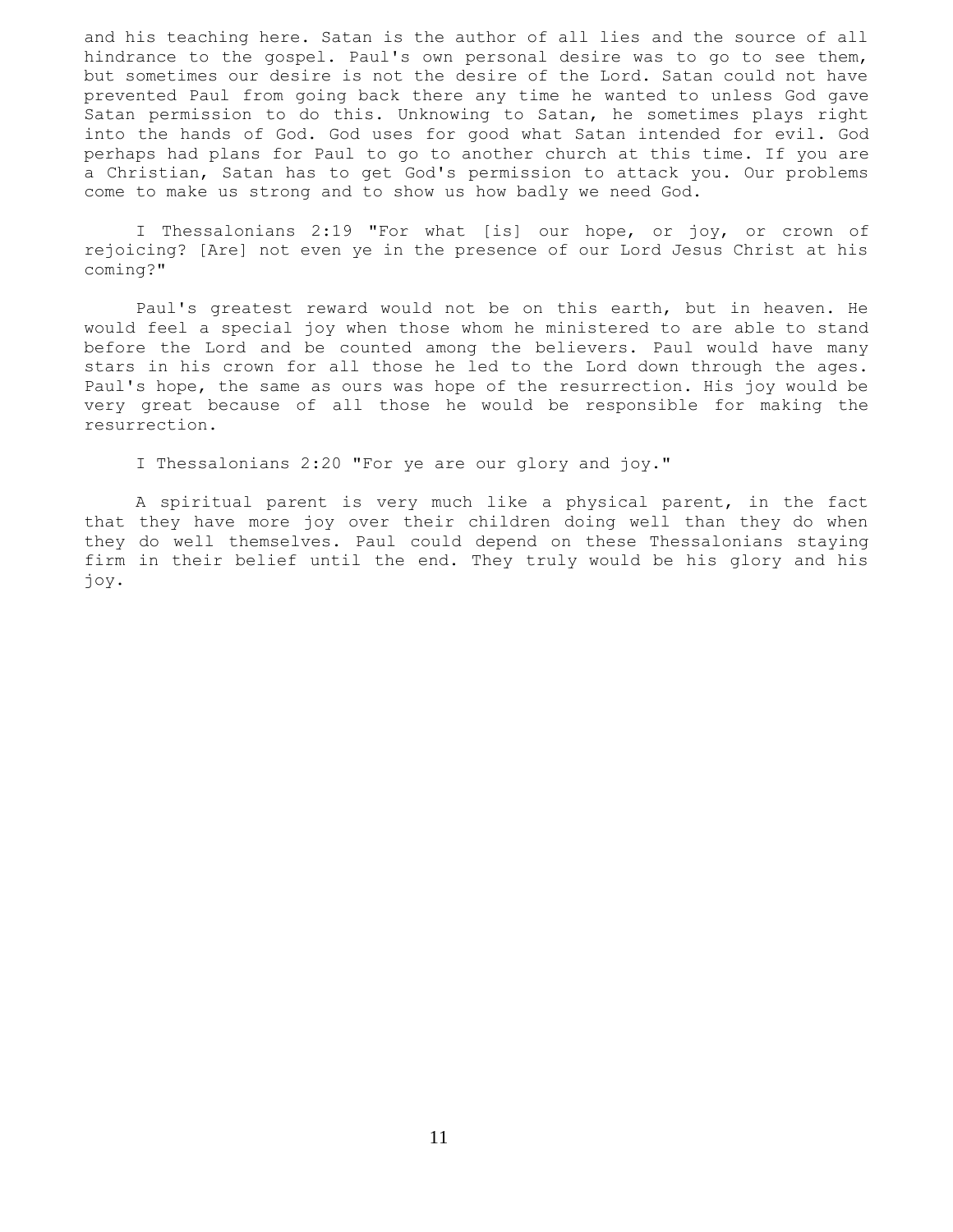and his teaching here. Satan is the author of all lies and the source of all hindrance to the gospel. Paul's own personal desire was to go to see them, but sometimes our desire is not the desire of the Lord. Satan could not have prevented Paul from going back there any time he wanted to unless God gave Satan permission to do this. Unknowing to Satan, he sometimes plays right into the hands of God. God uses for good what Satan intended for evil. God perhaps had plans for Paul to go to another church at this time. If you are a Christian, Satan has to get God's permission to attack you. Our problems come to make us strong and to show us how badly we need God.

I Thessalonians 2:19 "For what [is] our hope, or joy, or crown of rejoicing? [Are] not even ye in the presence of our Lord Jesus Christ at his coming?"

Paul's greatest reward would not be on this earth, but in heaven. He would feel a special joy when those whom he ministered to are able to stand before the Lord and be counted among the believers. Paul would have many stars in his crown for all those he led to the Lord down through the ages. Paul's hope, the same as ours was hope of the resurrection. His joy would be very great because of all those he would be responsible for making the resurrection.

I Thessalonians 2:20 "For ye are our glory and joy."

A spiritual parent is very much like a physical parent, in the fact that they have more joy over their children doing well than they do when they do well themselves. Paul could depend on these Thessalonians staying firm in their belief until the end. They truly would be his glory and his joy.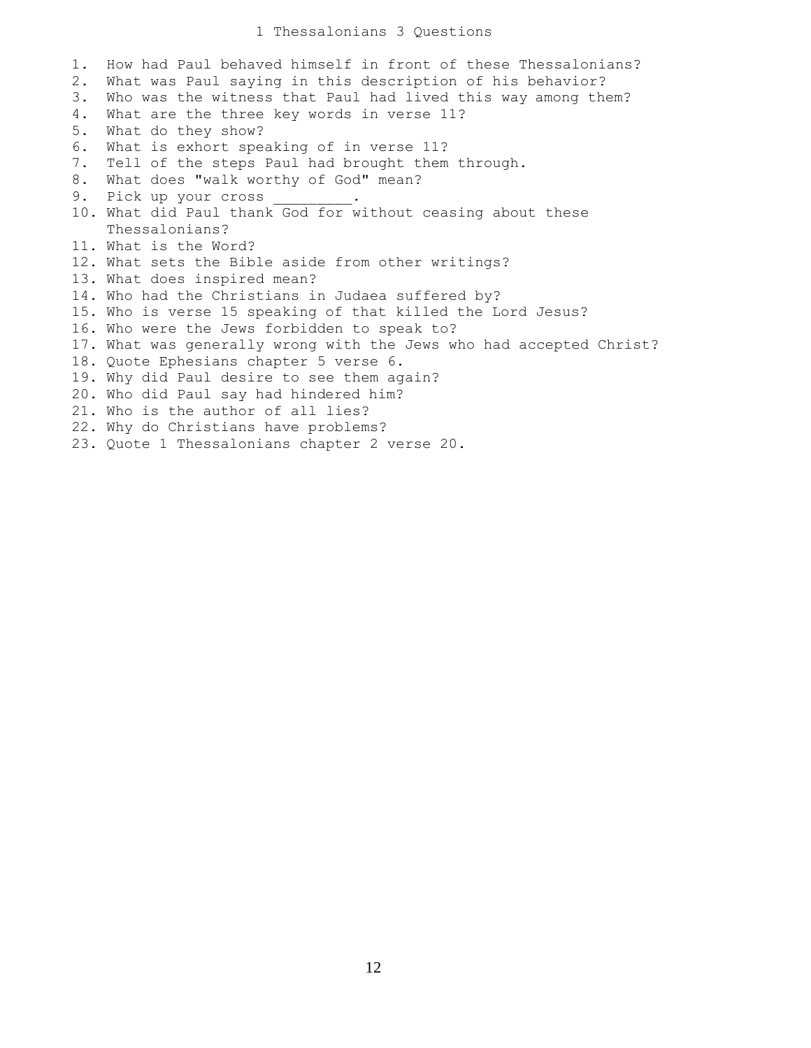# 1 Thessalonians 3 Questions

1. How had Paul behaved himself in front of these Thessalonians?
2. What was Paul saying in this description of his behavior?
3. Who was the witness that Paul had lived this way among them?
4. What are the three key words in verse 11?
5. What do they show?
6. What is exhort speaking of in verse 11?
7. Tell of the steps Paul had brought them through.
8. What does "walk worthy of God" mean?
9. Pick up your cross _________.
10. What did Paul thank God for without ceasing about these Thessalonians?
11. What is the Word?
12. What sets the Bible aside from other writings?
13. What does inspired mean?
14. Who had the Christians in Judaea suffered by?
15. Who is verse 15 speaking of that killed the Lord Jesus?
16. Who were the Jews forbidden to speak to?
17. What was generally wrong with the Jews who had accepted Christ?
18. Quote Ephesians chapter 5 verse 6.
19. Why did Paul desire to see them again?
20. Who did Paul say had hindered him?
21. Who is the author of all lies?
22. Why do Christians have problems?
23. Quote 1 Thessalonians chapter 2 verse 20.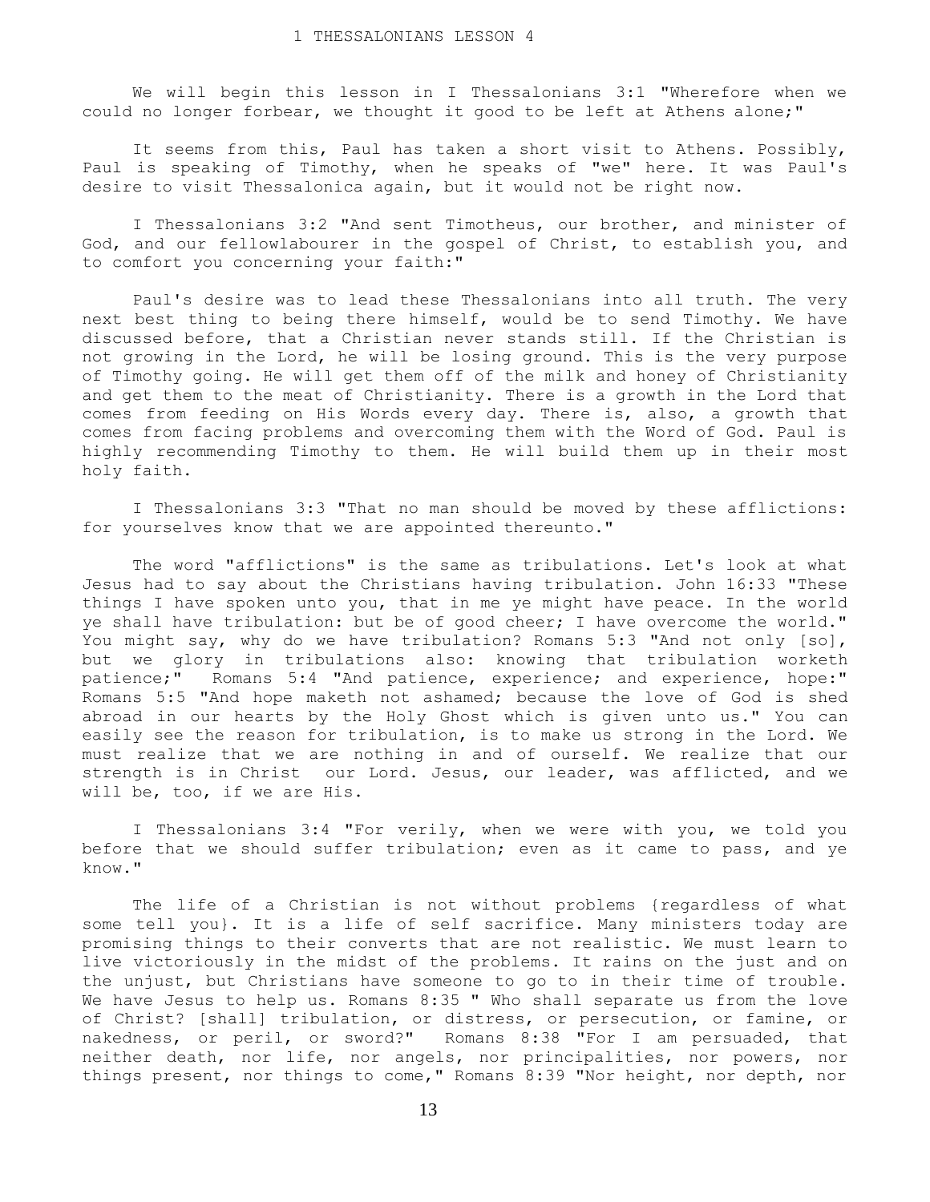# 1 THESSALONIANS LESSON 4

We will begin this lesson in I Thessalonians 3:1 "Wherefore when we could no longer forbear, we thought it good to be left at Athens alone;"

It seems from this, Paul has taken a short visit to Athens. Possibly, Paul is speaking of Timothy, when he speaks of "we" here. It was Paul's desire to visit Thessalonica again, but it would not be right now.

I Thessalonians 3:2 "And sent Timotheus, our brother, and minister of God, and our fellowlabourer in the gospel of Christ, to establish you, and to comfort you concerning your faith:"

Paul's desire was to lead these Thessalonians into all truth. The very next best thing to being there himself, would be to send Timothy. We have discussed before, that a Christian never stands still. If the Christian is not growing in the Lord, he will be losing ground. This is the very purpose of Timothy going. He will get them off of the milk and honey of Christianity and get them to the meat of Christianity. There is a growth in the Lord that comes from feeding on His Words every day. There is, also, a growth that comes from facing problems and overcoming them with the Word of God. Paul is highly recommending Timothy to them. He will build them up in their most holy faith.

I Thessalonians 3:3 "That no man should be moved by these afflictions: for yourselves know that we are appointed thereunto."

The word "afflictions" is the same as tribulations. Let's look at what Jesus had to say about the Christians having tribulation. John 16:33 "These things I have spoken unto you, that in me ye might have peace. In the world ye shall have tribulation: but be of good cheer; I have overcome the world." You might say, why do we have tribulation? Romans 5:3 "And not only [so], but we glory in tribulations also: knowing that tribulation worketh patience;" Romans 5:4 "And patience, experience; and experience, hope:" Romans 5:5 "And hope maketh not ashamed; because the love of God is shed abroad in our hearts by the Holy Ghost which is given unto us." You can easily see the reason for tribulation, is to make us strong in the Lord. We must realize that we are nothing in and of ourself. We realize that our strength is in Christ our Lord. Jesus, our leader, was afflicted, and we will be, too, if we are His.

I Thessalonians 3:4 "For verily, when we were with you, we told you before that we should suffer tribulation; even as it came to pass, and ye know."

The life of a Christian is not without problems {regardless of what some tell you}. It is a life of self sacrifice. Many ministers today are promising things to their converts that are not realistic. We must learn to live victoriously in the midst of the problems. It rains on the just and on the unjust, but Christians have someone to go to in their time of trouble. We have Jesus to help us. Romans 8:35 " Who shall separate us from the love of Christ? [shall] tribulation, or distress, or persecution, or famine, or nakedness, or peril, or sword?" Romans 8:38 "For I am persuaded, that neither death, nor life, nor angels, nor principalities, nor powers, nor things present, nor things to come," Romans 8:39 "Nor height, nor depth, nor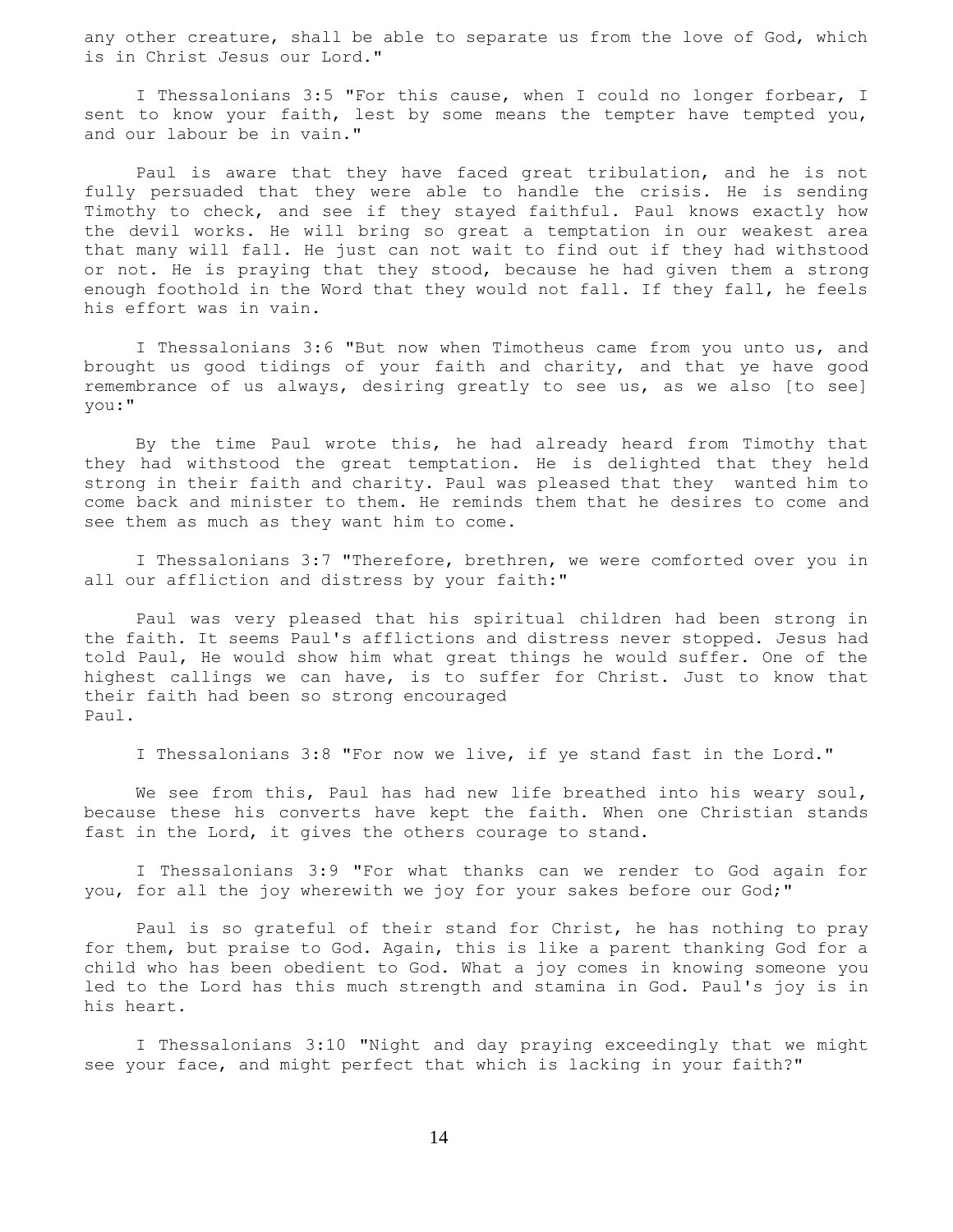any other creature, shall be able to separate us from the love of God, which is in Christ Jesus our Lord."

I Thessalonians 3:5 "For this cause, when I could no longer forbear, I sent to know your faith, lest by some means the tempter have tempted you, and our labour be in vain."

Paul is aware that they have faced great tribulation, and he is not fully persuaded that they were able to handle the crisis. He is sending Timothy to check, and see if they stayed faithful. Paul knows exactly how the devil works. He will bring so great a temptation in our weakest area that many will fall. He just can not wait to find out if they had withstood or not. He is praying that they stood, because he had given them a strong enough foothold in the Word that they would not fall. If they fall, he feels his effort was in vain.

I Thessalonians 3:6 "But now when Timotheus came from you unto us, and brought us good tidings of your faith and charity, and that ye have good remembrance of us always, desiring greatly to see us, as we also [to see] you:"

By the time Paul wrote this, he had already heard from Timothy that they had withstood the great temptation. He is delighted that they held strong in their faith and charity. Paul was pleased that they wanted him to come back and minister to them. He reminds them that he desires to come and see them as much as they want him to come.

I Thessalonians 3:7 "Therefore, brethren, we were comforted over you in all our affliction and distress by your faith:"

Paul was very pleased that his spiritual children had been strong in the faith. It seems Paul's afflictions and distress never stopped. Jesus had told Paul, He would show him what great things he would suffer. One of the highest callings we can have, is to suffer for Christ. Just to know that their faith had been so strong encouraged Paul.

I Thessalonians 3:8 "For now we live, if ye stand fast in the Lord."

We see from this, Paul has had new life breathed into his weary soul, because these his converts have kept the faith. When one Christian stands fast in the Lord, it gives the others courage to stand.

I Thessalonians 3:9 "For what thanks can we render to God again for you, for all the joy wherewith we joy for your sakes before our God;"

Paul is so grateful of their stand for Christ, he has nothing to pray for them, but praise to God. Again, this is like a parent thanking God for a child who has been obedient to God. What a joy comes in knowing someone you led to the Lord has this much strength and stamina in God. Paul's joy is in his heart.

I Thessalonians 3:10 "Night and day praying exceedingly that we might see your face, and might perfect that which is lacking in your faith?"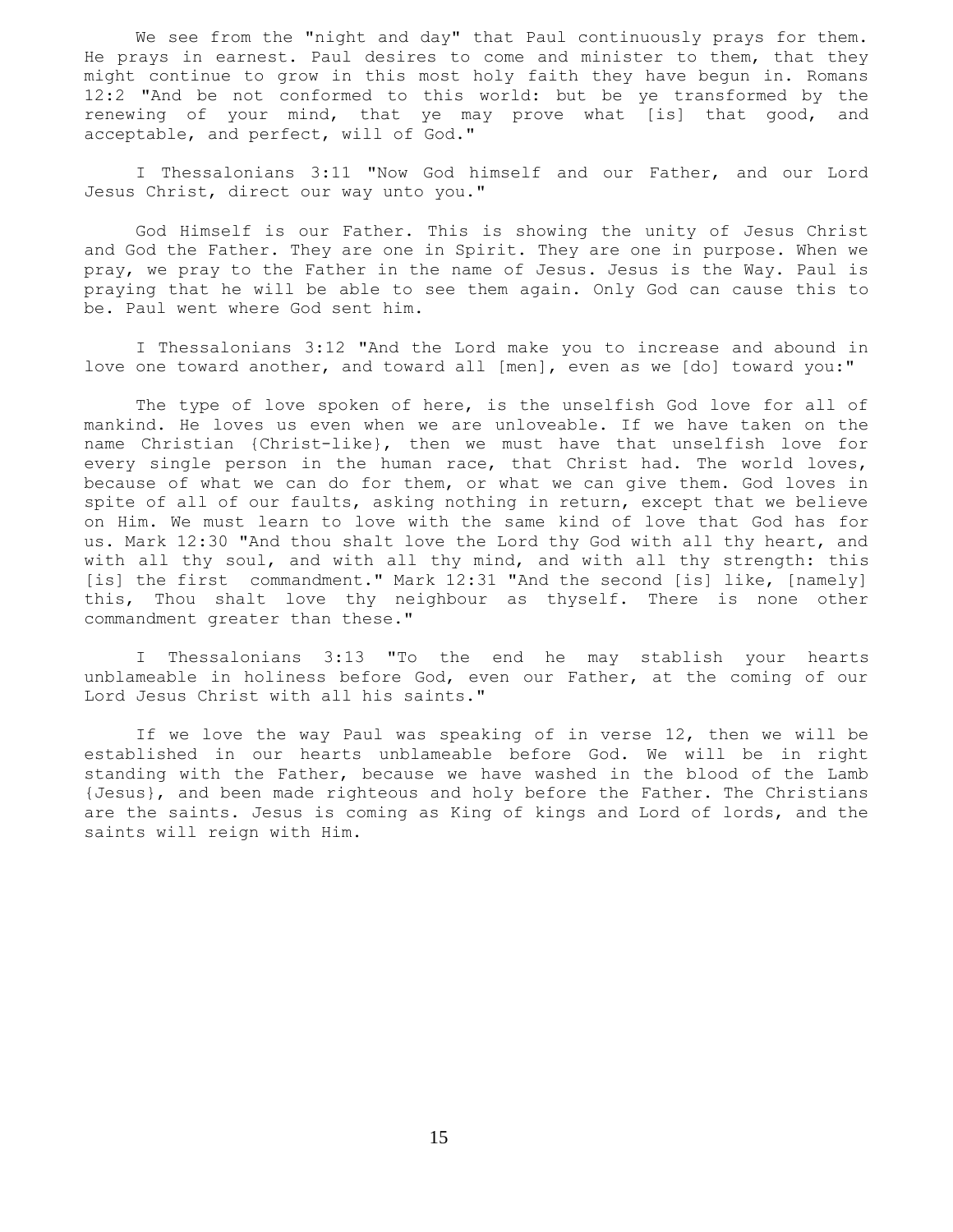We see from the "night and day" that Paul continuously prays for them. He prays in earnest. Paul desires to come and minister to them, that they might continue to grow in this most holy faith they have begun in. Romans 12:2 "And be not conformed to this world: but be ye transformed by the renewing of your mind, that ye may prove what [is] that good, and acceptable, and perfect, will of God."

I Thessalonians 3:11 "Now God himself and our Father, and our Lord Jesus Christ, direct our way unto you."

God Himself is our Father. This is showing the unity of Jesus Christ and God the Father. They are one in Spirit. They are one in purpose. When we pray, we pray to the Father in the name of Jesus. Jesus is the Way. Paul is praying that he will be able to see them again. Only God can cause this to be. Paul went where God sent him.

I Thessalonians 3:12 "And the Lord make you to increase and abound in love one toward another, and toward all [men], even as we [do] toward you:"

The type of love spoken of here, is the unselfish God love for all of mankind. He loves us even when we are unloveable. If we have taken on the name Christian {Christ-like}, then we must have that unselfish love for every single person in the human race, that Christ had. The world loves, because of what we can do for them, or what we can give them. God loves in spite of all of our faults, asking nothing in return, except that we believe on Him. We must learn to love with the same kind of love that God has for us. Mark 12:30 "And thou shalt love the Lord thy God with all thy heart, and with all thy soul, and with all thy mind, and with all thy strength: this [is] the first commandment." Mark 12:31 "And the second [is] like, [namely] this, Thou shalt love thy neighbour as thyself. There is none other commandment greater than these."

I Thessalonians 3:13 "To the end he may stablish your hearts unblameable in holiness before God, even our Father, at the coming of our Lord Jesus Christ with all his saints."

If we love the way Paul was speaking of in verse 12, then we will be established in our hearts unblameable before God. We will be in right standing with the Father, because we have washed in the blood of the Lamb {Jesus}, and been made righteous and holy before the Father. The Christians are the saints. Jesus is coming as King of kings and Lord of lords, and the saints will reign with Him.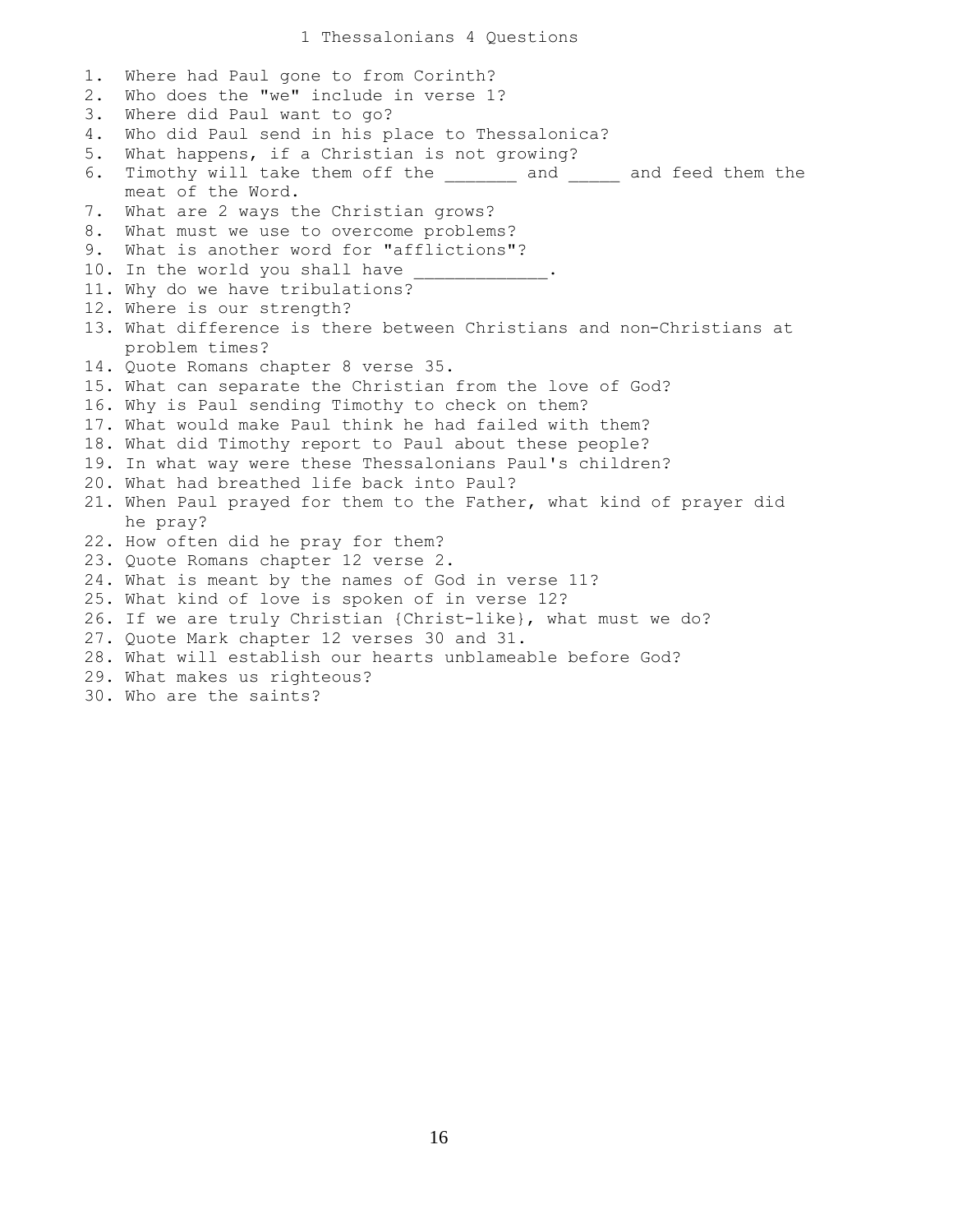# 1 Thessalonians 4 Questions

1. Where had Paul gone to from Corinth?
2. Who does the "we" include in verse 1?
3. Where did Paul want to go?
4. Who did Paul send in his place to Thessalonica?
5. What happens, if a Christian is not growing?
6. Timothy will take them off the _______ and _____ and feed them the meat of the Word.
7. What are 2 ways the Christian grows?
8. What must we use to overcome problems?
9. What is another word for "afflictions"?
10. In the world you shall have _____________.
11. Why do we have tribulations?
12. Where is our strength?
13. What difference is there between Christians and non-Christians at problem times?
14. Quote Romans chapter 8 verse 35.
15. What can separate the Christian from the love of God?
16. Why is Paul sending Timothy to check on them?
17. What would make Paul think he had failed with them?
18. What did Timothy report to Paul about these people?
19. In what way were these Thessalonians Paul's children?
20. What had breathed life back into Paul?
21. When Paul prayed for them to the Father, what kind of prayer did he pray?
22. How often did he pray for them?
23. Quote Romans chapter 12 verse 2.
24. What is meant by the names of God in verse 11?
25. What kind of love is spoken of in verse 12?
26. If we are truly Christian {Christ-like}, what must we do?
27. Quote Mark chapter 12 verses 30 and 31.
28. What will establish our hearts unblameable before God?
29. What makes us righteous?
30. Who are the saints?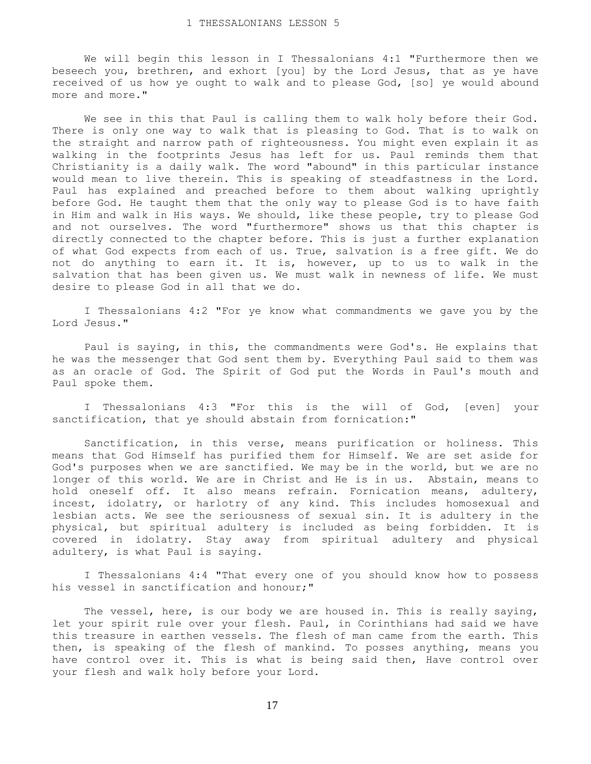# 1 THESSALONIANS LESSON 5

We will begin this lesson in I Thessalonians 4:1 "Furthermore then we beseech you, brethren, and exhort [you] by the Lord Jesus, that as ye have received of us how ye ought to walk and to please God, [so] ye would abound more and more."

We see in this that Paul is calling them to walk holy before their God. There is only one way to walk that is pleasing to God. That is to walk on the straight and narrow path of righteousness. You might even explain it as walking in the footprints Jesus has left for us. Paul reminds them that Christianity is a daily walk. The word "abound" in this particular instance would mean to live therein. This is speaking of steadfastness in the Lord. Paul has explained and preached before to them about walking uprightly before God. He taught them that the only way to please God is to have faith in Him and walk in His ways. We should, like these people, try to please God and not ourselves. The word "furthermore" shows us that this chapter is directly connected to the chapter before. This is just a further explanation of what God expects from each of us. True, salvation is a free gift. We do not do anything to earn it. It is, however, up to us to walk in the salvation that has been given us. We must walk in newness of life. We must desire to please God in all that we do.

I Thessalonians 4:2 "For ye know what commandments we gave you by the Lord Jesus."

Paul is saying, in this, the commandments were God's. He explains that he was the messenger that God sent them by. Everything Paul said to them was as an oracle of God. The Spirit of God put the Words in Paul's mouth and Paul spoke them.

I Thessalonians 4:3 "For this is the will of God, [even] your sanctification, that ye should abstain from fornication:"

Sanctification, in this verse, means purification or holiness. This means that God Himself has purified them for Himself. We are set aside for God's purposes when we are sanctified. We may be in the world, but we are no longer of this world. We are in Christ and He is in us. Abstain, means to hold oneself off. It also means refrain. Fornication means, adultery, incest, idolatry, or harlotry of any kind. This includes homosexual and lesbian acts. We see the seriousness of sexual sin. It is adultery in the physical, but spiritual adultery is included as being forbidden. It is covered in idolatry. Stay away from spiritual adultery and physical adultery, is what Paul is saying.

I Thessalonians 4:4 "That every one of you should know how to possess his vessel in sanctification and honour;"

The vessel, here, is our body we are housed in. This is really saying, let your spirit rule over your flesh. Paul, in Corinthians had said we have this treasure in earthen vessels. The flesh of man came from the earth. This then, is speaking of the flesh of mankind. To posses anything, means you have control over it. This is what is being said then, Have control over your flesh and walk holy before your Lord.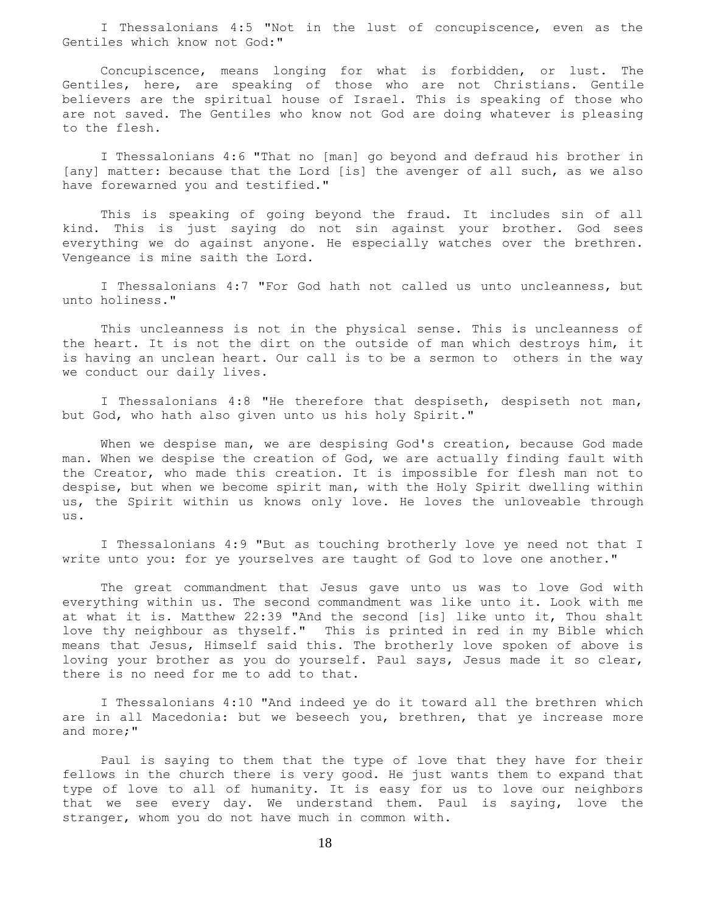I Thessalonians 4:5 "Not in the lust of concupiscence, even as the Gentiles which know not God:"

Concupiscence, means longing for what is forbidden, or lust. The Gentiles, here, are speaking of those who are not Christians. Gentile believers are the spiritual house of Israel. This is speaking of those who are not saved. The Gentiles who know not God are doing whatever is pleasing to the flesh.

I Thessalonians 4:6 "That no [man] go beyond and defraud his brother in [any] matter: because that the Lord [is] the avenger of all such, as we also have forewarned you and testified."

This is speaking of going beyond the fraud. It includes sin of all kind. This is just saying do not sin against your brother. God sees everything we do against anyone. He especially watches over the brethren. Vengeance is mine saith the Lord.

I Thessalonians 4:7 "For God hath not called us unto uncleanness, but unto holiness."

This uncleanness is not in the physical sense. This is uncleanness of the heart. It is not the dirt on the outside of man which destroys him, it is having an unclean heart. Our call is to be a sermon to others in the way we conduct our daily lives.

I Thessalonians 4:8 "He therefore that despiseth, despiseth not man, but God, who hath also given unto us his holy Spirit."

When we despise man, we are despising God's creation, because God made man. When we despise the creation of God, we are actually finding fault with the Creator, who made this creation. It is impossible for flesh man not to despise, but when we become spirit man, with the Holy Spirit dwelling within us, the Spirit within us knows only love. He loves the unloveable through us.

I Thessalonians 4:9 "But as touching brotherly love ye need not that I write unto you: for ye yourselves are taught of God to love one another."

The great commandment that Jesus gave unto us was to love God with everything within us. The second commandment was like unto it. Look with me at what it is. Matthew 22:39 "And the second [is] like unto it, Thou shalt love thy neighbour as thyself." This is printed in red in my Bible which means that Jesus, Himself said this. The brotherly love spoken of above is loving your brother as you do yourself. Paul says, Jesus made it so clear, there is no need for me to add to that.

I Thessalonians 4:10 "And indeed ye do it toward all the brethren which are in all Macedonia: but we beseech you, brethren, that ye increase more and more;"

Paul is saying to them that the type of love that they have for their fellows in the church there is very good. He just wants them to expand that type of love to all of humanity. It is easy for us to love our neighbors that we see every day. We understand them. Paul is saying, love the stranger, whom you do not have much in common with.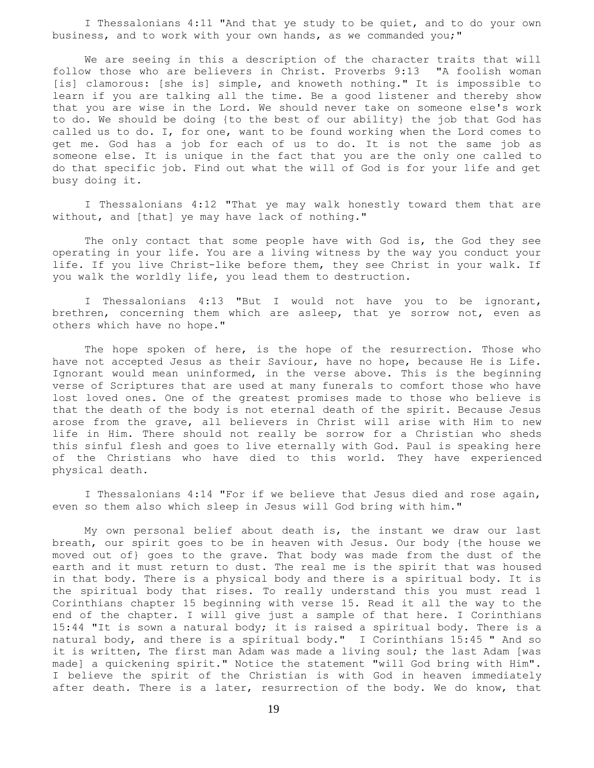I Thessalonians 4:11 "And that ye study to be quiet, and to do your own business, and to work with your own hands, as we commanded you;"

We are seeing in this a description of the character traits that will follow those who are believers in Christ. Proverbs 9:13 "A foolish woman [is] clamorous: [she is] simple, and knoweth nothing." It is impossible to learn if you are talking all the time. Be a good listener and thereby show that you are wise in the Lord. We should never take on someone else's work to do. We should be doing {to the best of our ability} the job that God has called us to do. I, for one, want to be found working when the Lord comes to get me. God has a job for each of us to do. It is not the same job as someone else. It is unique in the fact that you are the only one called to do that specific job. Find out what the will of God is for your life and get busy doing it.

I Thessalonians 4:12 "That ye may walk honestly toward them that are without, and [that] ye may have lack of nothing."

The only contact that some people have with God is, the God they see operating in your life. You are a living witness by the way you conduct your life. If you live Christ-like before them, they see Christ in your walk. If you walk the worldly life, you lead them to destruction.

I Thessalonians 4:13 "But I would not have you to be ignorant, brethren, concerning them which are asleep, that ye sorrow not, even as others which have no hope."

The hope spoken of here, is the hope of the resurrection. Those who have not accepted Jesus as their Saviour, have no hope, because He is Life. Ignorant would mean uninformed, in the verse above. This is the beginning verse of Scriptures that are used at many funerals to comfort those who have lost loved ones. One of the greatest promises made to those who believe is that the death of the body is not eternal death of the spirit. Because Jesus arose from the grave, all believers in Christ will arise with Him to new life in Him. There should not really be sorrow for a Christian who sheds this sinful flesh and goes to live eternally with God. Paul is speaking here of the Christians who have died to this world. They have experienced physical death.

I Thessalonians 4:14 "For if we believe that Jesus died and rose again, even so them also which sleep in Jesus will God bring with him."

My own personal belief about death is, the instant we draw our last breath, our spirit goes to be in heaven with Jesus. Our body {the house we moved out of} goes to the grave. That body was made from the dust of the earth and it must return to dust. The real me is the spirit that was housed in that body. There is a physical body and there is a spiritual body. It is the spiritual body that rises. To really understand this you must read 1 Corinthians chapter 15 beginning with verse 15. Read it all the way to the end of the chapter. I will give just a sample of that here. I Corinthians 15:44 "It is sown a natural body; it is raised a spiritual body. There is a natural body, and there is a spiritual body." I Corinthians 15:45 " And so it is written, The first man Adam was made a living soul; the last Adam [was made] a quickening spirit." Notice the statement "will God bring with Him". I believe the spirit of the Christian is with God in heaven immediately after death. There is a later, resurrection of the body. We do know, that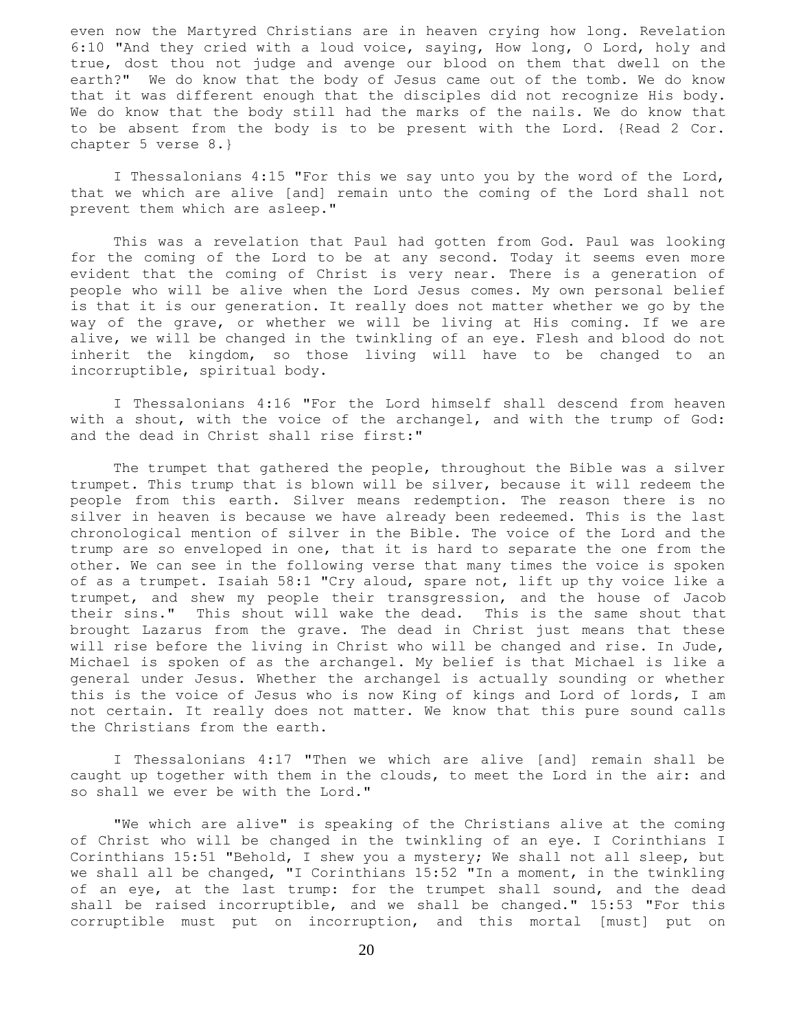even now the Martyred Christians are in heaven crying how long. Revelation 6:10 "And they cried with a loud voice, saying, How long, O Lord, holy and true, dost thou not judge and avenge our blood on them that dwell on the earth?" We do know that the body of Jesus came out of the tomb. We do know that it was different enough that the disciples did not recognize His body. We do know that the body still had the marks of the nails. We do know that to be absent from the body is to be present with the Lord. {Read 2 Cor. chapter 5 verse 8.}

I Thessalonians 4:15 "For this we say unto you by the word of the Lord, that we which are alive [and] remain unto the coming of the Lord shall not prevent them which are asleep."

This was a revelation that Paul had gotten from God. Paul was looking for the coming of the Lord to be at any second. Today it seems even more evident that the coming of Christ is very near. There is a generation of people who will be alive when the Lord Jesus comes. My own personal belief is that it is our generation. It really does not matter whether we go by the way of the grave, or whether we will be living at His coming. If we are alive, we will be changed in the twinkling of an eye. Flesh and blood do not inherit the kingdom, so those living will have to be changed to an incorruptible, spiritual body.

I Thessalonians 4:16 "For the Lord himself shall descend from heaven with a shout, with the voice of the archangel, and with the trump of God: and the dead in Christ shall rise first:"

The trumpet that gathered the people, throughout the Bible was a silver trumpet. This trump that is blown will be silver, because it will redeem the people from this earth. Silver means redemption. The reason there is no silver in heaven is because we have already been redeemed. This is the last chronological mention of silver in the Bible. The voice of the Lord and the trump are so enveloped in one, that it is hard to separate the one from the other. We can see in the following verse that many times the voice is spoken of as a trumpet. Isaiah 58:1 "Cry aloud, spare not, lift up thy voice like a trumpet, and shew my people their transgression, and the house of Jacob their sins." This shout will wake the dead. This is the same shout that brought Lazarus from the grave. The dead in Christ just means that these will rise before the living in Christ who will be changed and rise. In Jude, Michael is spoken of as the archangel. My belief is that Michael is like a general under Jesus. Whether the archangel is actually sounding or whether this is the voice of Jesus who is now King of kings and Lord of lords, I am not certain. It really does not matter. We know that this pure sound calls the Christians from the earth.

I Thessalonians 4:17 "Then we which are alive [and] remain shall be caught up together with them in the clouds, to meet the Lord in the air: and so shall we ever be with the Lord."

"We which are alive" is speaking of the Christians alive at the coming of Christ who will be changed in the twinkling of an eye. I Corinthians I Corinthians 15:51 "Behold, I shew you a mystery; We shall not all sleep, but we shall all be changed, "I Corinthians 15:52 "In a moment, in the twinkling of an eye, at the last trump: for the trumpet shall sound, and the dead shall be raised incorruptible, and we shall be changed." 15:53 "For this corruptible must put on incorruption, and this mortal [must] put on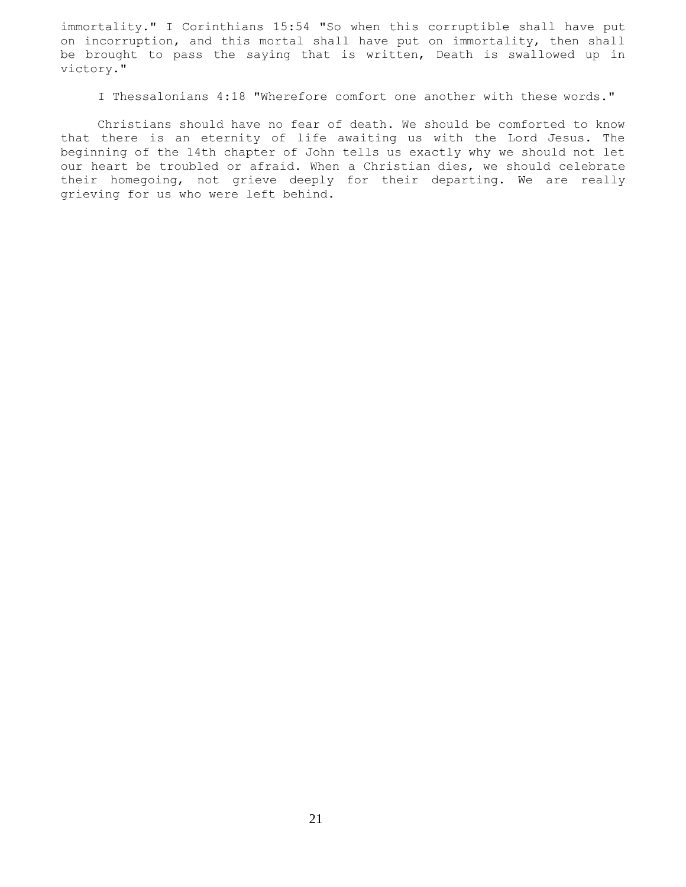immortality." I Corinthians 15:54 "So when this corruptible shall have put on incorruption, and this mortal shall have put on immortality, then shall be brought to pass the saying that is written, Death is swallowed up in victory."

I Thessalonians 4:18 "Wherefore comfort one another with these words."

Christians should have no fear of death. We should be comforted to know that there is an eternity of life awaiting us with the Lord Jesus. The beginning of the 14th chapter of John tells us exactly why we should not let our heart be troubled or afraid. When a Christian dies, we should celebrate their homegoing, not grieve deeply for their departing. We are really grieving for us who were left behind.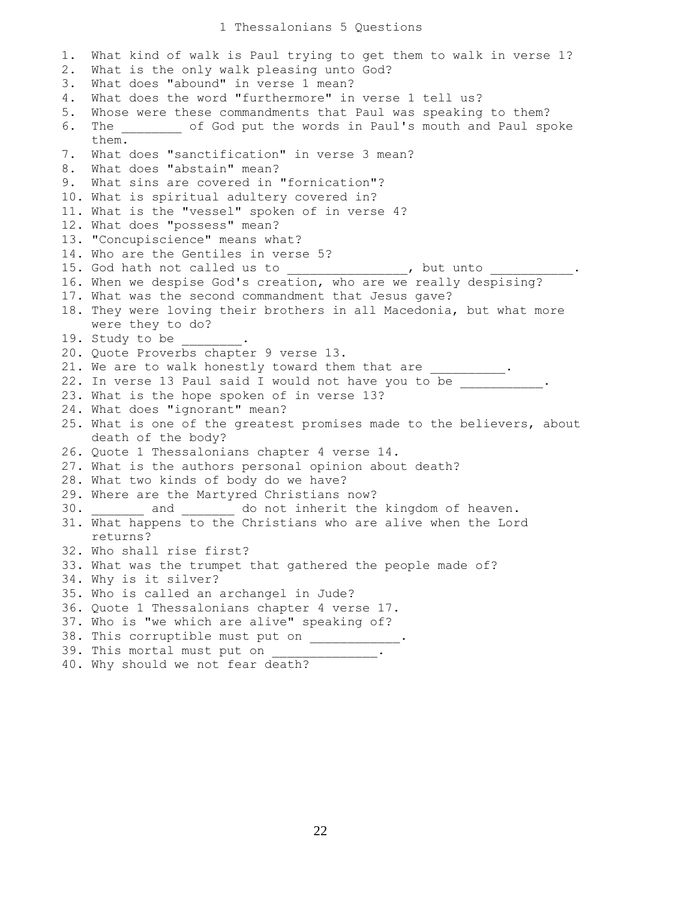# 1 Thessalonians 5 Questions

1. What kind of walk is Paul trying to get them to walk in verse 1?
2. What is the only walk pleasing unto God?
3. What does "abound" in verse 1 mean?
4. What does the word "furthermore" in verse 1 tell us?
5. Whose were these commandments that Paul was speaking to them?
6. The ________ of God put the words in Paul's mouth and Paul spoke them.
7. What does "sanctification" in verse 3 mean?
8. What does "abstain" mean?
9. What sins are covered in "fornication"?
10. What is spiritual adultery covered in?
11. What is the "vessel" spoken of in verse 4?
12. What does "possess" mean?
13. "Concupiscience" means what?
14. Who are the Gentiles in verse 5?
15. God hath not called us to ________________, but unto ___________.
16. When we despise God's creation, who are we really despising?
17. What was the second commandment that Jesus gave?
18. They were loving their brothers in all Macedonia, but what more were they to do?
19. Study to be ________.
20. Quote Proverbs chapter 9 verse 13.
21. We are to walk honestly toward them that are __________.
22. In verse 13 Paul said I would not have you to be ___________.
23. What is the hope spoken of in verse 13?
24. What does "ignorant" mean?
25. What is one of the greatest promises made to the believers, about death of the body?
26. Quote 1 Thessalonians chapter 4 verse 14.
27. What is the authors personal opinion about death?
28. What two kinds of body do we have?
29. Where are the Martyred Christians now?
30. _______ and _______ do not inherit the kingdom of heaven.
31. What happens to the Christians who are alive when the Lord returns?
32. Who shall rise first?
33. What was the trumpet that gathered the people made of?
34. Why is it silver?
35. Who is called an archangel in Jude?
36. Quote 1 Thessalonians chapter 4 verse 17.
37. Who is "we which are alive" speaking of?
38. This corruptible must put on ____________.
39. This mortal must put on ______________.
40. Why should we not fear death?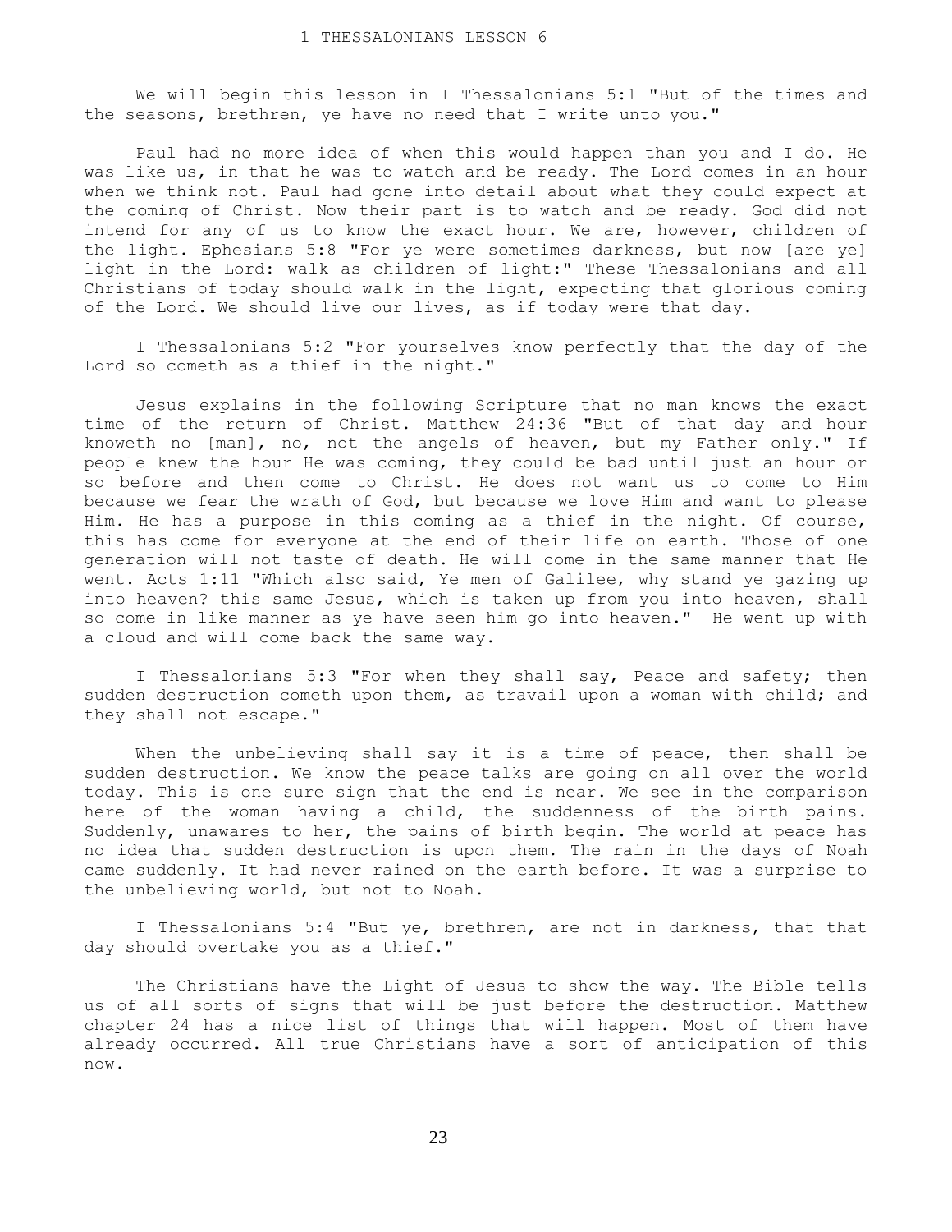# 1 THESSALONIANS LESSON 6

We will begin this lesson in I Thessalonians 5:1 "But of the times and the seasons, brethren, ye have no need that I write unto you."

Paul had no more idea of when this would happen than you and I do. He was like us, in that he was to watch and be ready. The Lord comes in an hour when we think not. Paul had gone into detail about what they could expect at the coming of Christ. Now their part is to watch and be ready. God did not intend for any of us to know the exact hour. We are, however, children of the light. Ephesians 5:8 "For ye were sometimes darkness, but now [are ye] light in the Lord: walk as children of light:" These Thessalonians and all Christians of today should walk in the light, expecting that glorious coming of the Lord. We should live our lives, as if today were that day.

I Thessalonians 5:2 "For yourselves know perfectly that the day of the Lord so cometh as a thief in the night."

Jesus explains in the following Scripture that no man knows the exact time of the return of Christ. Matthew 24:36 "But of that day and hour knoweth no [man], no, not the angels of heaven, but my Father only." If people knew the hour He was coming, they could be bad until just an hour or so before and then come to Christ. He does not want us to come to Him because we fear the wrath of God, but because we love Him and want to please Him. He has a purpose in this coming as a thief in the night. Of course, this has come for everyone at the end of their life on earth. Those of one generation will not taste of death. He will come in the same manner that He went. Acts 1:11 "Which also said, Ye men of Galilee, why stand ye gazing up into heaven? this same Jesus, which is taken up from you into heaven, shall so come in like manner as ye have seen him go into heaven." He went up with a cloud and will come back the same way.

I Thessalonians 5:3 "For when they shall say, Peace and safety; then sudden destruction cometh upon them, as travail upon a woman with child; and they shall not escape."

When the unbelieving shall say it is a time of peace, then shall be sudden destruction. We know the peace talks are going on all over the world today. This is one sure sign that the end is near. We see in the comparison here of the woman having a child, the suddenness of the birth pains. Suddenly, unawares to her, the pains of birth begin. The world at peace has no idea that sudden destruction is upon them. The rain in the days of Noah came suddenly. It had never rained on the earth before. It was a surprise to the unbelieving world, but not to Noah.

I Thessalonians 5:4 "But ye, brethren, are not in darkness, that that day should overtake you as a thief."

The Christians have the Light of Jesus to show the way. The Bible tells us of all sorts of signs that will be just before the destruction. Matthew chapter 24 has a nice list of things that will happen. Most of them have already occurred. All true Christians have a sort of anticipation of this now.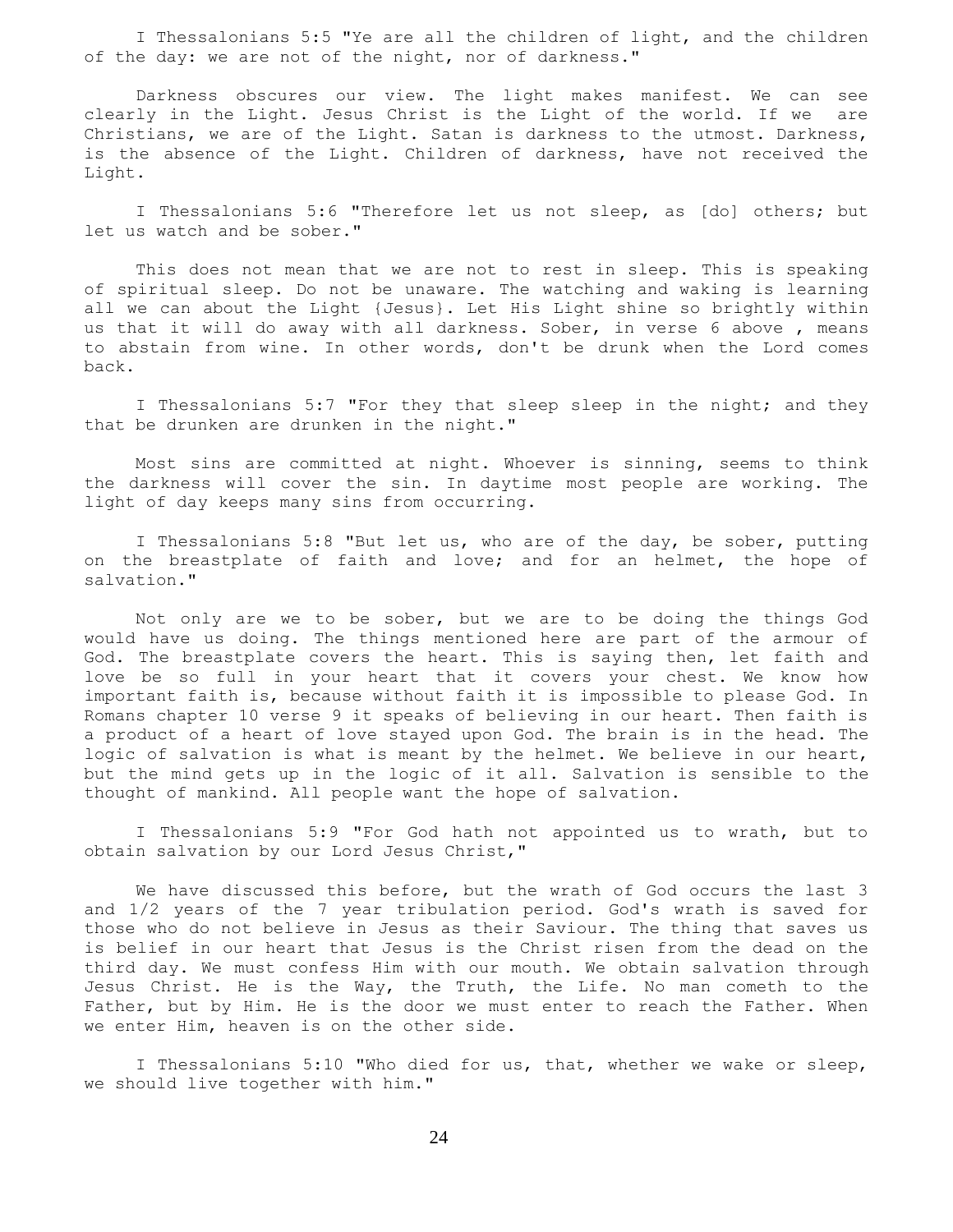I Thessalonians 5:5 "Ye are all the children of light, and the children of the day: we are not of the night, nor of darkness."

Darkness obscures our view. The light makes manifest. We can see clearly in the Light. Jesus Christ is the Light of the world. If we are Christians, we are of the Light. Satan is darkness to the utmost. Darkness, is the absence of the Light. Children of darkness, have not received the Light.

I Thessalonians 5:6 "Therefore let us not sleep, as [do] others; but let us watch and be sober."

This does not mean that we are not to rest in sleep. This is speaking of spiritual sleep. Do not be unaware. The watching and waking is learning all we can about the Light {Jesus}. Let His Light shine so brightly within us that it will do away with all darkness. Sober, in verse 6 above , means to abstain from wine. In other words, don't be drunk when the Lord comes back.

I Thessalonians 5:7 "For they that sleep sleep in the night; and they that be drunken are drunken in the night."

Most sins are committed at night. Whoever is sinning, seems to think the darkness will cover the sin. In daytime most people are working. The light of day keeps many sins from occurring.

I Thessalonians 5:8 "But let us, who are of the day, be sober, putting on the breastplate of faith and love; and for an helmet, the hope of salvation."

Not only are we to be sober, but we are to be doing the things God would have us doing. The things mentioned here are part of the armour of God. The breastplate covers the heart. This is saying then, let faith and love be so full in your heart that it covers your chest. We know how important faith is, because without faith it is impossible to please God. In Romans chapter 10 verse 9 it speaks of believing in our heart. Then faith is a product of a heart of love stayed upon God. The brain is in the head. The logic of salvation is what is meant by the helmet. We believe in our heart, but the mind gets up in the logic of it all. Salvation is sensible to the thought of mankind. All people want the hope of salvation.

I Thessalonians 5:9 "For God hath not appointed us to wrath, but to obtain salvation by our Lord Jesus Christ,"

We have discussed this before, but the wrath of God occurs the last 3 and 1/2 years of the 7 year tribulation period. God's wrath is saved for those who do not believe in Jesus as their Saviour. The thing that saves us is belief in our heart that Jesus is the Christ risen from the dead on the third day. We must confess Him with our mouth. We obtain salvation through Jesus Christ. He is the Way, the Truth, the Life. No man cometh to the Father, but by Him. He is the door we must enter to reach the Father. When we enter Him, heaven is on the other side.

I Thessalonians 5:10 "Who died for us, that, whether we wake or sleep, we should live together with him."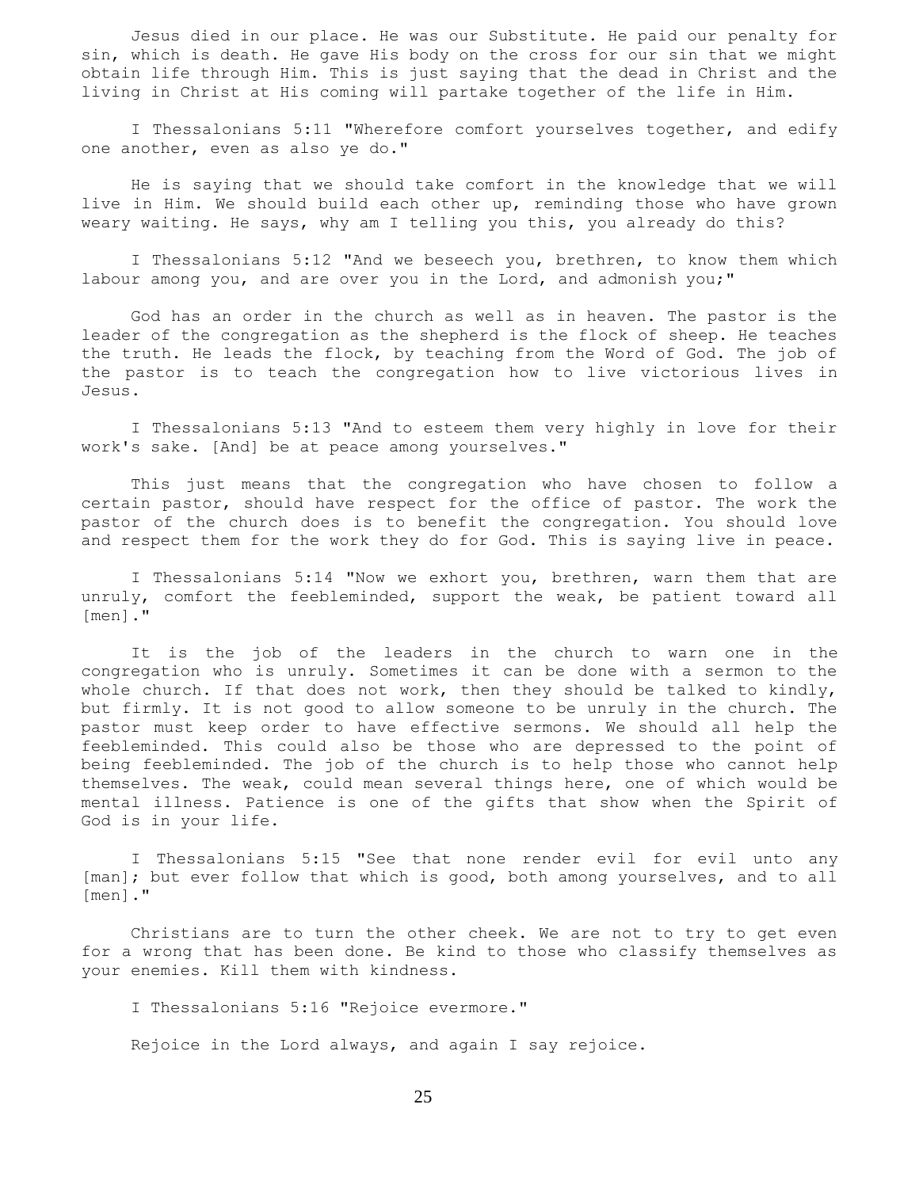Jesus died in our place. He was our Substitute. He paid our penalty for sin, which is death. He gave His body on the cross for our sin that we might obtain life through Him. This is just saying that the dead in Christ and the living in Christ at His coming will partake together of the life in Him.

I Thessalonians 5:11 "Wherefore comfort yourselves together, and edify one another, even as also ye do."

He is saying that we should take comfort in the knowledge that we will live in Him. We should build each other up, reminding those who have grown weary waiting. He says, why am I telling you this, you already do this?

I Thessalonians 5:12 "And we beseech you, brethren, to know them which labour among you, and are over you in the Lord, and admonish you;"

God has an order in the church as well as in heaven. The pastor is the leader of the congregation as the shepherd is the flock of sheep. He teaches the truth. He leads the flock, by teaching from the Word of God. The job of the pastor is to teach the congregation how to live victorious lives in Jesus.

I Thessalonians 5:13 "And to esteem them very highly in love for their work's sake. [And] be at peace among yourselves."

This just means that the congregation who have chosen to follow a certain pastor, should have respect for the office of pastor. The work the pastor of the church does is to benefit the congregation. You should love and respect them for the work they do for God. This is saying live in peace.

I Thessalonians 5:14 "Now we exhort you, brethren, warn them that are unruly, comfort the feebleminded, support the weak, be patient toward all [men]."

It is the job of the leaders in the church to warn one in the congregation who is unruly. Sometimes it can be done with a sermon to the whole church. If that does not work, then they should be talked to kindly, but firmly. It is not good to allow someone to be unruly in the church. The pastor must keep order to have effective sermons. We should all help the feebleminded. This could also be those who are depressed to the point of being feebleminded. The job of the church is to help those who cannot help themselves. The weak, could mean several things here, one of which would be mental illness. Patience is one of the gifts that show when the Spirit of God is in your life.

I Thessalonians 5:15 "See that none render evil for evil unto any [man]; but ever follow that which is good, both among yourselves, and to all [men]."

Christians are to turn the other cheek. We are not to try to get even for a wrong that has been done. Be kind to those who classify themselves as your enemies. Kill them with kindness.

I Thessalonians 5:16 "Rejoice evermore."

Rejoice in the Lord always, and again I say rejoice.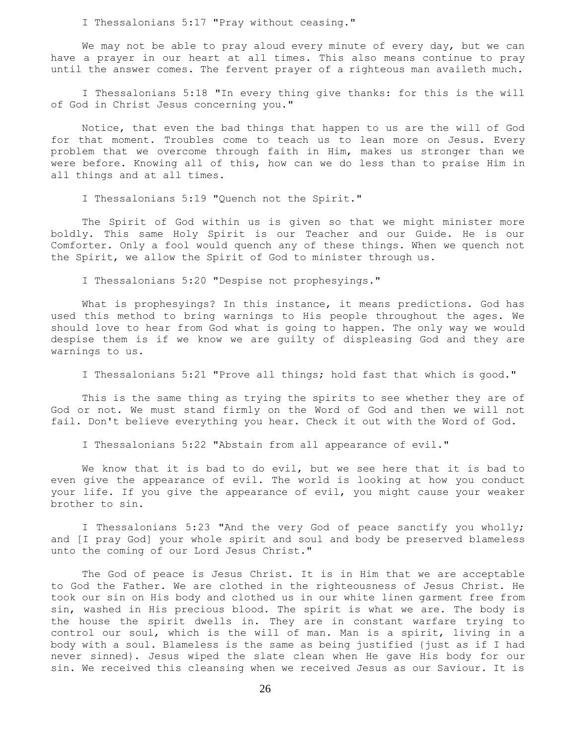I Thessalonians 5:17 "Pray without ceasing."

We may not be able to pray aloud every minute of every day, but we can have a prayer in our heart at all times. This also means continue to pray until the answer comes. The fervent prayer of a righteous man availeth much.

I Thessalonians 5:18 "In every thing give thanks: for this is the will of God in Christ Jesus concerning you."

Notice, that even the bad things that happen to us are the will of God for that moment. Troubles come to teach us to lean more on Jesus. Every problem that we overcome through faith in Him, makes us stronger than we were before. Knowing all of this, how can we do less than to praise Him in all things and at all times.

I Thessalonians 5:19 "Quench not the Spirit."

The Spirit of God within us is given so that we might minister more boldly. This same Holy Spirit is our Teacher and our Guide. He is our Comforter. Only a fool would quench any of these things. When we quench not the Spirit, we allow the Spirit of God to minister through us.

I Thessalonians 5:20 "Despise not prophesyings."

What is prophesyings? In this instance, it means predictions. God has used this method to bring warnings to His people throughout the ages. We should love to hear from God what is going to happen. The only way we would despise them is if we know we are guilty of displeasing God and they are warnings to us.

I Thessalonians 5:21 "Prove all things; hold fast that which is good."

This is the same thing as trying the spirits to see whether they are of God or not. We must stand firmly on the Word of God and then we will not fail. Don't believe everything you hear. Check it out with the Word of God.

I Thessalonians 5:22 "Abstain from all appearance of evil."

We know that it is bad to do evil, but we see here that it is bad to even give the appearance of evil. The world is looking at how you conduct your life. If you give the appearance of evil, you might cause your weaker brother to sin.

I Thessalonians 5:23 "And the very God of peace sanctify you wholly; and [I pray God] your whole spirit and soul and body be preserved blameless unto the coming of our Lord Jesus Christ."

The God of peace is Jesus Christ. It is in Him that we are acceptable to God the Father. We are clothed in the righteousness of Jesus Christ. He took our sin on His body and clothed us in our white linen garment free from sin, washed in His precious blood. The spirit is what we are. The body is the house the spirit dwells in. They are in constant warfare trying to control our soul, which is the will of man. Man is a spirit, living in a body with a soul. Blameless is the same as being justified {just as if I had never sinned}. Jesus wiped the slate clean when He gave His body for our sin. We received this cleansing when we received Jesus as our Saviour. It is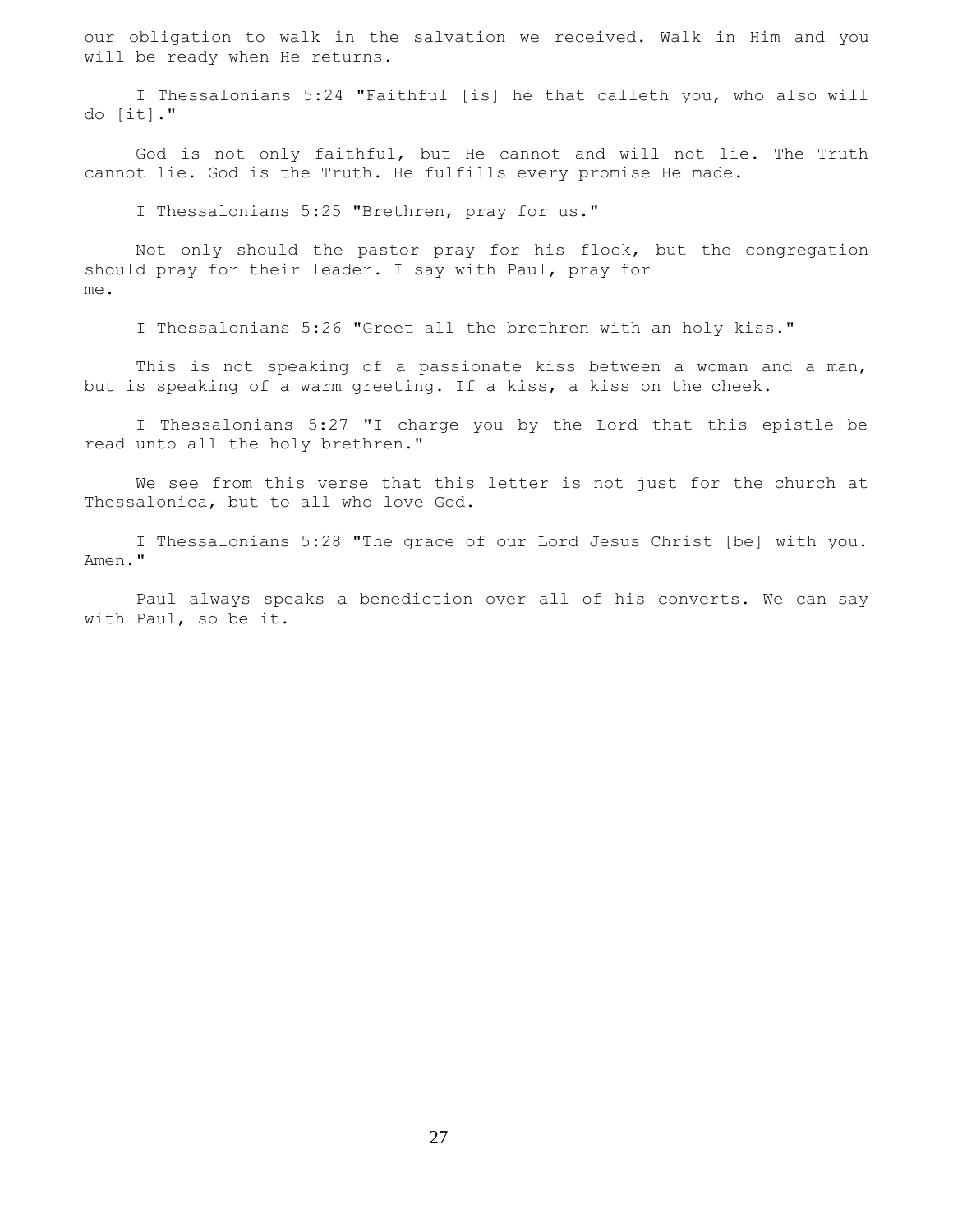our obligation to walk in the salvation we received. Walk in Him and you will be ready when He returns.

I Thessalonians 5:24 "Faithful [is] he that calleth you, who also will do [it]."

God is not only faithful, but He cannot and will not lie. The Truth cannot lie. God is the Truth. He fulfills every promise He made.

I Thessalonians 5:25 "Brethren, pray for us."

Not only should the pastor pray for his flock, but the congregation should pray for their leader. I say with Paul, pray for me.

I Thessalonians 5:26 "Greet all the brethren with an holy kiss."

This is not speaking of a passionate kiss between a woman and a man, but is speaking of a warm greeting. If a kiss, a kiss on the cheek.

I Thessalonians 5:27 "I charge you by the Lord that this epistle be read unto all the holy brethren."

We see from this verse that this letter is not just for the church at Thessalonica, but to all who love God.

I Thessalonians 5:28 "The grace of our Lord Jesus Christ [be] with you. Amen."

Paul always speaks a benediction over all of his converts. We can say with Paul, so be it.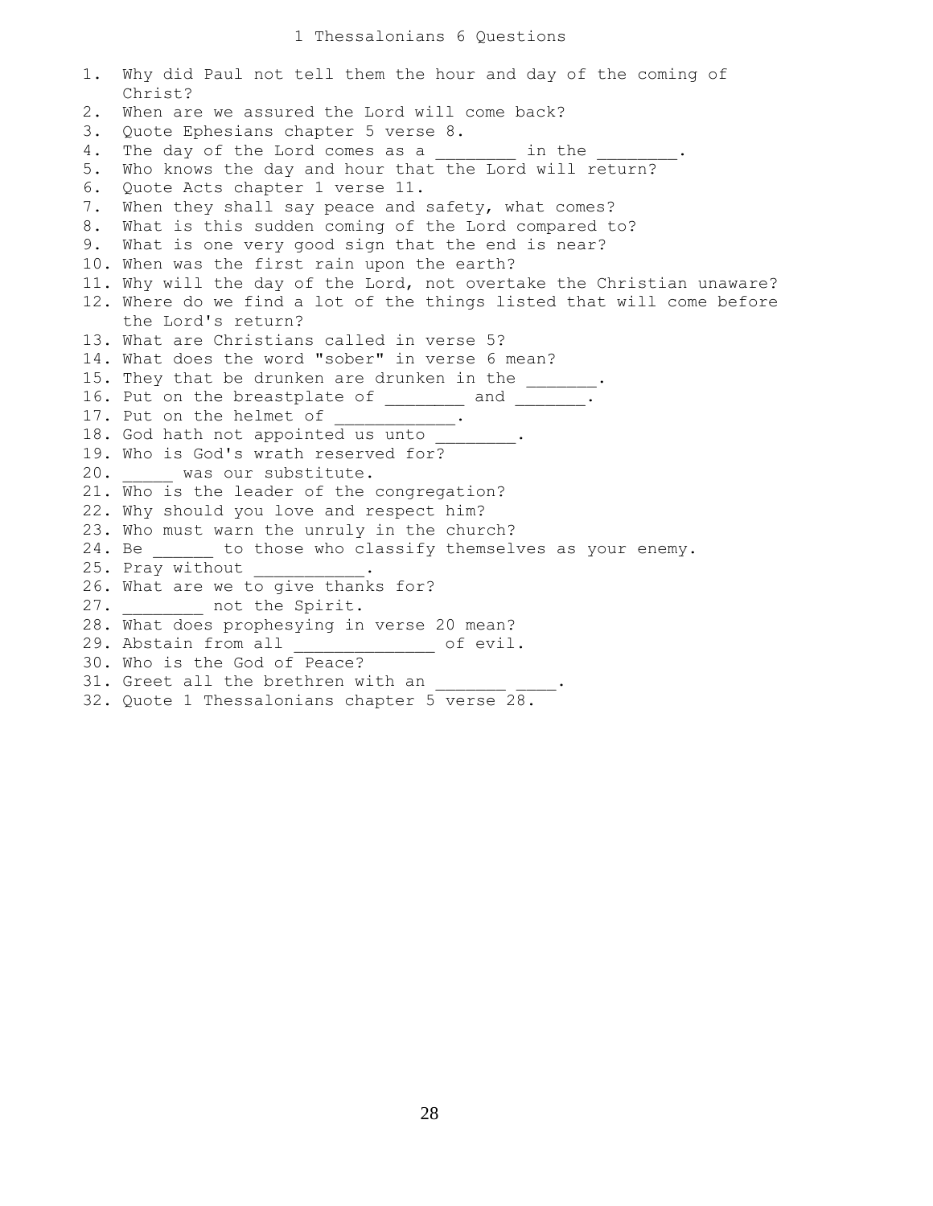# 1 Thessalonians 6 Questions

1. Why did Paul not tell them the hour and day of the coming of Christ?
2. When are we assured the Lord will come back?
3. Quote Ephesians chapter 5 verse 8.
4. The day of the Lord comes as a ________ in the ________.
5. Who knows the day and hour that the Lord will return?
6. Quote Acts chapter 1 verse 11.
7. When they shall say peace and safety, what comes?
8. What is this sudden coming of the Lord compared to?
9. What is one very good sign that the end is near?
10. When was the first rain upon the earth?
11. Why will the day of the Lord, not overtake the Christian unaware?
12. Where do we find a lot of the things listed that will come before the Lord's return?
13. What are Christians called in verse 5?
14. What does the word "sober" in verse 6 mean?
15. They that be drunken are drunken in the _______.
16. Put on the breastplate of ________ and _______.
17. Put on the helmet of ____________.
18. God hath not appointed us unto ________.
19. Who is God's wrath reserved for?
20. _____ was our substitute.
21. Who is the leader of the congregation?
22. Why should you love and respect him?
23. Who must warn the unruly in the church?
24. Be ______ to those who classify themselves as your enemy.
25. Pray without ___________.
26. What are we to give thanks for?
27. ________ not the Spirit.
28. What does prophesying in verse 20 mean?
29. Abstain from all ______________ of evil.
30. Who is the God of Peace?
31. Greet all the brethren with an _______ ____.
32. Quote 1 Thessalonians chapter 5 verse 28.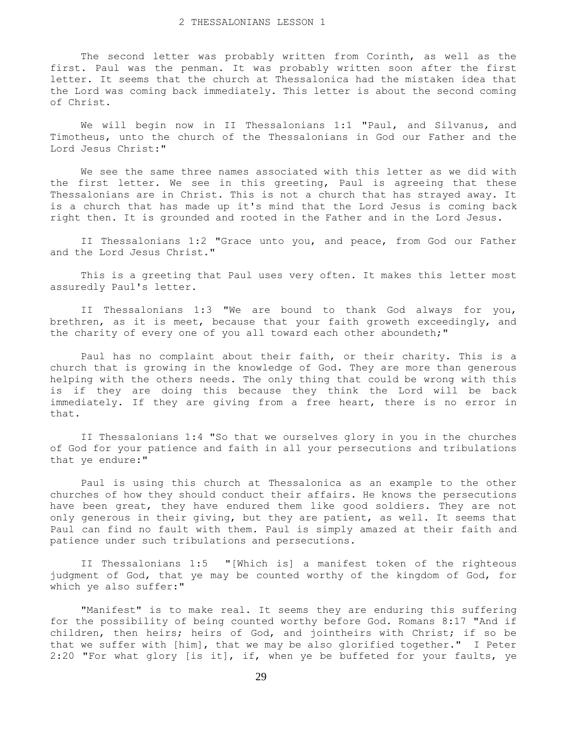# 2 THESSALONIANS LESSON 1

The second letter was probably written from Corinth, as well as the first. Paul was the penman. It was probably written soon after the first letter. It seems that the church at Thessalonica had the mistaken idea that the Lord was coming back immediately. This letter is about the second coming of Christ.

We will begin now in II Thessalonians 1:1 "Paul, and Silvanus, and Timotheus, unto the church of the Thessalonians in God our Father and the Lord Jesus Christ:"

We see the same three names associated with this letter as we did with the first letter. We see in this greeting, Paul is agreeing that these Thessalonians are in Christ. This is not a church that has strayed away. It is a church that has made up it's mind that the Lord Jesus is coming back right then. It is grounded and rooted in the Father and in the Lord Jesus.

II Thessalonians 1:2 "Grace unto you, and peace, from God our Father and the Lord Jesus Christ."

This is a greeting that Paul uses very often. It makes this letter most assuredly Paul's letter.

II Thessalonians 1:3 "We are bound to thank God always for you, brethren, as it is meet, because that your faith groweth exceedingly, and the charity of every one of you all toward each other aboundeth;"

Paul has no complaint about their faith, or their charity. This is a church that is growing in the knowledge of God. They are more than generous helping with the others needs. The only thing that could be wrong with this is if they are doing this because they think the Lord will be back immediately. If they are giving from a free heart, there is no error in that.

II Thessalonians 1:4 "So that we ourselves glory in you in the churches of God for your patience and faith in all your persecutions and tribulations that ye endure:"

Paul is using this church at Thessalonica as an example to the other churches of how they should conduct their affairs. He knows the persecutions have been great, they have endured them like good soldiers. They are not only generous in their giving, but they are patient, as well. It seems that Paul can find no fault with them. Paul is simply amazed at their faith and patience under such tribulations and persecutions.

II Thessalonians 1:5 "[Which is] a manifest token of the righteous judgment of God, that ye may be counted worthy of the kingdom of God, for which ye also suffer:"

"Manifest" is to make real. It seems they are enduring this suffering for the possibility of being counted worthy before God. Romans 8:17 "And if children, then heirs; heirs of God, and jointheirs with Christ; if so be that we suffer with [him], that we may be also glorified together." I Peter 2:20 "For what glory [is it], if, when ye be buffeted for your faults, ye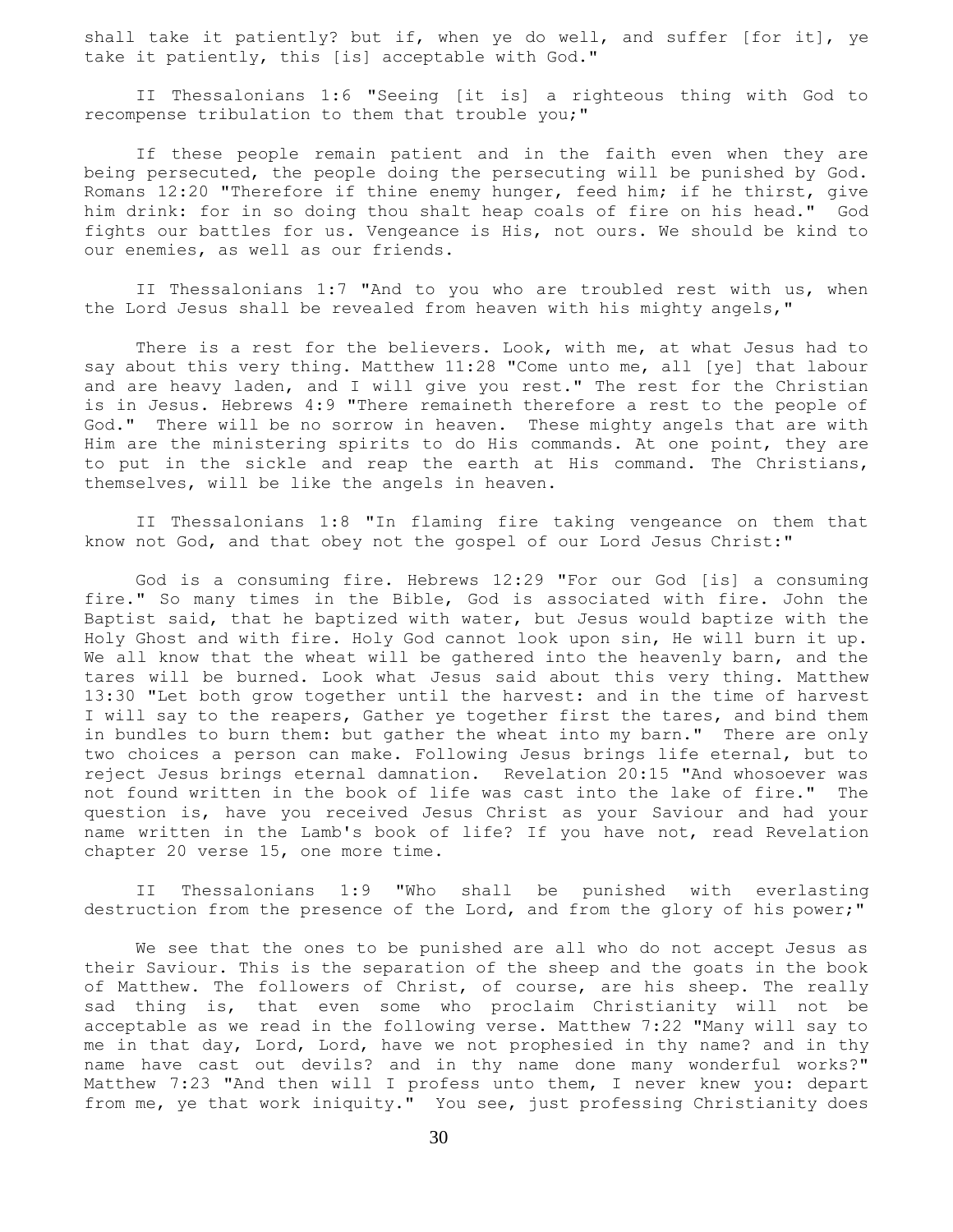shall take it patiently? but if, when ye do well, and suffer [for it], ye take it patiently, this [is] acceptable with God."

II Thessalonians 1:6 "Seeing [it is] a righteous thing with God to recompense tribulation to them that trouble you;"

If these people remain patient and in the faith even when they are being persecuted, the people doing the persecuting will be punished by God. Romans 12:20 "Therefore if thine enemy hunger, feed him; if he thirst, give him drink: for in so doing thou shalt heap coals of fire on his head." God fights our battles for us. Vengeance is His, not ours. We should be kind to our enemies, as well as our friends.

II Thessalonians 1:7 "And to you who are troubled rest with us, when the Lord Jesus shall be revealed from heaven with his mighty angels,"

There is a rest for the believers. Look, with me, at what Jesus had to say about this very thing. Matthew 11:28 "Come unto me, all [ye] that labour and are heavy laden, and I will give you rest." The rest for the Christian is in Jesus. Hebrews 4:9 "There remaineth therefore a rest to the people of God." There will be no sorrow in heaven. These mighty angels that are with Him are the ministering spirits to do His commands. At one point, they are to put in the sickle and reap the earth at His command. The Christians, themselves, will be like the angels in heaven.

II Thessalonians 1:8 "In flaming fire taking vengeance on them that know not God, and that obey not the gospel of our Lord Jesus Christ:"

God is a consuming fire. Hebrews 12:29 "For our God [is] a consuming fire." So many times in the Bible, God is associated with fire. John the Baptist said, that he baptized with water, but Jesus would baptize with the Holy Ghost and with fire. Holy God cannot look upon sin, He will burn it up. We all know that the wheat will be gathered into the heavenly barn, and the tares will be burned. Look what Jesus said about this very thing. Matthew 13:30 "Let both grow together until the harvest: and in the time of harvest I will say to the reapers, Gather ye together first the tares, and bind them in bundles to burn them: but gather the wheat into my barn." There are only two choices a person can make. Following Jesus brings life eternal, but to reject Jesus brings eternal damnation. Revelation 20:15 "And whosoever was not found written in the book of life was cast into the lake of fire." The question is, have you received Jesus Christ as your Saviour and had your name written in the Lamb's book of life? If you have not, read Revelation chapter 20 verse 15, one more time.

II Thessalonians 1:9 "Who shall be punished with everlasting destruction from the presence of the Lord, and from the glory of his power;"

We see that the ones to be punished are all who do not accept Jesus as their Saviour. This is the separation of the sheep and the goats in the book of Matthew. The followers of Christ, of course, are his sheep. The really sad thing is, that even some who proclaim Christianity will not be acceptable as we read in the following verse. Matthew 7:22 "Many will say to me in that day, Lord, Lord, have we not prophesied in thy name? and in thy name have cast out devils? and in thy name done many wonderful works?" Matthew 7:23 "And then will I profess unto them, I never knew you: depart from me, ye that work iniquity." You see, just professing Christianity does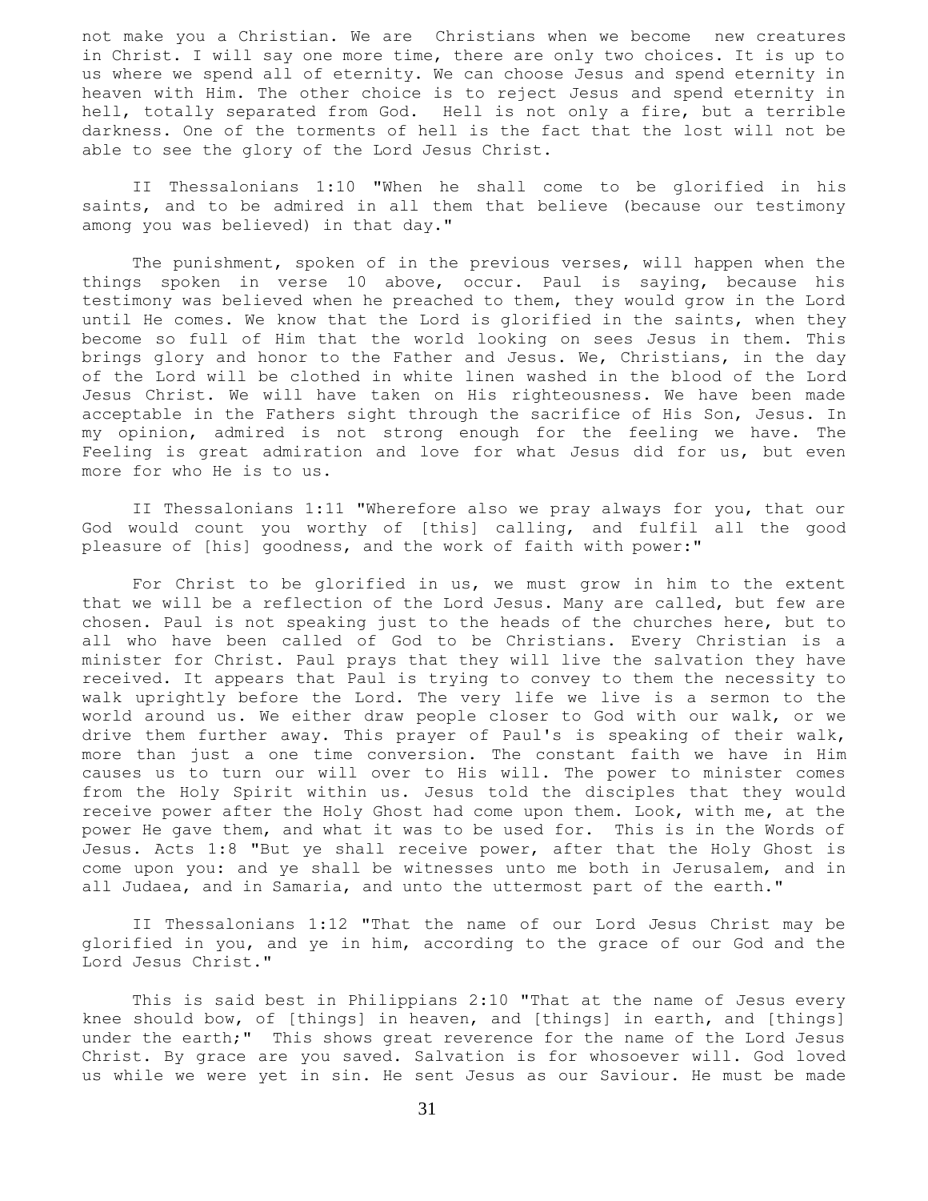not make you a Christian. We are Christians when we become new creatures in Christ. I will say one more time, there are only two choices. It is up to us where we spend all of eternity. We can choose Jesus and spend eternity in heaven with Him. The other choice is to reject Jesus and spend eternity in hell, totally separated from God. Hell is not only a fire, but a terrible darkness. One of the torments of hell is the fact that the lost will not be able to see the glory of the Lord Jesus Christ.

II Thessalonians 1:10 "When he shall come to be glorified in his saints, and to be admired in all them that believe (because our testimony among you was believed) in that day."

The punishment, spoken of in the previous verses, will happen when the things spoken in verse 10 above, occur. Paul is saying, because his testimony was believed when he preached to them, they would grow in the Lord until He comes. We know that the Lord is glorified in the saints, when they become so full of Him that the world looking on sees Jesus in them. This brings glory and honor to the Father and Jesus. We, Christians, in the day of the Lord will be clothed in white linen washed in the blood of the Lord Jesus Christ. We will have taken on His righteousness. We have been made acceptable in the Fathers sight through the sacrifice of His Son, Jesus. In my opinion, admired is not strong enough for the feeling we have. The Feeling is great admiration and love for what Jesus did for us, but even more for who He is to us.

II Thessalonians 1:11 "Wherefore also we pray always for you, that our God would count you worthy of [this] calling, and fulfil all the good pleasure of [his] goodness, and the work of faith with power:"

For Christ to be glorified in us, we must grow in him to the extent that we will be a reflection of the Lord Jesus. Many are called, but few are chosen. Paul is not speaking just to the heads of the churches here, but to all who have been called of God to be Christians. Every Christian is a minister for Christ. Paul prays that they will live the salvation they have received. It appears that Paul is trying to convey to them the necessity to walk uprightly before the Lord. The very life we live is a sermon to the world around us. We either draw people closer to God with our walk, or we drive them further away. This prayer of Paul's is speaking of their walk, more than just a one time conversion. The constant faith we have in Him causes us to turn our will over to His will. The power to minister comes from the Holy Spirit within us. Jesus told the disciples that they would receive power after the Holy Ghost had come upon them. Look, with me, at the power He gave them, and what it was to be used for. This is in the Words of Jesus. Acts 1:8 "But ye shall receive power, after that the Holy Ghost is come upon you: and ye shall be witnesses unto me both in Jerusalem, and in all Judaea, and in Samaria, and unto the uttermost part of the earth."

II Thessalonians 1:12 "That the name of our Lord Jesus Christ may be glorified in you, and ye in him, according to the grace of our God and the Lord Jesus Christ."

This is said best in Philippians 2:10 "That at the name of Jesus every knee should bow, of [things] in heaven, and [things] in earth, and [things] under the earth;" This shows great reverence for the name of the Lord Jesus Christ. By grace are you saved. Salvation is for whosoever will. God loved us while we were yet in sin. He sent Jesus as our Saviour. He must be made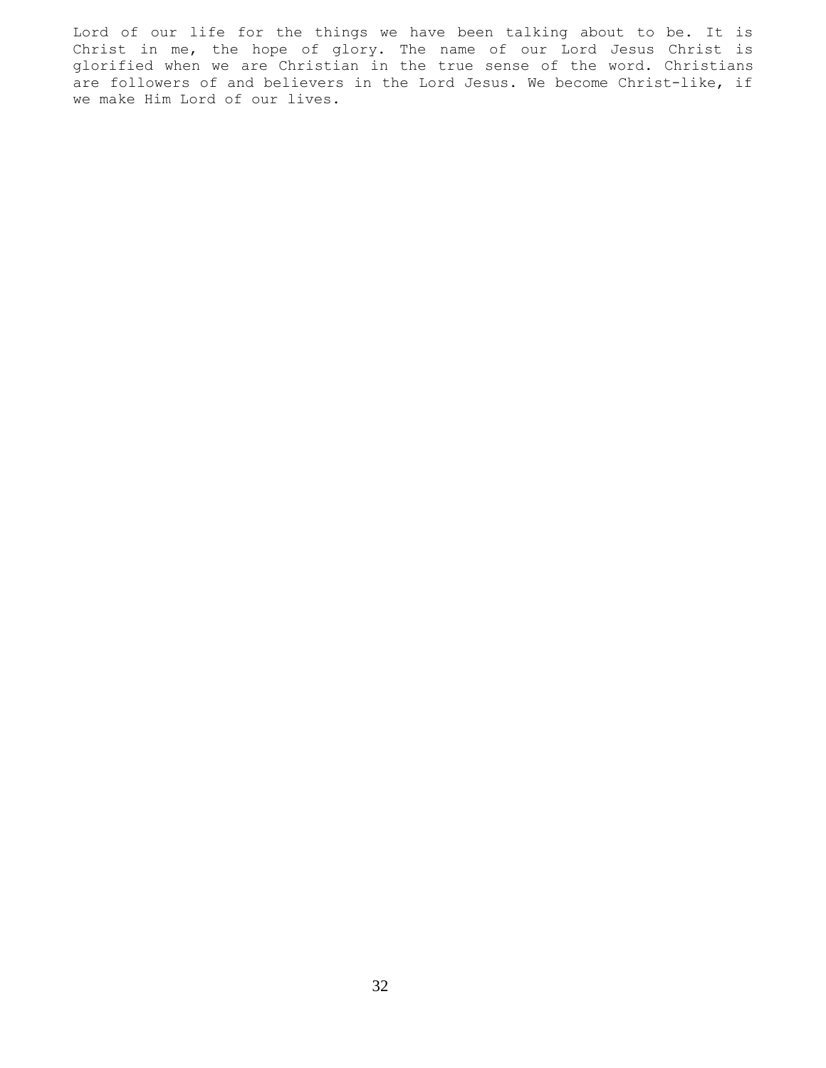Lord of our life for the things we have been talking about to be. It is Christ in me, the hope of glory. The name of our Lord Jesus Christ is glorified when we are Christian in the true sense of the word. Christians are followers of and believers in the Lord Jesus. We become Christ-like, if we make Him Lord of our lives.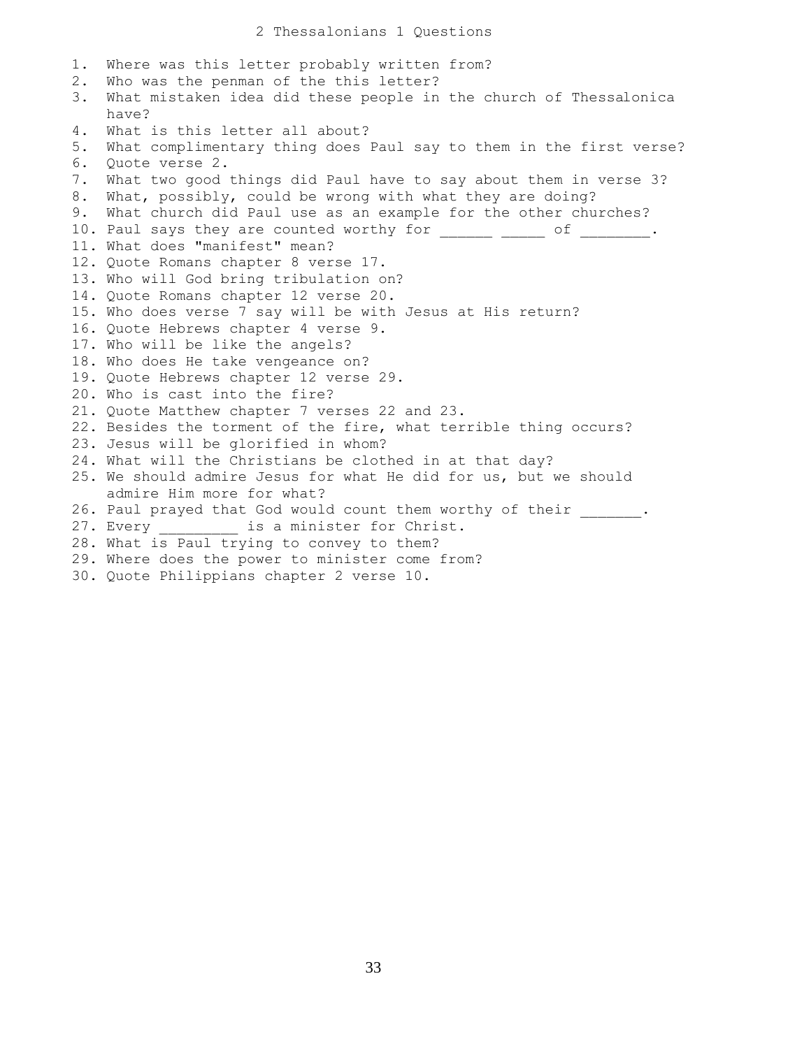# 2 Thessalonians 1 Questions

1. Where was this letter probably written from?
2. Who was the penman of the this letter?
3. What mistaken idea did these people in the church of Thessalonica have?
4. What is this letter all about?
5. What complimentary thing does Paul say to them in the first verse?
6. Quote verse 2.
7. What two good things did Paul have to say about them in verse 3?
8. What, possibly, could be wrong with what they are doing?
9. What church did Paul use as an example for the other churches?
10. Paul says they are counted worthy for ______ _____ of ________.
11. What does "manifest" mean?
12. Quote Romans chapter 8 verse 17.
13. Who will God bring tribulation on?
14. Quote Romans chapter 12 verse 20.
15. Who does verse 7 say will be with Jesus at His return?
16. Quote Hebrews chapter 4 verse 9.
17. Who will be like the angels?
18. Who does He take vengeance on?
19. Quote Hebrews chapter 12 verse 29.
20. Who is cast into the fire?
21. Quote Matthew chapter 7 verses 22 and 23.
22. Besides the torment of the fire, what terrible thing occurs?
23. Jesus will be glorified in whom?
24. What will the Christians be clothed in at that day?
25. We should admire Jesus for what He did for us, but we should admire Him more for what?
26. Paul prayed that God would count them worthy of their _______.
27. Every _________ is a minister for Christ.
28. What is Paul trying to convey to them?
29. Where does the power to minister come from?
30. Quote Philippians chapter 2 verse 10.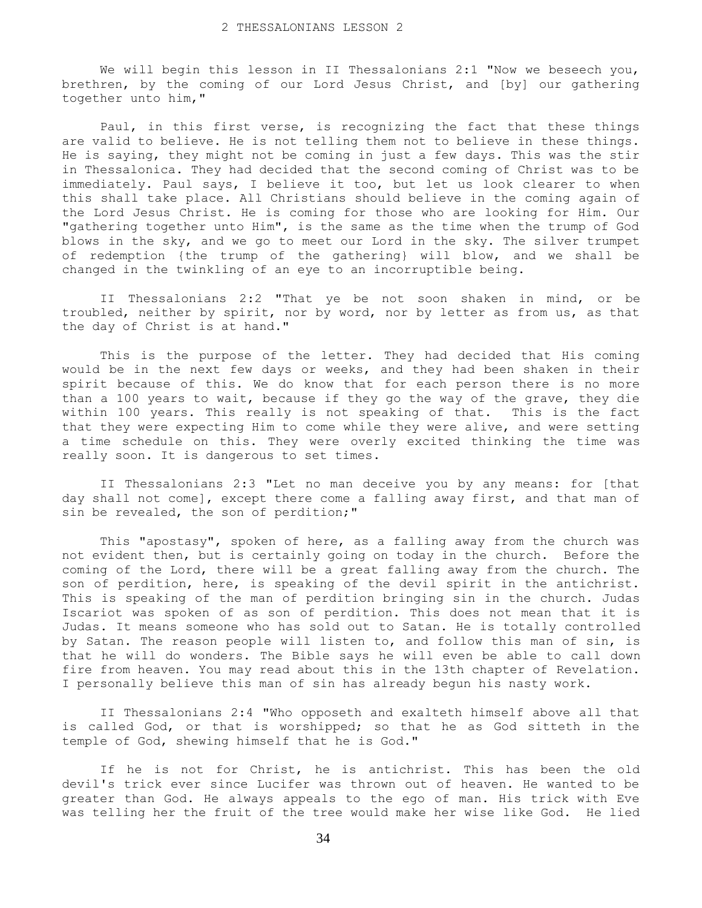# 2 THESSALONIANS LESSON 2

We will begin this lesson in II Thessalonians 2:1 "Now we beseech you, brethren, by the coming of our Lord Jesus Christ, and [by] our gathering together unto him,"

Paul, in this first verse, is recognizing the fact that these things are valid to believe. He is not telling them not to believe in these things. He is saying, they might not be coming in just a few days. This was the stir in Thessalonica. They had decided that the second coming of Christ was to be immediately. Paul says, I believe it too, but let us look clearer to when this shall take place. All Christians should believe in the coming again of the Lord Jesus Christ. He is coming for those who are looking for Him. Our "gathering together unto Him", is the same as the time when the trump of God blows in the sky, and we go to meet our Lord in the sky. The silver trumpet of redemption {the trump of the gathering} will blow, and we shall be changed in the twinkling of an eye to an incorruptible being.

II Thessalonians 2:2 "That ye be not soon shaken in mind, or be troubled, neither by spirit, nor by word, nor by letter as from us, as that the day of Christ is at hand."

This is the purpose of the letter. They had decided that His coming would be in the next few days or weeks, and they had been shaken in their spirit because of this. We do know that for each person there is no more than a 100 years to wait, because if they go the way of the grave, they die within 100 years. This really is not speaking of that. This is the fact that they were expecting Him to come while they were alive, and were setting a time schedule on this. They were overly excited thinking the time was really soon. It is dangerous to set times.

II Thessalonians 2:3 "Let no man deceive you by any means: for [that day shall not come], except there come a falling away first, and that man of sin be revealed, the son of perdition;"

This "apostasy", spoken of here, as a falling away from the church was not evident then, but is certainly going on today in the church. Before the coming of the Lord, there will be a great falling away from the church. The son of perdition, here, is speaking of the devil spirit in the antichrist. This is speaking of the man of perdition bringing sin in the church. Judas Iscariot was spoken of as son of perdition. This does not mean that it is Judas. It means someone who has sold out to Satan. He is totally controlled by Satan. The reason people will listen to, and follow this man of sin, is that he will do wonders. The Bible says he will even be able to call down fire from heaven. You may read about this in the 13th chapter of Revelation. I personally believe this man of sin has already begun his nasty work.

II Thessalonians 2:4 "Who opposeth and exalteth himself above all that is called God, or that is worshipped; so that he as God sitteth in the temple of God, shewing himself that he is God."

If he is not for Christ, he is antichrist. This has been the old devil's trick ever since Lucifer was thrown out of heaven. He wanted to be greater than God. He always appeals to the ego of man. His trick with Eve was telling her the fruit of the tree would make her wise like God. He lied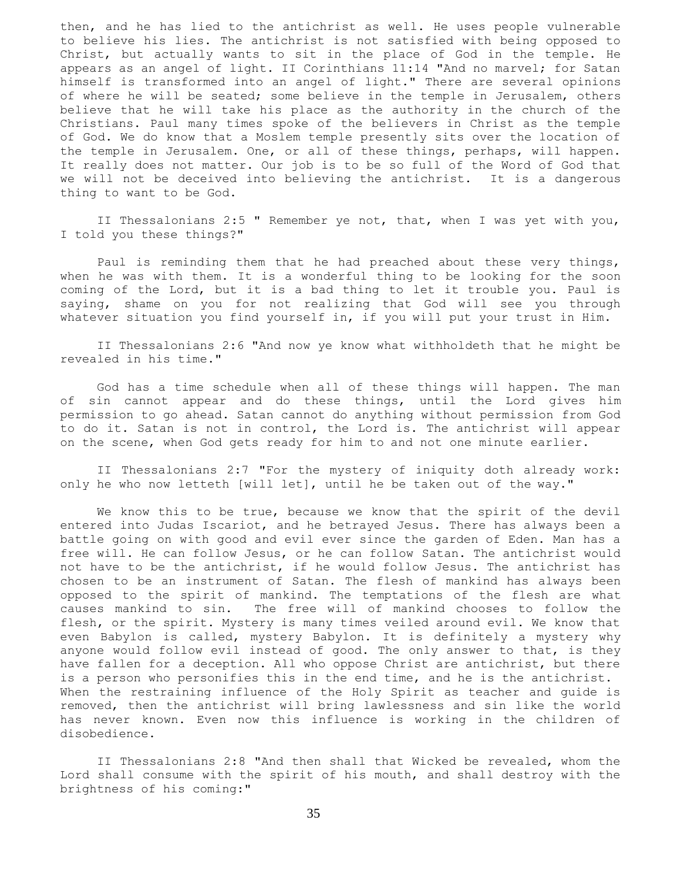then, and he has lied to the antichrist as well. He uses people vulnerable to believe his lies. The antichrist is not satisfied with being opposed to Christ, but actually wants to sit in the place of God in the temple. He appears as an angel of light. II Corinthians 11:14 "And no marvel; for Satan himself is transformed into an angel of light." There are several opinions of where he will be seated; some believe in the temple in Jerusalem, others believe that he will take his place as the authority in the church of the Christians. Paul many times spoke of the believers in Christ as the temple of God. We do know that a Moslem temple presently sits over the location of the temple in Jerusalem. One, or all of these things, perhaps, will happen. It really does not matter. Our job is to be so full of the Word of God that we will not be deceived into believing the antichrist. It is a dangerous thing to want to be God.

II Thessalonians 2:5 " Remember ye not, that, when I was yet with you, I told you these things?"

Paul is reminding them that he had preached about these very things, when he was with them. It is a wonderful thing to be looking for the soon coming of the Lord, but it is a bad thing to let it trouble you. Paul is saying, shame on you for not realizing that God will see you through whatever situation you find yourself in, if you will put your trust in Him.

II Thessalonians 2:6 "And now ye know what withholdeth that he might be revealed in his time."

God has a time schedule when all of these things will happen. The man of sin cannot appear and do these things, until the Lord gives him permission to go ahead. Satan cannot do anything without permission from God to do it. Satan is not in control, the Lord is. The antichrist will appear on the scene, when God gets ready for him to and not one minute earlier.

II Thessalonians 2:7 "For the mystery of iniquity doth already work: only he who now letteth [will let], until he be taken out of the way."

We know this to be true, because we know that the spirit of the devil entered into Judas Iscariot, and he betrayed Jesus. There has always been a battle going on with good and evil ever since the garden of Eden. Man has a free will. He can follow Jesus, or he can follow Satan. The antichrist would not have to be the antichrist, if he would follow Jesus. The antichrist has chosen to be an instrument of Satan. The flesh of mankind has always been opposed to the spirit of mankind. The temptations of the flesh are what causes mankind to sin. The free will of mankind chooses to follow the flesh, or the spirit. Mystery is many times veiled around evil. We know that even Babylon is called, mystery Babylon. It is definitely a mystery why anyone would follow evil instead of good. The only answer to that, is they have fallen for a deception. All who oppose Christ are antichrist, but there is a person who personifies this in the end time, and he is the antichrist. When the restraining influence of the Holy Spirit as teacher and guide is removed, then the antichrist will bring lawlessness and sin like the world has never known. Even now this influence is working in the children of disobedience.

II Thessalonians 2:8 "And then shall that Wicked be revealed, whom the Lord shall consume with the spirit of his mouth, and shall destroy with the brightness of his coming:"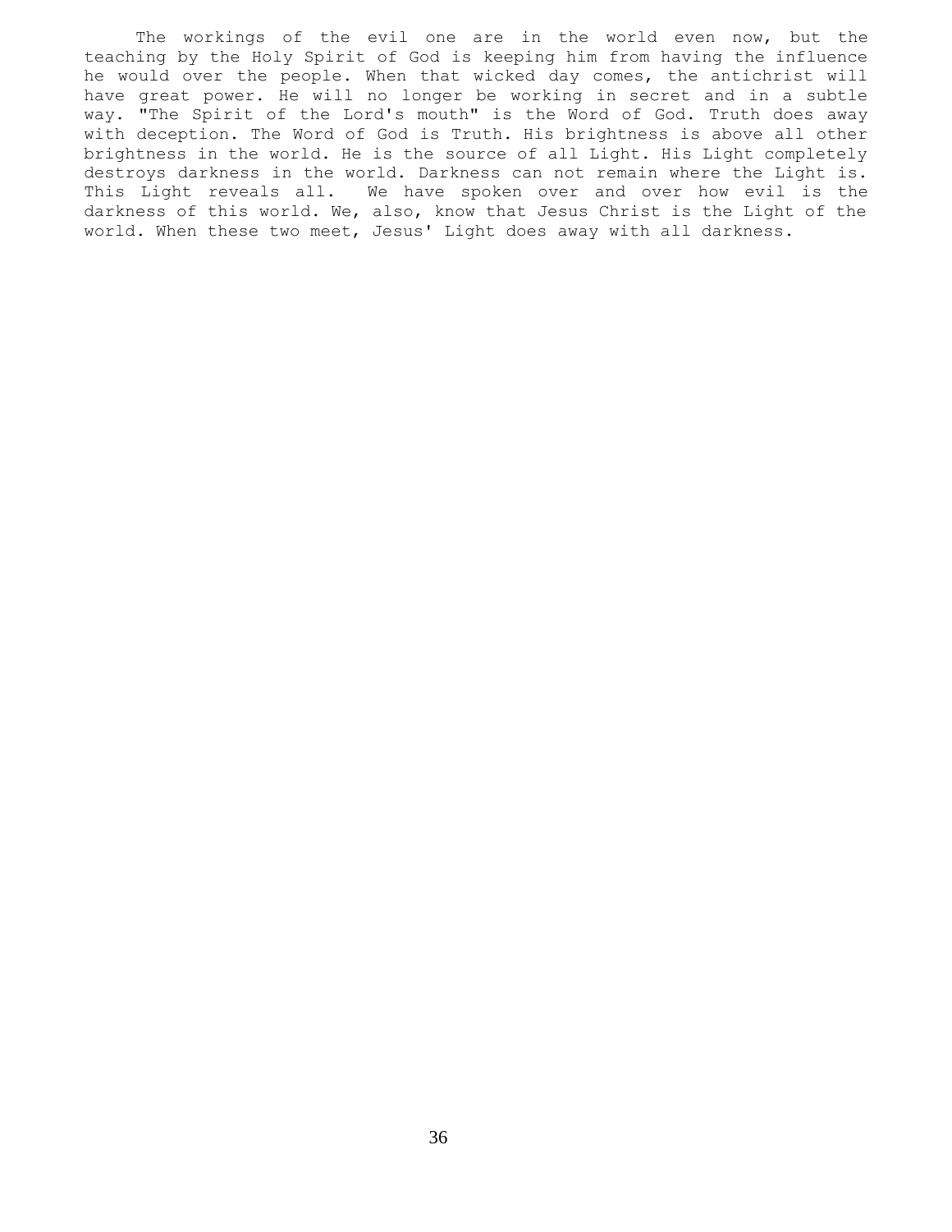The workings of the evil one are in the world even now, but the teaching by the Holy Spirit of God is keeping him from having the influence he would over the people. When that wicked day comes, the antichrist will have great power. He will no longer be working in secret and in a subtle way. "The Spirit of the Lord's mouth" is the Word of God. Truth does away with deception. The Word of God is Truth. His brightness is above all other brightness in the world. He is the source of all Light. His Light completely destroys darkness in the world. Darkness can not remain where the Light is. This Light reveals all. We have spoken over and over how evil is the darkness of this world. We, also, know that Jesus Christ is the Light of the world. When these two meet, Jesus' Light does away with all darkness.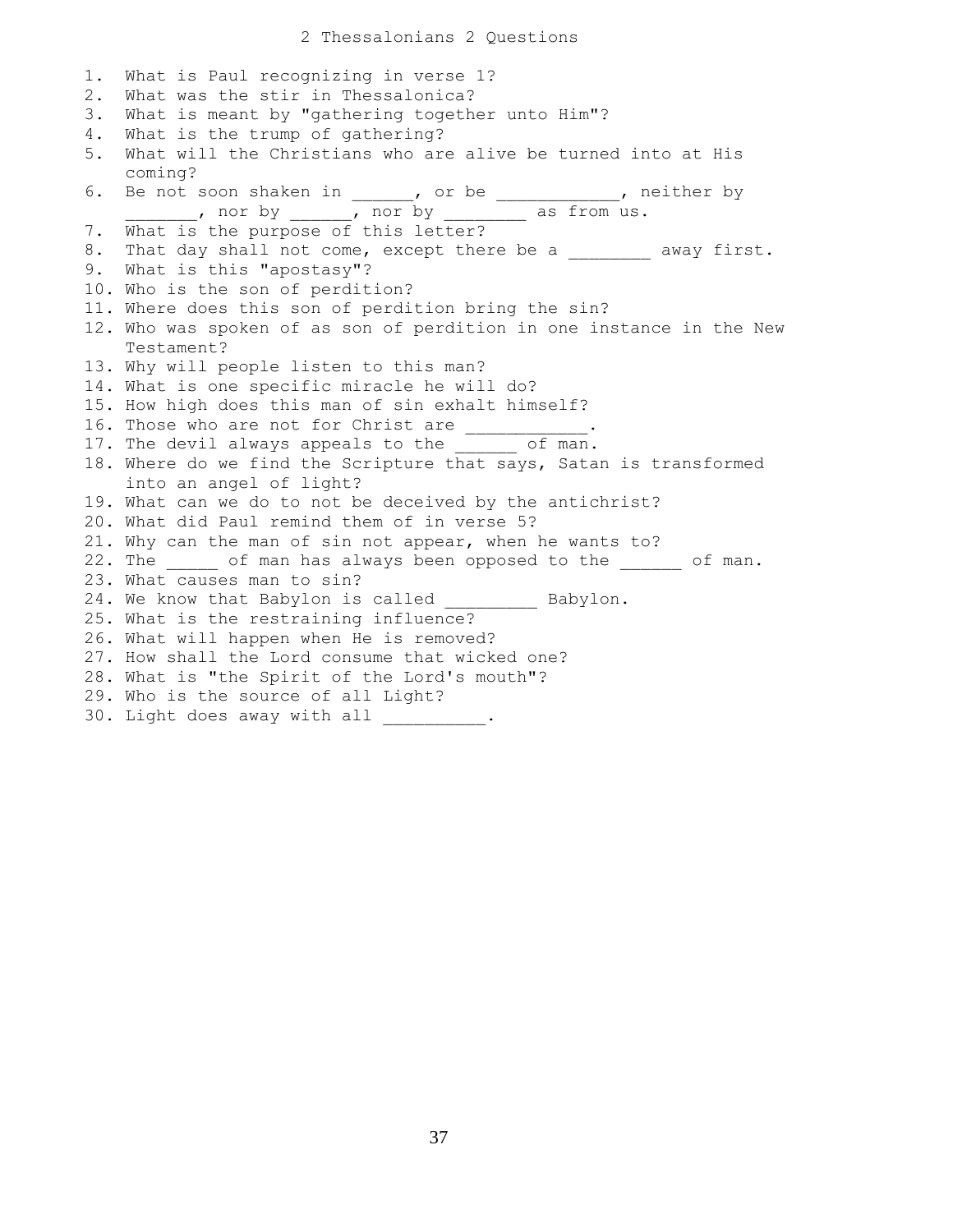# 2 Thessalonians 2 Questions

1. What is Paul recognizing in verse 1?
2. What was the stir in Thessalonica?
3. What is meant by "gathering together unto Him"?
4. What is the trump of gathering?
5. What will the Christians who are alive be turned into at His coming?
6. Be not soon shaken in ______, or be ____________, neither by _______, nor by ______, nor by ________ as from us.
7. What is the purpose of this letter?
8. That day shall not come, except there be a ________ away first.
9. What is this "apostasy"?
10. Who is the son of perdition?
11. Where does this son of perdition bring the sin?
12. Who was spoken of as son of perdition in one instance in the New Testament?
13. Why will people listen to this man?
14. What is one specific miracle he will do?
15. How high does this man of sin exhalt himself?
16. Those who are not for Christ are ____________.
17. The devil always appeals to the ______ of man.
18. Where do we find the Scripture that says, Satan is transformed into an angel of light?
19. What can we do to not be deceived by the antichrist?
20. What did Paul remind them of in verse 5?
21. Why can the man of sin not appear, when he wants to?
22. The _____ of man has always been opposed to the ______ of man.
23. What causes man to sin?
24. We know that Babylon is called _________ Babylon.
25. What is the restraining influence?
26. What will happen when He is removed?
27. How shall the Lord consume that wicked one?
28. What is "the Spirit of the Lord's mouth"?
29. Who is the source of all Light?
30. Light does away with all __________.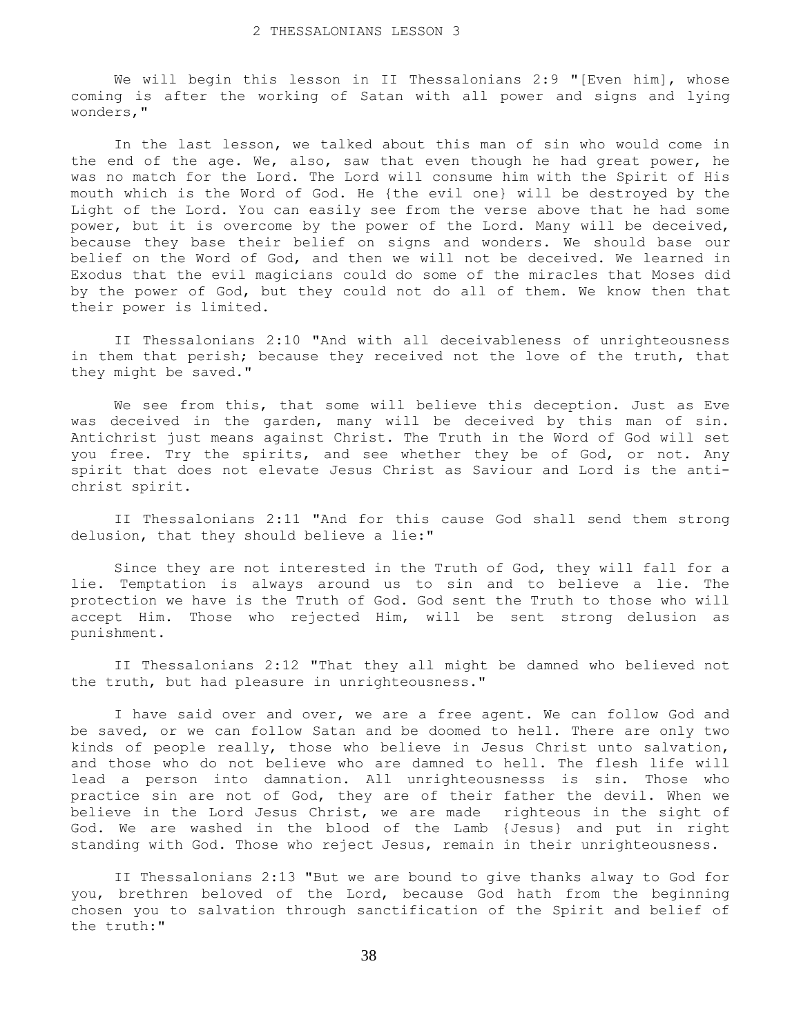# 2 THESSALONIANS LESSON 3

We will begin this lesson in II Thessalonians 2:9 "[Even him], whose coming is after the working of Satan with all power and signs and lying wonders,"

In the last lesson, we talked about this man of sin who would come in the end of the age. We, also, saw that even though he had great power, he was no match for the Lord. The Lord will consume him with the Spirit of His mouth which is the Word of God. He {the evil one} will be destroyed by the Light of the Lord. You can easily see from the verse above that he had some power, but it is overcome by the power of the Lord. Many will be deceived, because they base their belief on signs and wonders. We should base our belief on the Word of God, and then we will not be deceived. We learned in Exodus that the evil magicians could do some of the miracles that Moses did by the power of God, but they could not do all of them. We know then that their power is limited.

II Thessalonians 2:10 "And with all deceivableness of unrighteousness in them that perish; because they received not the love of the truth, that they might be saved."

We see from this, that some will believe this deception. Just as Eve was deceived in the garden, many will be deceived by this man of sin. Antichrist just means against Christ. The Truth in the Word of God will set you free. Try the spirits, and see whether they be of God, or not. Any spirit that does not elevate Jesus Christ as Saviour and Lord is the anti-christ spirit.

II Thessalonians 2:11 "And for this cause God shall send them strong delusion, that they should believe a lie:"

Since they are not interested in the Truth of God, they will fall for a lie. Temptation is always around us to sin and to believe a lie. The protection we have is the Truth of God. God sent the Truth to those who will accept Him. Those who rejected Him, will be sent strong delusion as punishment.

II Thessalonians 2:12 "That they all might be damned who believed not the truth, but had pleasure in unrighteousness."

I have said over and over, we are a free agent. We can follow God and be saved, or we can follow Satan and be doomed to hell. There are only two kinds of people really, those who believe in Jesus Christ unto salvation, and those who do not believe who are damned to hell. The flesh life will lead a person into damnation. All unrighteousnesss is sin. Those who practice sin are not of God, they are of their father the devil. When we believe in the Lord Jesus Christ, we are made righteous in the sight of God. We are washed in the blood of the Lamb {Jesus} and put in right standing with God. Those who reject Jesus, remain in their unrighteousness.

II Thessalonians 2:13 "But we are bound to give thanks alway to God for you, brethren beloved of the Lord, because God hath from the beginning chosen you to salvation through sanctification of the Spirit and belief of the truth:"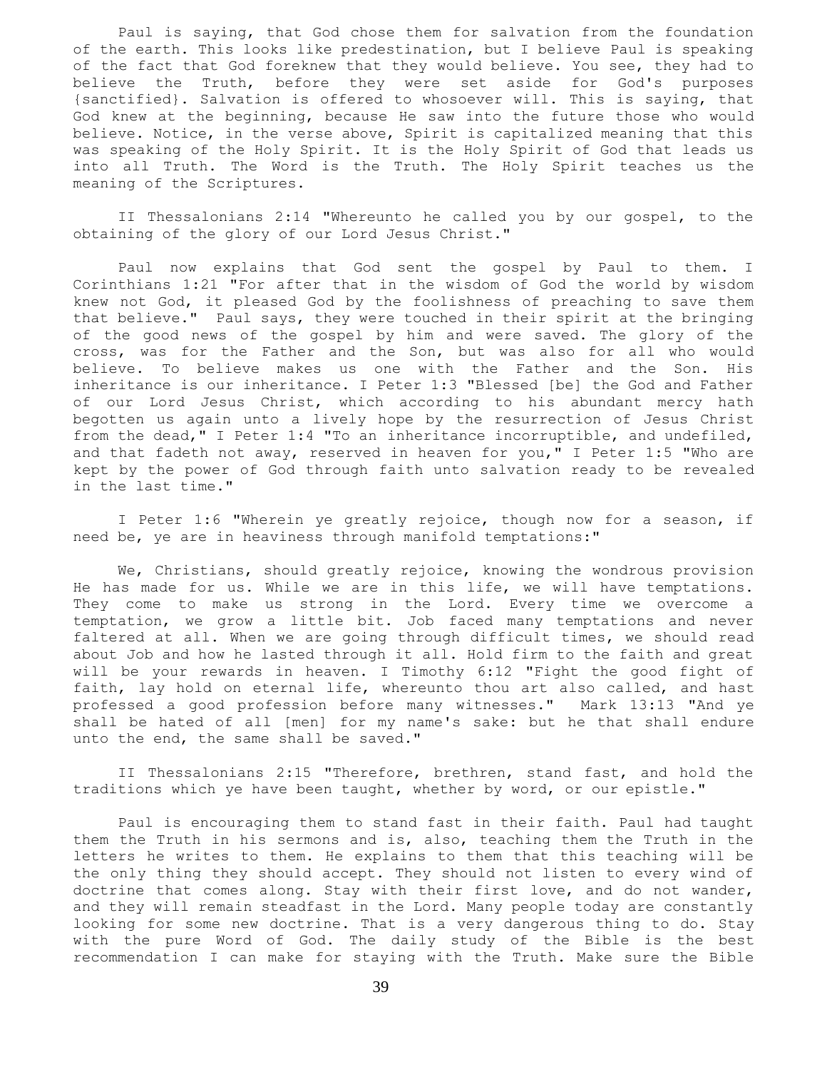Paul is saying, that God chose them for salvation from the foundation of the earth. This looks like predestination, but I believe Paul is speaking of the fact that God foreknew that they would believe. You see, they had to believe the Truth, before they were set aside for God's purposes {sanctified}. Salvation is offered to whosoever will. This is saying, that God knew at the beginning, because He saw into the future those who would believe. Notice, in the verse above, Spirit is capitalized meaning that this was speaking of the Holy Spirit. It is the Holy Spirit of God that leads us into all Truth. The Word is the Truth. The Holy Spirit teaches us the meaning of the Scriptures.

II Thessalonians 2:14 "Whereunto he called you by our gospel, to the obtaining of the glory of our Lord Jesus Christ."

Paul now explains that God sent the gospel by Paul to them. I Corinthians 1:21 "For after that in the wisdom of God the world by wisdom knew not God, it pleased God by the foolishness of preaching to save them that believe." Paul says, they were touched in their spirit at the bringing of the good news of the gospel by him and were saved. The glory of the cross, was for the Father and the Son, but was also for all who would believe. To believe makes us one with the Father and the Son. His inheritance is our inheritance. I Peter 1:3 "Blessed [be] the God and Father of our Lord Jesus Christ, which according to his abundant mercy hath begotten us again unto a lively hope by the resurrection of Jesus Christ from the dead," I Peter 1:4 "To an inheritance incorruptible, and undefiled, and that fadeth not away, reserved in heaven for you," I Peter 1:5 "Who are kept by the power of God through faith unto salvation ready to be revealed in the last time."

I Peter 1:6 "Wherein ye greatly rejoice, though now for a season, if need be, ye are in heaviness through manifold temptations:"

We, Christians, should greatly rejoice, knowing the wondrous provision He has made for us. While we are in this life, we will have temptations. They come to make us strong in the Lord. Every time we overcome a temptation, we grow a little bit. Job faced many temptations and never faltered at all. When we are going through difficult times, we should read about Job and how he lasted through it all. Hold firm to the faith and great will be your rewards in heaven. I Timothy 6:12 "Fight the good fight of faith, lay hold on eternal life, whereunto thou art also called, and hast professed a good profession before many witnesses." Mark 13:13 "And ye shall be hated of all [men] for my name's sake: but he that shall endure unto the end, the same shall be saved."

II Thessalonians 2:15 "Therefore, brethren, stand fast, and hold the traditions which ye have been taught, whether by word, or our epistle."

Paul is encouraging them to stand fast in their faith. Paul had taught them the Truth in his sermons and is, also, teaching them the Truth in the letters he writes to them. He explains to them that this teaching will be the only thing they should accept. They should not listen to every wind of doctrine that comes along. Stay with their first love, and do not wander, and they will remain steadfast in the Lord. Many people today are constantly looking for some new doctrine. That is a very dangerous thing to do. Stay with the pure Word of God. The daily study of the Bible is the best recommendation I can make for staying with the Truth. Make sure the Bible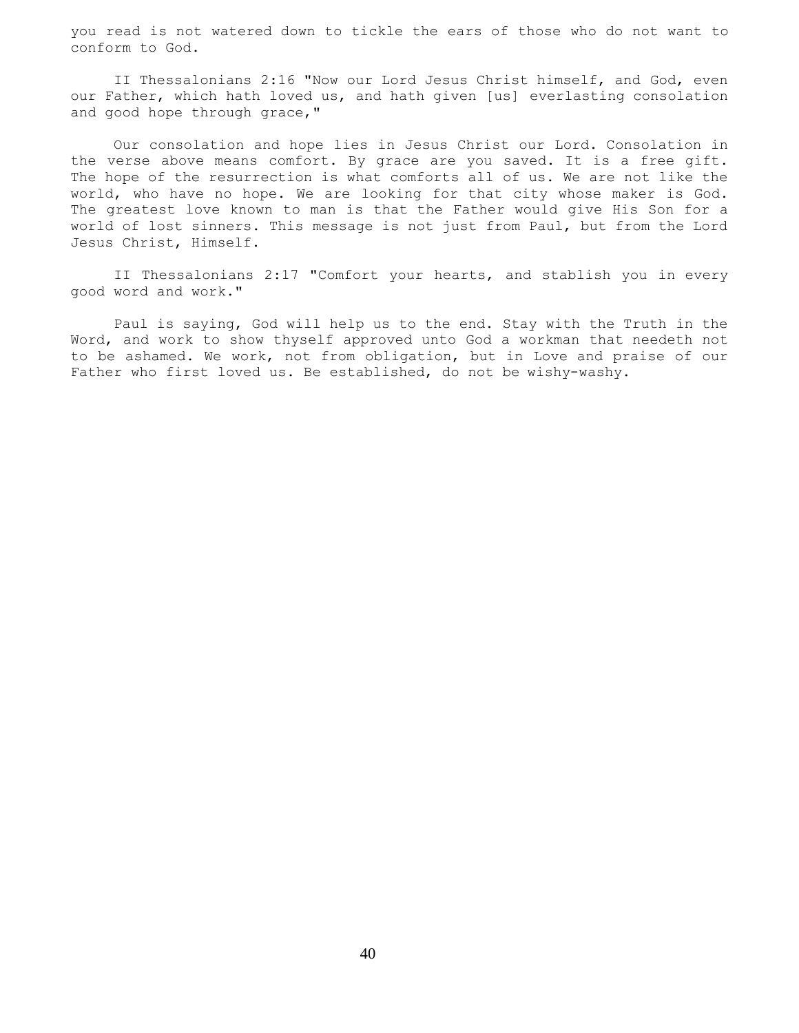you read is not watered down to tickle the ears of those who do not want to conform to God.

II Thessalonians 2:16 "Now our Lord Jesus Christ himself, and God, even our Father, which hath loved us, and hath given [us] everlasting consolation and good hope through grace,"

Our consolation and hope lies in Jesus Christ our Lord. Consolation in the verse above means comfort. By grace are you saved. It is a free gift. The hope of the resurrection is what comforts all of us. We are not like the world, who have no hope. We are looking for that city whose maker is God. The greatest love known to man is that the Father would give His Son for a world of lost sinners. This message is not just from Paul, but from the Lord Jesus Christ, Himself.

II Thessalonians 2:17 "Comfort your hearts, and stablish you in every good word and work."

Paul is saying, God will help us to the end. Stay with the Truth in the Word, and work to show thyself approved unto God a workman that needeth not to be ashamed. We work, not from obligation, but in Love and praise of our Father who first loved us. Be established, do not be wishy-washy.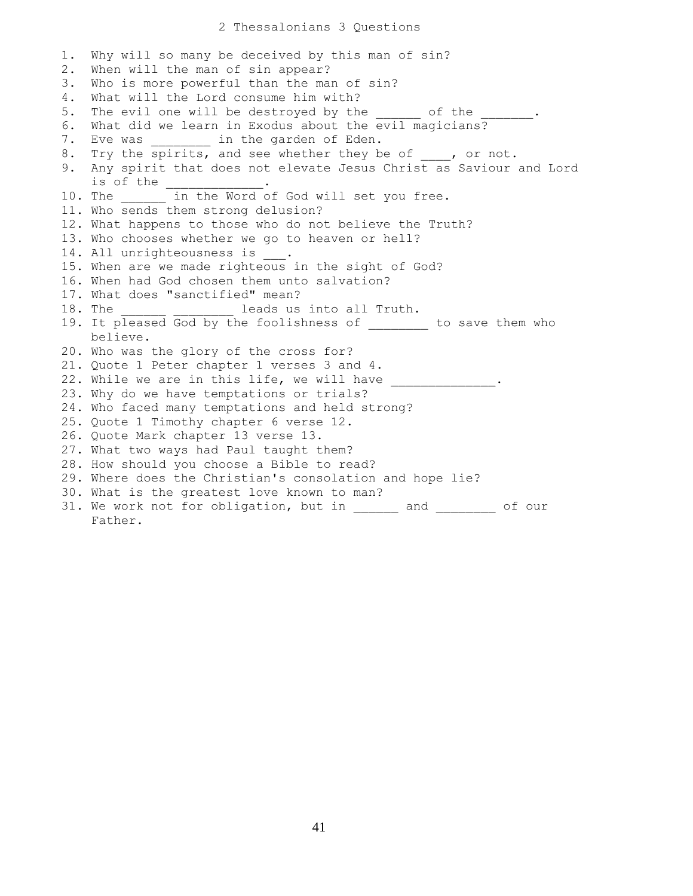# 2 Thessalonians 3 Questions

1. Why will so many be deceived by this man of sin?
2. When will the man of sin appear?
3. Who is more powerful than the man of sin?
4. What will the Lord consume him with?
5. The evil one will be destroyed by the ______ of the _______.
6. What did we learn in Exodus about the evil magicians?
7. Eve was ________ in the garden of Eden.
8. Try the spirits, and see whether they be of ____, or not.
9. Any spirit that does not elevate Jesus Christ as Saviour and Lord is of the _____________.
10. The ______ in the Word of God will set you free.
11. Who sends them strong delusion?
12. What happens to those who do not believe the Truth?
13. Who chooses whether we go to heaven or hell?
14. All unrighteousness is ___.
15. When are we made righteous in the sight of God?
16. When had God chosen them unto salvation?
17. What does "sanctified" mean?
18. The ______ ________ leads us into all Truth.
19. It pleased God by the foolishness of ________ to save them who believe.
20. Who was the glory of the cross for?
21. Quote 1 Peter chapter 1 verses 3 and 4.
22. While we are in this life, we will have ______________.
23. Why do we have temptations or trials?
24. Who faced many temptations and held strong?
25. Quote 1 Timothy chapter 6 verse 12.
26. Quote Mark chapter 13 verse 13.
27. What two ways had Paul taught them?
28. How should you choose a Bible to read?
29. Where does the Christian's consolation and hope lie?
30. What is the greatest love known to man?
31. We work not for obligation, but in ______ and ________ of our Father.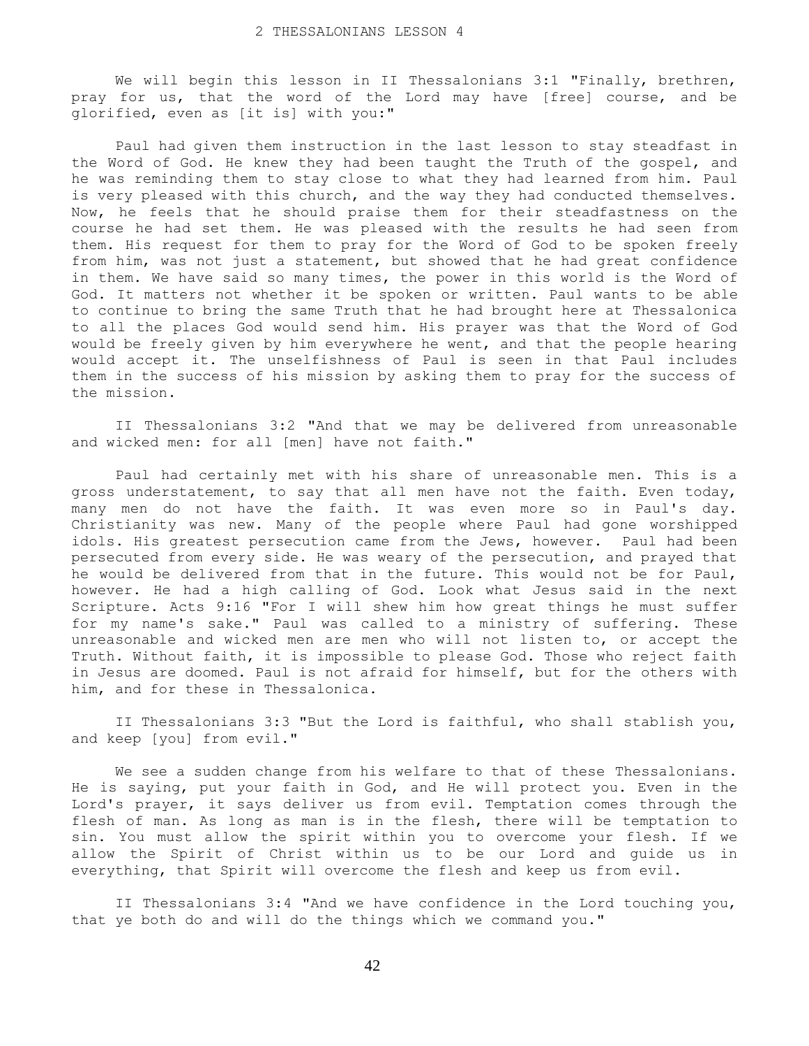# 2 THESSALONIANS LESSON 4

We will begin this lesson in II Thessalonians 3:1 "Finally, brethren, pray for us, that the word of the Lord may have [free] course, and be glorified, even as [it is] with you:"

Paul had given them instruction in the last lesson to stay steadfast in the Word of God. He knew they had been taught the Truth of the gospel, and he was reminding them to stay close to what they had learned from him. Paul is very pleased with this church, and the way they had conducted themselves. Now, he feels that he should praise them for their steadfastness on the course he had set them. He was pleased with the results he had seen from them. His request for them to pray for the Word of God to be spoken freely from him, was not just a statement, but showed that he had great confidence in them. We have said so many times, the power in this world is the Word of God. It matters not whether it be spoken or written. Paul wants to be able to continue to bring the same Truth that he had brought here at Thessalonica to all the places God would send him. His prayer was that the Word of God would be freely given by him everywhere he went, and that the people hearing would accept it. The unselfishness of Paul is seen in that Paul includes them in the success of his mission by asking them to pray for the success of the mission.

II Thessalonians 3:2 "And that we may be delivered from unreasonable and wicked men: for all [men] have not faith."

Paul had certainly met with his share of unreasonable men. This is a gross understatement, to say that all men have not the faith. Even today, many men do not have the faith. It was even more so in Paul's day. Christianity was new. Many of the people where Paul had gone worshipped idols. His greatest persecution came from the Jews, however. Paul had been persecuted from every side. He was weary of the persecution, and prayed that he would be delivered from that in the future. This would not be for Paul, however. He had a high calling of God. Look what Jesus said in the next Scripture. Acts 9:16 "For I will shew him how great things he must suffer for my name's sake." Paul was called to a ministry of suffering. These unreasonable and wicked men are men who will not listen to, or accept the Truth. Without faith, it is impossible to please God. Those who reject faith in Jesus are doomed. Paul is not afraid for himself, but for the others with him, and for these in Thessalonica.

II Thessalonians 3:3 "But the Lord is faithful, who shall stablish you, and keep [you] from evil."

We see a sudden change from his welfare to that of these Thessalonians. He is saying, put your faith in God, and He will protect you. Even in the Lord's prayer, it says deliver us from evil. Temptation comes through the flesh of man. As long as man is in the flesh, there will be temptation to sin. You must allow the spirit within you to overcome your flesh. If we allow the Spirit of Christ within us to be our Lord and guide us in everything, that Spirit will overcome the flesh and keep us from evil.

II Thessalonians 3:4 "And we have confidence in the Lord touching you, that ye both do and will do the things which we command you."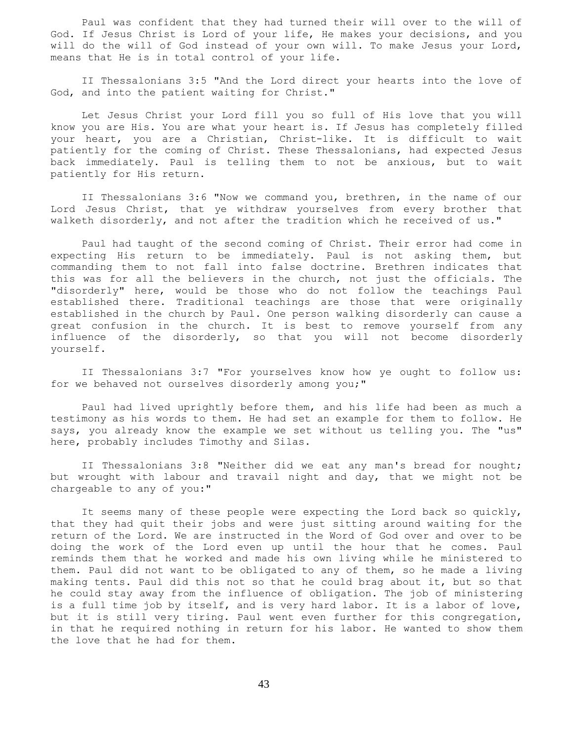Paul was confident that they had turned their will over to the will of God. If Jesus Christ is Lord of your life, He makes your decisions, and you will do the will of God instead of your own will. To make Jesus your Lord, means that He is in total control of your life.

II Thessalonians 3:5 "And the Lord direct your hearts into the love of God, and into the patient waiting for Christ."

Let Jesus Christ your Lord fill you so full of His love that you will know you are His. You are what your heart is. If Jesus has completely filled your heart, you are a Christian, Christ-like. It is difficult to wait patiently for the coming of Christ. These Thessalonians, had expected Jesus back immediately. Paul is telling them to not be anxious, but to wait patiently for His return.

II Thessalonians 3:6 "Now we command you, brethren, in the name of our Lord Jesus Christ, that ye withdraw yourselves from every brother that walketh disorderly, and not after the tradition which he received of us."

Paul had taught of the second coming of Christ. Their error had come in expecting His return to be immediately. Paul is not asking them, but commanding them to not fall into false doctrine. Brethren indicates that this was for all the believers in the church, not just the officials. The "disorderly" here, would be those who do not follow the teachings Paul established there. Traditional teachings are those that were originally established in the church by Paul. One person walking disorderly can cause a great confusion in the church. It is best to remove yourself from any influence of the disorderly, so that you will not become disorderly yourself.

II Thessalonians 3:7 "For yourselves know how ye ought to follow us: for we behaved not ourselves disorderly among you;"

Paul had lived uprightly before them, and his life had been as much a testimony as his words to them. He had set an example for them to follow. He says, you already know the example we set without us telling you. The "us" here, probably includes Timothy and Silas.

II Thessalonians 3:8 "Neither did we eat any man's bread for nought; but wrought with labour and travail night and day, that we might not be chargeable to any of you:"

It seems many of these people were expecting the Lord back so quickly, that they had quit their jobs and were just sitting around waiting for the return of the Lord. We are instructed in the Word of God over and over to be doing the work of the Lord even up until the hour that he comes. Paul reminds them that he worked and made his own living while he ministered to them. Paul did not want to be obligated to any of them, so he made a living making tents. Paul did this not so that he could brag about it, but so that he could stay away from the influence of obligation. The job of ministering is a full time job by itself, and is very hard labor. It is a labor of love, but it is still very tiring. Paul went even further for this congregation, in that he required nothing in return for his labor. He wanted to show them the love that he had for them.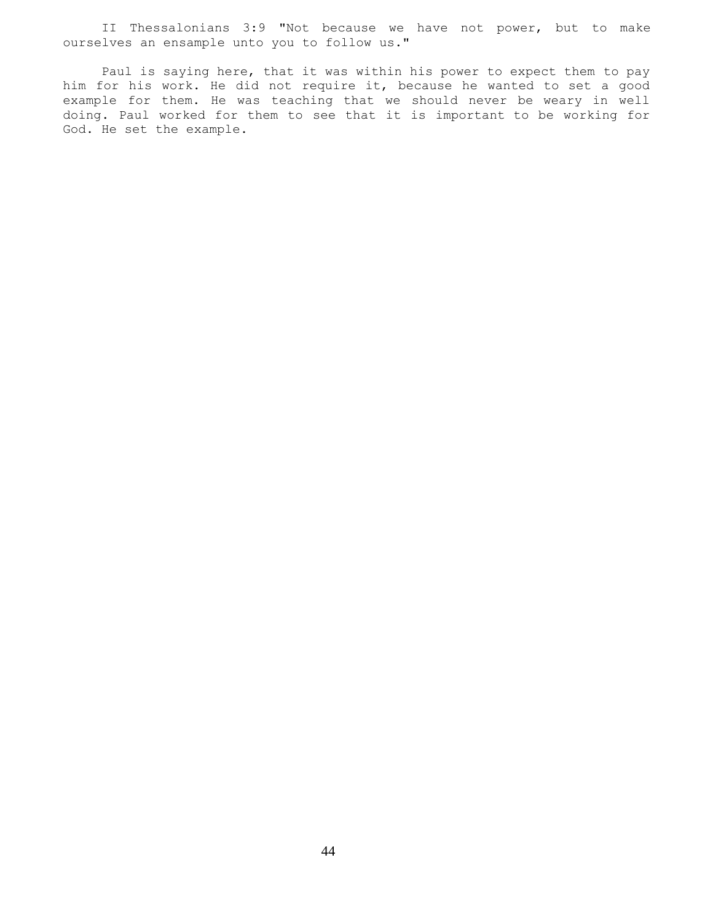II Thessalonians 3:9 "Not because we have not power, but to make ourselves an ensample unto you to follow us."

Paul is saying here, that it was within his power to expect them to pay him for his work. He did not require it, because he wanted to set a good example for them. He was teaching that we should never be weary in well doing. Paul worked for them to see that it is important to be working for God. He set the example.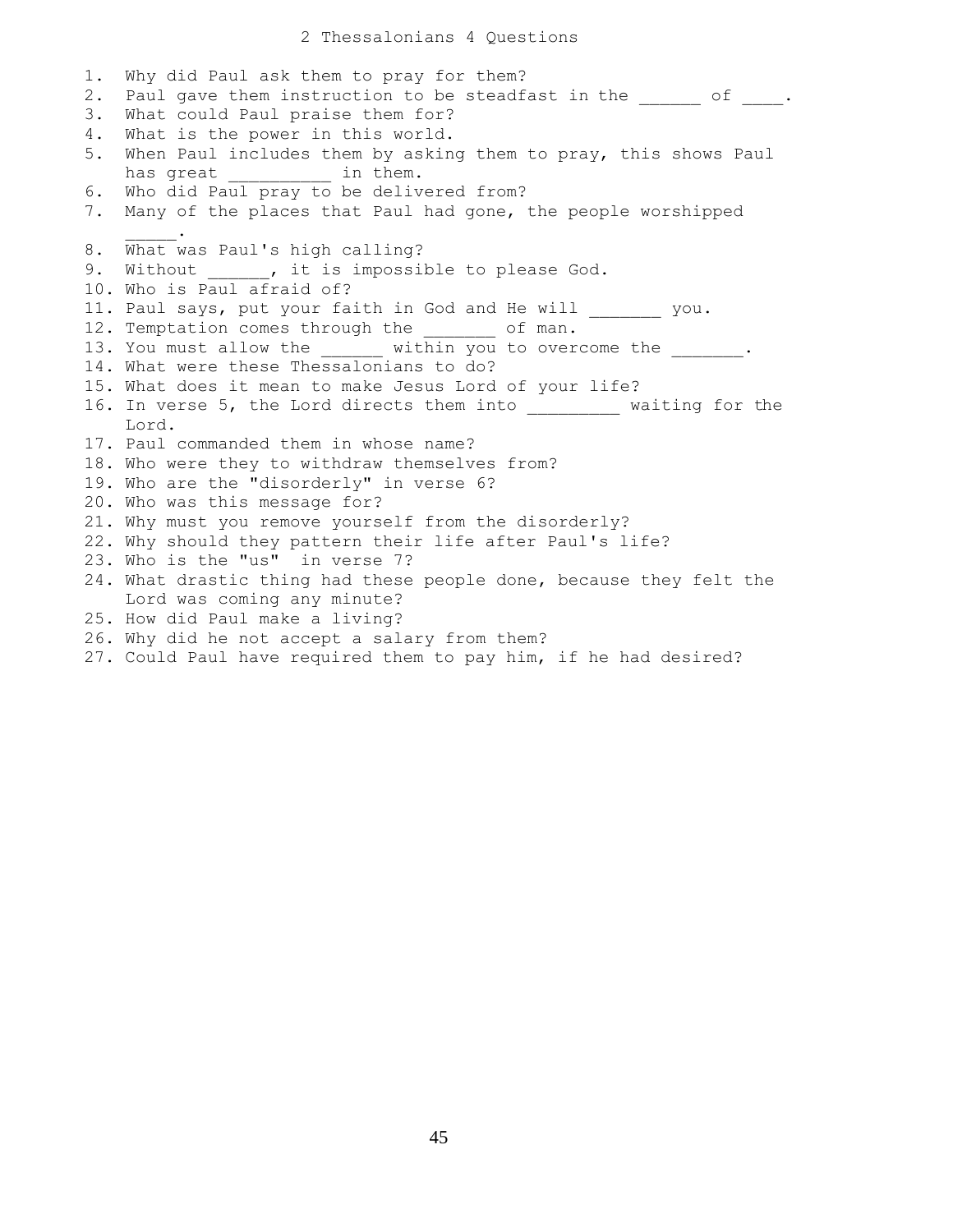# 2 Thessalonians 4 Questions

1. Why did Paul ask them to pray for them?
2. Paul gave them instruction to be steadfast in the ______ of ____.
3. What could Paul praise them for?
4. What is the power in this world.
5. When Paul includes them by asking them to pray, this shows Paul has great __________ in them.
6. Who did Paul pray to be delivered from?
7. Many of the places that Paul had gone, the people worshipped _____.
8. What was Paul's high calling?
9. Without ______, it is impossible to please God.
10. Who is Paul afraid of?
11. Paul says, put your faith in God and He will _______ you.
12. Temptation comes through the _______ of man.
13. You must allow the ______ within you to overcome the _______.
14. What were these Thessalonians to do?
15. What does it mean to make Jesus Lord of your life?
16. In verse 5, the Lord directs them into _________ waiting for the Lord.
17. Paul commanded them in whose name?
18. Who were they to withdraw themselves from?
19. Who are the "disorderly" in verse 6?
20. Who was this message for?
21. Why must you remove yourself from the disorderly?
22. Why should they pattern their life after Paul's life?
23. Who is the "us" in verse 7?
24. What drastic thing had these people done, because they felt the Lord was coming any minute?
25. How did Paul make a living?
26. Why did he not accept a salary from them?
27. Could Paul have required them to pay him, if he had desired?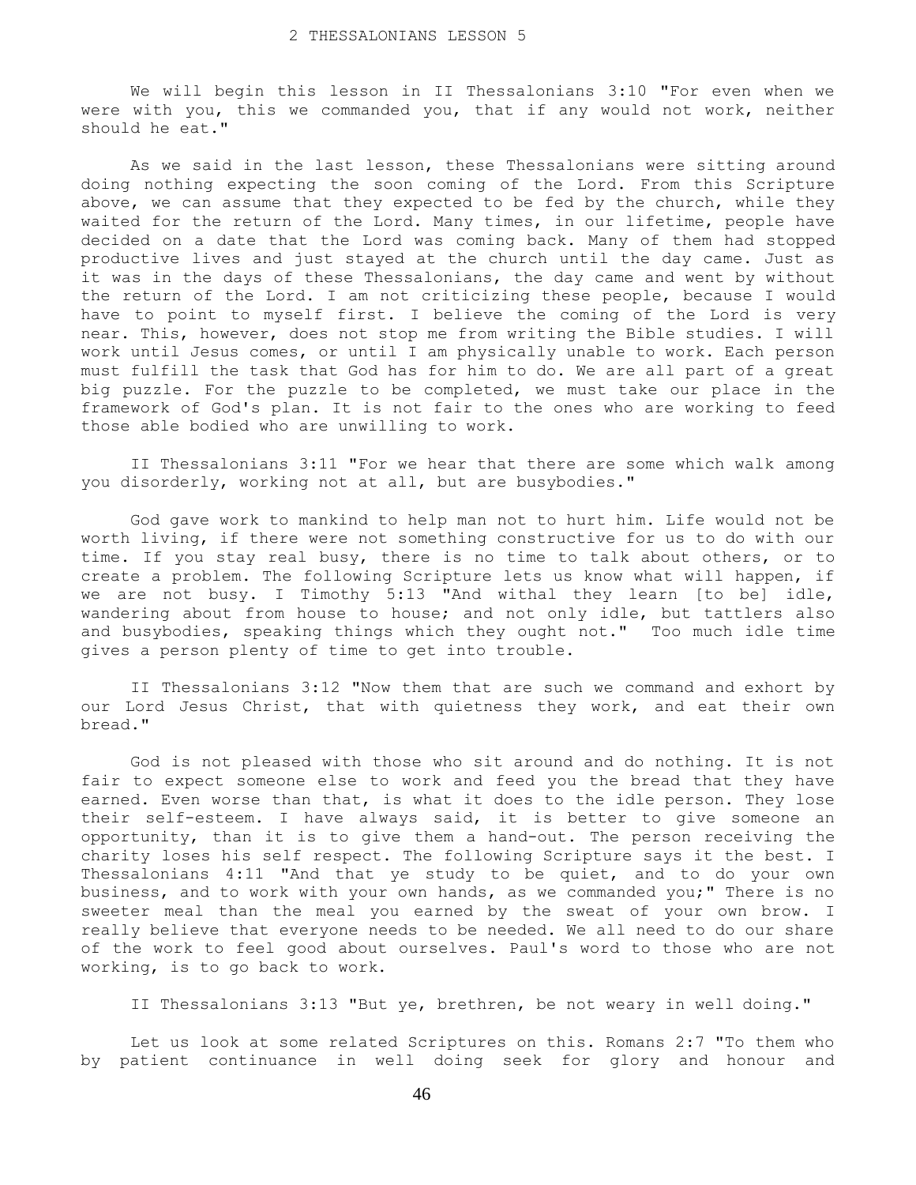# 2 THESSALONIANS LESSON 5

We will begin this lesson in II Thessalonians 3:10 "For even when we were with you, this we commanded you, that if any would not work, neither should he eat."

As we said in the last lesson, these Thessalonians were sitting around doing nothing expecting the soon coming of the Lord. From this Scripture above, we can assume that they expected to be fed by the church, while they waited for the return of the Lord. Many times, in our lifetime, people have decided on a date that the Lord was coming back. Many of them had stopped productive lives and just stayed at the church until the day came. Just as it was in the days of these Thessalonians, the day came and went by without the return of the Lord. I am not criticizing these people, because I would have to point to myself first. I believe the coming of the Lord is very near. This, however, does not stop me from writing the Bible studies. I will work until Jesus comes, or until I am physically unable to work. Each person must fulfill the task that God has for him to do. We are all part of a great big puzzle. For the puzzle to be completed, we must take our place in the framework of God's plan. It is not fair to the ones who are working to feed those able bodied who are unwilling to work.

II Thessalonians 3:11 "For we hear that there are some which walk among you disorderly, working not at all, but are busybodies."

God gave work to mankind to help man not to hurt him. Life would not be worth living, if there were not something constructive for us to do with our time. If you stay real busy, there is no time to talk about others, or to create a problem. The following Scripture lets us know what will happen, if we are not busy. I Timothy 5:13 "And withal they learn [to be] idle, wandering about from house to house; and not only idle, but tattlers also and busybodies, speaking things which they ought not." Too much idle time gives a person plenty of time to get into trouble.

II Thessalonians 3:12 "Now them that are such we command and exhort by our Lord Jesus Christ, that with quietness they work, and eat their own bread."

God is not pleased with those who sit around and do nothing. It is not fair to expect someone else to work and feed you the bread that they have earned. Even worse than that, is what it does to the idle person. They lose their self-esteem. I have always said, it is better to give someone an opportunity, than it is to give them a hand-out. The person receiving the charity loses his self respect. The following Scripture says it the best. I Thessalonians 4:11 "And that ye study to be quiet, and to do your own business, and to work with your own hands, as we commanded you;" There is no sweeter meal than the meal you earned by the sweat of your own brow. I really believe that everyone needs to be needed. We all need to do our share of the work to feel good about ourselves. Paul's word to those who are not working, is to go back to work.

II Thessalonians 3:13 "But ye, brethren, be not weary in well doing."

Let us look at some related Scriptures on this. Romans 2:7 "To them who by patient continuance in well doing seek for glory and honour and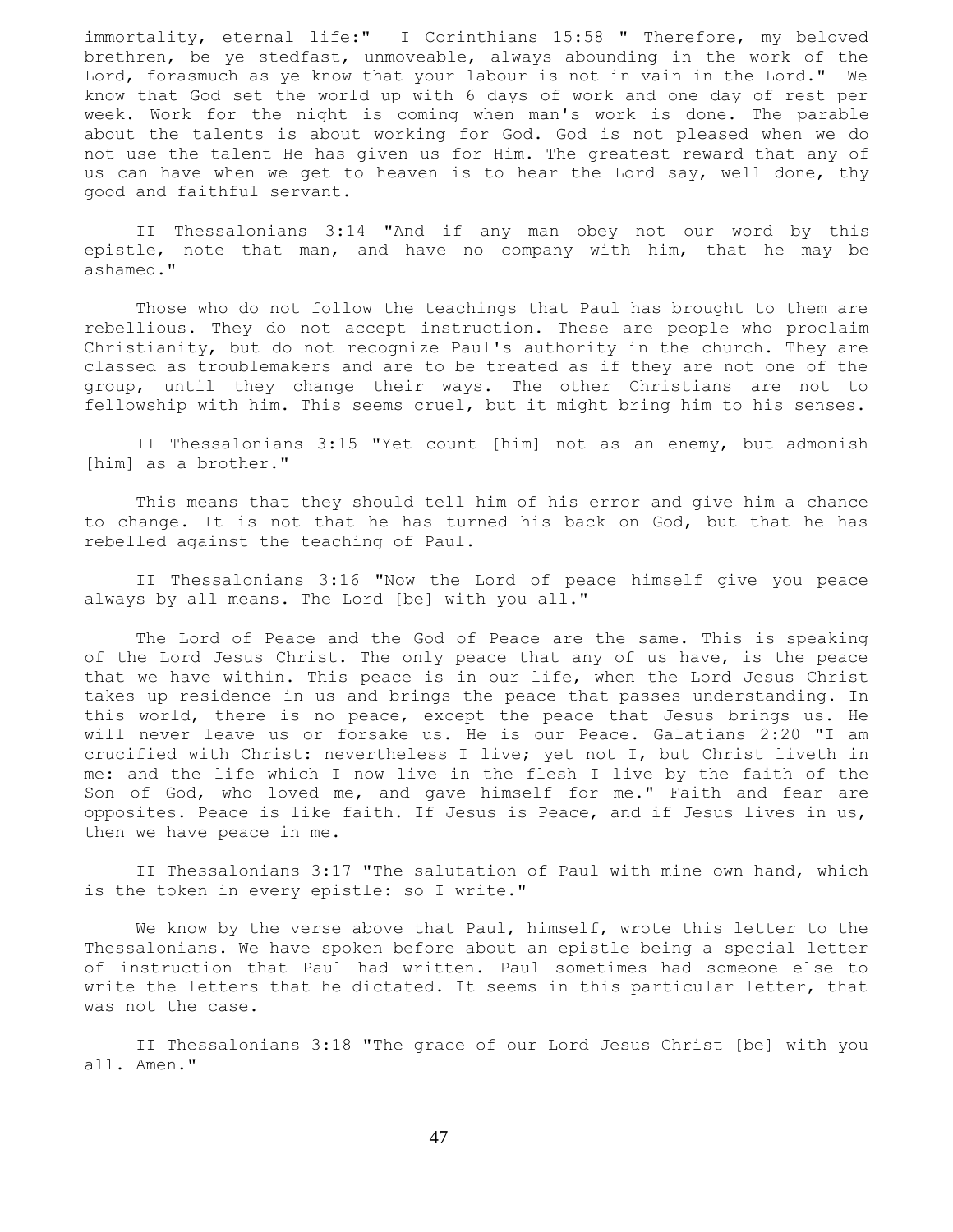immortality, eternal life:" I Corinthians 15:58 " Therefore, my beloved brethren, be ye stedfast, unmoveable, always abounding in the work of the Lord, forasmuch as ye know that your labour is not in vain in the Lord." We know that God set the world up with 6 days of work and one day of rest per week. Work for the night is coming when man's work is done. The parable about the talents is about working for God. God is not pleased when we do not use the talent He has given us for Him. The greatest reward that any of us can have when we get to heaven is to hear the Lord say, well done, thy good and faithful servant.

II Thessalonians 3:14 "And if any man obey not our word by this epistle, note that man, and have no company with him, that he may be ashamed."

Those who do not follow the teachings that Paul has brought to them are rebellious. They do not accept instruction. These are people who proclaim Christianity, but do not recognize Paul's authority in the church. They are classed as troublemakers and are to be treated as if they are not one of the group, until they change their ways. The other Christians are not to fellowship with him. This seems cruel, but it might bring him to his senses.

II Thessalonians 3:15 "Yet count [him] not as an enemy, but admonish [him] as a brother."

This means that they should tell him of his error and give him a chance to change. It is not that he has turned his back on God, but that he has rebelled against the teaching of Paul.

II Thessalonians 3:16 "Now the Lord of peace himself give you peace always by all means. The Lord [be] with you all."

The Lord of Peace and the God of Peace are the same. This is speaking of the Lord Jesus Christ. The only peace that any of us have, is the peace that we have within. This peace is in our life, when the Lord Jesus Christ takes up residence in us and brings the peace that passes understanding. In this world, there is no peace, except the peace that Jesus brings us. He will never leave us or forsake us. He is our Peace. Galatians 2:20 "I am crucified with Christ: nevertheless I live; yet not I, but Christ liveth in me: and the life which I now live in the flesh I live by the faith of the Son of God, who loved me, and gave himself for me." Faith and fear are opposites. Peace is like faith. If Jesus is Peace, and if Jesus lives in us, then we have peace in me.

II Thessalonians 3:17 "The salutation of Paul with mine own hand, which is the token in every epistle: so I write."

We know by the verse above that Paul, himself, wrote this letter to the Thessalonians. We have spoken before about an epistle being a special letter of instruction that Paul had written. Paul sometimes had someone else to write the letters that he dictated. It seems in this particular letter, that was not the case.

II Thessalonians 3:18 "The grace of our Lord Jesus Christ [be] with you all. Amen."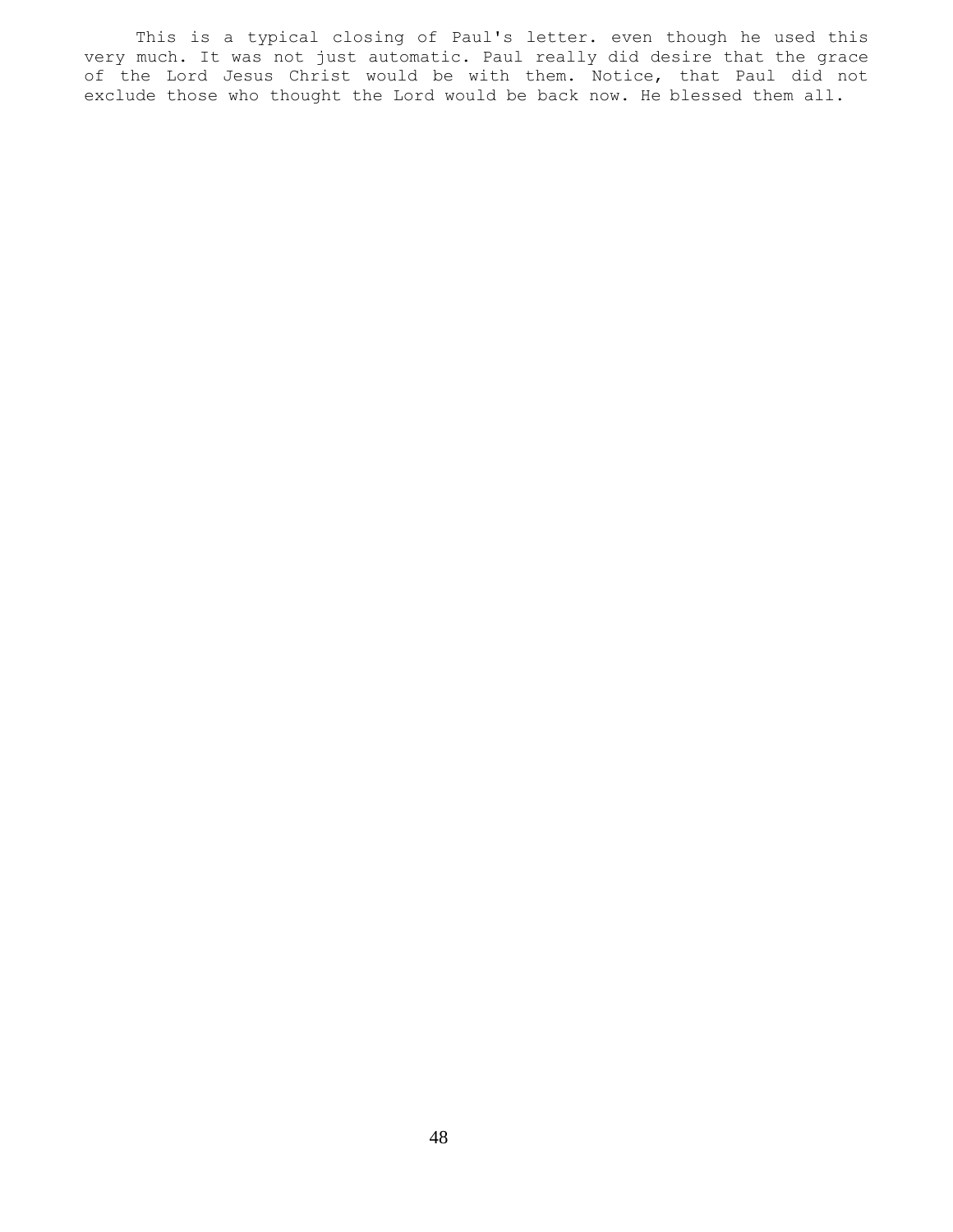This is a typical closing of Paul's letter. even though he used this very much. It was not just automatic. Paul really did desire that the grace of the Lord Jesus Christ would be with them. Notice, that Paul did not exclude those who thought the Lord would be back now. He blessed them all.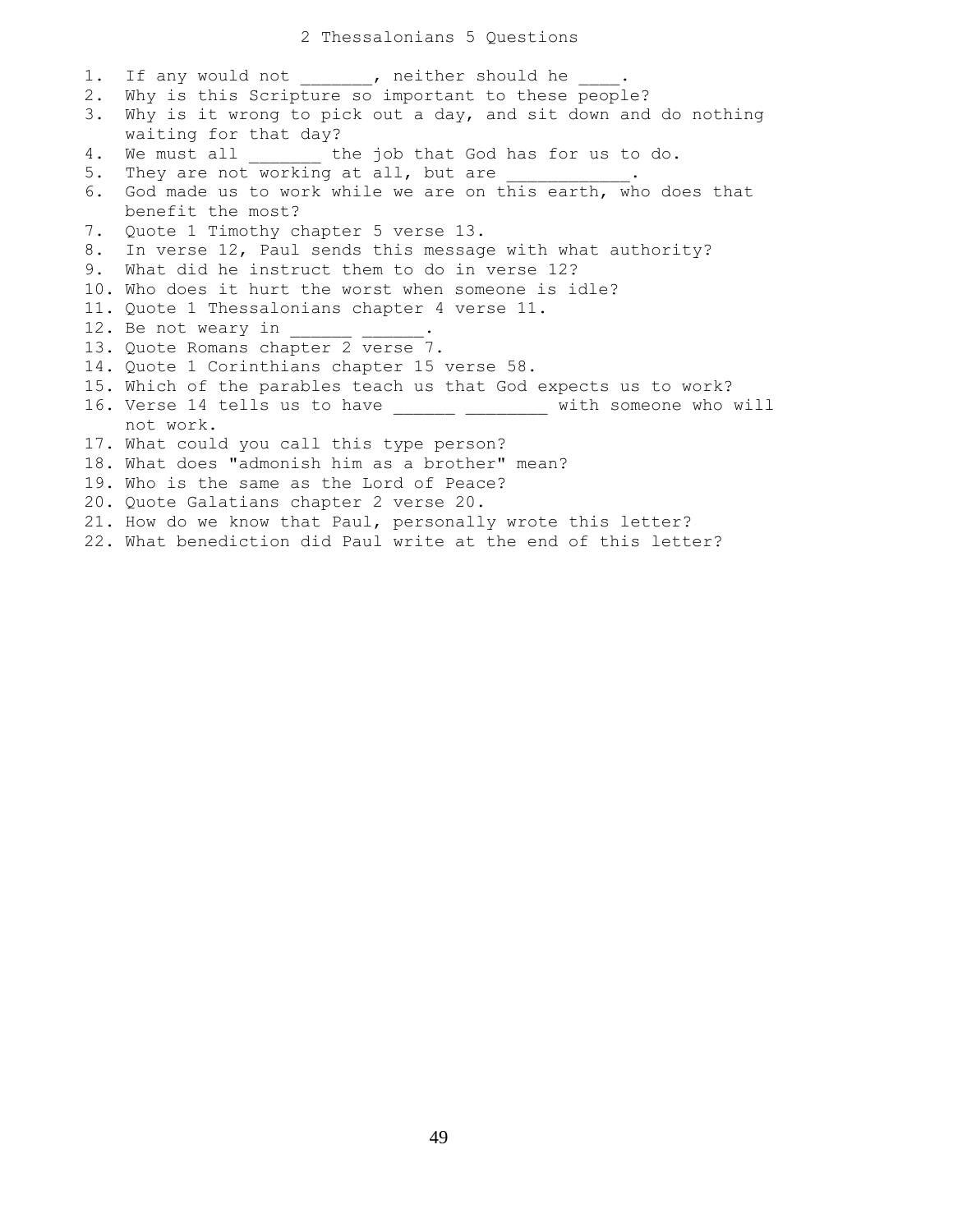# 2 Thessalonians 5 Questions

1. If any would not _______, neither should he ____.
2. Why is this Scripture so important to these people?
3. Why is it wrong to pick out a day, and sit down and do nothing waiting for that day?
4. We must all _______ the job that God has for us to do.
5. They are not working at all, but are ____________.
6. God made us to work while we are on this earth, who does that benefit the most?
7. Quote 1 Timothy chapter 5 verse 13.
8. In verse 12, Paul sends this message with what authority?
9. What did he instruct them to do in verse 12?
10. Who does it hurt the worst when someone is idle?
11. Quote 1 Thessalonians chapter 4 verse 11.
12. Be not weary in ______ ______.
13. Quote Romans chapter 2 verse 7.
14. Quote 1 Corinthians chapter 15 verse 58.
15. Which of the parables teach us that God expects us to work?
16. Verse 14 tells us to have ______ ________ with someone who will not work.
17. What could you call this type person?
18. What does "admonish him as a brother" mean?
19. Who is the same as the Lord of Peace?
20. Quote Galatians chapter 2 verse 20.
21. How do we know that Paul, personally wrote this letter?
22. What benediction did Paul write at the end of this letter?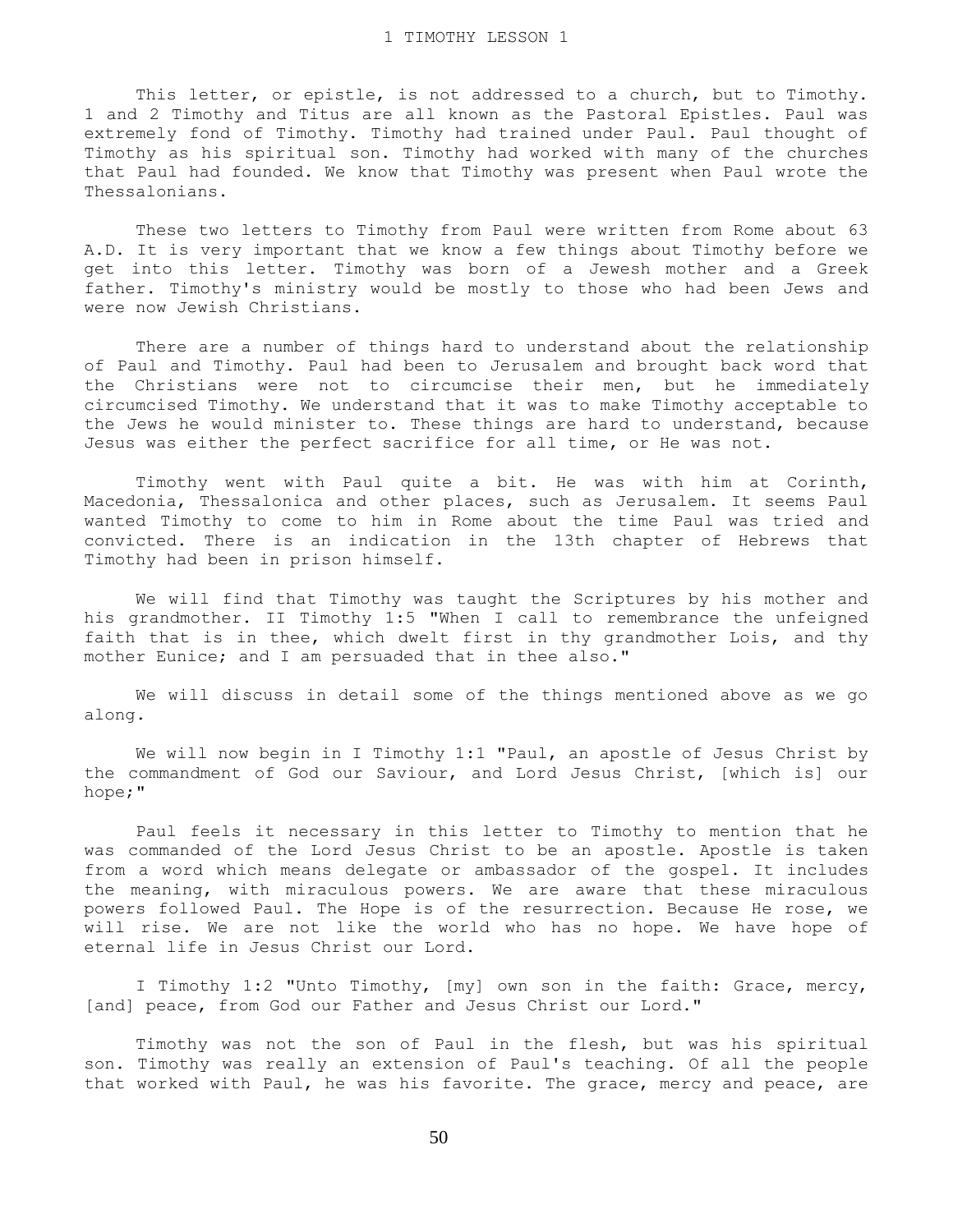# 1 TIMOTHY LESSON 1

This letter, or epistle, is not addressed to a church, but to Timothy. 1 and 2 Timothy and Titus are all known as the Pastoral Epistles. Paul was extremely fond of Timothy. Timothy had trained under Paul. Paul thought of Timothy as his spiritual son. Timothy had worked with many of the churches that Paul had founded. We know that Timothy was present when Paul wrote the Thessalonians.

These two letters to Timothy from Paul were written from Rome about 63 A.D. It is very important that we know a few things about Timothy before we get into this letter. Timothy was born of a Jewesh mother and a Greek father. Timothy's ministry would be mostly to those who had been Jews and were now Jewish Christians.

There are a number of things hard to understand about the relationship of Paul and Timothy. Paul had been to Jerusalem and brought back word that the Christians were not to circumcise their men, but he immediately circumcised Timothy. We understand that it was to make Timothy acceptable to the Jews he would minister to. These things are hard to understand, because Jesus was either the perfect sacrifice for all time, or He was not.

Timothy went with Paul quite a bit. He was with him at Corinth, Macedonia, Thessalonica and other places, such as Jerusalem. It seems Paul wanted Timothy to come to him in Rome about the time Paul was tried and convicted. There is an indication in the 13th chapter of Hebrews that Timothy had been in prison himself.

We will find that Timothy was taught the Scriptures by his mother and his grandmother. II Timothy 1:5 "When I call to remembrance the unfeigned faith that is in thee, which dwelt first in thy grandmother Lois, and thy mother Eunice; and I am persuaded that in thee also."

We will discuss in detail some of the things mentioned above as we go along.

We will now begin in I Timothy 1:1 "Paul, an apostle of Jesus Christ by the commandment of God our Saviour, and Lord Jesus Christ, [which is] our hope;"

Paul feels it necessary in this letter to Timothy to mention that he was commanded of the Lord Jesus Christ to be an apostle. Apostle is taken from a word which means delegate or ambassador of the gospel. It includes the meaning, with miraculous powers. We are aware that these miraculous powers followed Paul. The Hope is of the resurrection. Because He rose, we will rise. We are not like the world who has no hope. We have hope of eternal life in Jesus Christ our Lord.

I Timothy 1:2 "Unto Timothy, [my] own son in the faith: Grace, mercy, [and] peace, from God our Father and Jesus Christ our Lord."

Timothy was not the son of Paul in the flesh, but was his spiritual son. Timothy was really an extension of Paul's teaching. Of all the people that worked with Paul, he was his favorite. The grace, mercy and peace, are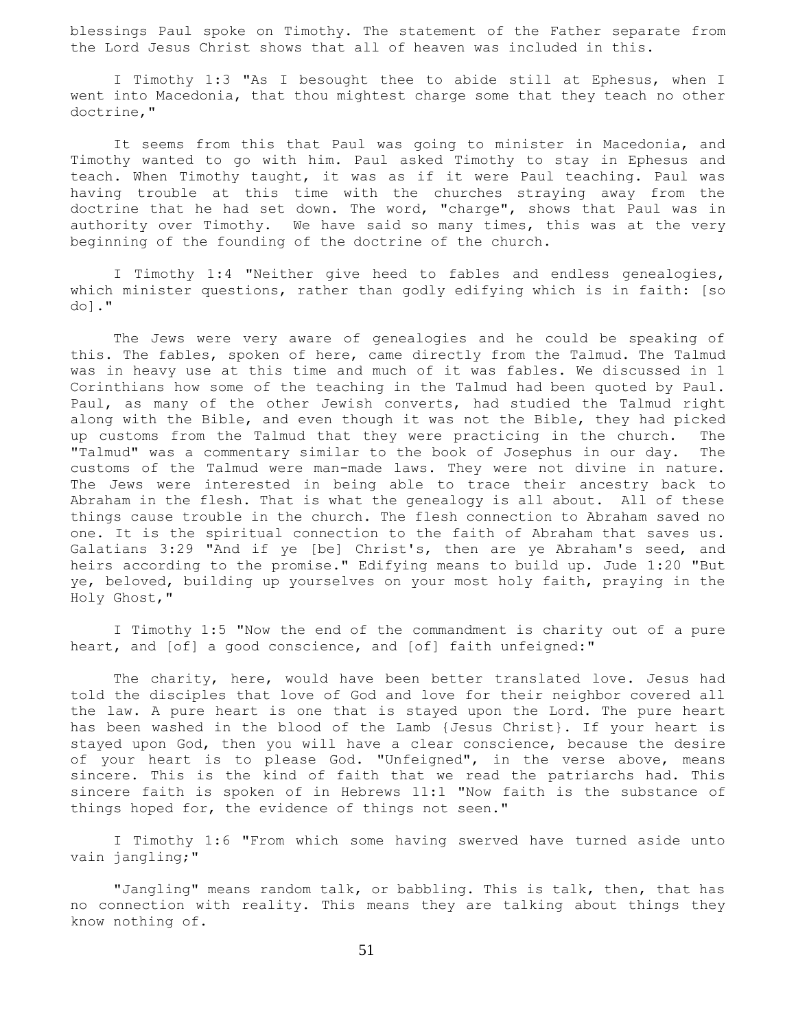blessings Paul spoke on Timothy. The statement of the Father separate from the Lord Jesus Christ shows that all of heaven was included in this.

I Timothy 1:3 "As I besought thee to abide still at Ephesus, when I went into Macedonia, that thou mightest charge some that they teach no other doctrine,"

It seems from this that Paul was going to minister in Macedonia, and Timothy wanted to go with him. Paul asked Timothy to stay in Ephesus and teach. When Timothy taught, it was as if it were Paul teaching. Paul was having trouble at this time with the churches straying away from the doctrine that he had set down. The word, "charge", shows that Paul was in authority over Timothy. We have said so many times, this was at the very beginning of the founding of the doctrine of the church.

I Timothy 1:4 "Neither give heed to fables and endless genealogies, which minister questions, rather than godly edifying which is in faith: [so do]."

The Jews were very aware of genealogies and he could be speaking of this. The fables, spoken of here, came directly from the Talmud. The Talmud was in heavy use at this time and much of it was fables. We discussed in 1 Corinthians how some of the teaching in the Talmud had been quoted by Paul. Paul, as many of the other Jewish converts, had studied the Talmud right along with the Bible, and even though it was not the Bible, they had picked up customs from the Talmud that they were practicing in the church. The "Talmud" was a commentary similar to the book of Josephus in our day. The customs of the Talmud were man-made laws. They were not divine in nature. The Jews were interested in being able to trace their ancestry back to Abraham in the flesh. That is what the genealogy is all about. All of these things cause trouble in the church. The flesh connection to Abraham saved no one. It is the spiritual connection to the faith of Abraham that saves us. Galatians 3:29 "And if ye [be] Christ's, then are ye Abraham's seed, and heirs according to the promise." Edifying means to build up. Jude 1:20 "But ye, beloved, building up yourselves on your most holy faith, praying in the Holy Ghost,"

I Timothy 1:5 "Now the end of the commandment is charity out of a pure heart, and [of] a good conscience, and [of] faith unfeigned:"

The charity, here, would have been better translated love. Jesus had told the disciples that love of God and love for their neighbor covered all the law. A pure heart is one that is stayed upon the Lord. The pure heart has been washed in the blood of the Lamb {Jesus Christ}. If your heart is stayed upon God, then you will have a clear conscience, because the desire of your heart is to please God. "Unfeigned", in the verse above, means sincere. This is the kind of faith that we read the patriarchs had. This sincere faith is spoken of in Hebrews 11:1 "Now faith is the substance of things hoped for, the evidence of things not seen."

I Timothy 1:6 "From which some having swerved have turned aside unto vain jangling;"

"Jangling" means random talk, or babbling. This is talk, then, that has no connection with reality. This means they are talking about things they know nothing of.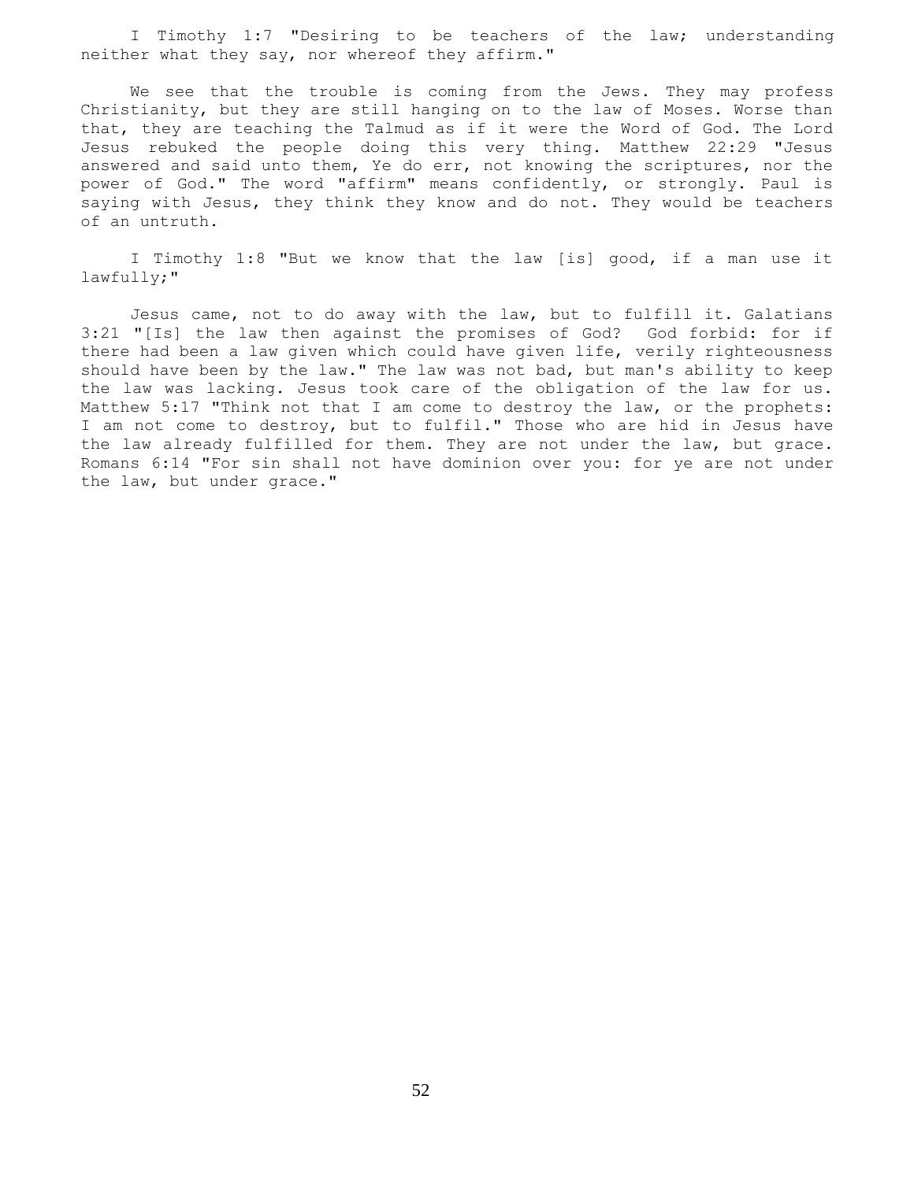I Timothy 1:7 "Desiring to be teachers of the law; understanding neither what they say, nor whereof they affirm."

We see that the trouble is coming from the Jews. They may profess Christianity, but they are still hanging on to the law of Moses. Worse than that, they are teaching the Talmud as if it were the Word of God. The Lord Jesus rebuked the people doing this very thing. Matthew 22:29 "Jesus answered and said unto them, Ye do err, not knowing the scriptures, nor the power of God." The word "affirm" means confidently, or strongly. Paul is saying with Jesus, they think they know and do not. They would be teachers of an untruth.

I Timothy 1:8 "But we know that the law [is] good, if a man use it lawfully;"

Jesus came, not to do away with the law, but to fulfill it. Galatians 3:21 "[Is] the law then against the promises of God? God forbid: for if there had been a law given which could have given life, verily righteousness should have been by the law." The law was not bad, but man's ability to keep the law was lacking. Jesus took care of the obligation of the law for us. Matthew 5:17 "Think not that I am come to destroy the law, or the prophets: I am not come to destroy, but to fulfil." Those who are hid in Jesus have the law already fulfilled for them. They are not under the law, but grace. Romans 6:14 "For sin shall not have dominion over you: for ye are not under the law, but under grace."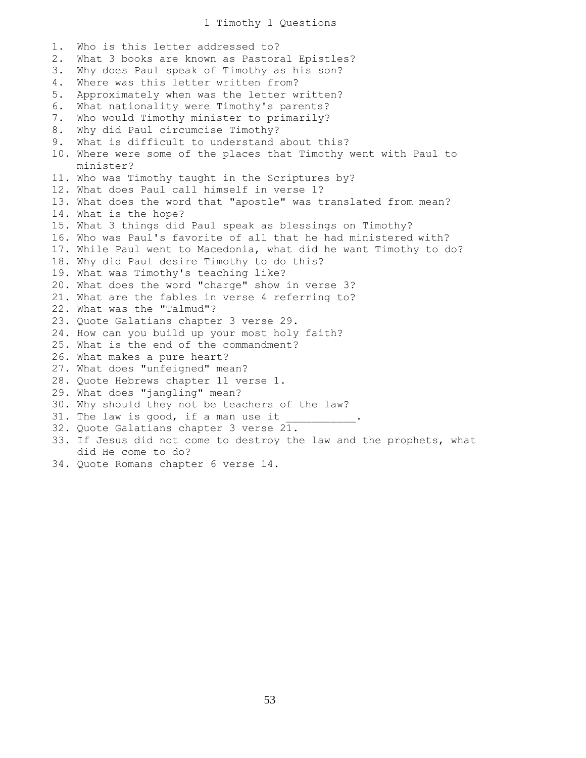# 1 Timothy 1 Questions

1. Who is this letter addressed to?
2. What 3 books are known as Pastoral Epistles?
3. Why does Paul speak of Timothy as his son?
4. Where was this letter written from?
5. Approximately when was the letter written?
6. What nationality were Timothy's parents?
7. Who would Timothy minister to primarily?
8. Why did Paul circumcise Timothy?
9. What is difficult to understand about this?
10. Where were some of the places that Timothy went with Paul to minister?
11. Who was Timothy taught in the Scriptures by?
12. What does Paul call himself in verse 1?
13. What does the word that "apostle" was translated from mean?
14. What is the hope?
15. What 3 things did Paul speak as blessings on Timothy?
16. Who was Paul's favorite of all that he had ministered with?
17. While Paul went to Macedonia, what did he want Timothy to do?
18. Why did Paul desire Timothy to do this?
19. What was Timothy's teaching like?
20. What does the word "charge" show in verse 3?
21. What are the fables in verse 4 referring to?
22. What was the "Talmud"?
23. Quote Galatians chapter 3 verse 29.
24. How can you build up your most holy faith?
25. What is the end of the commandment?
26. What makes a pure heart?
27. What does "unfeigned" mean?
28. Quote Hebrews chapter 11 verse 1.
29. What does "jangling" mean?
30. Why should they not be teachers of the law?
31. The law is good, if a man use it ___________.
32. Quote Galatians chapter 3 verse 21.
33. If Jesus did not come to destroy the law and the prophets, what did He come to do?
34. Quote Romans chapter 6 verse 14.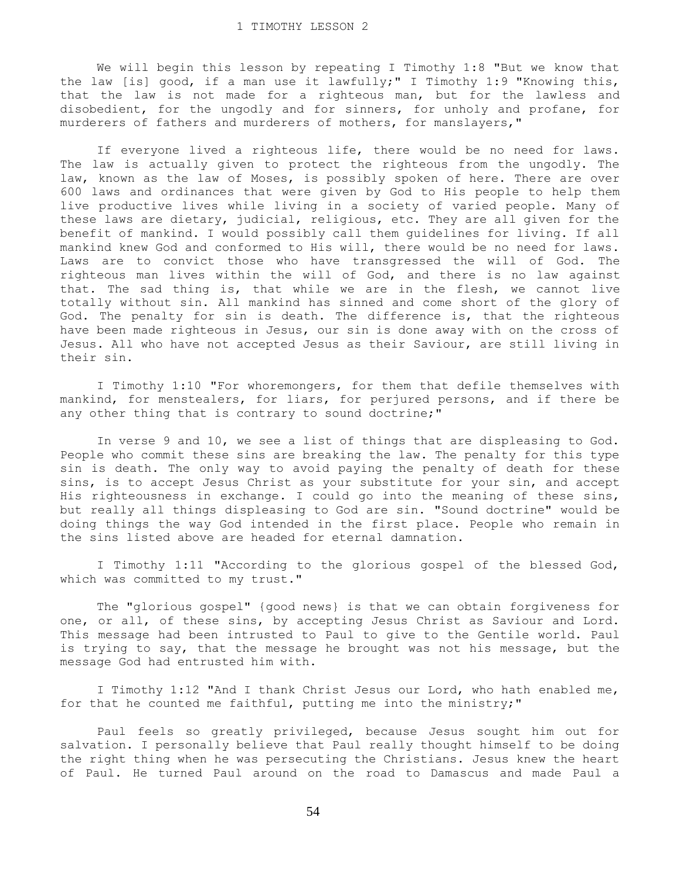# 1 TIMOTHY LESSON 2

We will begin this lesson by repeating I Timothy 1:8 "But we know that the law [is] good, if a man use it lawfully;" I Timothy 1:9 "Knowing this, that the law is not made for a righteous man, but for the lawless and disobedient, for the ungodly and for sinners, for unholy and profane, for murderers of fathers and murderers of mothers, for manslayers,"

If everyone lived a righteous life, there would be no need for laws. The law is actually given to protect the righteous from the ungodly. The law, known as the law of Moses, is possibly spoken of here. There are over 600 laws and ordinances that were given by God to His people to help them live productive lives while living in a society of varied people. Many of these laws are dietary, judicial, religious, etc. They are all given for the benefit of mankind. I would possibly call them guidelines for living. If all mankind knew God and conformed to His will, there would be no need for laws. Laws are to convict those who have transgressed the will of God. The righteous man lives within the will of God, and there is no law against that. The sad thing is, that while we are in the flesh, we cannot live totally without sin. All mankind has sinned and come short of the glory of God. The penalty for sin is death. The difference is, that the righteous have been made righteous in Jesus, our sin is done away with on the cross of Jesus. All who have not accepted Jesus as their Saviour, are still living in their sin.

I Timothy 1:10 "For whoremongers, for them that defile themselves with mankind, for menstealers, for liars, for perjured persons, and if there be any other thing that is contrary to sound doctrine;"

In verse 9 and 10, we see a list of things that are displeasing to God. People who commit these sins are breaking the law. The penalty for this type sin is death. The only way to avoid paying the penalty of death for these sins, is to accept Jesus Christ as your substitute for your sin, and accept His righteousness in exchange. I could go into the meaning of these sins, but really all things displeasing to God are sin. "Sound doctrine" would be doing things the way God intended in the first place. People who remain in the sins listed above are headed for eternal damnation.

I Timothy 1:11 "According to the glorious gospel of the blessed God, which was committed to my trust."

The "glorious gospel" {good news} is that we can obtain forgiveness for one, or all, of these sins, by accepting Jesus Christ as Saviour and Lord. This message had been intrusted to Paul to give to the Gentile world. Paul is trying to say, that the message he brought was not his message, but the message God had entrusted him with.

I Timothy 1:12 "And I thank Christ Jesus our Lord, who hath enabled me, for that he counted me faithful, putting me into the ministry;"

Paul feels so greatly privileged, because Jesus sought him out for salvation. I personally believe that Paul really thought himself to be doing the right thing when he was persecuting the Christians. Jesus knew the heart of Paul. He turned Paul around on the road to Damascus and made Paul a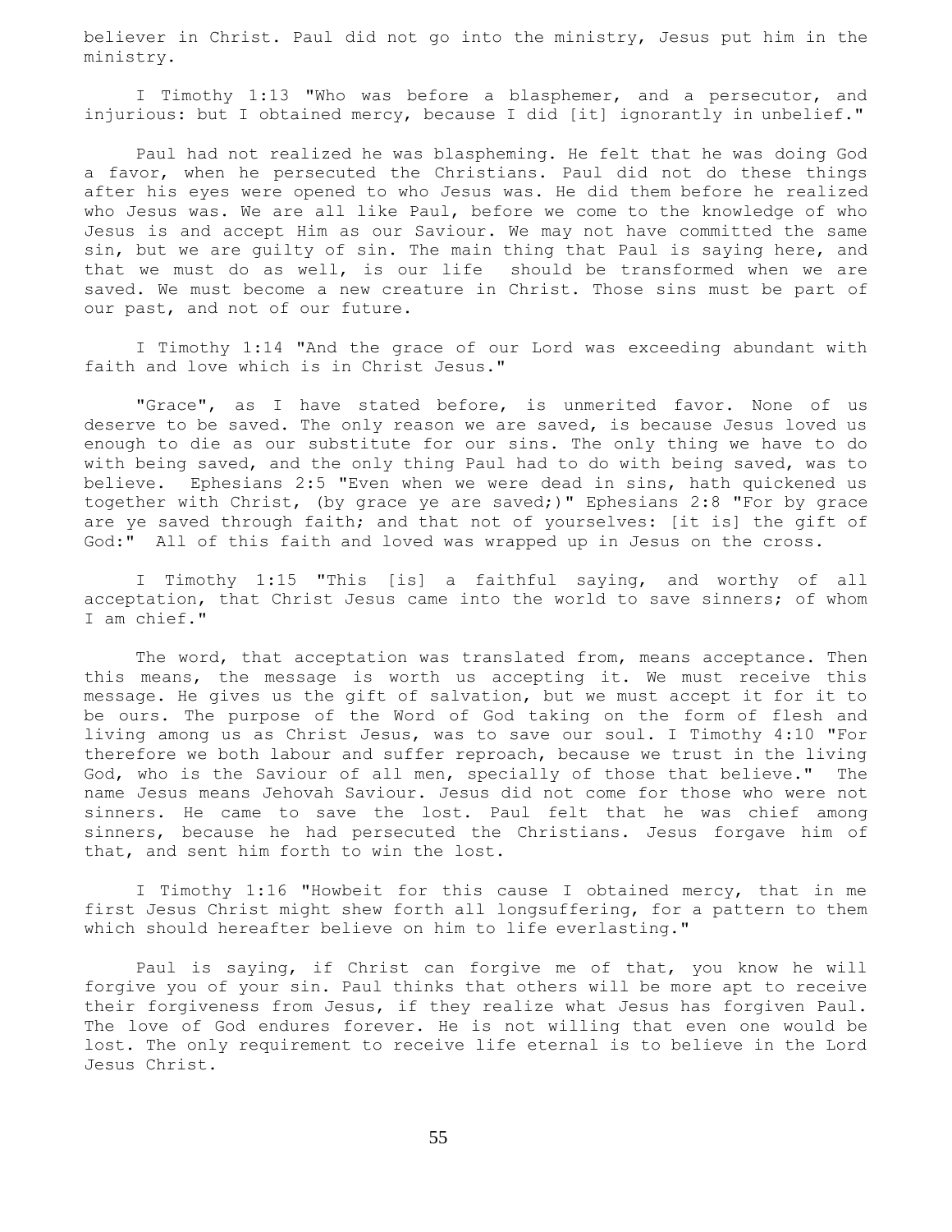believer in Christ. Paul did not go into the ministry, Jesus put him in the ministry.

I Timothy 1:13 "Who was before a blasphemer, and a persecutor, and injurious: but I obtained mercy, because I did [it] ignorantly in unbelief."

Paul had not realized he was blaspheming. He felt that he was doing God a favor, when he persecuted the Christians. Paul did not do these things after his eyes were opened to who Jesus was. He did them before he realized who Jesus was. We are all like Paul, before we come to the knowledge of who Jesus is and accept Him as our Saviour. We may not have committed the same sin, but we are guilty of sin. The main thing that Paul is saying here, and that we must do as well, is our life should be transformed when we are saved. We must become a new creature in Christ. Those sins must be part of our past, and not of our future.

I Timothy 1:14 "And the grace of our Lord was exceeding abundant with faith and love which is in Christ Jesus."

"Grace", as I have stated before, is unmerited favor. None of us deserve to be saved. The only reason we are saved, is because Jesus loved us enough to die as our substitute for our sins. The only thing we have to do with being saved, and the only thing Paul had to do with being saved, was to believe. Ephesians 2:5 "Even when we were dead in sins, hath quickened us together with Christ, (by grace ye are saved;)" Ephesians 2:8 "For by grace are ye saved through faith; and that not of yourselves: [it is] the gift of God:" All of this faith and loved was wrapped up in Jesus on the cross.

I Timothy 1:15 "This [is] a faithful saying, and worthy of all acceptation, that Christ Jesus came into the world to save sinners; of whom I am chief."

The word, that acceptation was translated from, means acceptance. Then this means, the message is worth us accepting it. We must receive this message. He gives us the gift of salvation, but we must accept it for it to be ours. The purpose of the Word of God taking on the form of flesh and living among us as Christ Jesus, was to save our soul. I Timothy 4:10 "For therefore we both labour and suffer reproach, because we trust in the living God, who is the Saviour of all men, specially of those that believe." The name Jesus means Jehovah Saviour. Jesus did not come for those who were not sinners. He came to save the lost. Paul felt that he was chief among sinners, because he had persecuted the Christians. Jesus forgave him of that, and sent him forth to win the lost.

I Timothy 1:16 "Howbeit for this cause I obtained mercy, that in me first Jesus Christ might shew forth all longsuffering, for a pattern to them which should hereafter believe on him to life everlasting."

Paul is saying, if Christ can forgive me of that, you know he will forgive you of your sin. Paul thinks that others will be more apt to receive their forgiveness from Jesus, if they realize what Jesus has forgiven Paul. The love of God endures forever. He is not willing that even one would be lost. The only requirement to receive life eternal is to believe in the Lord Jesus Christ.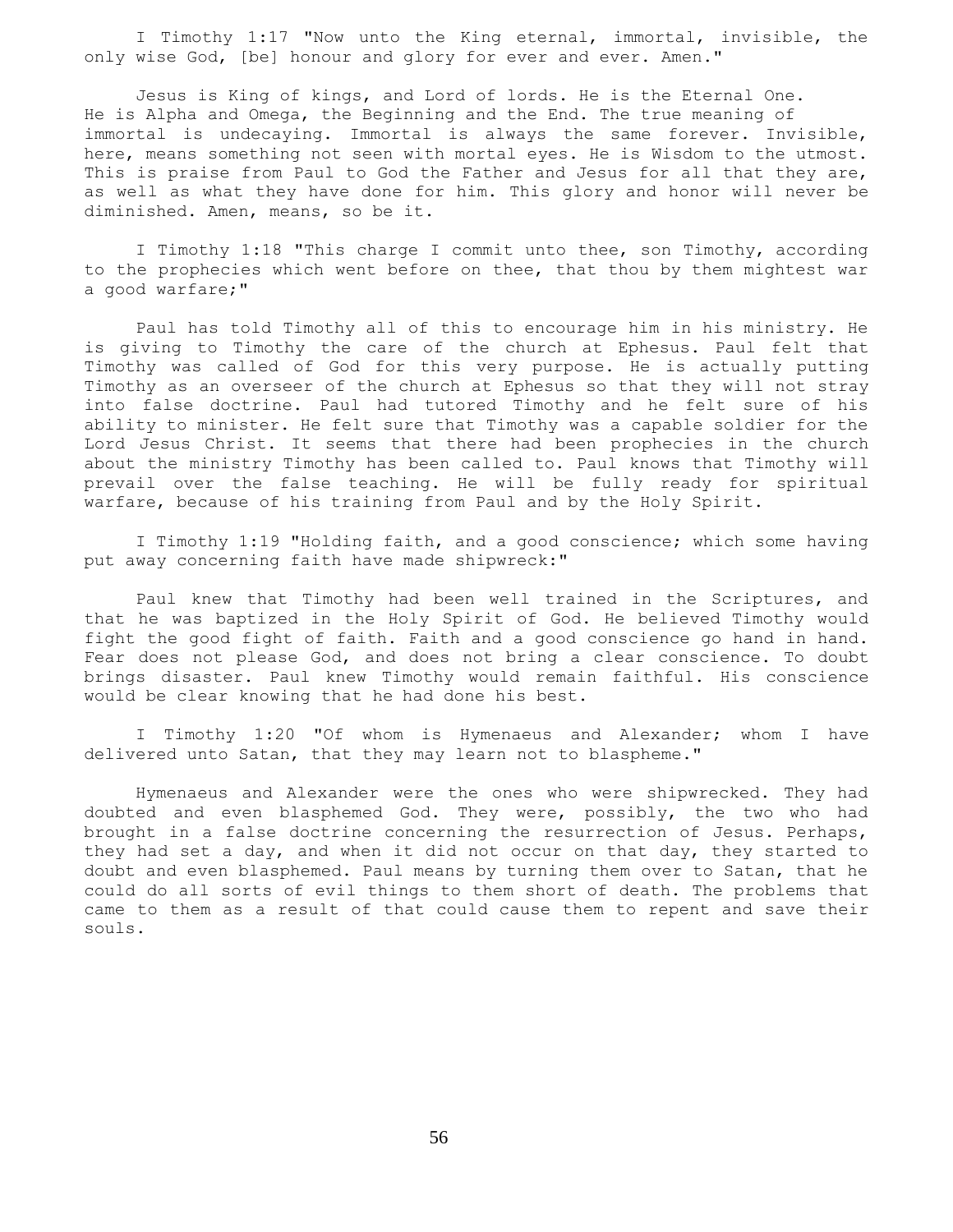I Timothy 1:17 "Now unto the King eternal, immortal, invisible, the only wise God, [be] honour and glory for ever and ever. Amen."

Jesus is King of kings, and Lord of lords. He is the Eternal One. He is Alpha and Omega, the Beginning and the End. The true meaning of immortal is undecaying. Immortal is always the same forever. Invisible, here, means something not seen with mortal eyes. He is Wisdom to the utmost. This is praise from Paul to God the Father and Jesus for all that they are, as well as what they have done for him. This glory and honor will never be diminished. Amen, means, so be it.

I Timothy 1:18 "This charge I commit unto thee, son Timothy, according to the prophecies which went before on thee, that thou by them mightest war a good warfare;"

Paul has told Timothy all of this to encourage him in his ministry. He is giving to Timothy the care of the church at Ephesus. Paul felt that Timothy was called of God for this very purpose. He is actually putting Timothy as an overseer of the church at Ephesus so that they will not stray into false doctrine. Paul had tutored Timothy and he felt sure of his ability to minister. He felt sure that Timothy was a capable soldier for the Lord Jesus Christ. It seems that there had been prophecies in the church about the ministry Timothy has been called to. Paul knows that Timothy will prevail over the false teaching. He will be fully ready for spiritual warfare, because of his training from Paul and by the Holy Spirit.

I Timothy 1:19 "Holding faith, and a good conscience; which some having put away concerning faith have made shipwreck:"

Paul knew that Timothy had been well trained in the Scriptures, and that he was baptized in the Holy Spirit of God. He believed Timothy would fight the good fight of faith. Faith and a good conscience go hand in hand. Fear does not please God, and does not bring a clear conscience. To doubt brings disaster. Paul knew Timothy would remain faithful. His conscience would be clear knowing that he had done his best.

I Timothy 1:20 "Of whom is Hymenaeus and Alexander; whom I have delivered unto Satan, that they may learn not to blaspheme."

Hymenaeus and Alexander were the ones who were shipwrecked. They had doubted and even blasphemed God. They were, possibly, the two who had brought in a false doctrine concerning the resurrection of Jesus. Perhaps, they had set a day, and when it did not occur on that day, they started to doubt and even blasphemed. Paul means by turning them over to Satan, that he could do all sorts of evil things to them short of death. The problems that came to them as a result of that could cause them to repent and save their souls.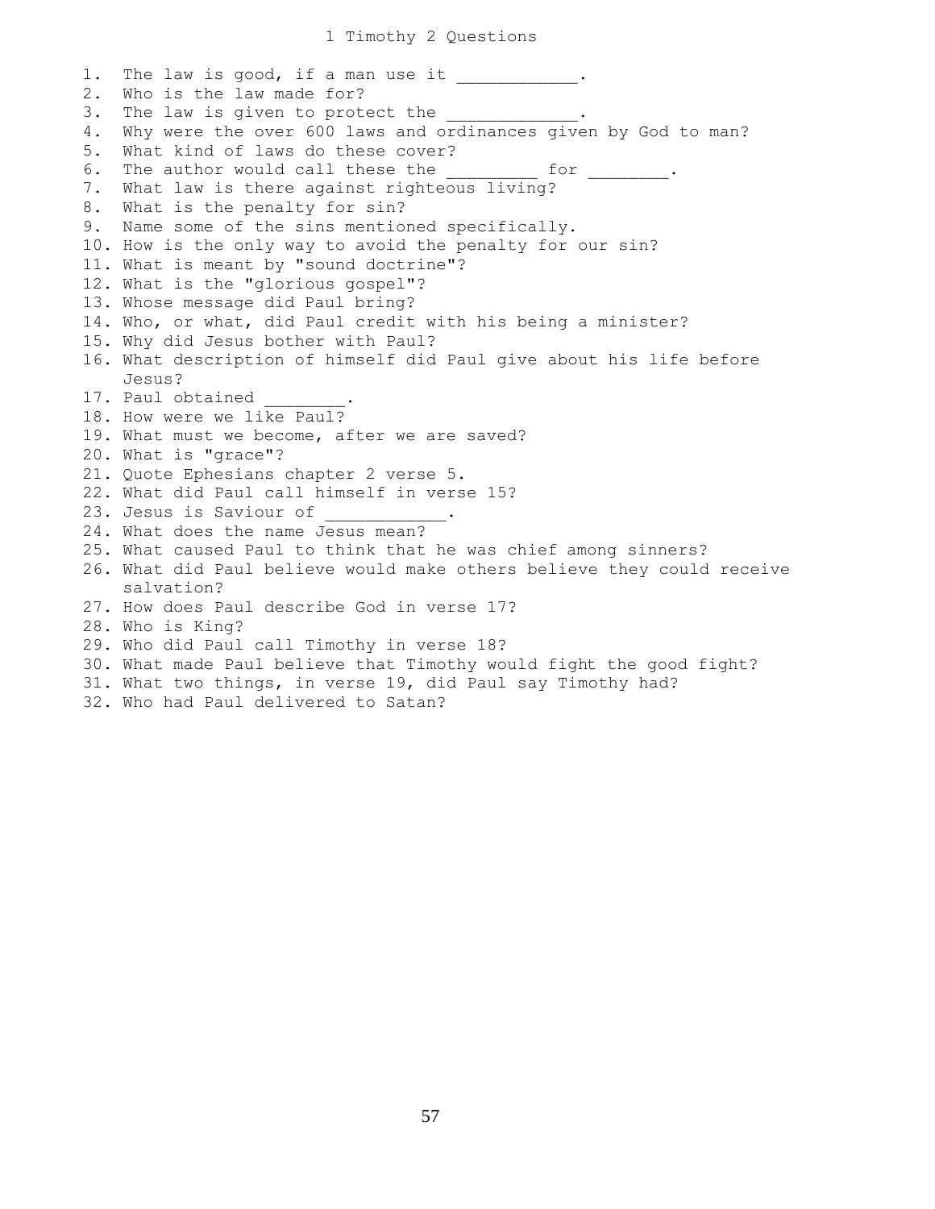# 1 Timothy 2 Questions

1. The law is good, if a man use it ____________.
2. Who is the law made for?
3. The law is given to protect the _____________.
4. Why were the over 600 laws and ordinances given by God to man?
5. What kind of laws do these cover?
6. The author would call these the _________ for ________.
7. What law is there against righteous living?
8. What is the penalty for sin?
9. Name some of the sins mentioned specifically.
10. How is the only way to avoid the penalty for our sin?
11. What is meant by "sound doctrine"?
12. What is the "glorious gospel"?
13. Whose message did Paul bring?
14. Who, or what, did Paul credit with his being a minister?
15. Why did Jesus bother with Paul?
16. What description of himself did Paul give about his life before Jesus?
17. Paul obtained ________.
18. How were we like Paul?
19. What must we become, after we are saved?
20. What is "grace"?
21. Quote Ephesians chapter 2 verse 5.
22. What did Paul call himself in verse 15?
23. Jesus is Saviour of ____________.
24. What does the name Jesus mean?
25. What caused Paul to think that he was chief among sinners?
26. What did Paul believe would make others believe they could receive salvation?
27. How does Paul describe God in verse 17?
28. Who is King?
29. Who did Paul call Timothy in verse 18?
30. What made Paul believe that Timothy would fight the good fight?
31. What two things, in verse 19, did Paul say Timothy had?
32. Who had Paul delivered to Satan?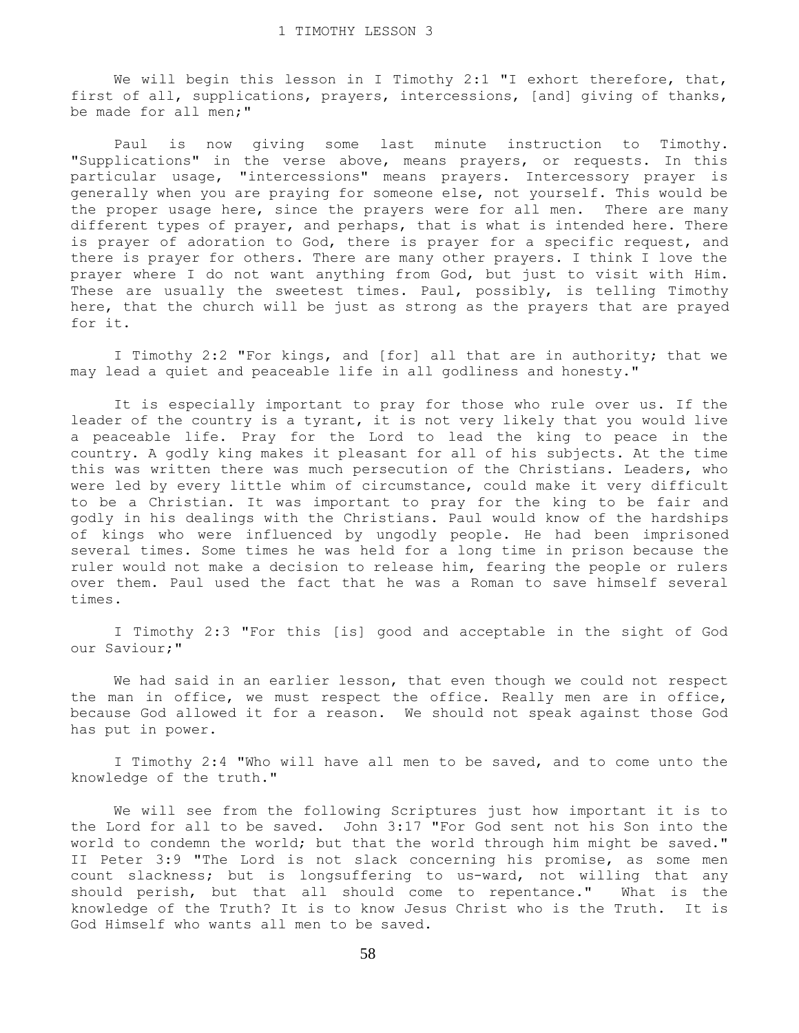# 1 TIMOTHY LESSON 3

We will begin this lesson in I Timothy 2:1 "I exhort therefore, that, first of all, supplications, prayers, intercessions, [and] giving of thanks, be made for all men;"

Paul is now giving some last minute instruction to Timothy. "Supplications" in the verse above, means prayers, or requests. In this particular usage, "intercessions" means prayers. Intercessory prayer is generally when you are praying for someone else, not yourself. This would be the proper usage here, since the prayers were for all men. There are many different types of prayer, and perhaps, that is what is intended here. There is prayer of adoration to God, there is prayer for a specific request, and there is prayer for others. There are many other prayers. I think I love the prayer where I do not want anything from God, but just to visit with Him. These are usually the sweetest times. Paul, possibly, is telling Timothy here, that the church will be just as strong as the prayers that are prayed for it.

I Timothy 2:2 "For kings, and [for] all that are in authority; that we may lead a quiet and peaceable life in all godliness and honesty."

It is especially important to pray for those who rule over us. If the leader of the country is a tyrant, it is not very likely that you would live a peaceable life. Pray for the Lord to lead the king to peace in the country. A godly king makes it pleasant for all of his subjects. At the time this was written there was much persecution of the Christians. Leaders, who were led by every little whim of circumstance, could make it very difficult to be a Christian. It was important to pray for the king to be fair and godly in his dealings with the Christians. Paul would know of the hardships of kings who were influenced by ungodly people. He had been imprisoned several times. Some times he was held for a long time in prison because the ruler would not make a decision to release him, fearing the people or rulers over them. Paul used the fact that he was a Roman to save himself several times.

I Timothy 2:3 "For this [is] good and acceptable in the sight of God our Saviour;"

We had said in an earlier lesson, that even though we could not respect the man in office, we must respect the office. Really men are in office, because God allowed it for a reason. We should not speak against those God has put in power.

I Timothy 2:4 "Who will have all men to be saved, and to come unto the knowledge of the truth."

We will see from the following Scriptures just how important it is to the Lord for all to be saved. John 3:17 "For God sent not his Son into the world to condemn the world; but that the world through him might be saved." II Peter 3:9 "The Lord is not slack concerning his promise, as some men count slackness; but is longsuffering to us-ward, not willing that any should perish, but that all should come to repentance." What is the knowledge of the Truth? It is to know Jesus Christ who is the Truth. It is God Himself who wants all men to be saved.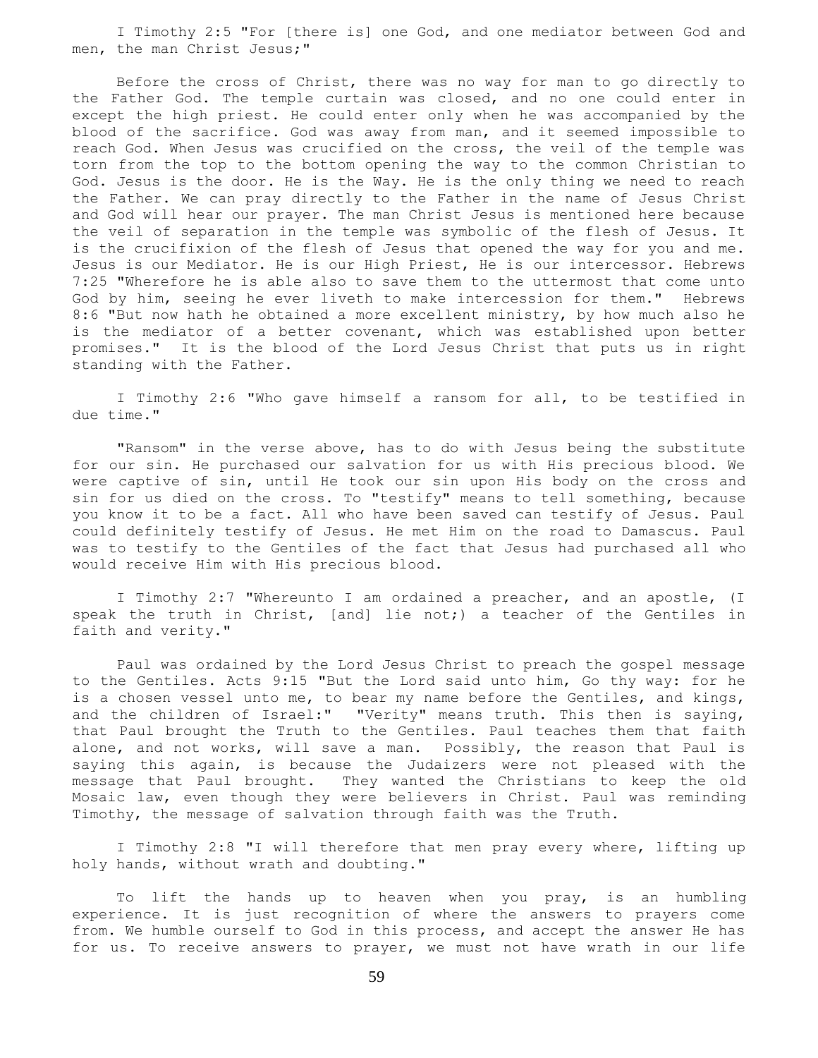I Timothy 2:5 "For [there is] one God, and one mediator between God and men, the man Christ Jesus;"

Before the cross of Christ, there was no way for man to go directly to the Father God. The temple curtain was closed, and no one could enter in except the high priest. He could enter only when he was accompanied by the blood of the sacrifice. God was away from man, and it seemed impossible to reach God. When Jesus was crucified on the cross, the veil of the temple was torn from the top to the bottom opening the way to the common Christian to God. Jesus is the door. He is the Way. He is the only thing we need to reach the Father. We can pray directly to the Father in the name of Jesus Christ and God will hear our prayer. The man Christ Jesus is mentioned here because the veil of separation in the temple was symbolic of the flesh of Jesus. It is the crucifixion of the flesh of Jesus that opened the way for you and me. Jesus is our Mediator. He is our High Priest, He is our intercessor. Hebrews 7:25 "Wherefore he is able also to save them to the uttermost that come unto God by him, seeing he ever liveth to make intercession for them." Hebrews 8:6 "But now hath he obtained a more excellent ministry, by how much also he is the mediator of a better covenant, which was established upon better promises." It is the blood of the Lord Jesus Christ that puts us in right standing with the Father.

I Timothy 2:6 "Who gave himself a ransom for all, to be testified in due time."

"Ransom" in the verse above, has to do with Jesus being the substitute for our sin. He purchased our salvation for us with His precious blood. We were captive of sin, until He took our sin upon His body on the cross and sin for us died on the cross. To "testify" means to tell something, because you know it to be a fact. All who have been saved can testify of Jesus. Paul could definitely testify of Jesus. He met Him on the road to Damascus. Paul was to testify to the Gentiles of the fact that Jesus had purchased all who would receive Him with His precious blood.

I Timothy 2:7 "Whereunto I am ordained a preacher, and an apostle, (I speak the truth in Christ, [and] lie not;) a teacher of the Gentiles in faith and verity."

Paul was ordained by the Lord Jesus Christ to preach the gospel message to the Gentiles. Acts 9:15 "But the Lord said unto him, Go thy way: for he is a chosen vessel unto me, to bear my name before the Gentiles, and kings, and the children of Israel:" "Verity" means truth. This then is saying, that Paul brought the Truth to the Gentiles. Paul teaches them that faith alone, and not works, will save a man. Possibly, the reason that Paul is saying this again, is because the Judaizers were not pleased with the message that Paul brought. They wanted the Christians to keep the old Mosaic law, even though they were believers in Christ. Paul was reminding Timothy, the message of salvation through faith was the Truth.

I Timothy 2:8 "I will therefore that men pray every where, lifting up holy hands, without wrath and doubting."

To lift the hands up to heaven when you pray, is an humbling experience. It is just recognition of where the answers to prayers come from. We humble ourself to God in this process, and accept the answer He has for us. To receive answers to prayer, we must not have wrath in our life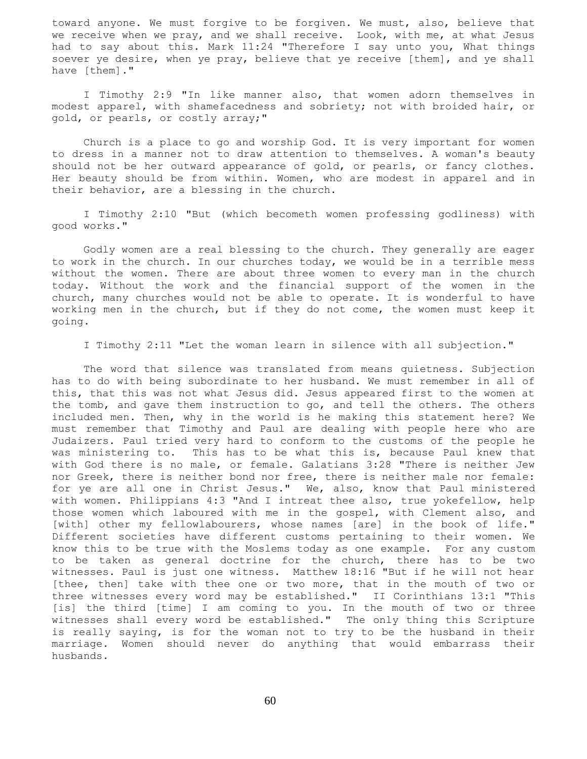toward anyone. We must forgive to be forgiven. We must, also, believe that we receive when we pray, and we shall receive. Look, with me, at what Jesus had to say about this. Mark 11:24 "Therefore I say unto you, What things soever ye desire, when ye pray, believe that ye receive [them], and ye shall have [them]."

I Timothy 2:9 "In like manner also, that women adorn themselves in modest apparel, with shamefacedness and sobriety; not with broided hair, or gold, or pearls, or costly array;"

Church is a place to go and worship God. It is very important for women to dress in a manner not to draw attention to themselves. A woman's beauty should not be her outward appearance of gold, or pearls, or fancy clothes. Her beauty should be from within. Women, who are modest in apparel and in their behavior, are a blessing in the church.

I Timothy 2:10 "But (which becometh women professing godliness) with good works."

Godly women are a real blessing to the church. They generally are eager to work in the church. In our churches today, we would be in a terrible mess without the women. There are about three women to every man in the church today. Without the work and the financial support of the women in the church, many churches would not be able to operate. It is wonderful to have working men in the church, but if they do not come, the women must keep it going.

I Timothy 2:11 "Let the woman learn in silence with all subjection."

The word that silence was translated from means quietness. Subjection has to do with being subordinate to her husband. We must remember in all of this, that this was not what Jesus did. Jesus appeared first to the women at the tomb, and gave them instruction to go, and tell the others. The others included men. Then, why in the world is he making this statement here? We must remember that Timothy and Paul are dealing with people here who are Judaizers. Paul tried very hard to conform to the customs of the people he was ministering to. This has to be what this is, because Paul knew that with God there is no male, or female. Galatians 3:28 "There is neither Jew nor Greek, there is neither bond nor free, there is neither male nor female: for ye are all one in Christ Jesus." We, also, know that Paul ministered with women. Philippians 4:3 "And I intreat thee also, true yokefellow, help those women which laboured with me in the gospel, with Clement also, and [with] other my fellowlabourers, whose names [are] in the book of life." Different societies have different customs pertaining to their women. We know this to be true with the Moslems today as one example. For any custom to be taken as general doctrine for the church, there has to be two witnesses. Paul is just one witness. Matthew 18:16 "But if he will not hear [thee, then] take with thee one or two more, that in the mouth of two or three witnesses every word may be established." II Corinthians 13:1 "This [is] the third [time] I am coming to you. In the mouth of two or three witnesses shall every word be established." The only thing this Scripture is really saying, is for the woman not to try to be the husband in their marriage. Women should never do anything that would embarrass their husbands.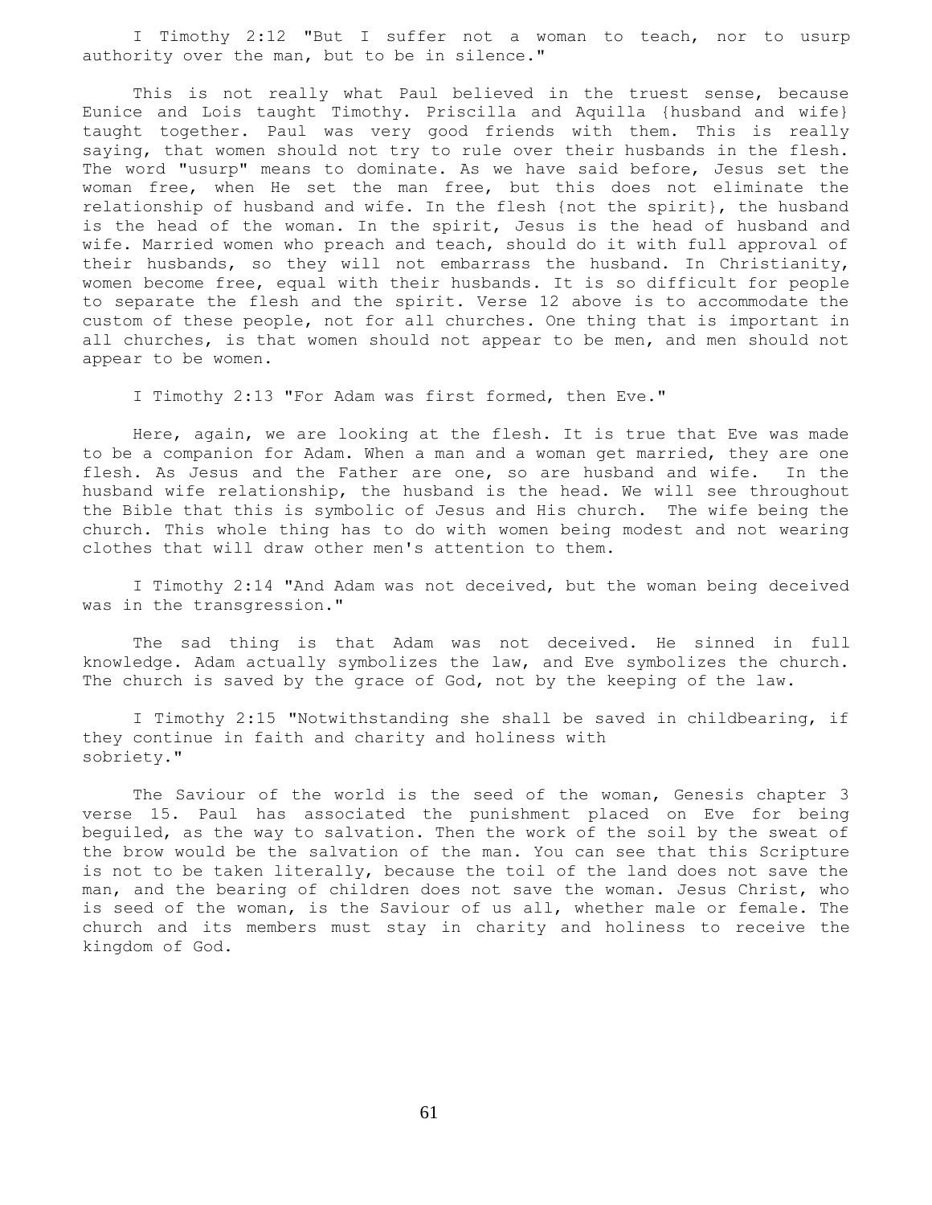I Timothy 2:12 "But I suffer not a woman to teach, nor to usurp authority over the man, but to be in silence."

This is not really what Paul believed in the truest sense, because Eunice and Lois taught Timothy. Priscilla and Aquilla {husband and wife} taught together. Paul was very good friends with them. This is really saying, that women should not try to rule over their husbands in the flesh. The word "usurp" means to dominate. As we have said before, Jesus set the woman free, when He set the man free, but this does not eliminate the relationship of husband and wife. In the flesh {not the spirit}, the husband is the head of the woman. In the spirit, Jesus is the head of husband and wife. Married women who preach and teach, should do it with full approval of their husbands, so they will not embarrass the husband. In Christianity, women become free, equal with their husbands. It is so difficult for people to separate the flesh and the spirit. Verse 12 above is to accommodate the custom of these people, not for all churches. One thing that is important in all churches, is that women should not appear to be men, and men should not appear to be women.

I Timothy 2:13 "For Adam was first formed, then Eve."

Here, again, we are looking at the flesh. It is true that Eve was made to be a companion for Adam. When a man and a woman get married, they are one flesh. As Jesus and the Father are one, so are husband and wife. In the husband wife relationship, the husband is the head. We will see throughout the Bible that this is symbolic of Jesus and His church. The wife being the church. This whole thing has to do with women being modest and not wearing clothes that will draw other men's attention to them.

I Timothy 2:14 "And Adam was not deceived, but the woman being deceived was in the transgression."

The sad thing is that Adam was not deceived. He sinned in full knowledge. Adam actually symbolizes the law, and Eve symbolizes the church. The church is saved by the grace of God, not by the keeping of the law.

I Timothy 2:15 "Notwithstanding she shall be saved in childbearing, if they continue in faith and charity and holiness with sobriety."

The Saviour of the world is the seed of the woman, Genesis chapter 3 verse 15. Paul has associated the punishment placed on Eve for being beguiled, as the way to salvation. Then the work of the soil by the sweat of the brow would be the salvation of the man. You can see that this Scripture is not to be taken literally, because the toil of the land does not save the man, and the bearing of children does not save the woman. Jesus Christ, who is seed of the woman, is the Saviour of us all, whether male or female. The church and its members must stay in charity and holiness to receive the kingdom of God.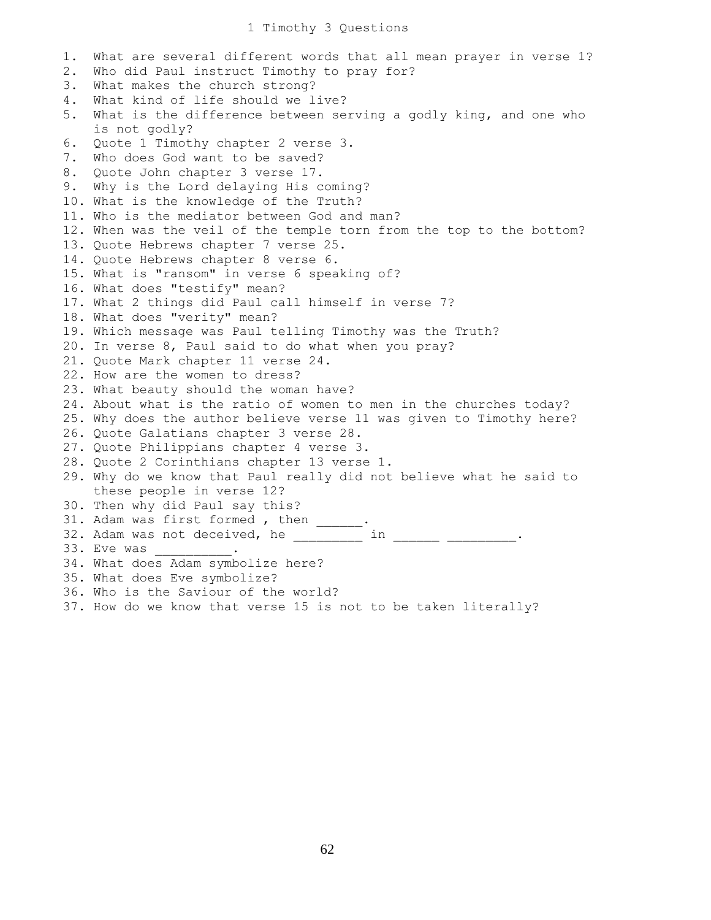# 1 Timothy 3 Questions

1. What are several different words that all mean prayer in verse 1?
2. Who did Paul instruct Timothy to pray for?
3. What makes the church strong?
4. What kind of life should we live?
5. What is the difference between serving a godly king, and one who is not godly?
6. Quote 1 Timothy chapter 2 verse 3.
7. Who does God want to be saved?
8. Quote John chapter 3 verse 17.
9. Why is the Lord delaying His coming?
10. What is the knowledge of the Truth?
11. Who is the mediator between God and man?
12. When was the veil of the temple torn from the top to the bottom?
13. Quote Hebrews chapter 7 verse 25.
14. Quote Hebrews chapter 8 verse 6.
15. What is "ransom" in verse 6 speaking of?
16. What does "testify" mean?
17. What 2 things did Paul call himself in verse 7?
18. What does "verity" mean?
19. Which message was Paul telling Timothy was the Truth?
20. In verse 8, Paul said to do what when you pray?
21. Quote Mark chapter 11 verse 24.
22. How are the women to dress?
23. What beauty should the woman have?
24. About what is the ratio of women to men in the churches today?
25. Why does the author believe verse 11 was given to Timothy here?
26. Quote Galatians chapter 3 verse 28.
27. Quote Philippians chapter 4 verse 3.
28. Quote 2 Corinthians chapter 13 verse 1.
29. Why do we know that Paul really did not believe what he said to these people in verse 12?
30. Then why did Paul say this?
31. Adam was first formed , then ______.
32. Adam was not deceived, he _________ in ______ _________.
33. Eve was __________.
34. What does Adam symbolize here?
35. What does Eve symbolize?
36. Who is the Saviour of the world?
37. How do we know that verse 15 is not to be taken literally?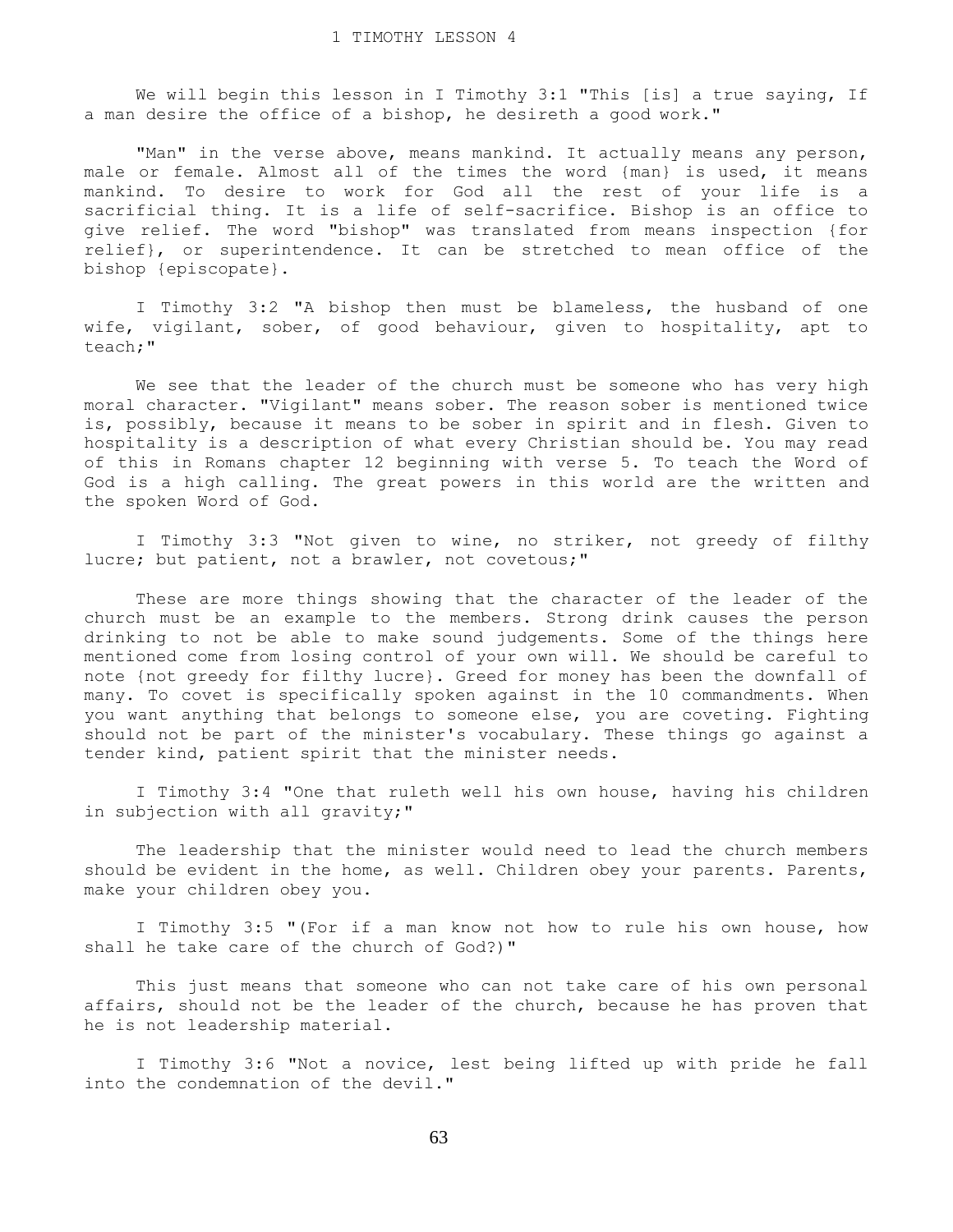# 1 TIMOTHY LESSON 4

We will begin this lesson in I Timothy 3:1 "This [is] a true saying, If a man desire the office of a bishop, he desireth a good work."

"Man" in the verse above, means mankind. It actually means any person, male or female. Almost all of the times the word {man} is used, it means mankind. To desire to work for God all the rest of your life is a sacrificial thing. It is a life of self-sacrifice. Bishop is an office to give relief. The word "bishop" was translated from means inspection {for relief}, or superintendence. It can be stretched to mean office of the bishop {episcopate}.

I Timothy 3:2 "A bishop then must be blameless, the husband of one wife, vigilant, sober, of good behaviour, given to hospitality, apt to teach;"

We see that the leader of the church must be someone who has very high moral character. "Vigilant" means sober. The reason sober is mentioned twice is, possibly, because it means to be sober in spirit and in flesh. Given to hospitality is a description of what every Christian should be. You may read of this in Romans chapter 12 beginning with verse 5. To teach the Word of God is a high calling. The great powers in this world are the written and the spoken Word of God.

I Timothy 3:3 "Not given to wine, no striker, not greedy of filthy lucre; but patient, not a brawler, not covetous;"

These are more things showing that the character of the leader of the church must be an example to the members. Strong drink causes the person drinking to not be able to make sound judgements. Some of the things here mentioned come from losing control of your own will. We should be careful to note {not greedy for filthy lucre}. Greed for money has been the downfall of many. To covet is specifically spoken against in the 10 commandments. When you want anything that belongs to someone else, you are coveting. Fighting should not be part of the minister's vocabulary. These things go against a tender kind, patient spirit that the minister needs.

I Timothy 3:4 "One that ruleth well his own house, having his children in subjection with all gravity;"

The leadership that the minister would need to lead the church members should be evident in the home, as well. Children obey your parents. Parents, make your children obey you.

I Timothy 3:5 "(For if a man know not how to rule his own house, how shall he take care of the church of God?)"

This just means that someone who can not take care of his own personal affairs, should not be the leader of the church, because he has proven that he is not leadership material.

I Timothy 3:6 "Not a novice, lest being lifted up with pride he fall into the condemnation of the devil."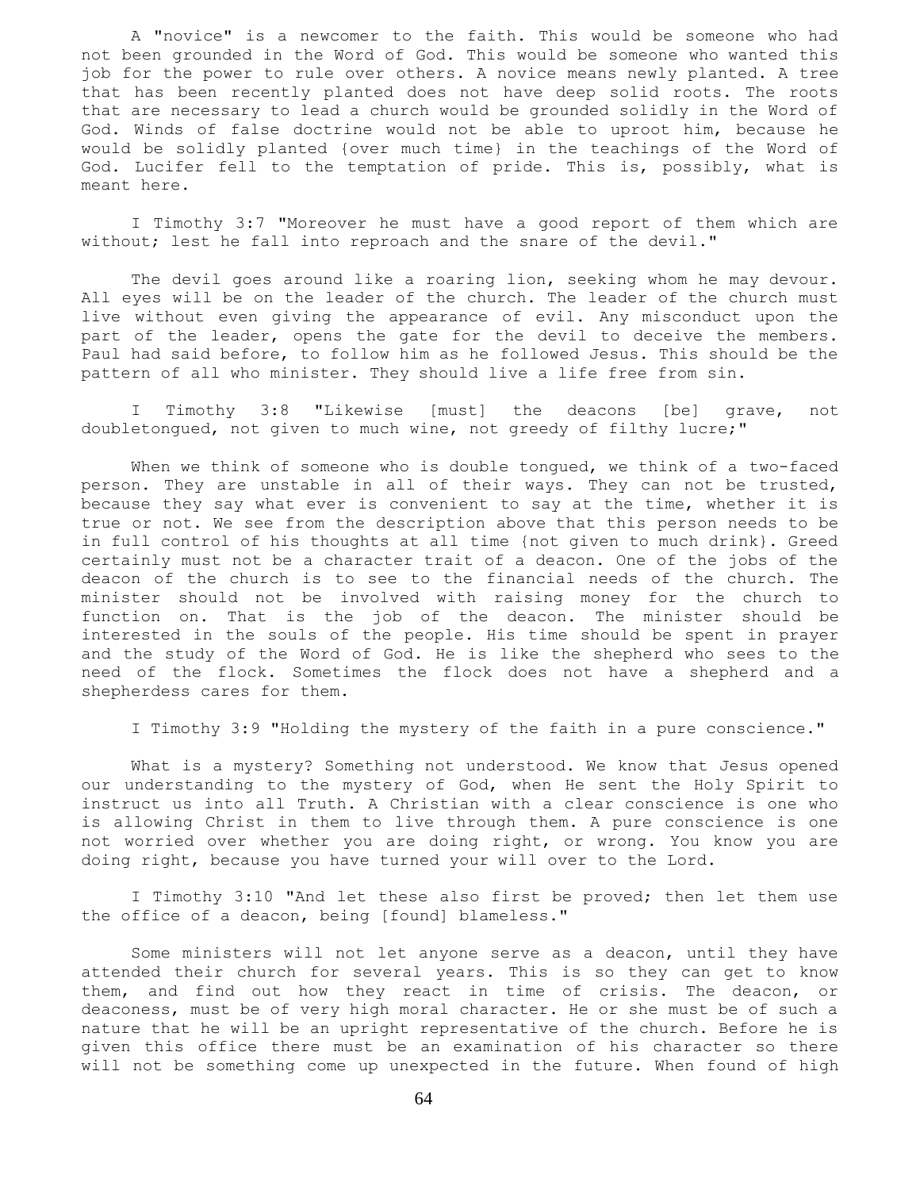A "novice" is a newcomer to the faith. This would be someone who had not been grounded in the Word of God. This would be someone who wanted this job for the power to rule over others. A novice means newly planted. A tree that has been recently planted does not have deep solid roots. The roots that are necessary to lead a church would be grounded solidly in the Word of God. Winds of false doctrine would not be able to uproot him, because he would be solidly planted {over much time} in the teachings of the Word of God. Lucifer fell to the temptation of pride. This is, possibly, what is meant here.

I Timothy 3:7 "Moreover he must have a good report of them which are without; lest he fall into reproach and the snare of the devil."

The devil goes around like a roaring lion, seeking whom he may devour. All eyes will be on the leader of the church. The leader of the church must live without even giving the appearance of evil. Any misconduct upon the part of the leader, opens the gate for the devil to deceive the members. Paul had said before, to follow him as he followed Jesus. This should be the pattern of all who minister. They should live a life free from sin.

I Timothy 3:8 "Likewise [must] the deacons [be] grave, not doubletongued, not given to much wine, not greedy of filthy lucre;"

When we think of someone who is double tongued, we think of a two-faced person. They are unstable in all of their ways. They can not be trusted, because they say what ever is convenient to say at the time, whether it is true or not. We see from the description above that this person needs to be in full control of his thoughts at all time {not given to much drink}. Greed certainly must not be a character trait of a deacon. One of the jobs of the deacon of the church is to see to the financial needs of the church. The minister should not be involved with raising money for the church to function on. That is the job of the deacon. The minister should be interested in the souls of the people. His time should be spent in prayer and the study of the Word of God. He is like the shepherd who sees to the need of the flock. Sometimes the flock does not have a shepherd and a shepherdess cares for them.

I Timothy 3:9 "Holding the mystery of the faith in a pure conscience."

What is a mystery? Something not understood. We know that Jesus opened our understanding to the mystery of God, when He sent the Holy Spirit to instruct us into all Truth. A Christian with a clear conscience is one who is allowing Christ in them to live through them. A pure conscience is one not worried over whether you are doing right, or wrong. You know you are doing right, because you have turned your will over to the Lord.

I Timothy 3:10 "And let these also first be proved; then let them use the office of a deacon, being [found] blameless."

Some ministers will not let anyone serve as a deacon, until they have attended their church for several years. This is so they can get to know them, and find out how they react in time of crisis. The deacon, or deaconess, must be of very high moral character. He or she must be of such a nature that he will be an upright representative of the church. Before he is given this office there must be an examination of his character so there will not be something come up unexpected in the future. When found of high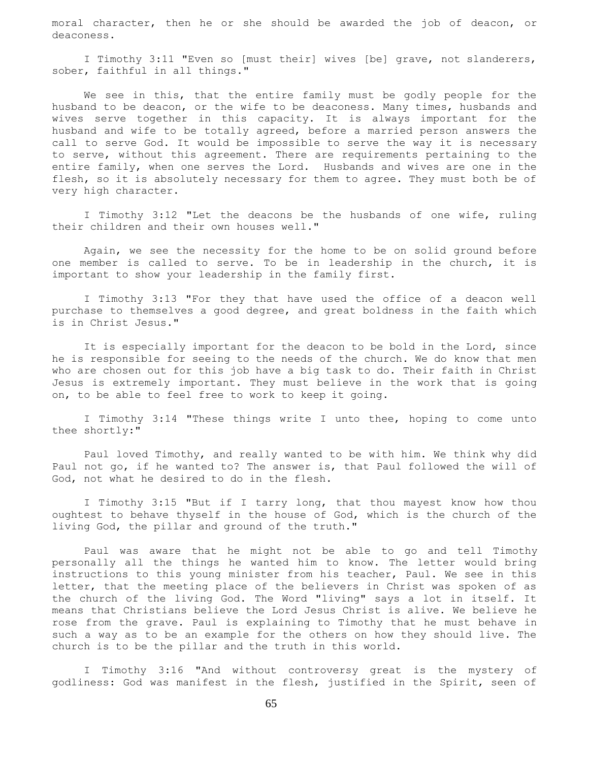moral character, then he or she should be awarded the job of deacon, or deaconess.

I Timothy 3:11 "Even so [must their] wives [be] grave, not slanderers, sober, faithful in all things."

We see in this, that the entire family must be godly people for the husband to be deacon, or the wife to be deaconess. Many times, husbands and wives serve together in this capacity. It is always important for the husband and wife to be totally agreed, before a married person answers the call to serve God. It would be impossible to serve the way it is necessary to serve, without this agreement. There are requirements pertaining to the entire family, when one serves the Lord. Husbands and wives are one in the flesh, so it is absolutely necessary for them to agree. They must both be of very high character.

I Timothy 3:12 "Let the deacons be the husbands of one wife, ruling their children and their own houses well."

Again, we see the necessity for the home to be on solid ground before one member is called to serve. To be in leadership in the church, it is important to show your leadership in the family first.

I Timothy 3:13 "For they that have used the office of a deacon well purchase to themselves a good degree, and great boldness in the faith which is in Christ Jesus."

It is especially important for the deacon to be bold in the Lord, since he is responsible for seeing to the needs of the church. We do know that men who are chosen out for this job have a big task to do. Their faith in Christ Jesus is extremely important. They must believe in the work that is going on, to be able to feel free to work to keep it going.

I Timothy 3:14 "These things write I unto thee, hoping to come unto thee shortly:"

Paul loved Timothy, and really wanted to be with him. We think why did Paul not go, if he wanted to? The answer is, that Paul followed the will of God, not what he desired to do in the flesh.

I Timothy 3:15 "But if I tarry long, that thou mayest know how thou oughtest to behave thyself in the house of God, which is the church of the living God, the pillar and ground of the truth."

Paul was aware that he might not be able to go and tell Timothy personally all the things he wanted him to know. The letter would bring instructions to this young minister from his teacher, Paul. We see in this letter, that the meeting place of the believers in Christ was spoken of as the church of the living God. The Word "living" says a lot in itself. It means that Christians believe the Lord Jesus Christ is alive. We believe he rose from the grave. Paul is explaining to Timothy that he must behave in such a way as to be an example for the others on how they should live. The church is to be the pillar and the truth in this world.

I Timothy 3:16 "And without controversy great is the mystery of godliness: God was manifest in the flesh, justified in the Spirit, seen of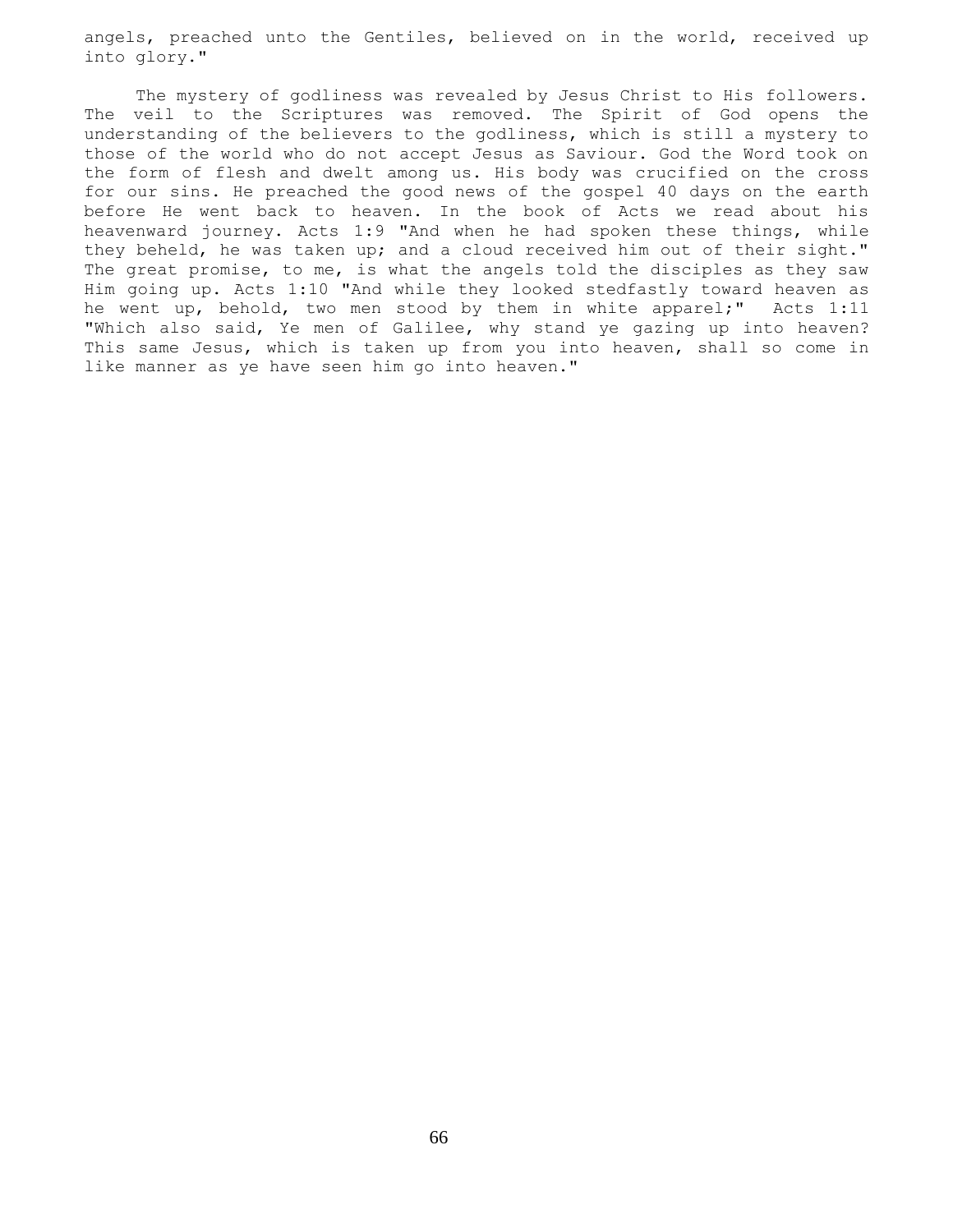angels, preached unto the Gentiles, believed on in the world, received up into glory."

The mystery of godliness was revealed by Jesus Christ to His followers. The veil to the Scriptures was removed. The Spirit of God opens the understanding of the believers to the godliness, which is still a mystery to those of the world who do not accept Jesus as Saviour. God the Word took on the form of flesh and dwelt among us. His body was crucified on the cross for our sins. He preached the good news of the gospel 40 days on the earth before He went back to heaven. In the book of Acts we read about his heavenward journey. Acts 1:9 "And when he had spoken these things, while they beheld, he was taken up; and a cloud received him out of their sight." The great promise, to me, is what the angels told the disciples as they saw Him going up. Acts 1:10 "And while they looked stedfastly toward heaven as he went up, behold, two men stood by them in white apparel;" Acts 1:11 "Which also said, Ye men of Galilee, why stand ye gazing up into heaven? This same Jesus, which is taken up from you into heaven, shall so come in like manner as ye have seen him go into heaven."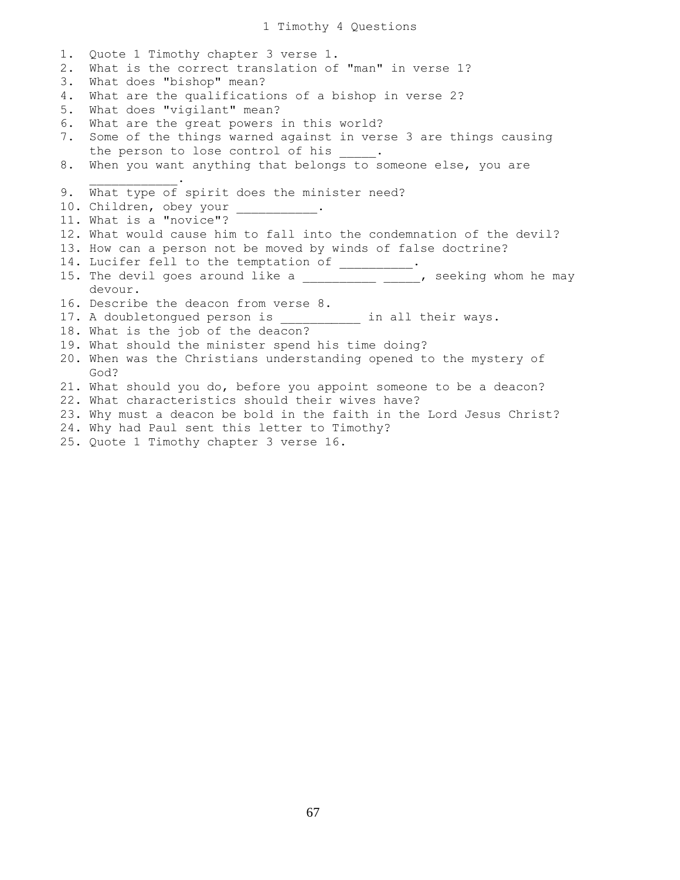# 1 Timothy 4 Questions

1. Quote 1 Timothy chapter 3 verse 1.
2. What is the correct translation of "man" in verse 1?
3. What does "bishop" mean?
4. What are the qualifications of a bishop in verse 2?
5. What does "vigilant" mean?
6. What are the great powers in this world?
7. Some of the things warned against in verse 3 are things causing the person to lose control of his _____.
8. When you want anything that belongs to someone else, you are ____________.
9. What type of spirit does the minister need?
10. Children, obey your ___________.
11. What is a "novice"?
12. What would cause him to fall into the condemnation of the devil?
13. How can a person not be moved by winds of false doctrine?
14. Lucifer fell to the temptation of __________.
15. The devil goes around like a __________ _____, seeking whom he may devour.
16. Describe the deacon from verse 8.
17. A doubletongued person is ___________ in all their ways.
18. What is the job of the deacon?
19. What should the minister spend his time doing?
20. When was the Christians understanding opened to the mystery of God?
21. What should you do, before you appoint someone to be a deacon?
22. What characteristics should their wives have?
23. Why must a deacon be bold in the faith in the Lord Jesus Christ?
24. Why had Paul sent this letter to Timothy?
25. Quote 1 Timothy chapter 3 verse 16.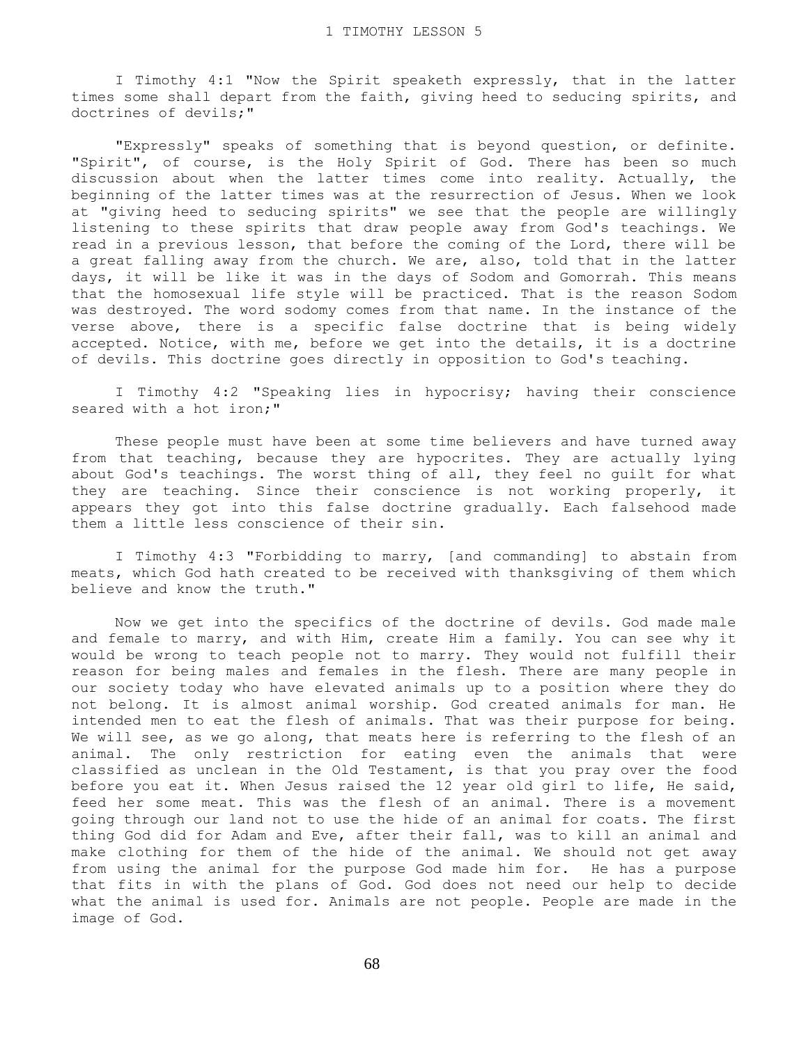# 1 TIMOTHY LESSON 5

I Timothy 4:1 "Now the Spirit speaketh expressly, that in the latter times some shall depart from the faith, giving heed to seducing spirits, and doctrines of devils;"

"Expressly" speaks of something that is beyond question, or definite. "Spirit", of course, is the Holy Spirit of God. There has been so much discussion about when the latter times come into reality. Actually, the beginning of the latter times was at the resurrection of Jesus. When we look at "giving heed to seducing spirits" we see that the people are willingly listening to these spirits that draw people away from God's teachings. We read in a previous lesson, that before the coming of the Lord, there will be a great falling away from the church. We are, also, told that in the latter days, it will be like it was in the days of Sodom and Gomorrah. This means that the homosexual life style will be practiced. That is the reason Sodom was destroyed. The word sodomy comes from that name. In the instance of the verse above, there is a specific false doctrine that is being widely accepted. Notice, with me, before we get into the details, it is a doctrine of devils. This doctrine goes directly in opposition to God's teaching.

I Timothy 4:2 "Speaking lies in hypocrisy; having their conscience seared with a hot iron;"

These people must have been at some time believers and have turned away from that teaching, because they are hypocrites. They are actually lying about God's teachings. The worst thing of all, they feel no guilt for what they are teaching. Since their conscience is not working properly, it appears they got into this false doctrine gradually. Each falsehood made them a little less conscience of their sin.

I Timothy 4:3 "Forbidding to marry, [and commanding] to abstain from meats, which God hath created to be received with thanksgiving of them which believe and know the truth."

Now we get into the specifics of the doctrine of devils. God made male and female to marry, and with Him, create Him a family. You can see why it would be wrong to teach people not to marry. They would not fulfill their reason for being males and females in the flesh. There are many people in our society today who have elevated animals up to a position where they do not belong. It is almost animal worship. God created animals for man. He intended men to eat the flesh of animals. That was their purpose for being. We will see, as we go along, that meats here is referring to the flesh of an animal. The only restriction for eating even the animals that were classified as unclean in the Old Testament, is that you pray over the food before you eat it. When Jesus raised the 12 year old girl to life, He said, feed her some meat. This was the flesh of an animal. There is a movement going through our land not to use the hide of an animal for coats. The first thing God did for Adam and Eve, after their fall, was to kill an animal and make clothing for them of the hide of the animal. We should not get away from using the animal for the purpose God made him for. He has a purpose that fits in with the plans of God. God does not need our help to decide what the animal is used for. Animals are not people. People are made in the image of God.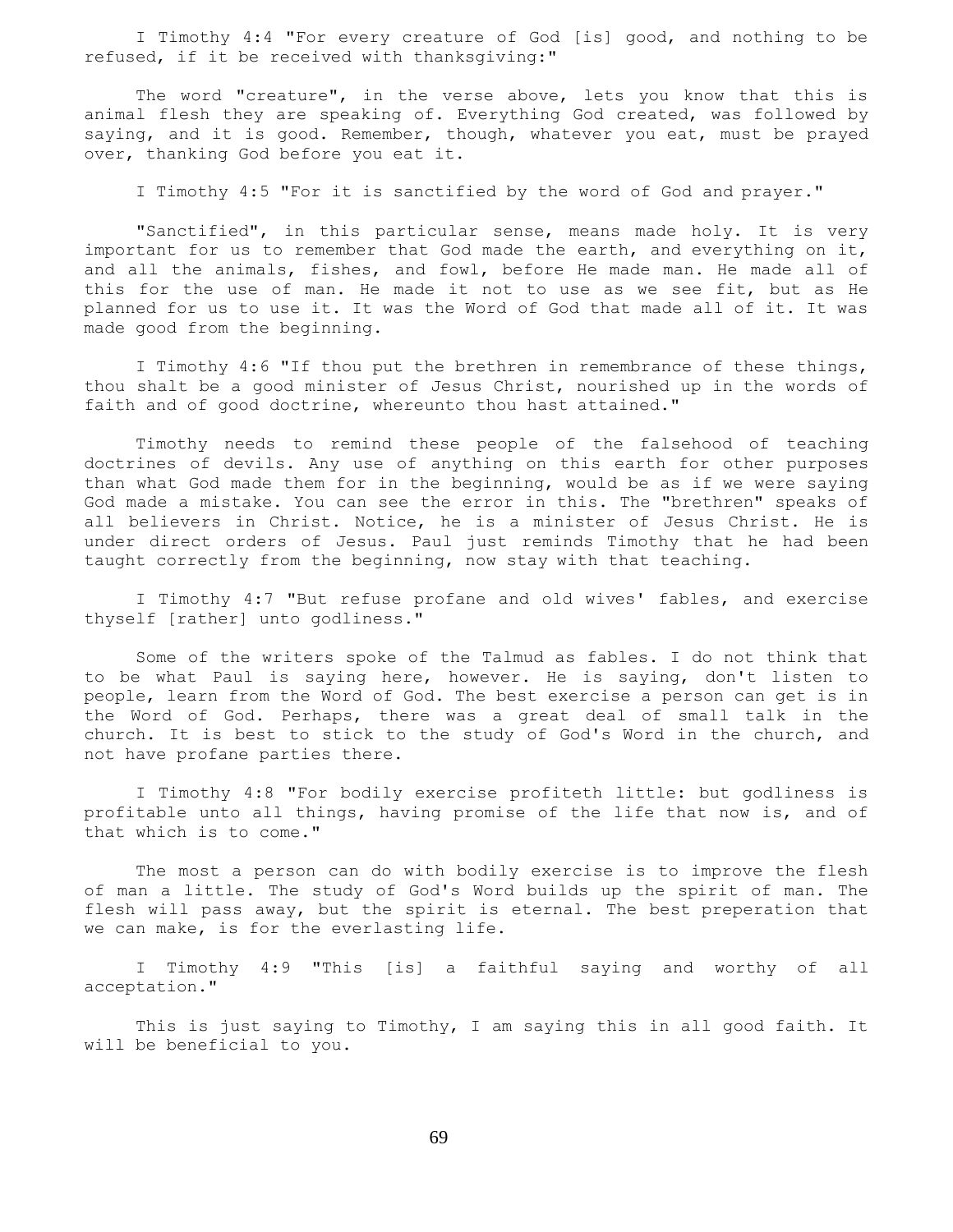I Timothy 4:4 "For every creature of God [is] good, and nothing to be refused, if it be received with thanksgiving:"

The word "creature", in the verse above, lets you know that this is animal flesh they are speaking of. Everything God created, was followed by saying, and it is good. Remember, though, whatever you eat, must be prayed over, thanking God before you eat it.

I Timothy 4:5 "For it is sanctified by the word of God and prayer."

"Sanctified", in this particular sense, means made holy. It is very important for us to remember that God made the earth, and everything on it, and all the animals, fishes, and fowl, before He made man. He made all of this for the use of man. He made it not to use as we see fit, but as He planned for us to use it. It was the Word of God that made all of it. It was made good from the beginning.

I Timothy 4:6 "If thou put the brethren in remembrance of these things, thou shalt be a good minister of Jesus Christ, nourished up in the words of faith and of good doctrine, whereunto thou hast attained."

Timothy needs to remind these people of the falsehood of teaching doctrines of devils. Any use of anything on this earth for other purposes than what God made them for in the beginning, would be as if we were saying God made a mistake. You can see the error in this. The "brethren" speaks of all believers in Christ. Notice, he is a minister of Jesus Christ. He is under direct orders of Jesus. Paul just reminds Timothy that he had been taught correctly from the beginning, now stay with that teaching.

I Timothy 4:7 "But refuse profane and old wives' fables, and exercise thyself [rather] unto godliness."

Some of the writers spoke of the Talmud as fables. I do not think that to be what Paul is saying here, however. He is saying, don't listen to people, learn from the Word of God. The best exercise a person can get is in the Word of God. Perhaps, there was a great deal of small talk in the church. It is best to stick to the study of God's Word in the church, and not have profane parties there.

I Timothy 4:8 "For bodily exercise profiteth little: but godliness is profitable unto all things, having promise of the life that now is, and of that which is to come."

The most a person can do with bodily exercise is to improve the flesh of man a little. The study of God's Word builds up the spirit of man. The flesh will pass away, but the spirit is eternal. The best preperation that we can make, is for the everlasting life.

I Timothy 4:9 "This [is] a faithful saying and worthy of all acceptation."

This is just saying to Timothy, I am saying this in all good faith. It will be beneficial to you.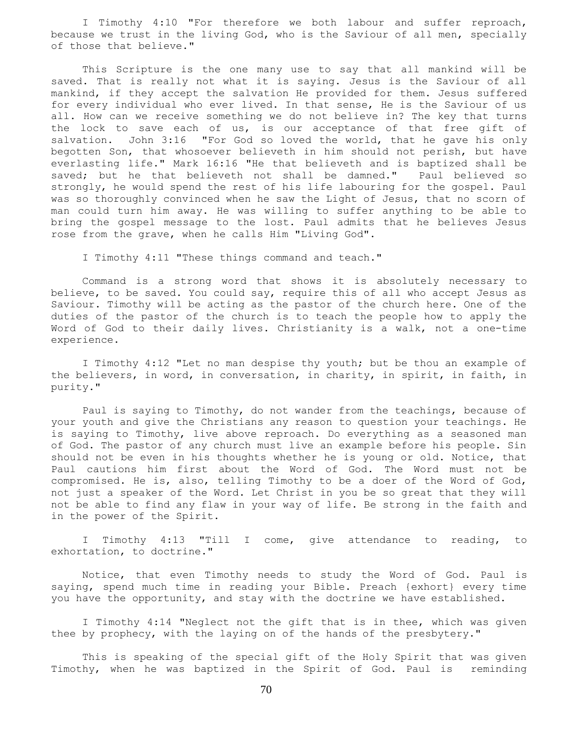I Timothy 4:10 "For therefore we both labour and suffer reproach, because we trust in the living God, who is the Saviour of all men, specially of those that believe."

This Scripture is the one many use to say that all mankind will be saved. That is really not what it is saying. Jesus is the Saviour of all mankind, if they accept the salvation He provided for them. Jesus suffered for every individual who ever lived. In that sense, He is the Saviour of us all. How can we receive something we do not believe in? The key that turns the lock to save each of us, is our acceptance of that free gift of salvation. John 3:16 "For God so loved the world, that he gave his only begotten Son, that whosoever believeth in him should not perish, but have everlasting life." Mark 16:16 "He that believeth and is baptized shall be saved; but he that believeth not shall be damned." Paul believed so strongly, he would spend the rest of his life labouring for the gospel. Paul was so thoroughly convinced when he saw the Light of Jesus, that no scorn of man could turn him away. He was willing to suffer anything to be able to bring the gospel message to the lost. Paul admits that he believes Jesus rose from the grave, when he calls Him "Living God".

I Timothy 4:11 "These things command and teach."

Command is a strong word that shows it is absolutely necessary to believe, to be saved. You could say, require this of all who accept Jesus as Saviour. Timothy will be acting as the pastor of the church here. One of the duties of the pastor of the church is to teach the people how to apply the Word of God to their daily lives. Christianity is a walk, not a one-time experience.

I Timothy 4:12 "Let no man despise thy youth; but be thou an example of the believers, in word, in conversation, in charity, in spirit, in faith, in purity."

Paul is saying to Timothy, do not wander from the teachings, because of your youth and give the Christians any reason to question your teachings. He is saying to Timothy, live above reproach. Do everything as a seasoned man of God. The pastor of any church must live an example before his people. Sin should not be even in his thoughts whether he is young or old. Notice, that Paul cautions him first about the Word of God. The Word must not be compromised. He is, also, telling Timothy to be a doer of the Word of God, not just a speaker of the Word. Let Christ in you be so great that they will not be able to find any flaw in your way of life. Be strong in the faith and in the power of the Spirit.

I Timothy 4:13 "Till I come, give attendance to reading, to exhortation, to doctrine."

Notice, that even Timothy needs to study the Word of God. Paul is saying, spend much time in reading your Bible. Preach {exhort} every time you have the opportunity, and stay with the doctrine we have established.

I Timothy 4:14 "Neglect not the gift that is in thee, which was given thee by prophecy, with the laying on of the hands of the presbytery."

This is speaking of the special gift of the Holy Spirit that was given Timothy, when he was baptized in the Spirit of God. Paul is reminding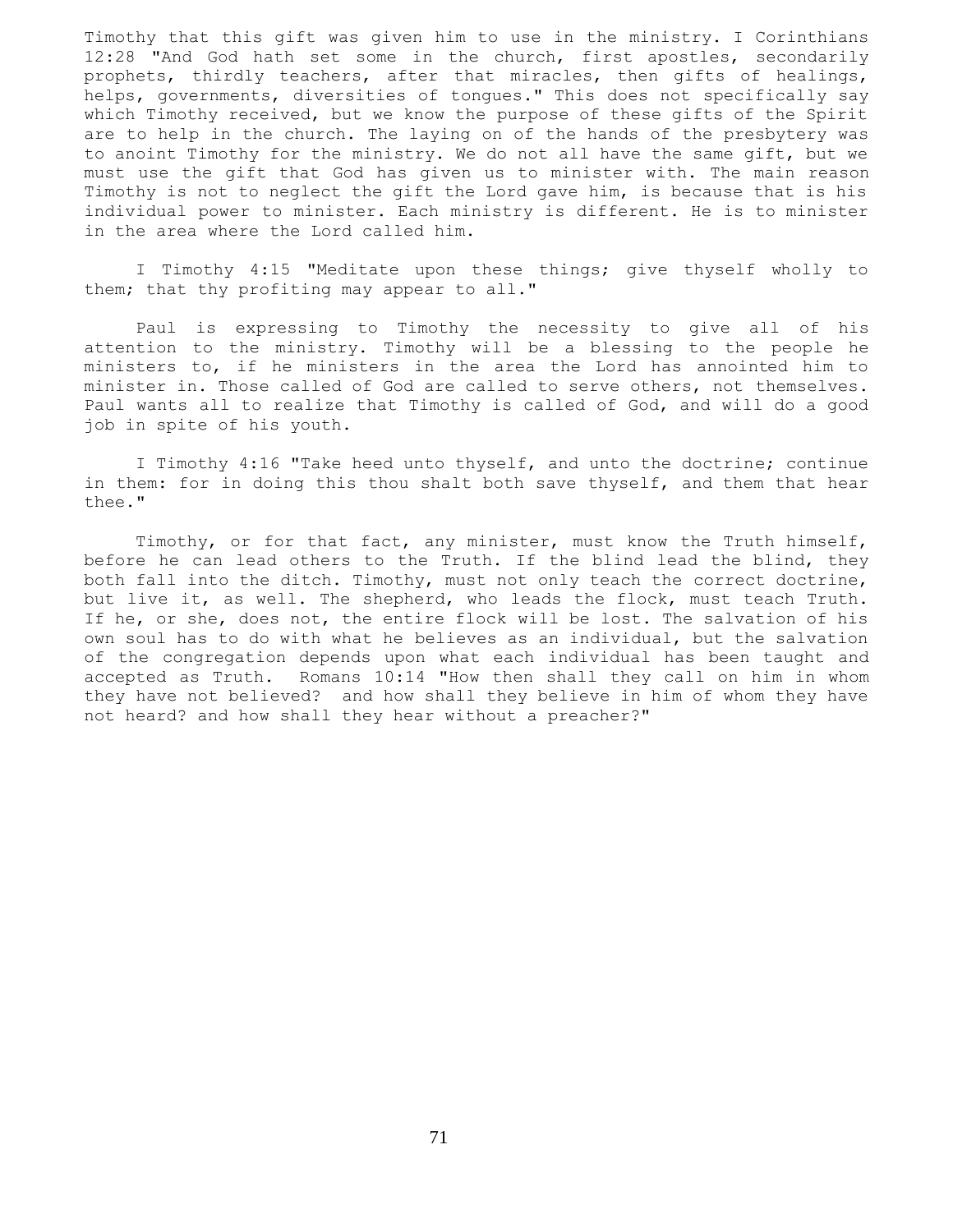Timothy that this gift was given him to use in the ministry. I Corinthians 12:28 "And God hath set some in the church, first apostles, secondarily prophets, thirdly teachers, after that miracles, then gifts of healings, helps, governments, diversities of tongues." This does not specifically say which Timothy received, but we know the purpose of these gifts of the Spirit are to help in the church. The laying on of the hands of the presbytery was to anoint Timothy for the ministry. We do not all have the same gift, but we must use the gift that God has given us to minister with. The main reason Timothy is not to neglect the gift the Lord gave him, is because that is his individual power to minister. Each ministry is different. He is to minister in the area where the Lord called him.

I Timothy 4:15 "Meditate upon these things; give thyself wholly to them; that thy profiting may appear to all."

Paul is expressing to Timothy the necessity to give all of his attention to the ministry. Timothy will be a blessing to the people he ministers to, if he ministers in the area the Lord has annointed him to minister in. Those called of God are called to serve others, not themselves. Paul wants all to realize that Timothy is called of God, and will do a good job in spite of his youth.

I Timothy 4:16 "Take heed unto thyself, and unto the doctrine; continue in them: for in doing this thou shalt both save thyself, and them that hear thee."

Timothy, or for that fact, any minister, must know the Truth himself, before he can lead others to the Truth. If the blind lead the blind, they both fall into the ditch. Timothy, must not only teach the correct doctrine, but live it, as well. The shepherd, who leads the flock, must teach Truth. If he, or she, does not, the entire flock will be lost. The salvation of his own soul has to do with what he believes as an individual, but the salvation of the congregation depends upon what each individual has been taught and accepted as Truth. Romans 10:14 "How then shall they call on him in whom they have not believed? and how shall they believe in him of whom they have not heard? and how shall they hear without a preacher?"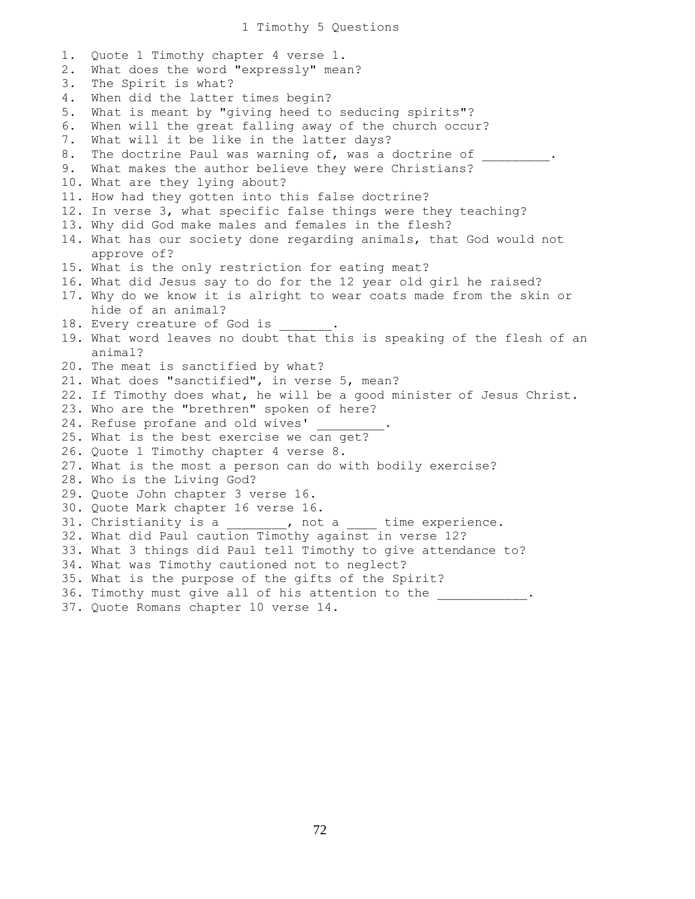# 1 Timothy 5 Questions

1. Quote 1 Timothy chapter 4 verse 1.
2. What does the word "expressly" mean?
3. The Spirit is what?
4. When did the latter times begin?
5. What is meant by "giving heed to seducing spirits"?
6. When will the great falling away of the church occur?
7. What will it be like in the latter days?
8. The doctrine Paul was warning of, was a doctrine of _________.
9. What makes the author believe they were Christians?
10. What are they lying about?
11. How had they gotten into this false doctrine?
12. In verse 3, what specific false things were they teaching?
13. Why did God make males and females in the flesh?
14. What has our society done regarding animals, that God would not approve of?
15. What is the only restriction for eating meat?
16. What did Jesus say to do for the 12 year old girl he raised?
17. Why do we know it is alright to wear coats made from the skin or hide of an animal?
18. Every creature of God is _______.
19. What word leaves no doubt that this is speaking of the flesh of an animal?
20. The meat is sanctified by what?
21. What does "sanctified", in verse 5, mean?
22. If Timothy does what, he will be a good minister of Jesus Christ.
23. Who are the "brethren" spoken of here?
24. Refuse profane and old wives' _________.
25. What is the best exercise we can get?
26. Quote 1 Timothy chapter 4 verse 8.
27. What is the most a person can do with bodily exercise?
28. Who is the Living God?
29. Quote John chapter 3 verse 16.
30. Quote Mark chapter 16 verse 16.
31. Christianity is a ________, not a ____ time experience.
32. What did Paul caution Timothy against in verse 12?
33. What 3 things did Paul tell Timothy to give attendance to?
34. What was Timothy cautioned not to neglect?
35. What is the purpose of the gifts of the Spirit?
36. Timothy must give all of his attention to the ____________.
37. Quote Romans chapter 10 verse 14.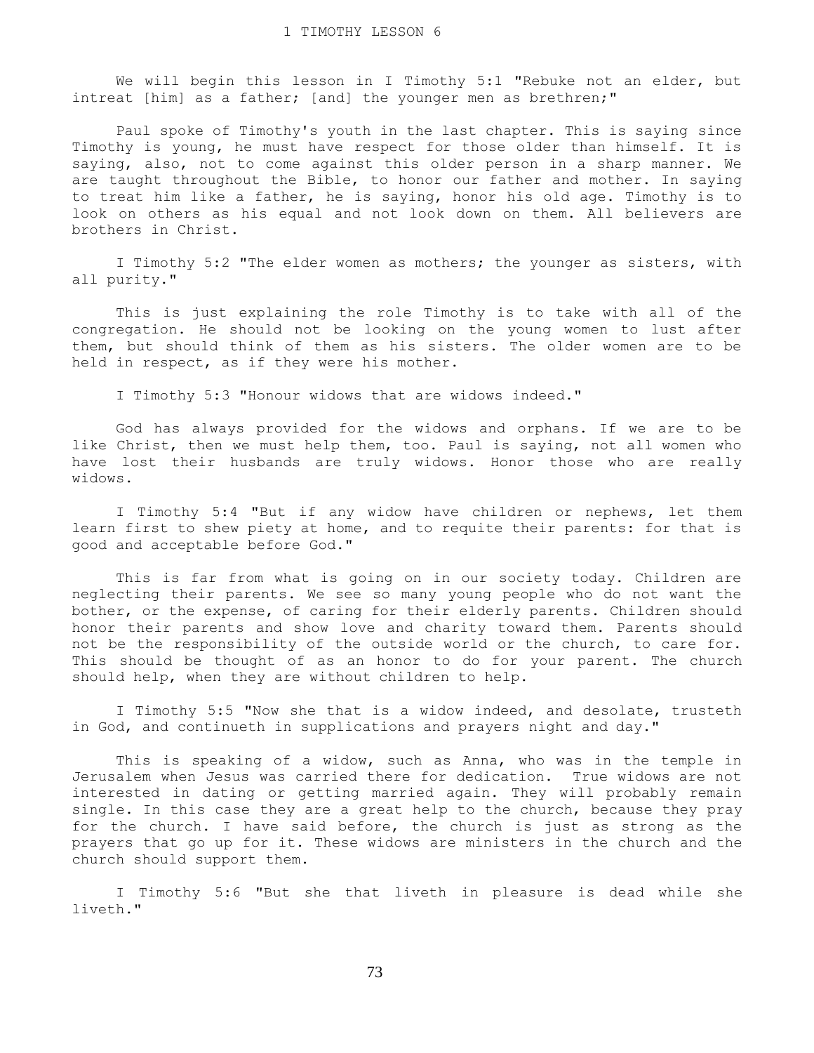# 1 TIMOTHY LESSON 6

We will begin this lesson in I Timothy 5:1 "Rebuke not an elder, but intreat [him] as a father; [and] the younger men as brethren;"

Paul spoke of Timothy's youth in the last chapter. This is saying since Timothy is young, he must have respect for those older than himself. It is saying, also, not to come against this older person in a sharp manner. We are taught throughout the Bible, to honor our father and mother. In saying to treat him like a father, he is saying, honor his old age. Timothy is to look on others as his equal and not look down on them. All believers are brothers in Christ.

I Timothy 5:2 "The elder women as mothers; the younger as sisters, with all purity."

This is just explaining the role Timothy is to take with all of the congregation. He should not be looking on the young women to lust after them, but should think of them as his sisters. The older women are to be held in respect, as if they were his mother.

I Timothy 5:3 "Honour widows that are widows indeed."

God has always provided for the widows and orphans. If we are to be like Christ, then we must help them, too. Paul is saying, not all women who have lost their husbands are truly widows. Honor those who are really widows.

I Timothy 5:4 "But if any widow have children or nephews, let them learn first to shew piety at home, and to requite their parents: for that is good and acceptable before God."

This is far from what is going on in our society today. Children are neglecting their parents. We see so many young people who do not want the bother, or the expense, of caring for their elderly parents. Children should honor their parents and show love and charity toward them. Parents should not be the responsibility of the outside world or the church, to care for. This should be thought of as an honor to do for your parent. The church should help, when they are without children to help.

I Timothy 5:5 "Now she that is a widow indeed, and desolate, trusteth in God, and continueth in supplications and prayers night and day."

This is speaking of a widow, such as Anna, who was in the temple in Jerusalem when Jesus was carried there for dedication. True widows are not interested in dating or getting married again. They will probably remain single. In this case they are a great help to the church, because they pray for the church. I have said before, the church is just as strong as the prayers that go up for it. These widows are ministers in the church and the church should support them.

I Timothy 5:6 "But she that liveth in pleasure is dead while she liveth."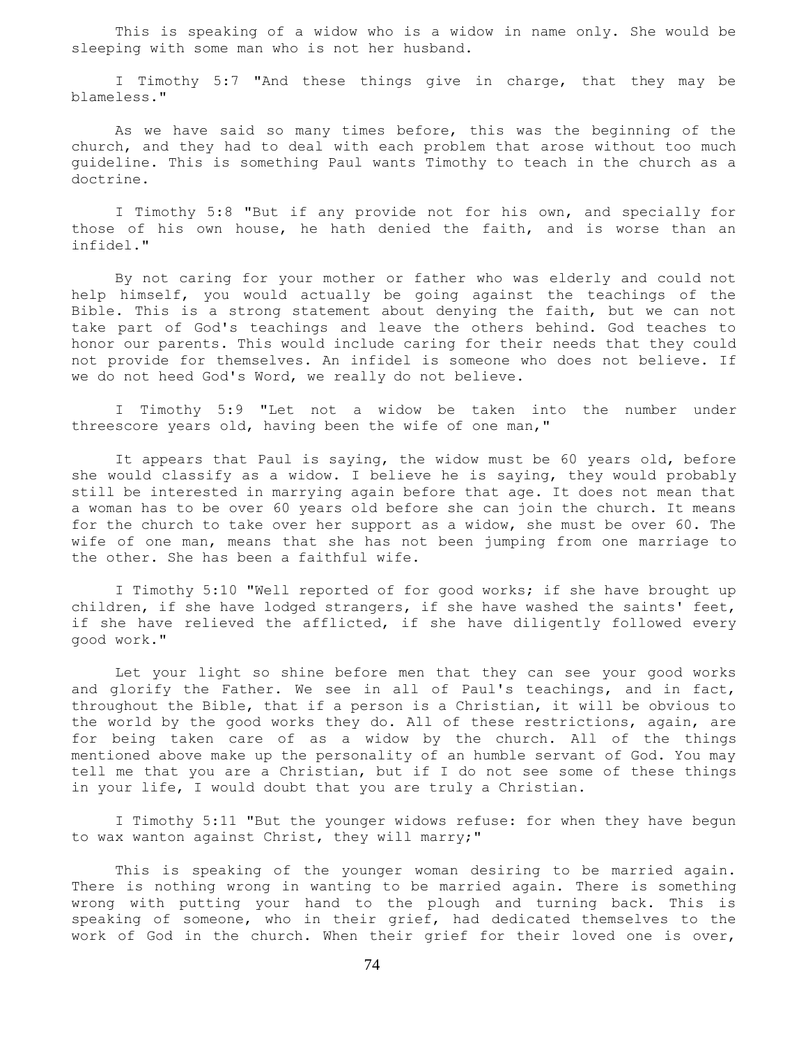This is speaking of a widow who is a widow in name only. She would be sleeping with some man who is not her husband.

I Timothy 5:7 "And these things give in charge, that they may be blameless."

As we have said so many times before, this was the beginning of the church, and they had to deal with each problem that arose without too much guideline. This is something Paul wants Timothy to teach in the church as a doctrine.

I Timothy 5:8 "But if any provide not for his own, and specially for those of his own house, he hath denied the faith, and is worse than an infidel."

By not caring for your mother or father who was elderly and could not help himself, you would actually be going against the teachings of the Bible. This is a strong statement about denying the faith, but we can not take part of God's teachings and leave the others behind. God teaches to honor our parents. This would include caring for their needs that they could not provide for themselves. An infidel is someone who does not believe. If we do not heed God's Word, we really do not believe.

I Timothy 5:9 "Let not a widow be taken into the number under threescore years old, having been the wife of one man,"

It appears that Paul is saying, the widow must be 60 years old, before she would classify as a widow. I believe he is saying, they would probably still be interested in marrying again before that age. It does not mean that a woman has to be over 60 years old before she can join the church. It means for the church to take over her support as a widow, she must be over 60. The wife of one man, means that she has not been jumping from one marriage to the other. She has been a faithful wife.

I Timothy 5:10 "Well reported of for good works; if she have brought up children, if she have lodged strangers, if she have washed the saints' feet, if she have relieved the afflicted, if she have diligently followed every good work."

Let your light so shine before men that they can see your good works and glorify the Father. We see in all of Paul's teachings, and in fact, throughout the Bible, that if a person is a Christian, it will be obvious to the world by the good works they do. All of these restrictions, again, are for being taken care of as a widow by the church. All of the things mentioned above make up the personality of an humble servant of God. You may tell me that you are a Christian, but if I do not see some of these things in your life, I would doubt that you are truly a Christian.

I Timothy 5:11 "But the younger widows refuse: for when they have begun to wax wanton against Christ, they will marry;"

This is speaking of the younger woman desiring to be married again. There is nothing wrong in wanting to be married again. There is something wrong with putting your hand to the plough and turning back. This is speaking of someone, who in their grief, had dedicated themselves to the work of God in the church. When their grief for their loved one is over,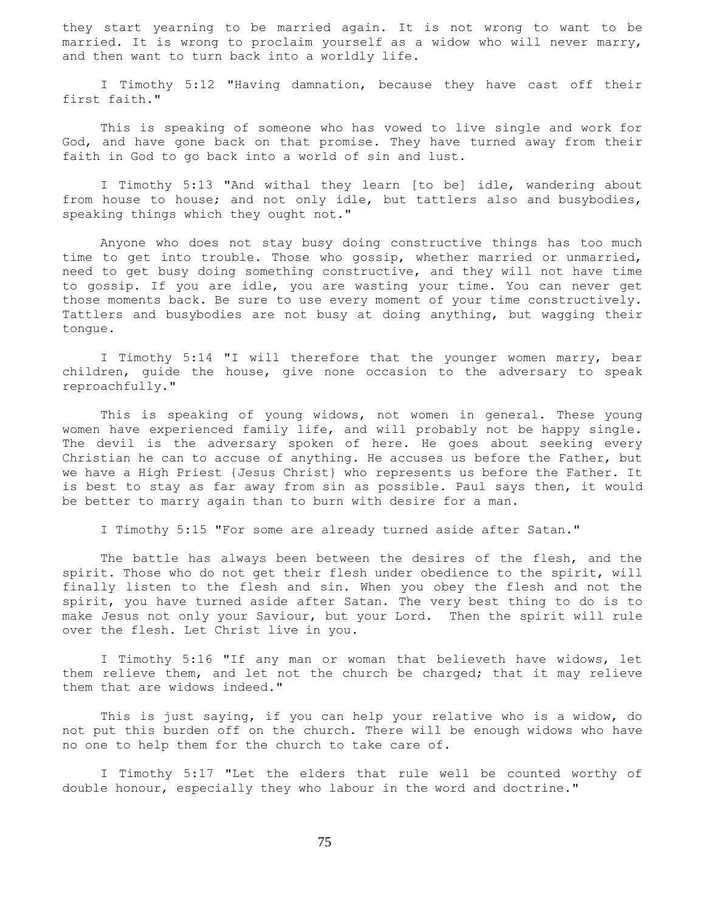they start yearning to be married again. It is not wrong to want to be married. It is wrong to proclaim yourself as a widow who will never marry, and then want to turn back into a worldly life.

I Timothy 5:12 "Having damnation, because they have cast off their first faith."

This is speaking of someone who has vowed to live single and work for God, and have gone back on that promise. They have turned away from their faith in God to go back into a world of sin and lust.

I Timothy 5:13 "And withal they learn [to be] idle, wandering about from house to house; and not only idle, but tattlers also and busybodies, speaking things which they ought not."

Anyone who does not stay busy doing constructive things has too much time to get into trouble. Those who gossip, whether married or unmarried, need to get busy doing something constructive, and they will not have time to gossip. If you are idle, you are wasting your time. You can never get those moments back. Be sure to use every moment of your time constructively. Tattlers and busybodies are not busy at doing anything, but wagging their tongue.

I Timothy 5:14 "I will therefore that the younger women marry, bear children, guide the house, give none occasion to the adversary to speak reproachfully."

This is speaking of young widows, not women in general. These young women have experienced family life, and will probably not be happy single. The devil is the adversary spoken of here. He goes about seeking every Christian he can to accuse of anything. He accuses us before the Father, but we have a High Priest {Jesus Christ} who represents us before the Father. It is best to stay as far away from sin as possible. Paul says then, it would be better to marry again than to burn with desire for a man.

I Timothy 5:15 "For some are already turned aside after Satan."

The battle has always been between the desires of the flesh, and the spirit. Those who do not get their flesh under obedience to the spirit, will finally listen to the flesh and sin. When you obey the flesh and not the spirit, you have turned aside after Satan. The very best thing to do is to make Jesus not only your Saviour, but your Lord. Then the spirit will rule over the flesh. Let Christ live in you.

I Timothy 5:16 "If any man or woman that believeth have widows, let them relieve them, and let not the church be charged; that it may relieve them that are widows indeed."

This is just saying, if you can help your relative who is a widow, do not put this burden off on the church. There will be enough widows who have no one to help them for the church to take care of.

I Timothy 5:17 "Let the elders that rule well be counted worthy of double honour, especially they who labour in the word and doctrine."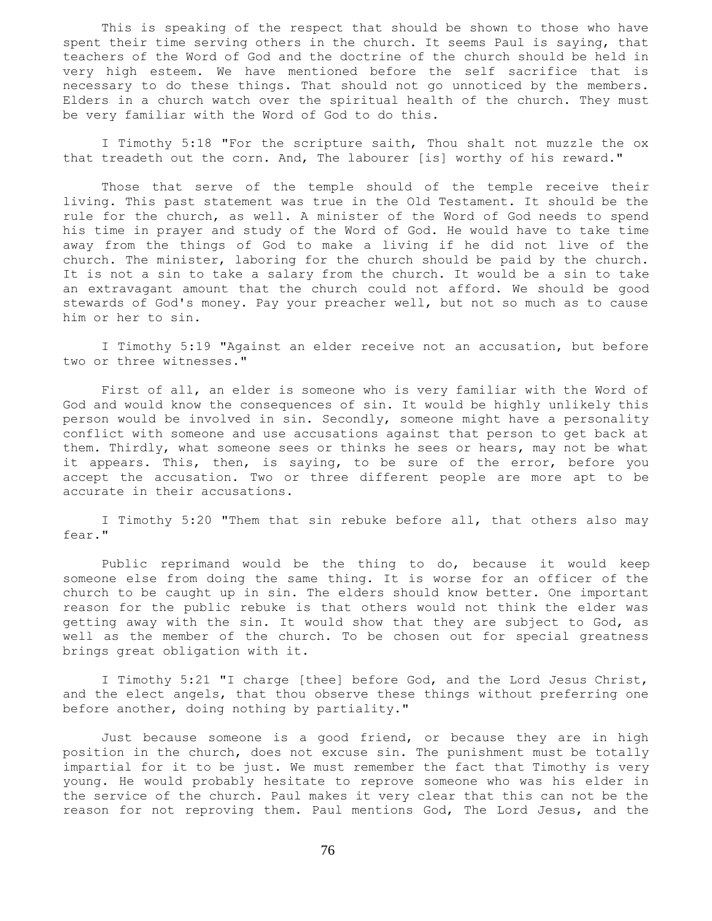This is speaking of the respect that should be shown to those who have spent their time serving others in the church. It seems Paul is saying, that teachers of the Word of God and the doctrine of the church should be held in very high esteem. We have mentioned before the self sacrifice that is necessary to do these things. That should not go unnoticed by the members. Elders in a church watch over the spiritual health of the church. They must be very familiar with the Word of God to do this.

I Timothy 5:18 "For the scripture saith, Thou shalt not muzzle the ox that treadeth out the corn. And, The labourer [is] worthy of his reward."

Those that serve of the temple should of the temple receive their living. This past statement was true in the Old Testament. It should be the rule for the church, as well. A minister of the Word of God needs to spend his time in prayer and study of the Word of God. He would have to take time away from the things of God to make a living if he did not live of the church. The minister, laboring for the church should be paid by the church. It is not a sin to take a salary from the church. It would be a sin to take an extravagant amount that the church could not afford. We should be good stewards of God's money. Pay your preacher well, but not so much as to cause him or her to sin.

I Timothy 5:19 "Against an elder receive not an accusation, but before two or three witnesses."

First of all, an elder is someone who is very familiar with the Word of God and would know the consequences of sin. It would be highly unlikely this person would be involved in sin. Secondly, someone might have a personality conflict with someone and use accusations against that person to get back at them. Thirdly, what someone sees or thinks he sees or hears, may not be what it appears. This, then, is saying, to be sure of the error, before you accept the accusation. Two or three different people are more apt to be accurate in their accusations.

I Timothy 5:20 "Them that sin rebuke before all, that others also may fear."

Public reprimand would be the thing to do, because it would keep someone else from doing the same thing. It is worse for an officer of the church to be caught up in sin. The elders should know better. One important reason for the public rebuke is that others would not think the elder was getting away with the sin. It would show that they are subject to God, as well as the member of the church. To be chosen out for special greatness brings great obligation with it.

I Timothy 5:21 "I charge [thee] before God, and the Lord Jesus Christ, and the elect angels, that thou observe these things without preferring one before another, doing nothing by partiality."

Just because someone is a good friend, or because they are in high position in the church, does not excuse sin. The punishment must be totally impartial for it to be just. We must remember the fact that Timothy is very young. He would probably hesitate to reprove someone who was his elder in the service of the church. Paul makes it very clear that this can not be the reason for not reproving them. Paul mentions God, The Lord Jesus, and the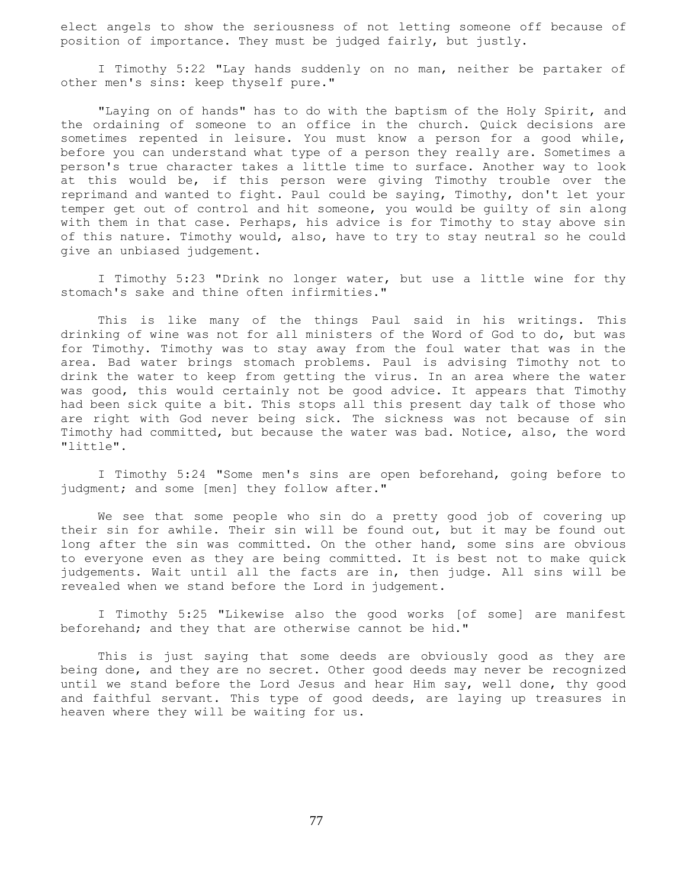elect angels to show the seriousness of not letting someone off because of position of importance. They must be judged fairly, but justly.

I Timothy 5:22 "Lay hands suddenly on no man, neither be partaker of other men's sins: keep thyself pure."

"Laying on of hands" has to do with the baptism of the Holy Spirit, and the ordaining of someone to an office in the church. Quick decisions are sometimes repented in leisure. You must know a person for a good while, before you can understand what type of a person they really are. Sometimes a person's true character takes a little time to surface. Another way to look at this would be, if this person were giving Timothy trouble over the reprimand and wanted to fight. Paul could be saying, Timothy, don't let your temper get out of control and hit someone, you would be guilty of sin along with them in that case. Perhaps, his advice is for Timothy to stay above sin of this nature. Timothy would, also, have to try to stay neutral so he could give an unbiased judgement.

I Timothy 5:23 "Drink no longer water, but use a little wine for thy stomach's sake and thine often infirmities."

This is like many of the things Paul said in his writings. This drinking of wine was not for all ministers of the Word of God to do, but was for Timothy. Timothy was to stay away from the foul water that was in the area. Bad water brings stomach problems. Paul is advising Timothy not to drink the water to keep from getting the virus. In an area where the water was good, this would certainly not be good advice. It appears that Timothy had been sick quite a bit. This stops all this present day talk of those who are right with God never being sick. The sickness was not because of sin Timothy had committed, but because the water was bad. Notice, also, the word "little".

I Timothy 5:24 "Some men's sins are open beforehand, going before to judgment; and some [men] they follow after."

We see that some people who sin do a pretty good job of covering up their sin for awhile. Their sin will be found out, but it may be found out long after the sin was committed. On the other hand, some sins are obvious to everyone even as they are being committed. It is best not to make quick judgements. Wait until all the facts are in, then judge. All sins will be revealed when we stand before the Lord in judgement.

I Timothy 5:25 "Likewise also the good works [of some] are manifest beforehand; and they that are otherwise cannot be hid."

This is just saying that some deeds are obviously good as they are being done, and they are no secret. Other good deeds may never be recognized until we stand before the Lord Jesus and hear Him say, well done, thy good and faithful servant. This type of good deeds, are laying up treasures in heaven where they will be waiting for us.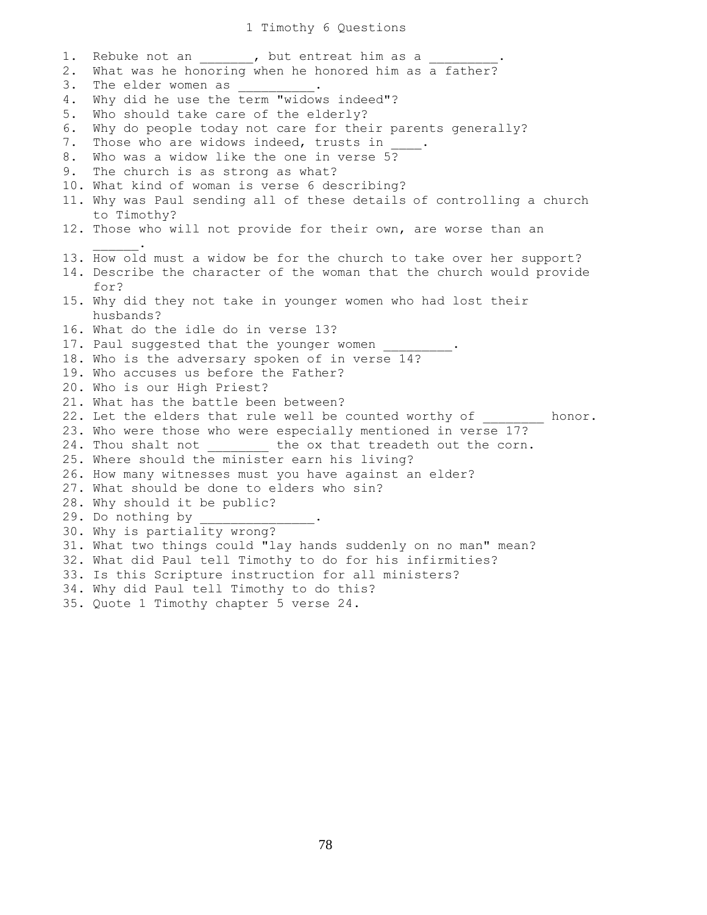# 1 Timothy 6 Questions

1. Rebuke not an _______, but entreat him as a _________.
2. What was he honoring when he honored him as a father?
3. The elder women as __________.
4. Why did he use the term "widows indeed"?
5. Who should take care of the elderly?
6. Why do people today not care for their parents generally?
7. Those who are widows indeed, trusts in ____.
8. Who was a widow like the one in verse 5?
9. The church is as strong as what?
10. What kind of woman is verse 6 describing?
11. Why was Paul sending all of these details of controlling a church to Timothy?
12. Those who will not provide for their own, are worse than an ______.
13. How old must a widow be for the church to take over her support?
14. Describe the character of the woman that the church would provide for?
15. Why did they not take in younger women who had lost their husbands?
16. What do the idle do in verse 13?
17. Paul suggested that the younger women _________.
18. Who is the adversary spoken of in verse 14?
19. Who accuses us before the Father?
20. Who is our High Priest?
21. What has the battle been between?
22. Let the elders that rule well be counted worthy of ________ honor.
23. Who were those who were especially mentioned in verse 17?
24. Thou shalt not ________ the ox that treadeth out the corn.
25. Where should the minister earn his living?
26. How many witnesses must you have against an elder?
27. What should be done to elders who sin?
28. Why should it be public?
29. Do nothing by _______________.
30. Why is partiality wrong?
31. What two things could "lay hands suddenly on no man" mean?
32. What did Paul tell Timothy to do for his infirmities?
33. Is this Scripture instruction for all ministers?
34. Why did Paul tell Timothy to do this?
35. Quote 1 Timothy chapter 5 verse 24.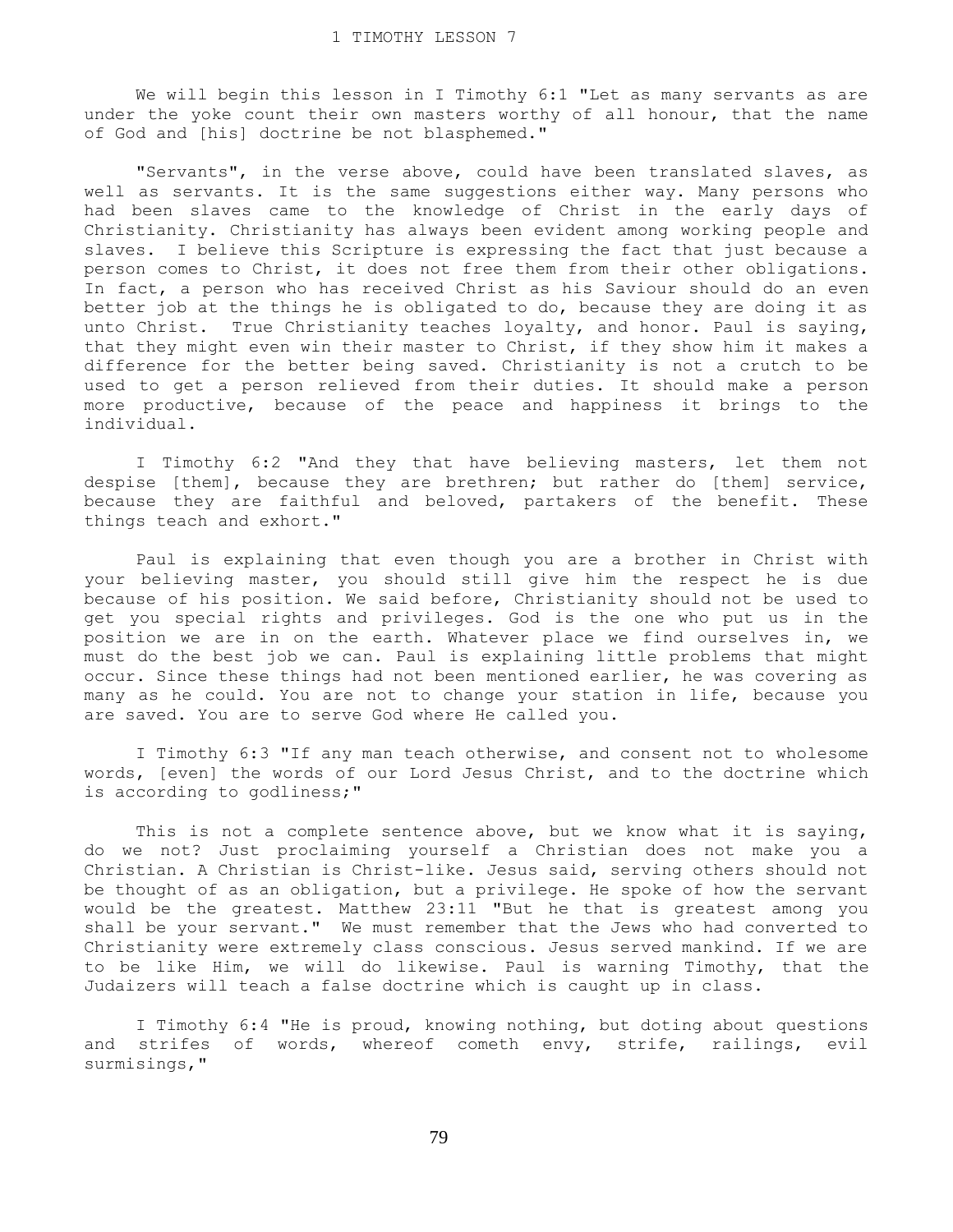# 1 TIMOTHY LESSON 7

We will begin this lesson in I Timothy 6:1 "Let as many servants as are under the yoke count their own masters worthy of all honour, that the name of God and [his] doctrine be not blasphemed."

"Servants", in the verse above, could have been translated slaves, as well as servants. It is the same suggestions either way. Many persons who had been slaves came to the knowledge of Christ in the early days of Christianity. Christianity has always been evident among working people and slaves. I believe this Scripture is expressing the fact that just because a person comes to Christ, it does not free them from their other obligations. In fact, a person who has received Christ as his Saviour should do an even better job at the things he is obligated to do, because they are doing it as unto Christ. True Christianity teaches loyalty, and honor. Paul is saying, that they might even win their master to Christ, if they show him it makes a difference for the better being saved. Christianity is not a crutch to be used to get a person relieved from their duties. It should make a person more productive, because of the peace and happiness it brings to the individual.

I Timothy 6:2 "And they that have believing masters, let them not despise [them], because they are brethren; but rather do [them] service, because they are faithful and beloved, partakers of the benefit. These things teach and exhort."

Paul is explaining that even though you are a brother in Christ with your believing master, you should still give him the respect he is due because of his position. We said before, Christianity should not be used to get you special rights and privileges. God is the one who put us in the position we are in on the earth. Whatever place we find ourselves in, we must do the best job we can. Paul is explaining little problems that might occur. Since these things had not been mentioned earlier, he was covering as many as he could. You are not to change your station in life, because you are saved. You are to serve God where He called you.

I Timothy 6:3 "If any man teach otherwise, and consent not to wholesome words, [even] the words of our Lord Jesus Christ, and to the doctrine which is according to godliness;"

This is not a complete sentence above, but we know what it is saying, do we not? Just proclaiming yourself a Christian does not make you a Christian. A Christian is Christ-like. Jesus said, serving others should not be thought of as an obligation, but a privilege. He spoke of how the servant would be the greatest. Matthew 23:11 "But he that is greatest among you shall be your servant." We must remember that the Jews who had converted to Christianity were extremely class conscious. Jesus served mankind. If we are to be like Him, we will do likewise. Paul is warning Timothy, that the Judaizers will teach a false doctrine which is caught up in class.

I Timothy 6:4 "He is proud, knowing nothing, but doting about questions and strifes of words, whereof cometh envy, strife, railings, evil surmisings,"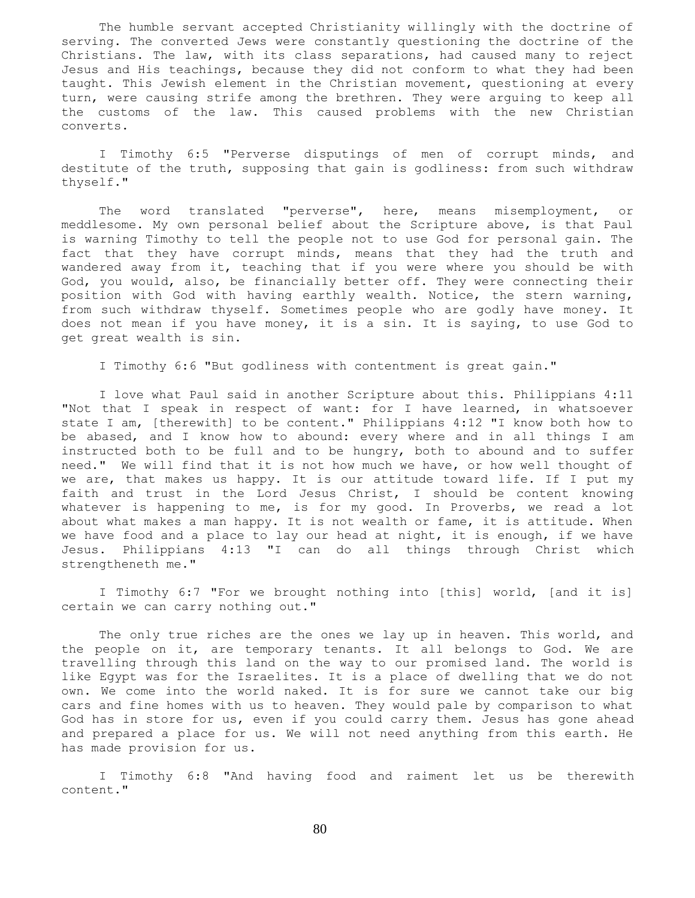The humble servant accepted Christianity willingly with the doctrine of serving. The converted Jews were constantly questioning the doctrine of the Christians. The law, with its class separations, had caused many to reject Jesus and His teachings, because they did not conform to what they had been taught. This Jewish element in the Christian movement, questioning at every turn, were causing strife among the brethren. They were arguing to keep all the customs of the law. This caused problems with the new Christian converts.

I Timothy 6:5 "Perverse disputings of men of corrupt minds, and destitute of the truth, supposing that gain is godliness: from such withdraw thyself."

The word translated "perverse", here, means misemployment, or meddlesome. My own personal belief about the Scripture above, is that Paul is warning Timothy to tell the people not to use God for personal gain. The fact that they have corrupt minds, means that they had the truth and wandered away from it, teaching that if you were where you should be with God, you would, also, be financially better off. They were connecting their position with God with having earthly wealth. Notice, the stern warning, from such withdraw thyself. Sometimes people who are godly have money. It does not mean if you have money, it is a sin. It is saying, to use God to get great wealth is sin.

I Timothy 6:6 "But godliness with contentment is great gain."

I love what Paul said in another Scripture about this. Philippians 4:11 "Not that I speak in respect of want: for I have learned, in whatsoever state I am, [therewith] to be content." Philippians 4:12 "I know both how to be abased, and I know how to abound: every where and in all things I am instructed both to be full and to be hungry, both to abound and to suffer need." We will find that it is not how much we have, or how well thought of we are, that makes us happy. It is our attitude toward life. If I put my faith and trust in the Lord Jesus Christ, I should be content knowing whatever is happening to me, is for my good. In Proverbs, we read a lot about what makes a man happy. It is not wealth or fame, it is attitude. When we have food and a place to lay our head at night, it is enough, if we have Jesus. Philippians 4:13 "I can do all things through Christ which strengtheneth me."

I Timothy 6:7 "For we brought nothing into [this] world, [and it is] certain we can carry nothing out."

The only true riches are the ones we lay up in heaven. This world, and the people on it, are temporary tenants. It all belongs to God. We are travelling through this land on the way to our promised land. The world is like Egypt was for the Israelites. It is a place of dwelling that we do not own. We come into the world naked. It is for sure we cannot take our big cars and fine homes with us to heaven. They would pale by comparison to what God has in store for us, even if you could carry them. Jesus has gone ahead and prepared a place for us. We will not need anything from this earth. He has made provision for us.

I Timothy 6:8 "And having food and raiment let us be therewith content."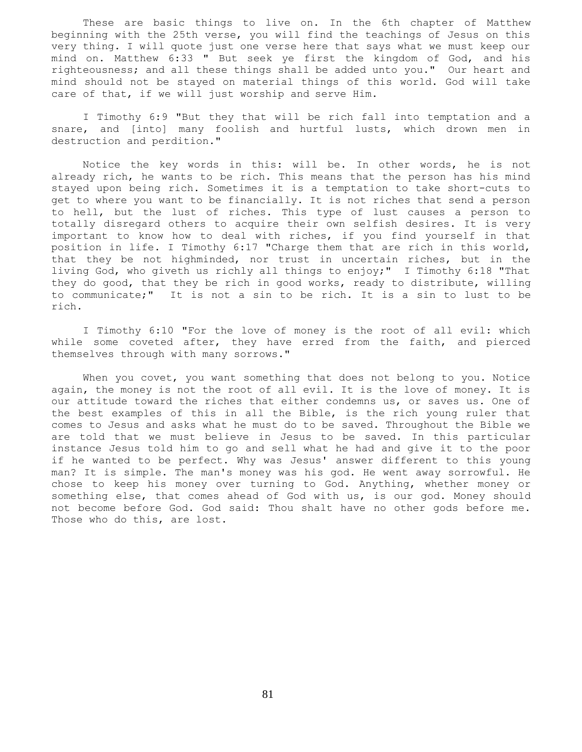These are basic things to live on. In the 6th chapter of Matthew beginning with the 25th verse, you will find the teachings of Jesus on this very thing. I will quote just one verse here that says what we must keep our mind on. Matthew 6:33 " But seek ye first the kingdom of God, and his righteousness; and all these things shall be added unto you." Our heart and mind should not be stayed on material things of this world. God will take care of that, if we will just worship and serve Him.

I Timothy 6:9 "But they that will be rich fall into temptation and a snare, and [into] many foolish and hurtful lusts, which drown men in destruction and perdition."

Notice the key words in this: will be. In other words, he is not already rich, he wants to be rich. This means that the person has his mind stayed upon being rich. Sometimes it is a temptation to take short-cuts to get to where you want to be financially. It is not riches that send a person to hell, but the lust of riches. This type of lust causes a person to totally disregard others to acquire their own selfish desires. It is very important to know how to deal with riches, if you find yourself in that position in life. I Timothy 6:17 "Charge them that are rich in this world, that they be not highminded, nor trust in uncertain riches, but in the living God, who giveth us richly all things to enjoy;" I Timothy 6:18 "That they do good, that they be rich in good works, ready to distribute, willing to communicate;" It is not a sin to be rich. It is a sin to lust to be rich.

I Timothy 6:10 "For the love of money is the root of all evil: which while some coveted after, they have erred from the faith, and pierced themselves through with many sorrows."

When you covet, you want something that does not belong to you. Notice again, the money is not the root of all evil. It is the love of money. It is our attitude toward the riches that either condemns us, or saves us. One of the best examples of this in all the Bible, is the rich young ruler that comes to Jesus and asks what he must do to be saved. Throughout the Bible we are told that we must believe in Jesus to be saved. In this particular instance Jesus told him to go and sell what he had and give it to the poor if he wanted to be perfect. Why was Jesus' answer different to this young man? It is simple. The man's money was his god. He went away sorrowful. He chose to keep his money over turning to God. Anything, whether money or something else, that comes ahead of God with us, is our god. Money should not become before God. God said: Thou shalt have no other gods before me. Those who do this, are lost.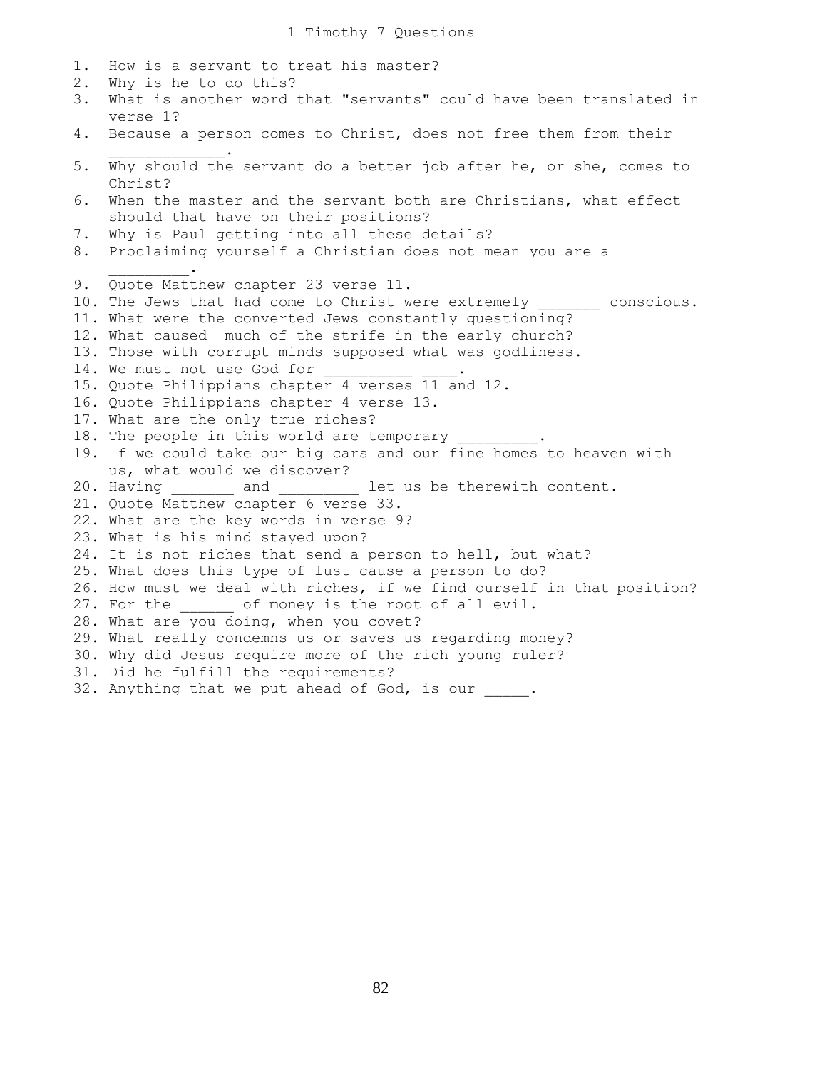# 1 Timothy 7 Questions

1. How is a servant to treat his master?
2. Why is he to do this?
3. What is another word that "servants" could have been translated in verse 1?
4. Because a person comes to Christ, does not free them from their _____________.
5. Why should the servant do a better job after he, or she, comes to Christ?
6. When the master and the servant both are Christians, what effect should that have on their positions?
7. Why is Paul getting into all these details?
8. Proclaiming yourself a Christian does not mean you are a _________.
9. Quote Matthew chapter 23 verse 11.
10. The Jews that had come to Christ were extremely _______ conscious.
11. What were the converted Jews constantly questioning?
12. What caused much of the strife in the early church?
13. Those with corrupt minds supposed what was godliness.
14. We must not use God for __________ ____.
15. Quote Philippians chapter 4 verses 11 and 12.
16. Quote Philippians chapter 4 verse 13.
17. What are the only true riches?
18. The people in this world are temporary _________.
19. If we could take our big cars and our fine homes to heaven with us, what would we discover?
20. Having _______ and _________ let us be therewith content.
21. Quote Matthew chapter 6 verse 33.
22. What are the key words in verse 9?
23. What is his mind stayed upon?
24. It is not riches that send a person to hell, but what?
25. What does this type of lust cause a person to do?
26. How must we deal with riches, if we find ourself in that position?
27. For the ______ of money is the root of all evil.
28. What are you doing, when you covet?
29. What really condemns us or saves us regarding money?
30. Why did Jesus require more of the rich young ruler?
31. Did he fulfill the requirements?
32. Anything that we put ahead of God, is our _____.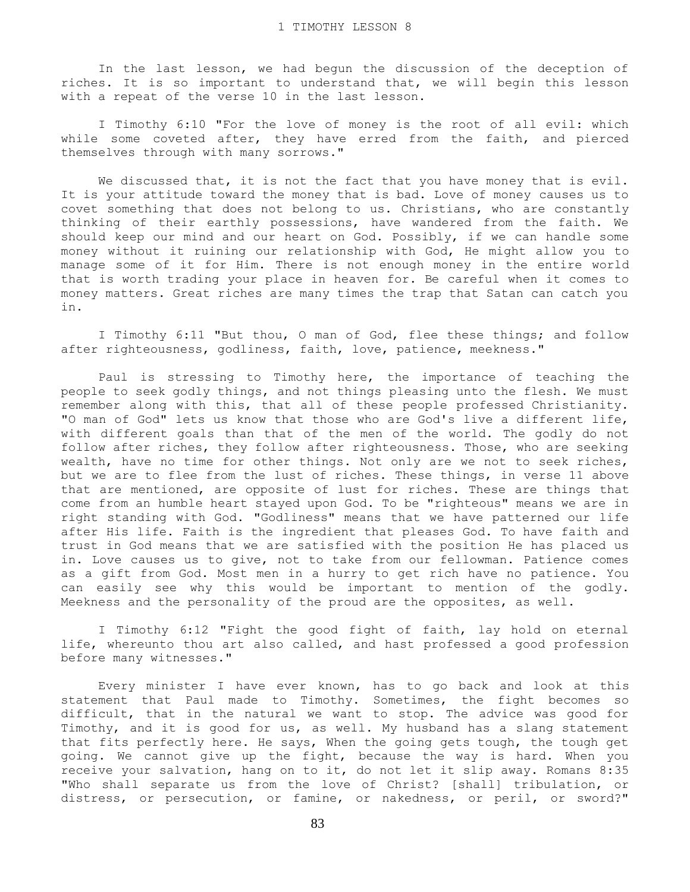# 1 TIMOTHY LESSON 8

In the last lesson, we had begun the discussion of the deception of riches. It is so important to understand that, we will begin this lesson with a repeat of the verse 10 in the last lesson.

I Timothy 6:10 "For the love of money is the root of all evil: which while some coveted after, they have erred from the faith, and pierced themselves through with many sorrows."

We discussed that, it is not the fact that you have money that is evil. It is your attitude toward the money that is bad. Love of money causes us to covet something that does not belong to us. Christians, who are constantly thinking of their earthly possessions, have wandered from the faith. We should keep our mind and our heart on God. Possibly, if we can handle some money without it ruining our relationship with God, He might allow you to manage some of it for Him. There is not enough money in the entire world that is worth trading your place in heaven for. Be careful when it comes to money matters. Great riches are many times the trap that Satan can catch you in.

I Timothy 6:11 "But thou, O man of God, flee these things; and follow after righteousness, godliness, faith, love, patience, meekness."

Paul is stressing to Timothy here, the importance of teaching the people to seek godly things, and not things pleasing unto the flesh. We must remember along with this, that all of these people professed Christianity. "O man of God" lets us know that those who are God's live a different life, with different goals than that of the men of the world. The godly do not follow after riches, they follow after righteousness. Those, who are seeking wealth, have no time for other things. Not only are we not to seek riches, but we are to flee from the lust of riches. These things, in verse 11 above that are mentioned, are opposite of lust for riches. These are things that come from an humble heart stayed upon God. To be "righteous" means we are in right standing with God. "Godliness" means that we have patterned our life after His life. Faith is the ingredient that pleases God. To have faith and trust in God means that we are satisfied with the position He has placed us in. Love causes us to give, not to take from our fellowman. Patience comes as a gift from God. Most men in a hurry to get rich have no patience. You can easily see why this would be important to mention of the godly. Meekness and the personality of the proud are the opposites, as well.

I Timothy 6:12 "Fight the good fight of faith, lay hold on eternal life, whereunto thou art also called, and hast professed a good profession before many witnesses."

Every minister I have ever known, has to go back and look at this statement that Paul made to Timothy. Sometimes, the fight becomes so difficult, that in the natural we want to stop. The advice was good for Timothy, and it is good for us, as well. My husband has a slang statement that fits perfectly here. He says, When the going gets tough, the tough get going. We cannot give up the fight, because the way is hard. When you receive your salvation, hang on to it, do not let it slip away. Romans 8:35 "Who shall separate us from the love of Christ? [shall] tribulation, or distress, or persecution, or famine, or nakedness, or peril, or sword?"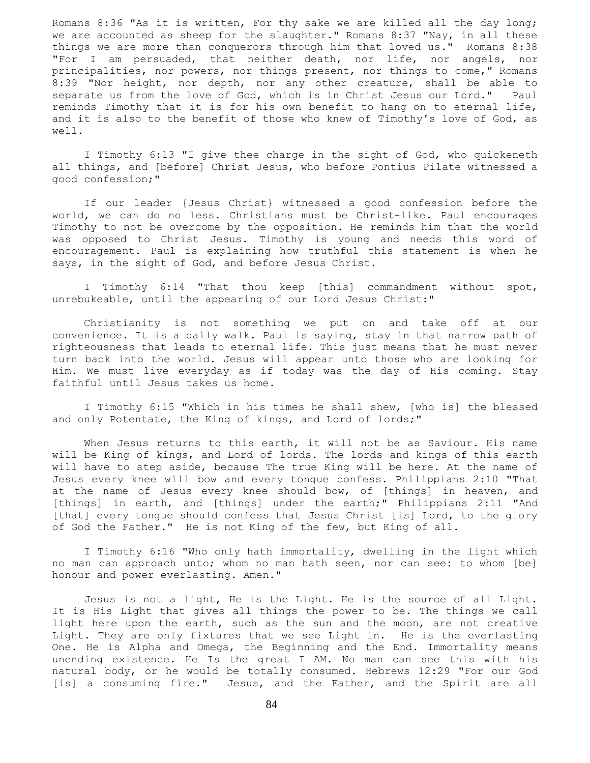Romans 8:36 "As it is written, For thy sake we are killed all the day long; we are accounted as sheep for the slaughter." Romans 8:37 "Nay, in all these things we are more than conquerors through him that loved us." Romans 8:38 "For I am persuaded, that neither death, nor life, nor angels, nor principalities, nor powers, nor things present, nor things to come," Romans 8:39 "Nor height, nor depth, nor any other creature, shall be able to separate us from the love of God, which is in Christ Jesus our Lord." Paul reminds Timothy that it is for his own benefit to hang on to eternal life, and it is also to the benefit of those who knew of Timothy's love of God, as well.

I Timothy 6:13 "I give thee charge in the sight of God, who quickeneth all things, and [before] Christ Jesus, who before Pontius Pilate witnessed a good confession;"

If our leader {Jesus Christ} witnessed a good confession before the world, we can do no less. Christians must be Christ-like. Paul encourages Timothy to not be overcome by the opposition. He reminds him that the world was opposed to Christ Jesus. Timothy is young and needs this word of encouragement. Paul is explaining how truthful this statement is when he says, in the sight of God, and before Jesus Christ.

I Timothy 6:14 "That thou keep [this] commandment without spot, unrebukeable, until the appearing of our Lord Jesus Christ:"

Christianity is not something we put on and take off at our convenience. It is a daily walk. Paul is saying, stay in that narrow path of righteousness that leads to eternal life. This just means that he must never turn back into the world. Jesus will appear unto those who are looking for Him. We must live everyday as if today was the day of His coming. Stay faithful until Jesus takes us home.

I Timothy 6:15 "Which in his times he shall shew, [who is] the blessed and only Potentate, the King of kings, and Lord of lords;"

When Jesus returns to this earth, it will not be as Saviour. His name will be King of kings, and Lord of lords. The lords and kings of this earth will have to step aside, because The true King will be here. At the name of Jesus every knee will bow and every tongue confess. Philippians 2:10 "That at the name of Jesus every knee should bow, of [things] in heaven, and [things] in earth, and [things] under the earth;" Philippians 2:11 "And [that] every tongue should confess that Jesus Christ [is] Lord, to the glory of God the Father." He is not King of the few, but King of all.

I Timothy 6:16 "Who only hath immortality, dwelling in the light which no man can approach unto; whom no man hath seen, nor can see: to whom [be] honour and power everlasting. Amen."

Jesus is not a light, He is the Light. He is the source of all Light. It is His Light that gives all things the power to be. The things we call light here upon the earth, such as the sun and the moon, are not creative Light. They are only fixtures that we see Light in. He is the everlasting One. He is Alpha and Omega, the Beginning and the End. Immortality means unending existence. He Is the great I AM. No man can see this with his natural body, or he would be totally consumed. Hebrews 12:29 "For our God [is] a consuming fire." Jesus, and the Father, and the Spirit are all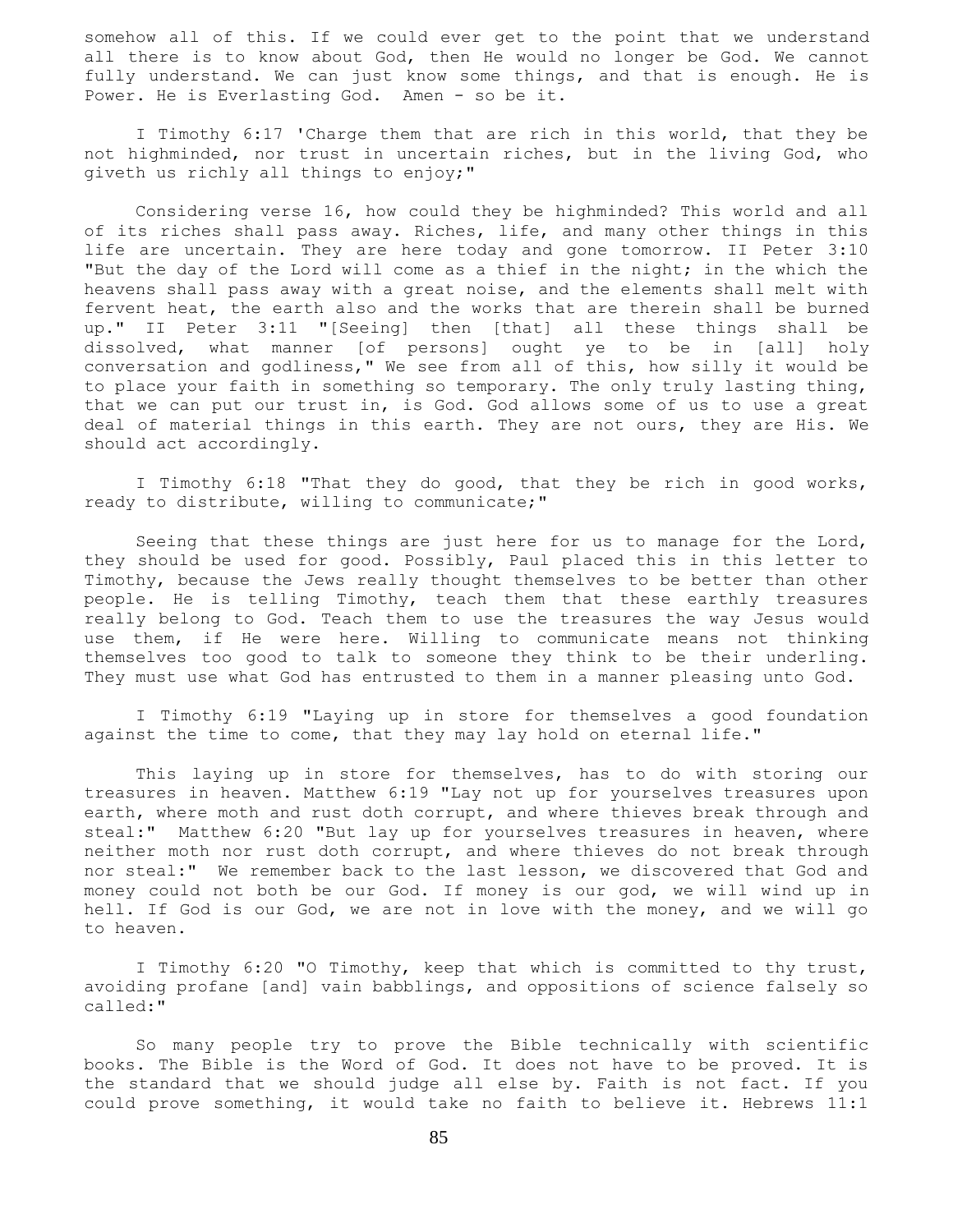somehow all of this. If we could ever get to the point that we understand all there is to know about God, then He would no longer be God. We cannot fully understand. We can just know some things, and that is enough. He is Power. He is Everlasting God. Amen - so be it.

I Timothy 6:17 'Charge them that are rich in this world, that they be not highminded, nor trust in uncertain riches, but in the living God, who giveth us richly all things to enjoy;"

Considering verse 16, how could they be highminded? This world and all of its riches shall pass away. Riches, life, and many other things in this life are uncertain. They are here today and gone tomorrow. II Peter 3:10 "But the day of the Lord will come as a thief in the night; in the which the heavens shall pass away with a great noise, and the elements shall melt with fervent heat, the earth also and the works that are therein shall be burned up." II Peter 3:11 "[Seeing] then [that] all these things shall be dissolved, what manner [of persons] ought ye to be in [all] holy conversation and godliness," We see from all of this, how silly it would be to place your faith in something so temporary. The only truly lasting thing, that we can put our trust in, is God. God allows some of us to use a great deal of material things in this earth. They are not ours, they are His. We should act accordingly.

I Timothy 6:18 "That they do good, that they be rich in good works, ready to distribute, willing to communicate;"

Seeing that these things are just here for us to manage for the Lord, they should be used for good. Possibly, Paul placed this in this letter to Timothy, because the Jews really thought themselves to be better than other people. He is telling Timothy, teach them that these earthly treasures really belong to God. Teach them to use the treasures the way Jesus would use them, if He were here. Willing to communicate means not thinking themselves too good to talk to someone they think to be their underling. They must use what God has entrusted to them in a manner pleasing unto God.

I Timothy 6:19 "Laying up in store for themselves a good foundation against the time to come, that they may lay hold on eternal life."

This laying up in store for themselves, has to do with storing our treasures in heaven. Matthew 6:19 "Lay not up for yourselves treasures upon earth, where moth and rust doth corrupt, and where thieves break through and steal:" Matthew 6:20 "But lay up for yourselves treasures in heaven, where neither moth nor rust doth corrupt, and where thieves do not break through nor steal:" We remember back to the last lesson, we discovered that God and money could not both be our God. If money is our god, we will wind up in hell. If God is our God, we are not in love with the money, and we will go to heaven.

I Timothy 6:20 "O Timothy, keep that which is committed to thy trust, avoiding profane [and] vain babblings, and oppositions of science falsely so called:"

So many people try to prove the Bible technically with scientific books. The Bible is the Word of God. It does not have to be proved. It is the standard that we should judge all else by. Faith is not fact. If you could prove something, it would take no faith to believe it. Hebrews 11:1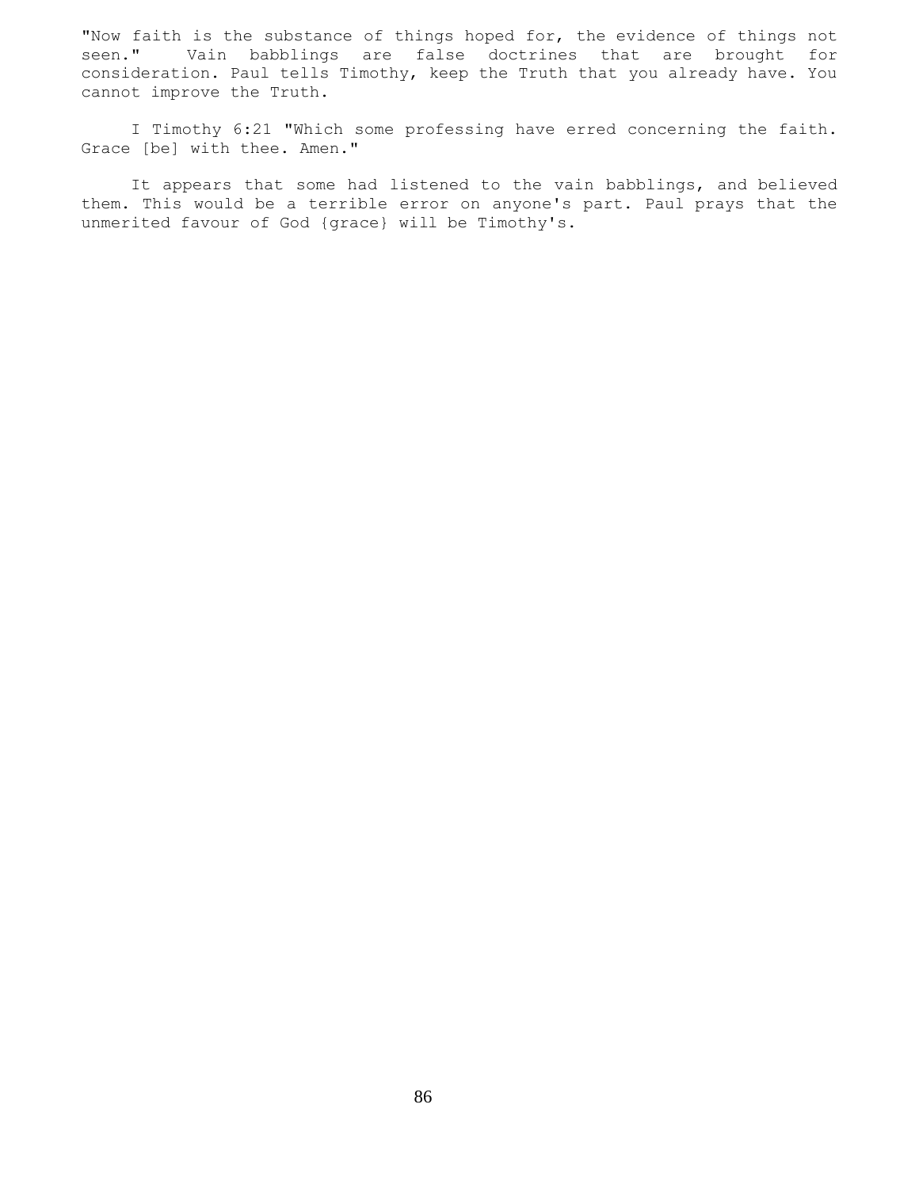"Now faith is the substance of things hoped for, the evidence of things not seen." Vain babblings are false doctrines that are brought for consideration. Paul tells Timothy, keep the Truth that you already have. You cannot improve the Truth.

I Timothy 6:21 "Which some professing have erred concerning the faith. Grace [be] with thee. Amen."

It appears that some had listened to the vain babblings, and believed them. This would be a terrible error on anyone's part. Paul prays that the unmerited favour of God {grace} will be Timothy's.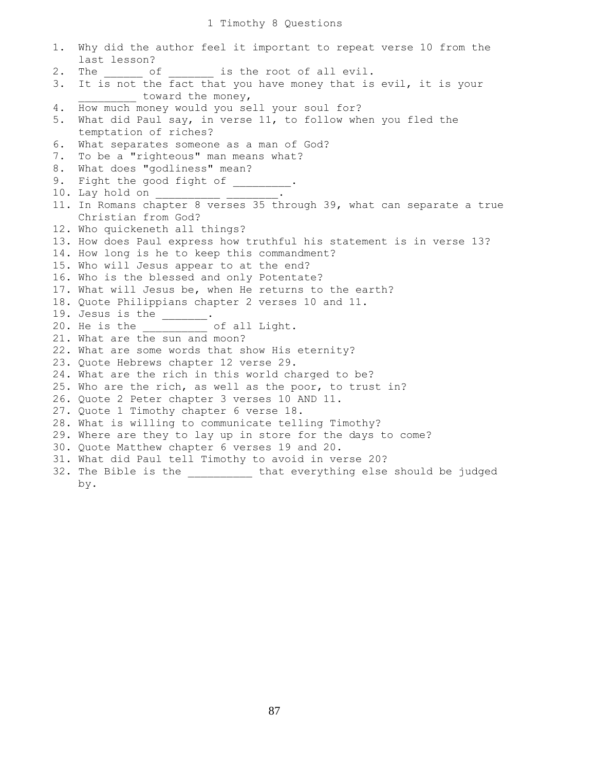# 1 Timothy 8 Questions

1. Why did the author feel it important to repeat verse 10 from the last lesson?
2. The ______ of _______ is the root of all evil.
3. It is not the fact that you have money that is evil, it is your _________ toward the money,
4. How much money would you sell your soul for?
5. What did Paul say, in verse 11, to follow when you fled the temptation of riches?
6. What separates someone as a man of God?
7. To be a "righteous" man means what?
8. What does "godliness" mean?
9. Fight the good fight of _________.
10. Lay hold on __________ ________.
11. In Romans chapter 8 verses 35 through 39, what can separate a true Christian from God?
12. Who quickeneth all things?
13. How does Paul express how truthful his statement is in verse 13?
14. How long is he to keep this commandment?
15. Who will Jesus appear to at the end?
16. Who is the blessed and only Potentate?
17. What will Jesus be, when He returns to the earth?
18. Quote Philippians chapter 2 verses 10 and 11.
19. Jesus is the _______.
20. He is the __________ of all Light.
21. What are the sun and moon?
22. What are some words that show His eternity?
23. Quote Hebrews chapter 12 verse 29.
24. What are the rich in this world charged to be?
25. Who are the rich, as well as the poor, to trust in?
26. Quote 2 Peter chapter 3 verses 10 AND 11.
27. Quote 1 Timothy chapter 6 verse 18.
28. What is willing to communicate telling Timothy?
29. Where are they to lay up in store for the days to come?
30. Quote Matthew chapter 6 verses 19 and 20.
31. What did Paul tell Timothy to avoid in verse 20?
32. The Bible is the __________ that everything else should be judged by.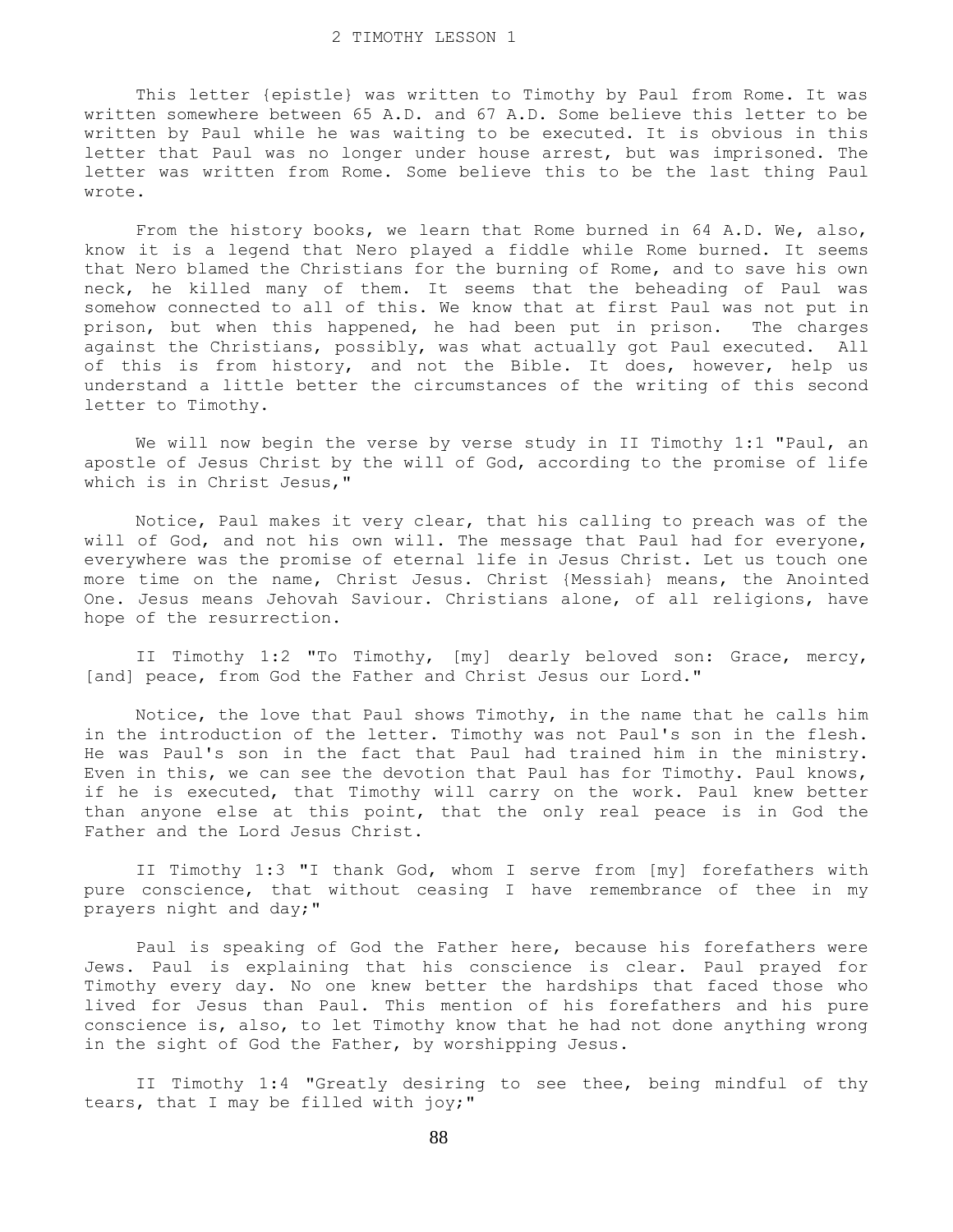# 2 TIMOTHY LESSON 1

This letter {epistle} was written to Timothy by Paul from Rome. It was written somewhere between 65 A.D. and 67 A.D. Some believe this letter to be written by Paul while he was waiting to be executed. It is obvious in this letter that Paul was no longer under house arrest, but was imprisoned. The letter was written from Rome. Some believe this to be the last thing Paul wrote.

From the history books, we learn that Rome burned in 64 A.D. We, also, know it is a legend that Nero played a fiddle while Rome burned. It seems that Nero blamed the Christians for the burning of Rome, and to save his own neck, he killed many of them. It seems that the beheading of Paul was somehow connected to all of this. We know that at first Paul was not put in prison, but when this happened, he had been put in prison. The charges against the Christians, possibly, was what actually got Paul executed. All of this is from history, and not the Bible. It does, however, help us understand a little better the circumstances of the writing of this second letter to Timothy.

We will now begin the verse by verse study in II Timothy 1:1 "Paul, an apostle of Jesus Christ by the will of God, according to the promise of life which is in Christ Jesus,"

Notice, Paul makes it very clear, that his calling to preach was of the will of God, and not his own will. The message that Paul had for everyone, everywhere was the promise of eternal life in Jesus Christ. Let us touch one more time on the name, Christ Jesus. Christ {Messiah} means, the Anointed One. Jesus means Jehovah Saviour. Christians alone, of all religions, have hope of the resurrection.

II Timothy 1:2 "To Timothy, [my] dearly beloved son: Grace, mercy, [and] peace, from God the Father and Christ Jesus our Lord."

Notice, the love that Paul shows Timothy, in the name that he calls him in the introduction of the letter. Timothy was not Paul's son in the flesh. He was Paul's son in the fact that Paul had trained him in the ministry. Even in this, we can see the devotion that Paul has for Timothy. Paul knows, if he is executed, that Timothy will carry on the work. Paul knew better than anyone else at this point, that the only real peace is in God the Father and the Lord Jesus Christ.

II Timothy 1:3 "I thank God, whom I serve from [my] forefathers with pure conscience, that without ceasing I have remembrance of thee in my prayers night and day;"

Paul is speaking of God the Father here, because his forefathers were Jews. Paul is explaining that his conscience is clear. Paul prayed for Timothy every day. No one knew better the hardships that faced those who lived for Jesus than Paul. This mention of his forefathers and his pure conscience is, also, to let Timothy know that he had not done anything wrong in the sight of God the Father, by worshipping Jesus.

II Timothy 1:4 "Greatly desiring to see thee, being mindful of thy tears, that I may be filled with joy;"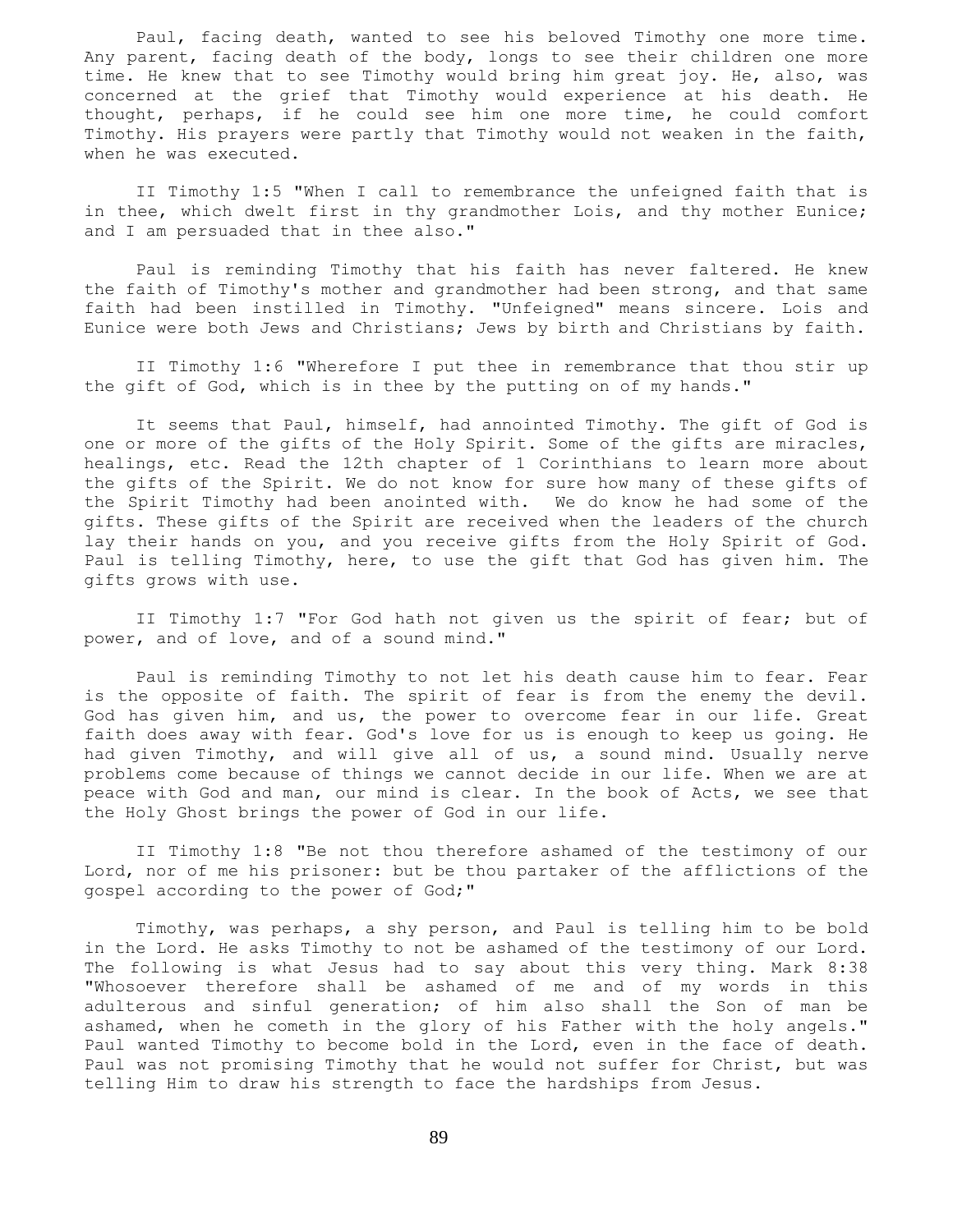Paul, facing death, wanted to see his beloved Timothy one more time. Any parent, facing death of the body, longs to see their children one more time. He knew that to see Timothy would bring him great joy. He, also, was concerned at the grief that Timothy would experience at his death. He thought, perhaps, if he could see him one more time, he could comfort Timothy. His prayers were partly that Timothy would not weaken in the faith, when he was executed.

II Timothy 1:5 "When I call to remembrance the unfeigned faith that is in thee, which dwelt first in thy grandmother Lois, and thy mother Eunice; and I am persuaded that in thee also."

Paul is reminding Timothy that his faith has never faltered. He knew the faith of Timothy's mother and grandmother had been strong, and that same faith had been instilled in Timothy. "Unfeigned" means sincere. Lois and Eunice were both Jews and Christians; Jews by birth and Christians by faith.

II Timothy 1:6 "Wherefore I put thee in remembrance that thou stir up the gift of God, which is in thee by the putting on of my hands."

It seems that Paul, himself, had annointed Timothy. The gift of God is one or more of the gifts of the Holy Spirit. Some of the gifts are miracles, healings, etc. Read the 12th chapter of 1 Corinthians to learn more about the gifts of the Spirit. We do not know for sure how many of these gifts of the Spirit Timothy had been anointed with. We do know he had some of the gifts. These gifts of the Spirit are received when the leaders of the church lay their hands on you, and you receive gifts from the Holy Spirit of God. Paul is telling Timothy, here, to use the gift that God has given him. The gifts grows with use.

II Timothy 1:7 "For God hath not given us the spirit of fear; but of power, and of love, and of a sound mind."

Paul is reminding Timothy to not let his death cause him to fear. Fear is the opposite of faith. The spirit of fear is from the enemy the devil. God has given him, and us, the power to overcome fear in our life. Great faith does away with fear. God's love for us is enough to keep us going. He had given Timothy, and will give all of us, a sound mind. Usually nerve problems come because of things we cannot decide in our life. When we are at peace with God and man, our mind is clear. In the book of Acts, we see that the Holy Ghost brings the power of God in our life.

II Timothy 1:8 "Be not thou therefore ashamed of the testimony of our Lord, nor of me his prisoner: but be thou partaker of the afflictions of the gospel according to the power of God;"

Timothy, was perhaps, a shy person, and Paul is telling him to be bold in the Lord. He asks Timothy to not be ashamed of the testimony of our Lord. The following is what Jesus had to say about this very thing. Mark 8:38 "Whosoever therefore shall be ashamed of me and of my words in this adulterous and sinful generation; of him also shall the Son of man be ashamed, when he cometh in the glory of his Father with the holy angels." Paul wanted Timothy to become bold in the Lord, even in the face of death. Paul was not promising Timothy that he would not suffer for Christ, but was telling Him to draw his strength to face the hardships from Jesus.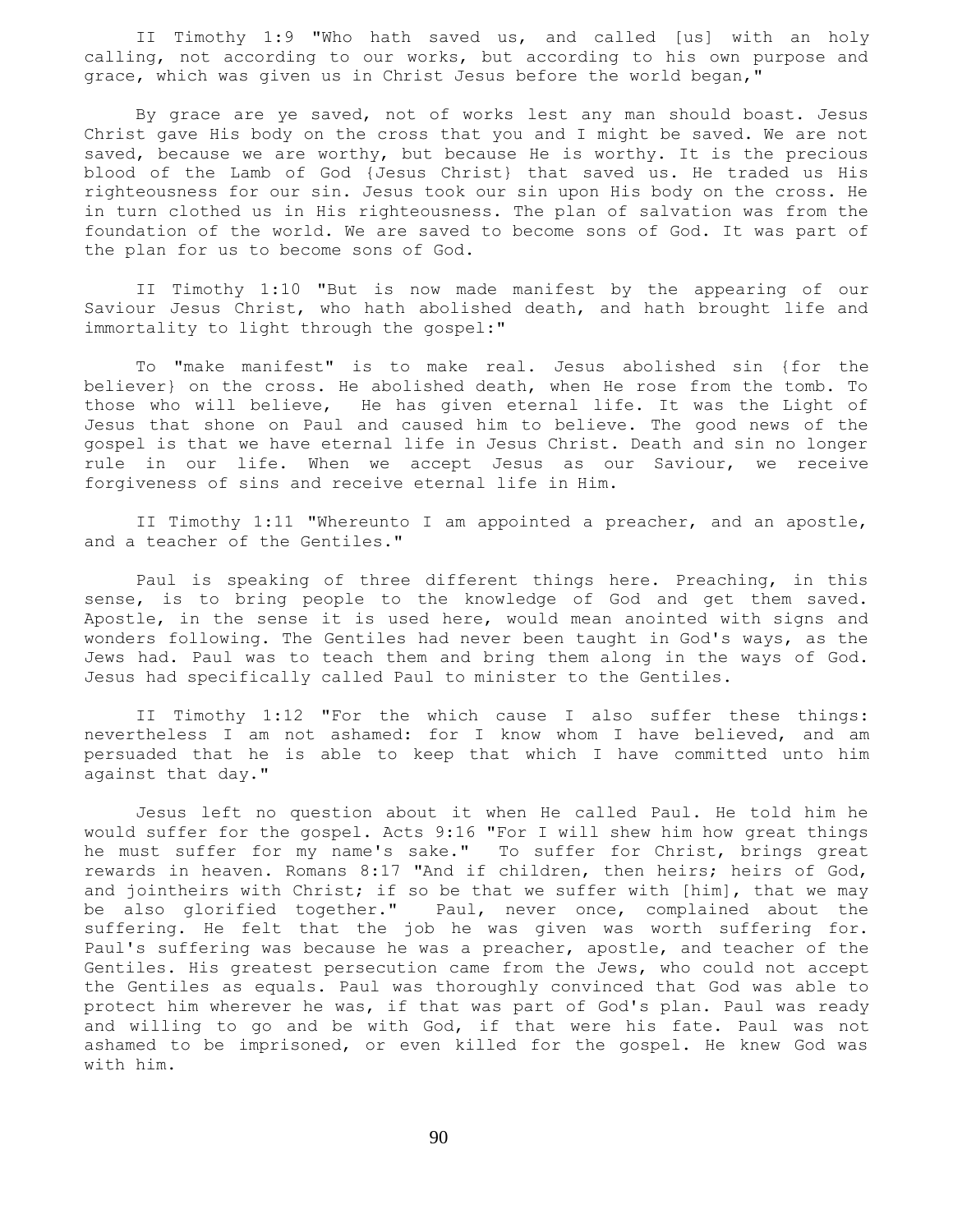II Timothy 1:9 "Who hath saved us, and called [us] with an holy calling, not according to our works, but according to his own purpose and grace, which was given us in Christ Jesus before the world began,"

By grace are ye saved, not of works lest any man should boast. Jesus Christ gave His body on the cross that you and I might be saved. We are not saved, because we are worthy, but because He is worthy. It is the precious blood of the Lamb of God {Jesus Christ} that saved us. He traded us His righteousness for our sin. Jesus took our sin upon His body on the cross. He in turn clothed us in His righteousness. The plan of salvation was from the foundation of the world. We are saved to become sons of God. It was part of the plan for us to become sons of God.

II Timothy 1:10 "But is now made manifest by the appearing of our Saviour Jesus Christ, who hath abolished death, and hath brought life and immortality to light through the gospel:"

To "make manifest" is to make real. Jesus abolished sin {for the believer} on the cross. He abolished death, when He rose from the tomb. To those who will believe, He has given eternal life. It was the Light of Jesus that shone on Paul and caused him to believe. The good news of the gospel is that we have eternal life in Jesus Christ. Death and sin no longer rule in our life. When we accept Jesus as our Saviour, we receive forgiveness of sins and receive eternal life in Him.

II Timothy 1:11 "Whereunto I am appointed a preacher, and an apostle, and a teacher of the Gentiles."

Paul is speaking of three different things here. Preaching, in this sense, is to bring people to the knowledge of God and get them saved. Apostle, in the sense it is used here, would mean anointed with signs and wonders following. The Gentiles had never been taught in God's ways, as the Jews had. Paul was to teach them and bring them along in the ways of God. Jesus had specifically called Paul to minister to the Gentiles.

II Timothy 1:12 "For the which cause I also suffer these things: nevertheless I am not ashamed: for I know whom I have believed, and am persuaded that he is able to keep that which I have committed unto him against that day."

Jesus left no question about it when He called Paul. He told him he would suffer for the gospel. Acts 9:16 "For I will shew him how great things he must suffer for my name's sake." To suffer for Christ, brings great rewards in heaven. Romans 8:17 "And if children, then heirs; heirs of God, and jointheirs with Christ; if so be that we suffer with [him], that we may be also glorified together." Paul, never once, complained about the suffering. He felt that the job he was given was worth suffering for. Paul's suffering was because he was a preacher, apostle, and teacher of the Gentiles. His greatest persecution came from the Jews, who could not accept the Gentiles as equals. Paul was thoroughly convinced that God was able to protect him wherever he was, if that was part of God's plan. Paul was ready and willing to go and be with God, if that were his fate. Paul was not ashamed to be imprisoned, or even killed for the gospel. He knew God was with him.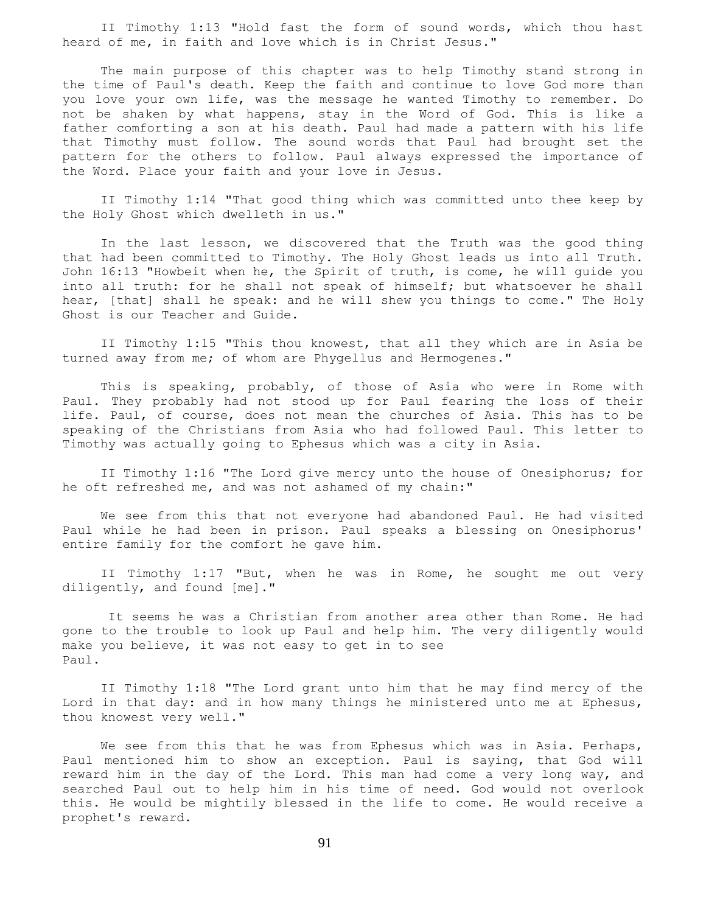II Timothy 1:13 "Hold fast the form of sound words, which thou hast heard of me, in faith and love which is in Christ Jesus."

The main purpose of this chapter was to help Timothy stand strong in the time of Paul's death. Keep the faith and continue to love God more than you love your own life, was the message he wanted Timothy to remember. Do not be shaken by what happens, stay in the Word of God. This is like a father comforting a son at his death. Paul had made a pattern with his life that Timothy must follow. The sound words that Paul had brought set the pattern for the others to follow. Paul always expressed the importance of the Word. Place your faith and your love in Jesus.

II Timothy 1:14 "That good thing which was committed unto thee keep by the Holy Ghost which dwelleth in us."

In the last lesson, we discovered that the Truth was the good thing that had been committed to Timothy. The Holy Ghost leads us into all Truth. John 16:13 "Howbeit when he, the Spirit of truth, is come, he will guide you into all truth: for he shall not speak of himself; but whatsoever he shall hear, [that] shall he speak: and he will shew you things to come." The Holy Ghost is our Teacher and Guide.

II Timothy 1:15 "This thou knowest, that all they which are in Asia be turned away from me; of whom are Phygellus and Hermogenes."

This is speaking, probably, of those of Asia who were in Rome with Paul. They probably had not stood up for Paul fearing the loss of their life. Paul, of course, does not mean the churches of Asia. This has to be speaking of the Christians from Asia who had followed Paul. This letter to Timothy was actually going to Ephesus which was a city in Asia.

II Timothy 1:16 "The Lord give mercy unto the house of Onesiphorus; for he oft refreshed me, and was not ashamed of my chain:"

We see from this that not everyone had abandoned Paul. He had visited Paul while he had been in prison. Paul speaks a blessing on Onesiphorus' entire family for the comfort he gave him.

II Timothy 1:17 "But, when he was in Rome, he sought me out very diligently, and found [me]."

It seems he was a Christian from another area other than Rome. He had gone to the trouble to look up Paul and help him. The very diligently would make you believe, it was not easy to get in to see Paul.

II Timothy 1:18 "The Lord grant unto him that he may find mercy of the Lord in that day: and in how many things he ministered unto me at Ephesus, thou knowest very well."

We see from this that he was from Ephesus which was in Asia. Perhaps, Paul mentioned him to show an exception. Paul is saying, that God will reward him in the day of the Lord. This man had come a very long way, and searched Paul out to help him in his time of need. God would not overlook this. He would be mightily blessed in the life to come. He would receive a prophet's reward.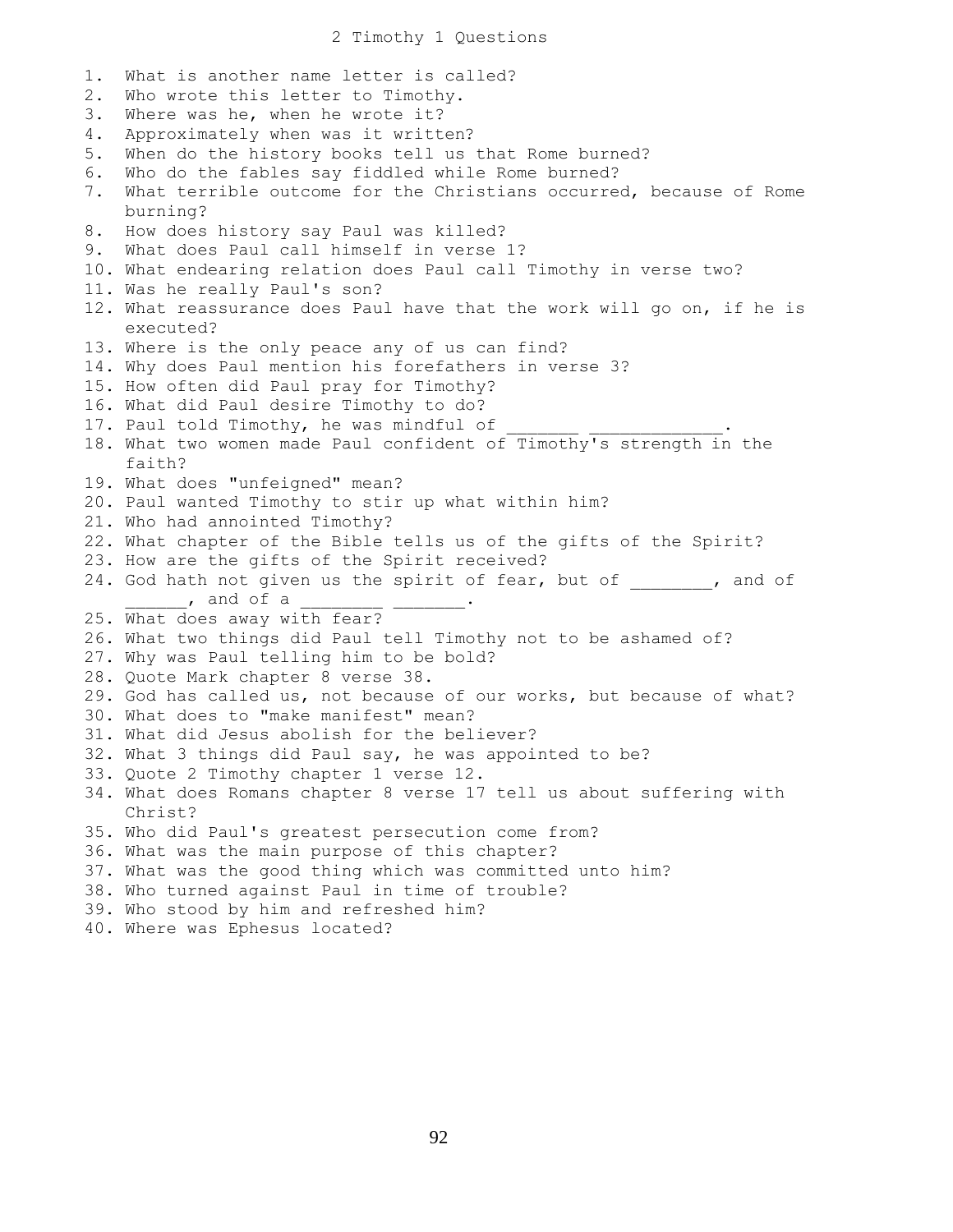# 2 Timothy 1 Questions

1. What is another name letter is called?
2. Who wrote this letter to Timothy.
3. Where was he, when he wrote it?
4. Approximately when was it written?
5. When do the history books tell us that Rome burned?
6. Who do the fables say fiddled while Rome burned?
7. What terrible outcome for the Christians occurred, because of Rome burning?
8. How does history say Paul was killed?
9. What does Paul call himself in verse 1?
10. What endearing relation does Paul call Timothy in verse two?
11. Was he really Paul's son?
12. What reassurance does Paul have that the work will go on, if he is executed?
13. Where is the only peace any of us can find?
14. Why does Paul mention his forefathers in verse 3?
15. How often did Paul pray for Timothy?
16. What did Paul desire Timothy to do?
17. Paul told Timothy, he was mindful of _______ ____________.
18. What two women made Paul confident of Timothy's strength in the faith?
19. What does "unfeigned" mean?
20. Paul wanted Timothy to stir up what within him?
21. Who had annointed Timothy?
22. What chapter of the Bible tells us of the gifts of the Spirit?
23. How are the gifts of the Spirit received?
24. God hath not given us the spirit of fear, but of ________, and of ______, and of a ________ _______.
25. What does away with fear?
26. What two things did Paul tell Timothy not to be ashamed of?
27. Why was Paul telling him to be bold?
28. Quote Mark chapter 8 verse 38.
29. God has called us, not because of our works, but because of what?
30. What does to "make manifest" mean?
31. What did Jesus abolish for the believer?
32. What 3 things did Paul say, he was appointed to be?
33. Quote 2 Timothy chapter 1 verse 12.
34. What does Romans chapter 8 verse 17 tell us about suffering with Christ?
35. Who did Paul's greatest persecution come from?
36. What was the main purpose of this chapter?
37. What was the good thing which was committed unto him?
38. Who turned against Paul in time of trouble?
39. Who stood by him and refreshed him?
40. Where was Ephesus located?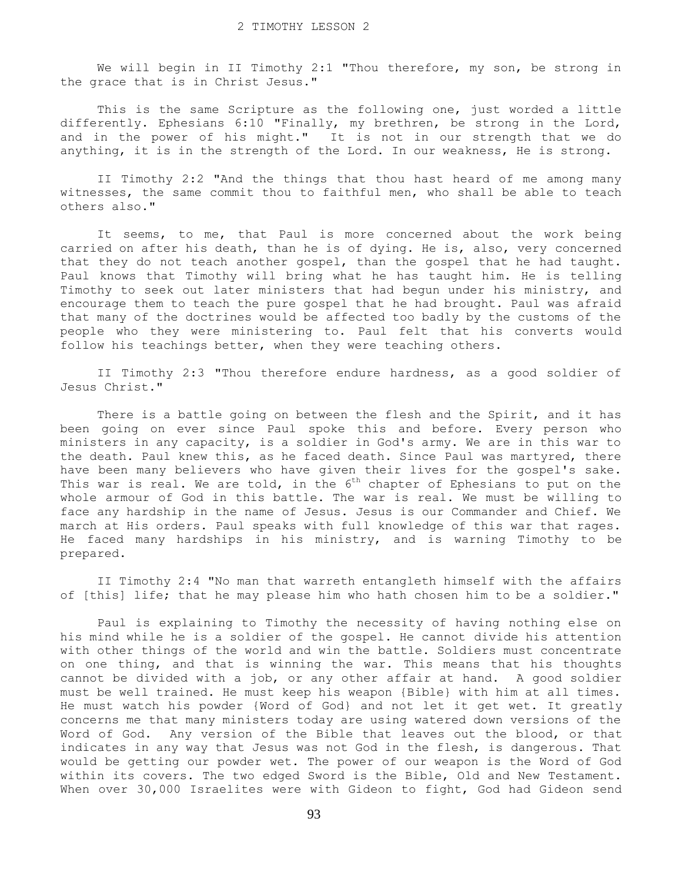# 2 TIMOTHY LESSON 2

We will begin in II Timothy 2:1 "Thou therefore, my son, be strong in the grace that is in Christ Jesus."

This is the same Scripture as the following one, just worded a little differently. Ephesians 6:10 "Finally, my brethren, be strong in the Lord, and in the power of his might." It is not in our strength that we do anything, it is in the strength of the Lord. In our weakness, He is strong.

II Timothy 2:2 "And the things that thou hast heard of me among many witnesses, the same commit thou to faithful men, who shall be able to teach others also."

It seems, to me, that Paul is more concerned about the work being carried on after his death, than he is of dying. He is, also, very concerned that they do not teach another gospel, than the gospel that he had taught. Paul knows that Timothy will bring what he has taught him. He is telling Timothy to seek out later ministers that had begun under his ministry, and encourage them to teach the pure gospel that he had brought. Paul was afraid that many of the doctrines would be affected too badly by the customs of the people who they were ministering to. Paul felt that his converts would follow his teachings better, when they were teaching others.

II Timothy 2:3 "Thou therefore endure hardness, as a good soldier of Jesus Christ."

There is a battle going on between the flesh and the Spirit, and it has been going on ever since Paul spoke this and before. Every person who ministers in any capacity, is a soldier in God's army. We are in this war to the death. Paul knew this, as he faced death. Since Paul was martyred, there have been many believers who have given their lives for the gospel's sake. This war is real. We are told, in the 6th chapter of Ephesians to put on the whole armour of God in this battle. The war is real. We must be willing to face any hardship in the name of Jesus. Jesus is our Commander and Chief. We march at His orders. Paul speaks with full knowledge of this war that rages. He faced many hardships in his ministry, and is warning Timothy to be prepared.

II Timothy 2:4 "No man that warreth entangleth himself with the affairs of [this] life; that he may please him who hath chosen him to be a soldier."

Paul is explaining to Timothy the necessity of having nothing else on his mind while he is a soldier of the gospel. He cannot divide his attention with other things of the world and win the battle. Soldiers must concentrate on one thing, and that is winning the war. This means that his thoughts cannot be divided with a job, or any other affair at hand. A good soldier must be well trained. He must keep his weapon {Bible} with him at all times. He must watch his powder {Word of God} and not let it get wet. It greatly concerns me that many ministers today are using watered down versions of the Word of God. Any version of the Bible that leaves out the blood, or that indicates in any way that Jesus was not God in the flesh, is dangerous. That would be getting our powder wet. The power of our weapon is the Word of God within its covers. The two edged Sword is the Bible, Old and New Testament. When over 30,000 Israelites were with Gideon to fight, God had Gideon send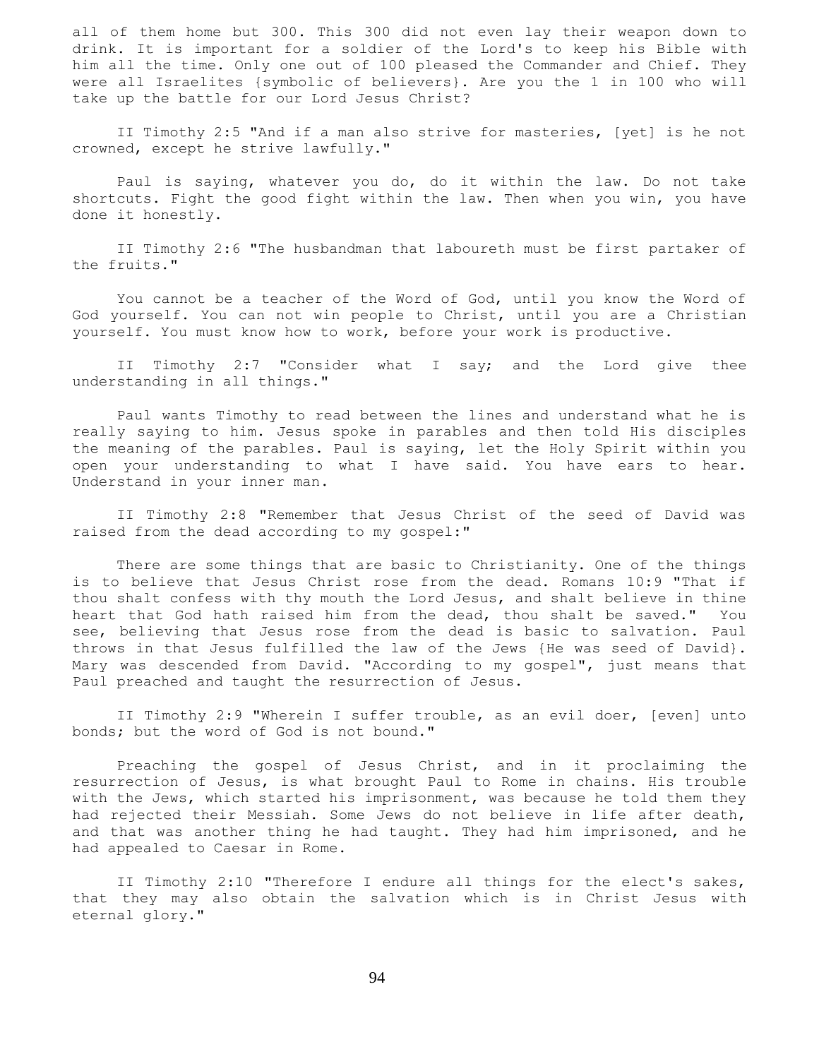all of them home but 300. This 300 did not even lay their weapon down to drink. It is important for a soldier of the Lord's to keep his Bible with him all the time. Only one out of 100 pleased the Commander and Chief. They were all Israelites {symbolic of believers}. Are you the 1 in 100 who will take up the battle for our Lord Jesus Christ?

II Timothy 2:5 "And if a man also strive for masteries, [yet] is he not crowned, except he strive lawfully."

Paul is saying, whatever you do, do it within the law. Do not take shortcuts. Fight the good fight within the law. Then when you win, you have done it honestly.

II Timothy 2:6 "The husbandman that laboureth must be first partaker of the fruits."

You cannot be a teacher of the Word of God, until you know the Word of God yourself. You can not win people to Christ, until you are a Christian yourself. You must know how to work, before your work is productive.

II Timothy 2:7 "Consider what I say; and the Lord give thee understanding in all things."

Paul wants Timothy to read between the lines and understand what he is really saying to him. Jesus spoke in parables and then told His disciples the meaning of the parables. Paul is saying, let the Holy Spirit within you open your understanding to what I have said. You have ears to hear. Understand in your inner man.

II Timothy 2:8 "Remember that Jesus Christ of the seed of David was raised from the dead according to my gospel:"

There are some things that are basic to Christianity. One of the things is to believe that Jesus Christ rose from the dead. Romans 10:9 "That if thou shalt confess with thy mouth the Lord Jesus, and shalt believe in thine heart that God hath raised him from the dead, thou shalt be saved." You see, believing that Jesus rose from the dead is basic to salvation. Paul throws in that Jesus fulfilled the law of the Jews {He was seed of David}. Mary was descended from David. "According to my gospel", just means that Paul preached and taught the resurrection of Jesus.

II Timothy 2:9 "Wherein I suffer trouble, as an evil doer, [even] unto bonds; but the word of God is not bound."

Preaching the gospel of Jesus Christ, and in it proclaiming the resurrection of Jesus, is what brought Paul to Rome in chains. His trouble with the Jews, which started his imprisonment, was because he told them they had rejected their Messiah. Some Jews do not believe in life after death, and that was another thing he had taught. They had him imprisoned, and he had appealed to Caesar in Rome.

II Timothy 2:10 "Therefore I endure all things for the elect's sakes, that they may also obtain the salvation which is in Christ Jesus with eternal glory."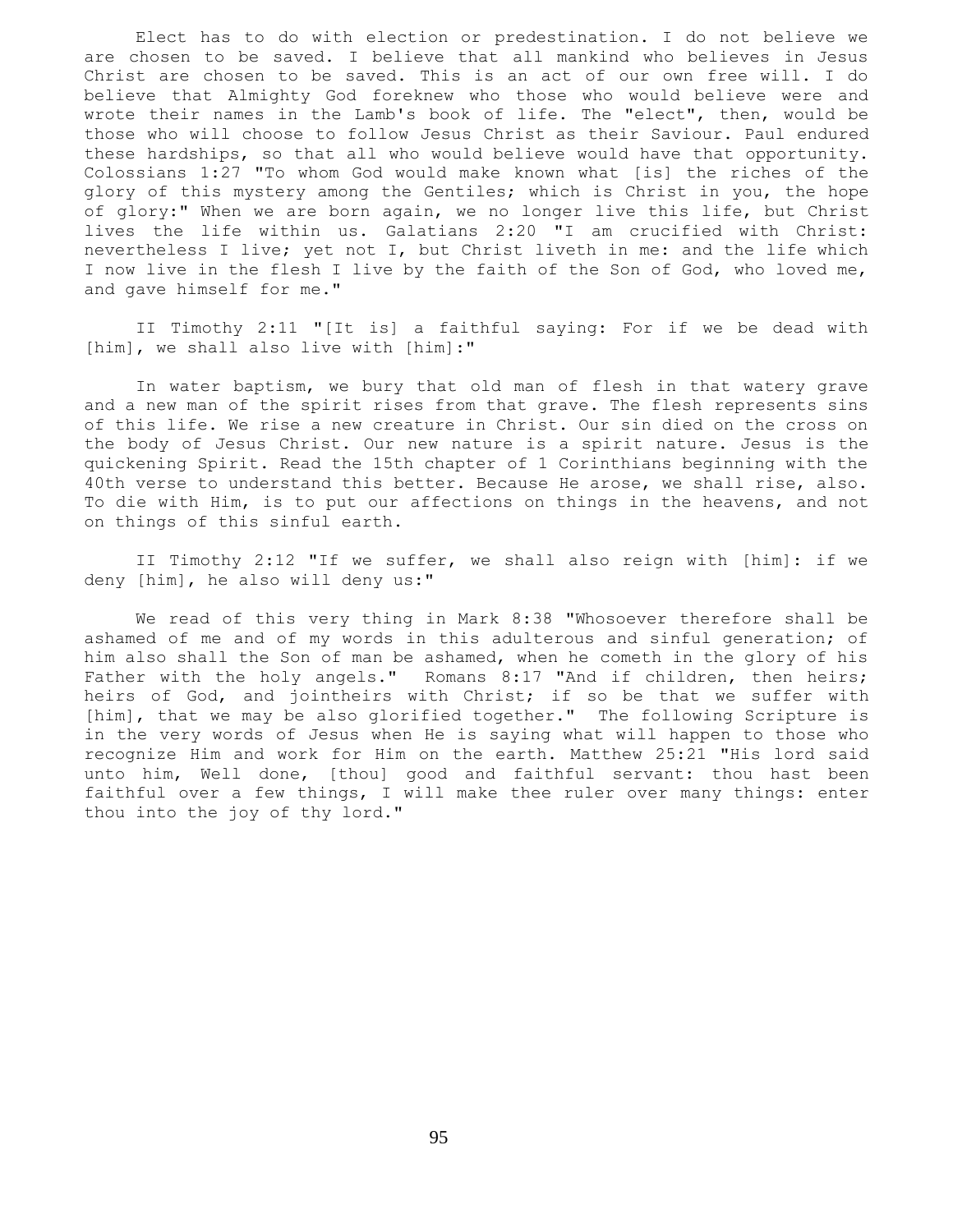Elect has to do with election or predestination. I do not believe we are chosen to be saved. I believe that all mankind who believes in Jesus Christ are chosen to be saved. This is an act of our own free will. I do believe that Almighty God foreknew who those who would believe were and wrote their names in the Lamb's book of life. The "elect", then, would be those who will choose to follow Jesus Christ as their Saviour. Paul endured these hardships, so that all who would believe would have that opportunity. Colossians 1:27 "To whom God would make known what [is] the riches of the glory of this mystery among the Gentiles; which is Christ in you, the hope of glory:" When we are born again, we no longer live this life, but Christ lives the life within us. Galatians 2:20 "I am crucified with Christ: nevertheless I live; yet not I, but Christ liveth in me: and the life which I now live in the flesh I live by the faith of the Son of God, who loved me, and gave himself for me."

II Timothy 2:11 "[It is] a faithful saying: For if we be dead with [him], we shall also live with [him]:"

In water baptism, we bury that old man of flesh in that watery grave and a new man of the spirit rises from that grave. The flesh represents sins of this life. We rise a new creature in Christ. Our sin died on the cross on the body of Jesus Christ. Our new nature is a spirit nature. Jesus is the quickening Spirit. Read the 15th chapter of 1 Corinthians beginning with the 40th verse to understand this better. Because He arose, we shall rise, also. To die with Him, is to put our affections on things in the heavens, and not on things of this sinful earth.

II Timothy 2:12 "If we suffer, we shall also reign with [him]: if we deny [him], he also will deny us:"

We read of this very thing in Mark 8:38 "Whosoever therefore shall be ashamed of me and of my words in this adulterous and sinful generation; of him also shall the Son of man be ashamed, when he cometh in the glory of his Father with the holy angels." Romans 8:17 "And if children, then heirs; heirs of God, and jointheirs with Christ; if so be that we suffer with [him], that we may be also glorified together." The following Scripture is in the very words of Jesus when He is saying what will happen to those who recognize Him and work for Him on the earth. Matthew 25:21 "His lord said unto him, Well done, [thou] good and faithful servant: thou hast been faithful over a few things, I will make thee ruler over many things: enter thou into the joy of thy lord."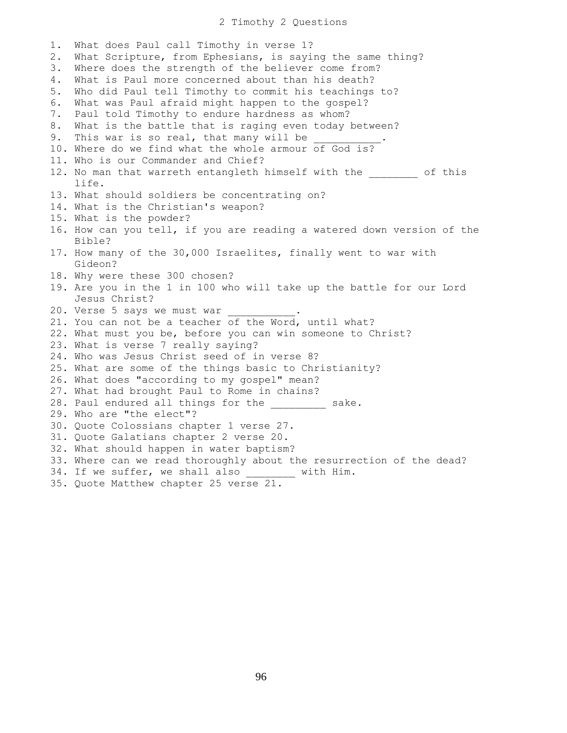# 2 Timothy 2 Questions

1. What does Paul call Timothy in verse 1?
2. What Scripture, from Ephesians, is saying the same thing?
3. Where does the strength of the believer come from?
4. What is Paul more concerned about than his death?
5. Who did Paul tell Timothy to commit his teachings to?
6. What was Paul afraid might happen to the gospel?
7. Paul told Timothy to endure hardness as whom?
8. What is the battle that is raging even today between?
9. This war is so real, that many will be ___________.
10. Where do we find what the whole armour of God is?
11. Who is our Commander and Chief?
12. No man that warreth entangleth himself with the ________ of this life.
13. What should soldiers be concentrating on?
14. What is the Christian's weapon?
15. What is the powder?
16. How can you tell, if you are reading a watered down version of the Bible?
17. How many of the 30,000 Israelites, finally went to war with Gideon?
18. Why were these 300 chosen?
19. Are you in the 1 in 100 who will take up the battle for our Lord Jesus Christ?
20. Verse 5 says we must war ___________.
21. You can not be a teacher of the Word, until what?
22. What must you be, before you can win someone to Christ?
23. What is verse 7 really saying?
24. Who was Jesus Christ seed of in verse 8?
25. What are some of the things basic to Christianity?
26. What does "according to my gospel" mean?
27. What had brought Paul to Rome in chains?
28. Paul endured all things for the _________ sake.
29. Who are "the elect"?
30. Quote Colossians chapter 1 verse 27.
31. Quote Galatians chapter 2 verse 20.
32. What should happen in water baptism?
33. Where can we read thoroughly about the resurrection of the dead?
34. If we suffer, we shall also ________ with Him.
35. Quote Matthew chapter 25 verse 21.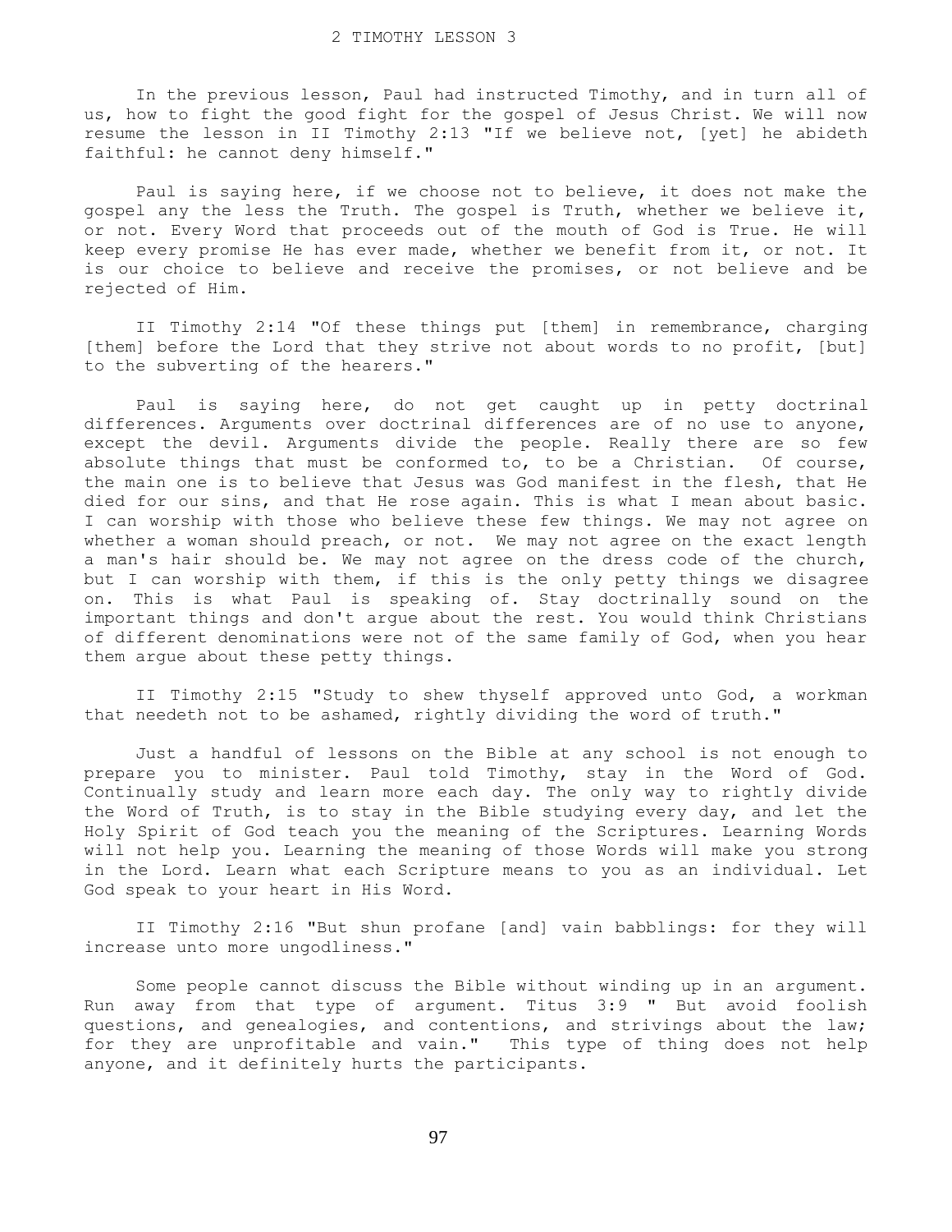# 2 TIMOTHY LESSON 3

In the previous lesson, Paul had instructed Timothy, and in turn all of us, how to fight the good fight for the gospel of Jesus Christ. We will now resume the lesson in II Timothy 2:13 "If we believe not, [yet] he abideth faithful: he cannot deny himself."

Paul is saying here, if we choose not to believe, it does not make the gospel any the less the Truth. The gospel is Truth, whether we believe it, or not. Every Word that proceeds out of the mouth of God is True. He will keep every promise He has ever made, whether we benefit from it, or not. It is our choice to believe and receive the promises, or not believe and be rejected of Him.

II Timothy 2:14 "Of these things put [them] in remembrance, charging [them] before the Lord that they strive not about words to no profit, [but] to the subverting of the hearers."

Paul is saying here, do not get caught up in petty doctrinal differences. Arguments over doctrinal differences are of no use to anyone, except the devil. Arguments divide the people. Really there are so few absolute things that must be conformed to, to be a Christian. Of course, the main one is to believe that Jesus was God manifest in the flesh, that He died for our sins, and that He rose again. This is what I mean about basic. I can worship with those who believe these few things. We may not agree on whether a woman should preach, or not. We may not agree on the exact length a man's hair should be. We may not agree on the dress code of the church, but I can worship with them, if this is the only petty things we disagree on. This is what Paul is speaking of. Stay doctrinally sound on the important things and don't argue about the rest. You would think Christians of different denominations were not of the same family of God, when you hear them argue about these petty things.

II Timothy 2:15 "Study to shew thyself approved unto God, a workman that needeth not to be ashamed, rightly dividing the word of truth."

Just a handful of lessons on the Bible at any school is not enough to prepare you to minister. Paul told Timothy, stay in the Word of God. Continually study and learn more each day. The only way to rightly divide the Word of Truth, is to stay in the Bible studying every day, and let the Holy Spirit of God teach you the meaning of the Scriptures. Learning Words will not help you. Learning the meaning of those Words will make you strong in the Lord. Learn what each Scripture means to you as an individual. Let God speak to your heart in His Word.

II Timothy 2:16 "But shun profane [and] vain babblings: for they will increase unto more ungodliness."

Some people cannot discuss the Bible without winding up in an argument. Run away from that type of argument. Titus 3:9 " But avoid foolish questions, and genealogies, and contentions, and strivings about the law; for they are unprofitable and vain." This type of thing does not help anyone, and it definitely hurts the participants.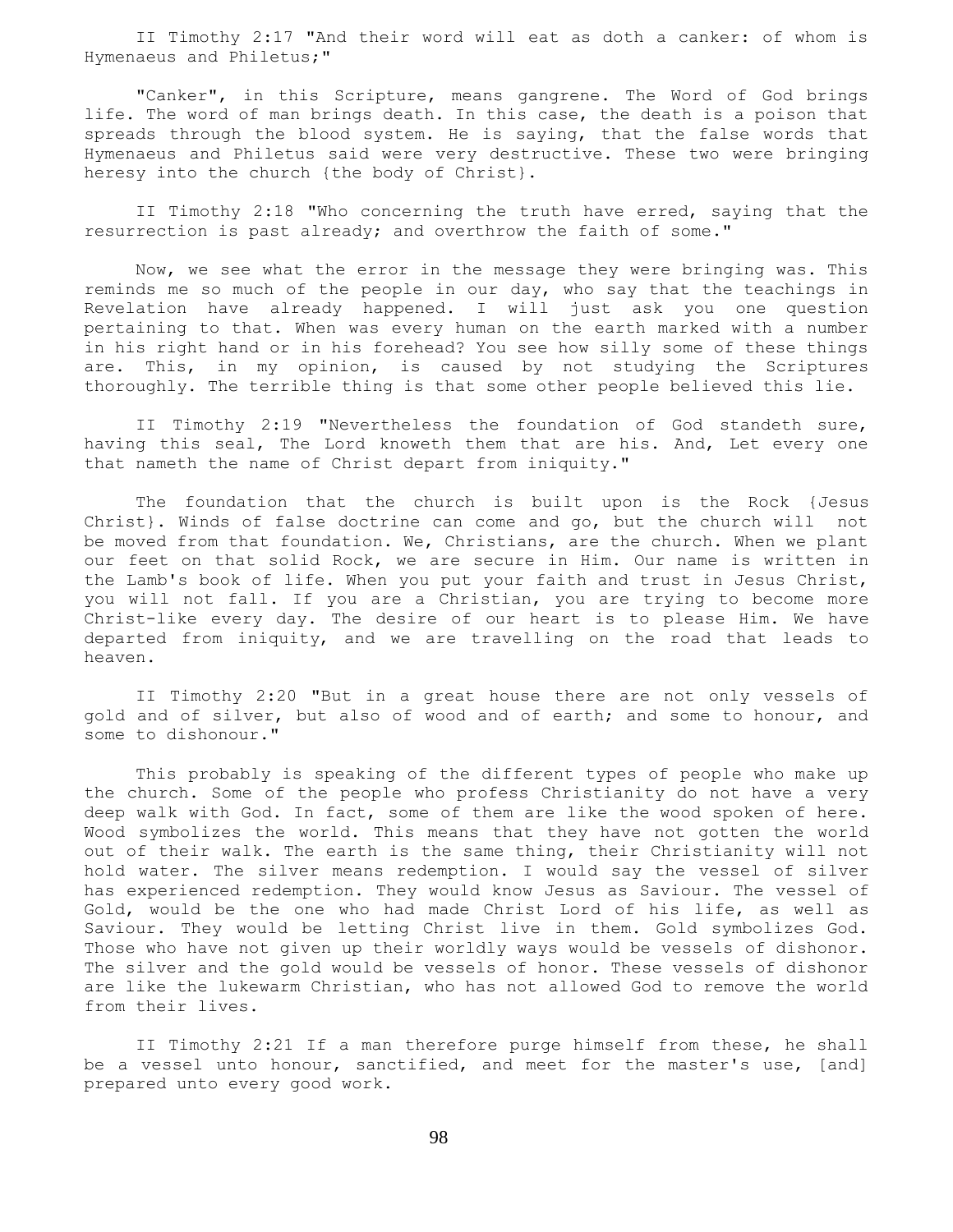II Timothy 2:17 "And their word will eat as doth a canker: of whom is Hymenaeus and Philetus;"

"Canker", in this Scripture, means gangrene. The Word of God brings life. The word of man brings death. In this case, the death is a poison that spreads through the blood system. He is saying, that the false words that Hymenaeus and Philetus said were very destructive. These two were bringing heresy into the church {the body of Christ}.

II Timothy 2:18 "Who concerning the truth have erred, saying that the resurrection is past already; and overthrow the faith of some."

Now, we see what the error in the message they were bringing was. This reminds me so much of the people in our day, who say that the teachings in Revelation have already happened. I will just ask you one question pertaining to that. When was every human on the earth marked with a number in his right hand or in his forehead? You see how silly some of these things are. This, in my opinion, is caused by not studying the Scriptures thoroughly. The terrible thing is that some other people believed this lie.

II Timothy 2:19 "Nevertheless the foundation of God standeth sure, having this seal, The Lord knoweth them that are his. And, Let every one that nameth the name of Christ depart from iniquity."

The foundation that the church is built upon is the Rock {Jesus Christ}. Winds of false doctrine can come and go, but the church will not be moved from that foundation. We, Christians, are the church. When we plant our feet on that solid Rock, we are secure in Him. Our name is written in the Lamb's book of life. When you put your faith and trust in Jesus Christ, you will not fall. If you are a Christian, you are trying to become more Christ-like every day. The desire of our heart is to please Him. We have departed from iniquity, and we are travelling on the road that leads to heaven.

II Timothy 2:20 "But in a great house there are not only vessels of gold and of silver, but also of wood and of earth; and some to honour, and some to dishonour."

This probably is speaking of the different types of people who make up the church. Some of the people who profess Christianity do not have a very deep walk with God. In fact, some of them are like the wood spoken of here. Wood symbolizes the world. This means that they have not gotten the world out of their walk. The earth is the same thing, their Christianity will not hold water. The silver means redemption. I would say the vessel of silver has experienced redemption. They would know Jesus as Saviour. The vessel of Gold, would be the one who had made Christ Lord of his life, as well as Saviour. They would be letting Christ live in them. Gold symbolizes God. Those who have not given up their worldly ways would be vessels of dishonor. The silver and the gold would be vessels of honor. These vessels of dishonor are like the lukewarm Christian, who has not allowed God to remove the world from their lives.

II Timothy 2:21 If a man therefore purge himself from these, he shall be a vessel unto honour, sanctified, and meet for the master's use, [and] prepared unto every good work.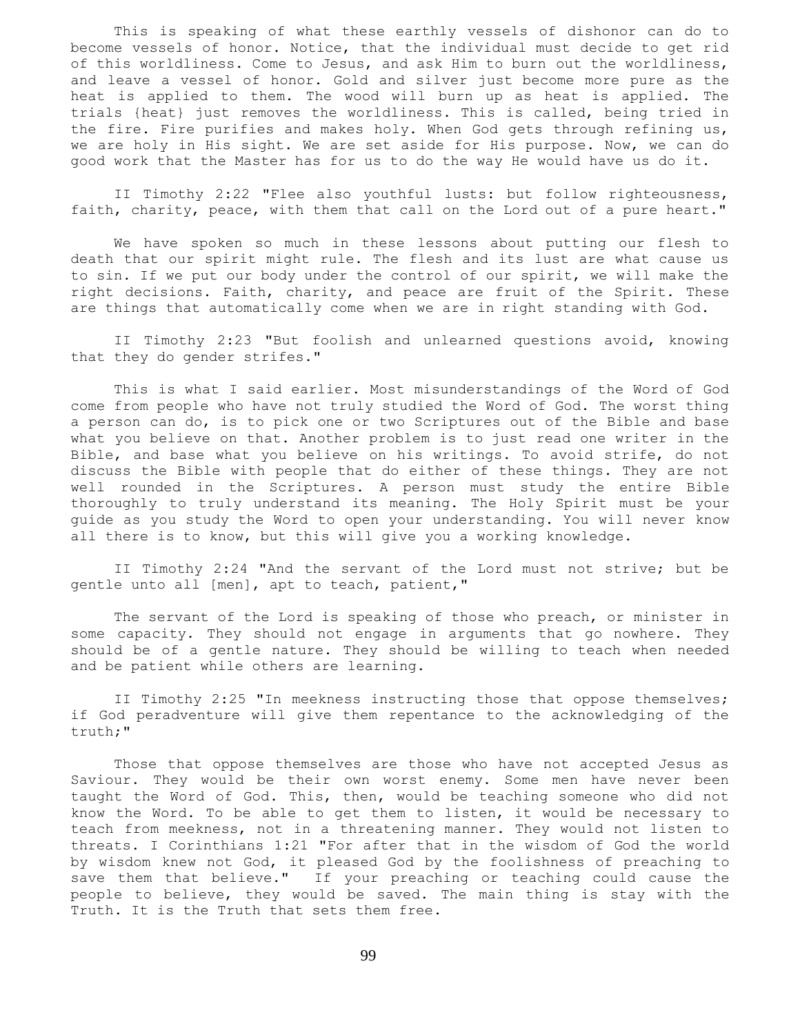This is speaking of what these earthly vessels of dishonor can do to become vessels of honor. Notice, that the individual must decide to get rid of this worldliness. Come to Jesus, and ask Him to burn out the worldliness, and leave a vessel of honor. Gold and silver just become more pure as the heat is applied to them. The wood will burn up as heat is applied. The trials {heat} just removes the worldliness. This is called, being tried in the fire. Fire purifies and makes holy. When God gets through refining us, we are holy in His sight. We are set aside for His purpose. Now, we can do good work that the Master has for us to do the way He would have us do it.

II Timothy 2:22 "Flee also youthful lusts: but follow righteousness, faith, charity, peace, with them that call on the Lord out of a pure heart."

We have spoken so much in these lessons about putting our flesh to death that our spirit might rule. The flesh and its lust are what cause us to sin. If we put our body under the control of our spirit, we will make the right decisions. Faith, charity, and peace are fruit of the Spirit. These are things that automatically come when we are in right standing with God.

II Timothy 2:23 "But foolish and unlearned questions avoid, knowing that they do gender strifes."

This is what I said earlier. Most misunderstandings of the Word of God come from people who have not truly studied the Word of God. The worst thing a person can do, is to pick one or two Scriptures out of the Bible and base what you believe on that. Another problem is to just read one writer in the Bible, and base what you believe on his writings. To avoid strife, do not discuss the Bible with people that do either of these things. They are not well rounded in the Scriptures. A person must study the entire Bible thoroughly to truly understand its meaning. The Holy Spirit must be your guide as you study the Word to open your understanding. You will never know all there is to know, but this will give you a working knowledge.

II Timothy 2:24 "And the servant of the Lord must not strive; but be gentle unto all [men], apt to teach, patient,"

The servant of the Lord is speaking of those who preach, or minister in some capacity. They should not engage in arguments that go nowhere. They should be of a gentle nature. They should be willing to teach when needed and be patient while others are learning.

II Timothy 2:25 "In meekness instructing those that oppose themselves; if God peradventure will give them repentance to the acknowledging of the truth;"

Those that oppose themselves are those who have not accepted Jesus as Saviour. They would be their own worst enemy. Some men have never been taught the Word of God. This, then, would be teaching someone who did not know the Word. To be able to get them to listen, it would be necessary to teach from meekness, not in a threatening manner. They would not listen to threats. I Corinthians 1:21 "For after that in the wisdom of God the world by wisdom knew not God, it pleased God by the foolishness of preaching to save them that believe." If your preaching or teaching could cause the people to believe, they would be saved. The main thing is stay with the Truth. It is the Truth that sets them free.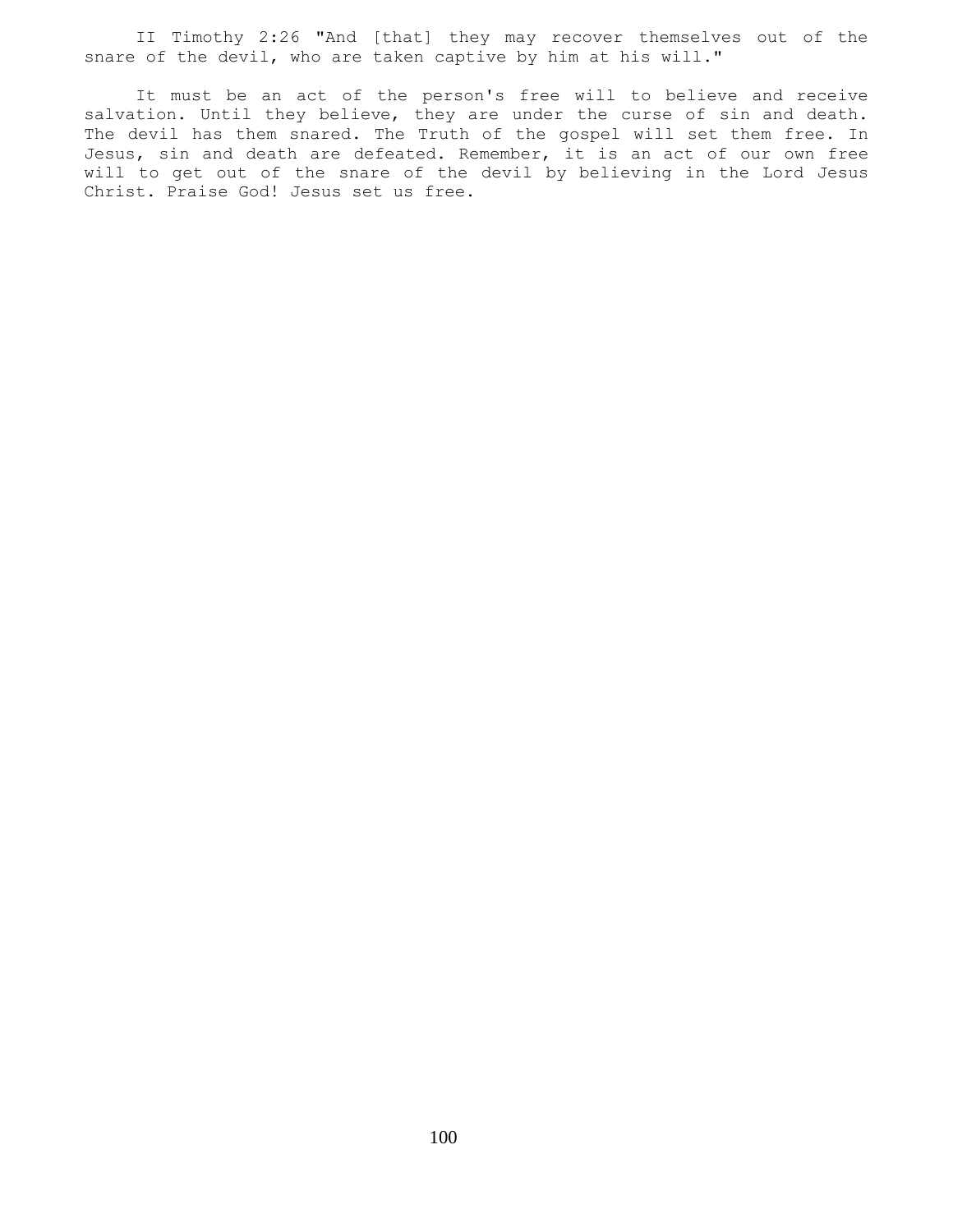II Timothy 2:26 "And [that] they may recover themselves out of the snare of the devil, who are taken captive by him at his will."

It must be an act of the person's free will to believe and receive salvation. Until they believe, they are under the curse of sin and death. The devil has them snared. The Truth of the gospel will set them free. In Jesus, sin and death are defeated. Remember, it is an act of our own free will to get out of the snare of the devil by believing in the Lord Jesus Christ. Praise God! Jesus set us free.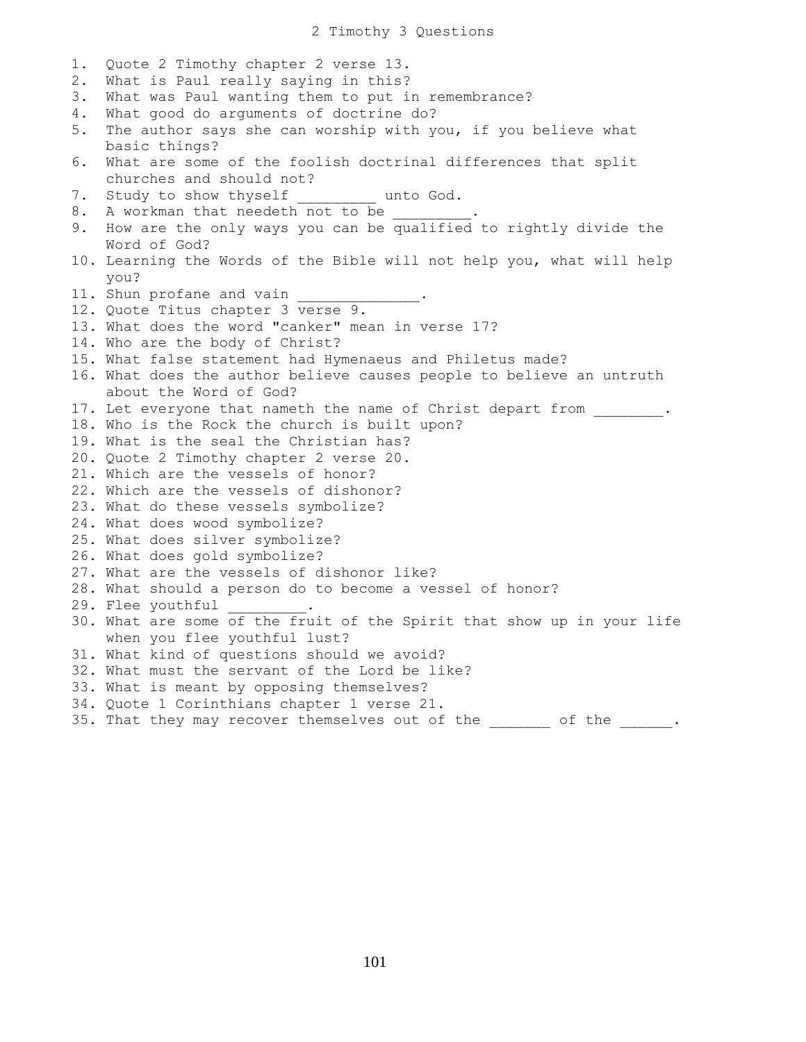# 2 Timothy 3 Questions

1. Quote 2 Timothy chapter 2 verse 13.
2. What is Paul really saying in this?
3. What was Paul wanting them to put in remembrance?
4. What good do arguments of doctrine do?
5. The author says she can worship with you, if you believe what basic things?
6. What are some of the foolish doctrinal differences that split churches and should not?
7. Study to show thyself _________ unto God.
8. A workman that needeth not to be _________.
9. How are the only ways you can be qualified to rightly divide the Word of God?
10. Learning the Words of the Bible will not help you, what will help you?
11. Shun profane and vain ______________.
12. Quote Titus chapter 3 verse 9.
13. What does the word "canker" mean in verse 17?
14. Who are the body of Christ?
15. What false statement had Hymenaeus and Philetus made?
16. What does the author believe causes people to believe an untruth about the Word of God?
17. Let everyone that nameth the name of Christ depart from ________.
18. Who is the Rock the church is built upon?
19. What is the seal the Christian has?
20. Quote 2 Timothy chapter 2 verse 20.
21. Which are the vessels of honor?
22. Which are the vessels of dishonor?
23. What do these vessels symbolize?
24. What does wood symbolize?
25. What does silver symbolize?
26. What does gold symbolize?
27. What are the vessels of dishonor like?
28. What should a person do to become a vessel of honor?
29. Flee youthful _________.
30. What are some of the fruit of the Spirit that show up in your life when you flee youthful lust?
31. What kind of questions should we avoid?
32. What must the servant of the Lord be like?
33. What is meant by opposing themselves?
34. Quote 1 Corinthians chapter 1 verse 21.
35. That they may recover themselves out of the _______ of the ______.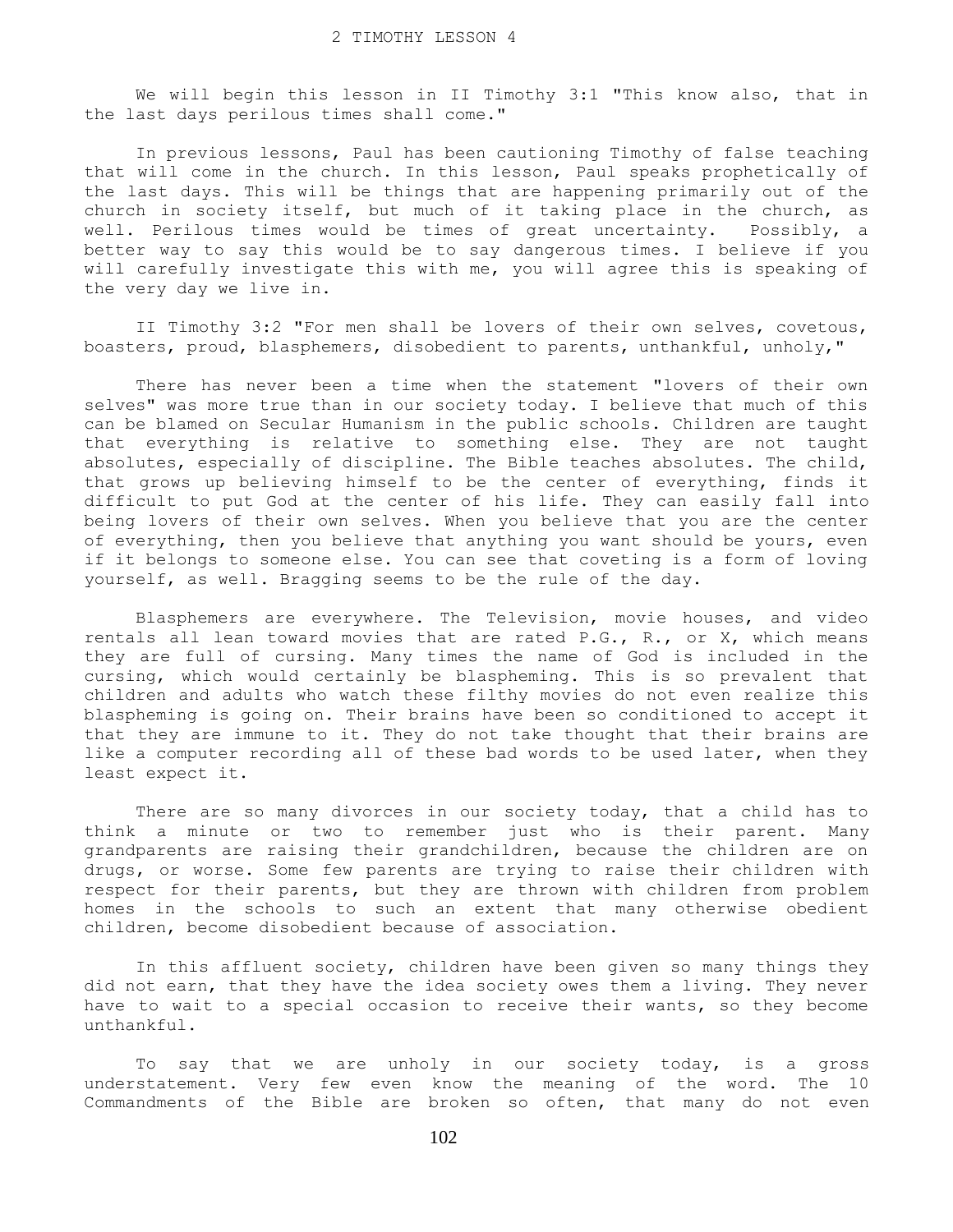# 2 TIMOTHY LESSON 4

We will begin this lesson in II Timothy 3:1 "This know also, that in the last days perilous times shall come."

In previous lessons, Paul has been cautioning Timothy of false teaching that will come in the church. In this lesson, Paul speaks prophetically of the last days. This will be things that are happening primarily out of the church in society itself, but much of it taking place in the church, as well. Perilous times would be times of great uncertainty. Possibly, a better way to say this would be to say dangerous times. I believe if you will carefully investigate this with me, you will agree this is speaking of the very day we live in.

II Timothy 3:2 "For men shall be lovers of their own selves, covetous, boasters, proud, blasphemers, disobedient to parents, unthankful, unholy,"

There has never been a time when the statement "lovers of their own selves" was more true than in our society today. I believe that much of this can be blamed on Secular Humanism in the public schools. Children are taught that everything is relative to something else. They are not taught absolutes, especially of discipline. The Bible teaches absolutes. The child, that grows up believing himself to be the center of everything, finds it difficult to put God at the center of his life. They can easily fall into being lovers of their own selves. When you believe that you are the center of everything, then you believe that anything you want should be yours, even if it belongs to someone else. You can see that coveting is a form of loving yourself, as well. Bragging seems to be the rule of the day.

Blasphemers are everywhere. The Television, movie houses, and video rentals all lean toward movies that are rated P.G., R., or X, which means they are full of cursing. Many times the name of God is included in the cursing, which would certainly be blaspheming. This is so prevalent that children and adults who watch these filthy movies do not even realize this blaspheming is going on. Their brains have been so conditioned to accept it that they are immune to it. They do not take thought that their brains are like a computer recording all of these bad words to be used later, when they least expect it.

There are so many divorces in our society today, that a child has to think a minute or two to remember just who is their parent. Many grandparents are raising their grandchildren, because the children are on drugs, or worse. Some few parents are trying to raise their children with respect for their parents, but they are thrown with children from problem homes in the schools to such an extent that many otherwise obedient children, become disobedient because of association.

In this affluent society, children have been given so many things they did not earn, that they have the idea society owes them a living. They never have to wait to a special occasion to receive their wants, so they become unthankful.

To say that we are unholy in our society today, is a gross understatement. Very few even know the meaning of the word. The 10 Commandments of the Bible are broken so often, that many do not even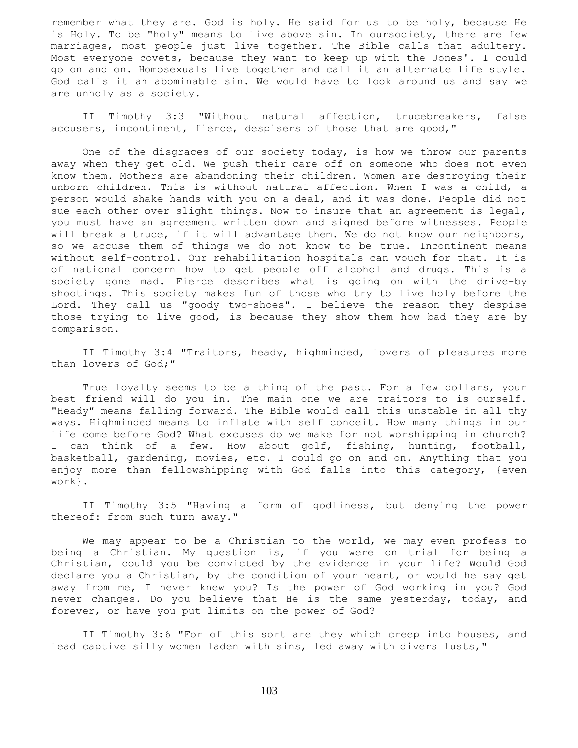remember what they are. God is holy. He said for us to be holy, because He is Holy. To be "holy" means to live above sin. In oursociety, there are few marriages, most people just live together. The Bible calls that adultery. Most everyone covets, because they want to keep up with the Jones'. I could go on and on. Homosexuals live together and call it an alternate life style. God calls it an abominable sin. We would have to look around us and say we are unholy as a society.

II Timothy 3:3 "Without natural affection, trucebreakers, false accusers, incontinent, fierce, despisers of those that are good,"

One of the disgraces of our society today, is how we throw our parents away when they get old. We push their care off on someone who does not even know them. Mothers are abandoning their children. Women are destroying their unborn children. This is without natural affection. When I was a child, a person would shake hands with you on a deal, and it was done. People did not sue each other over slight things. Now to insure that an agreement is legal, you must have an agreement written down and signed before witnesses. People will break a truce, if it will advantage them. We do not know our neighbors, so we accuse them of things we do not know to be true. Incontinent means without self-control. Our rehabilitation hospitals can vouch for that. It is of national concern how to get people off alcohol and drugs. This is a society gone mad. Fierce describes what is going on with the drive-by shootings. This society makes fun of those who try to live holy before the Lord. They call us "goody two-shoes". I believe the reason they despise those trying to live good, is because they show them how bad they are by comparison.

II Timothy 3:4 "Traitors, heady, highminded, lovers of pleasures more than lovers of God;"

True loyalty seems to be a thing of the past. For a few dollars, your best friend will do you in. The main one we are traitors to is ourself. "Heady" means falling forward. The Bible would call this unstable in all thy ways. Highminded means to inflate with self conceit. How many things in our life come before God? What excuses do we make for not worshipping in church? I can think of a few. How about golf, fishing, hunting, football, basketball, gardening, movies, etc. I could go on and on. Anything that you enjoy more than fellowshipping with God falls into this category, {even work}.

II Timothy 3:5 "Having a form of godliness, but denying the power thereof: from such turn away."

We may appear to be a Christian to the world, we may even profess to being a Christian. My question is, if you were on trial for being a Christian, could you be convicted by the evidence in your life? Would God declare you a Christian, by the condition of your heart, or would he say get away from me, I never knew you? Is the power of God working in you? God never changes. Do you believe that He is the same yesterday, today, and forever, or have you put limits on the power of God?

II Timothy 3:6 "For of this sort are they which creep into houses, and lead captive silly women laden with sins, led away with divers lusts,"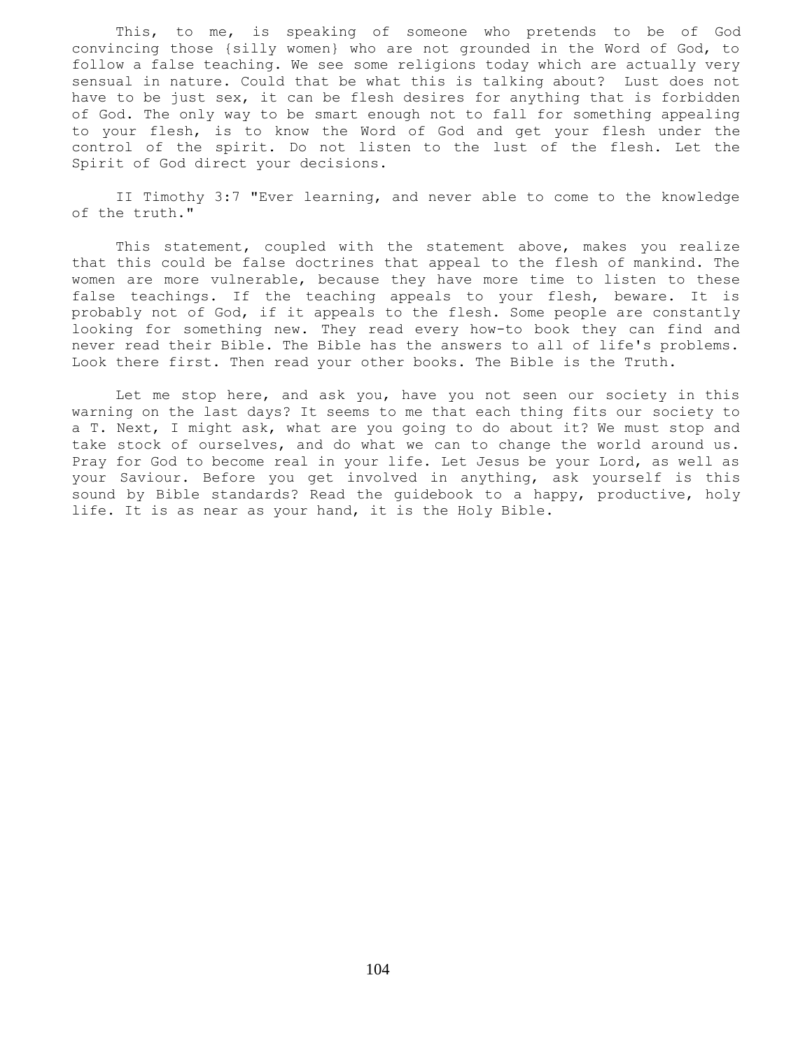This, to me, is speaking of someone who pretends to be of God convincing those {silly women} who are not grounded in the Word of God, to follow a false teaching. We see some religions today which are actually very sensual in nature. Could that be what this is talking about? Lust does not have to be just sex, it can be flesh desires for anything that is forbidden of God. The only way to be smart enough not to fall for something appealing to your flesh, is to know the Word of God and get your flesh under the control of the spirit. Do not listen to the lust of the flesh. Let the Spirit of God direct your decisions.

II Timothy 3:7 "Ever learning, and never able to come to the knowledge of the truth."

This statement, coupled with the statement above, makes you realize that this could be false doctrines that appeal to the flesh of mankind. The women are more vulnerable, because they have more time to listen to these false teachings. If the teaching appeals to your flesh, beware. It is probably not of God, if it appeals to the flesh. Some people are constantly looking for something new. They read every how-to book they can find and never read their Bible. The Bible has the answers to all of life's problems. Look there first. Then read your other books. The Bible is the Truth.

Let me stop here, and ask you, have you not seen our society in this warning on the last days? It seems to me that each thing fits our society to a T. Next, I might ask, what are you going to do about it? We must stop and take stock of ourselves, and do what we can to change the world around us. Pray for God to become real in your life. Let Jesus be your Lord, as well as your Saviour. Before you get involved in anything, ask yourself is this sound by Bible standards? Read the guidebook to a happy, productive, holy life. It is as near as your hand, it is the Holy Bible.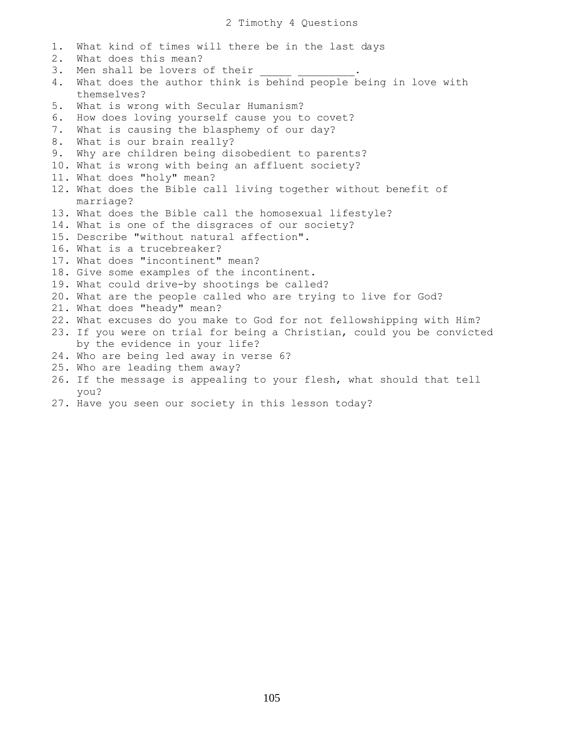# 2 Timothy 4 Questions

1. What kind of times will there be in the last days
2. What does this mean?
3. Men shall be lovers of their _____ _________.
4. What does the author think is behind people being in love with themselves?
5. What is wrong with Secular Humanism?
6. How does loving yourself cause you to covet?
7. What is causing the blasphemy of our day?
8. What is our brain really?
9. Why are children being disobedient to parents?
10. What is wrong with being an affluent society?
11. What does "holy" mean?
12. What does the Bible call living together without benefit of marriage?
13. What does the Bible call the homosexual lifestyle?
14. What is one of the disgraces of our society?
15. Describe "without natural affection".
16. What is a trucebreaker?
17. What does "incontinent" mean?
18. Give some examples of the incontinent.
19. What could drive-by shootings be called?
20. What are the people called who are trying to live for God?
21. What does "heady" mean?
22. What excuses do you make to God for not fellowshipping with Him?
23. If you were on trial for being a Christian, could you be convicted by the evidence in your life?
24. Who are being led away in verse 6?
25. Who are leading them away?
26. If the message is appealing to your flesh, what should that tell you?
27. Have you seen our society in this lesson today?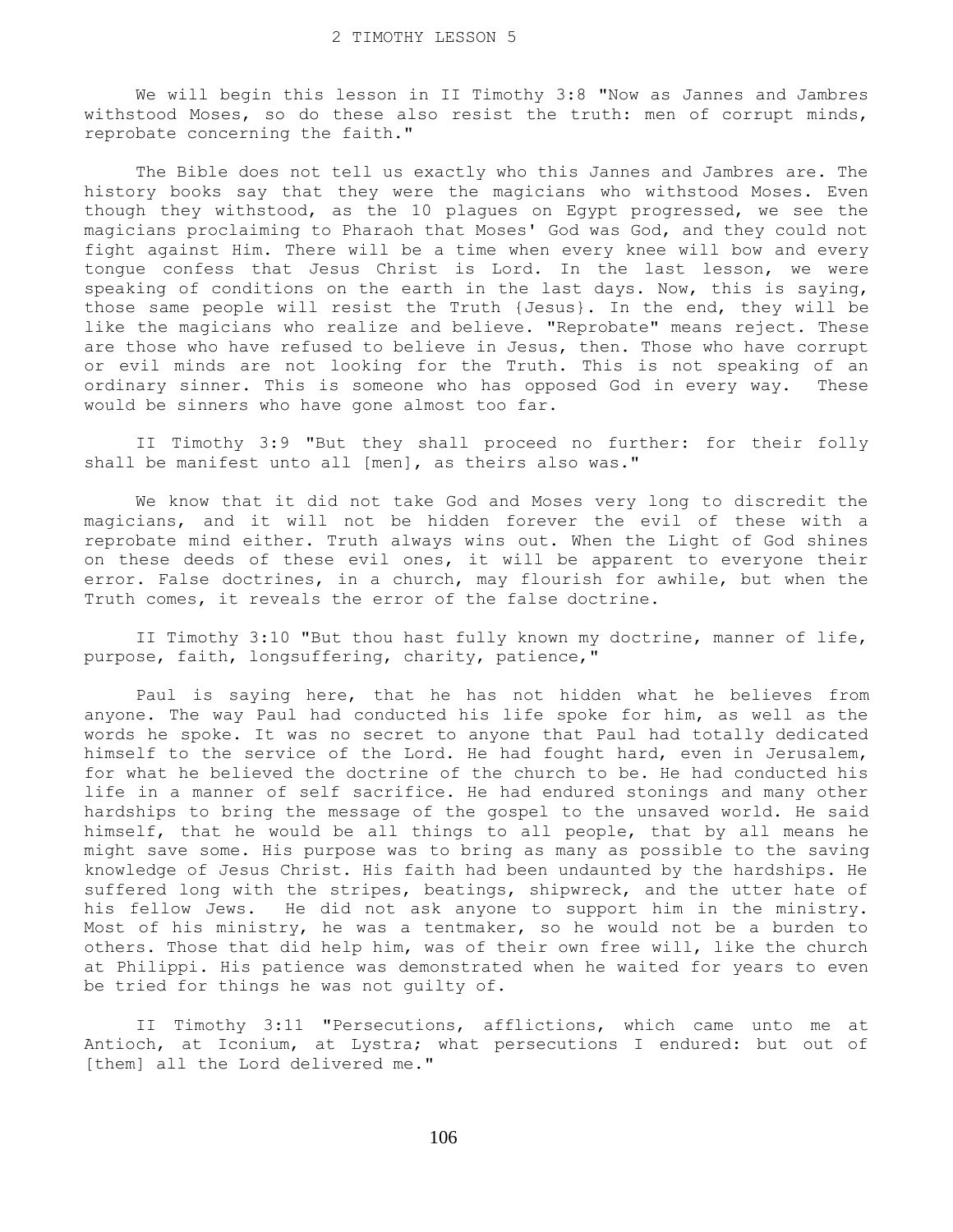# 2 TIMOTHY LESSON 5

We will begin this lesson in II Timothy 3:8 "Now as Jannes and Jambres withstood Moses, so do these also resist the truth: men of corrupt minds, reprobate concerning the faith."

The Bible does not tell us exactly who this Jannes and Jambres are. The history books say that they were the magicians who withstood Moses. Even though they withstood, as the 10 plagues on Egypt progressed, we see the magicians proclaiming to Pharaoh that Moses' God was God, and they could not fight against Him. There will be a time when every knee will bow and every tongue confess that Jesus Christ is Lord. In the last lesson, we were speaking of conditions on the earth in the last days. Now, this is saying, those same people will resist the Truth {Jesus}. In the end, they will be like the magicians who realize and believe. "Reprobate" means reject. These are those who have refused to believe in Jesus, then. Those who have corrupt or evil minds are not looking for the Truth. This is not speaking of an ordinary sinner. This is someone who has opposed God in every way. These would be sinners who have gone almost too far.

II Timothy 3:9 "But they shall proceed no further: for their folly shall be manifest unto all [men], as theirs also was."

We know that it did not take God and Moses very long to discredit the magicians, and it will not be hidden forever the evil of these with a reprobate mind either. Truth always wins out. When the Light of God shines on these deeds of these evil ones, it will be apparent to everyone their error. False doctrines, in a church, may flourish for awhile, but when the Truth comes, it reveals the error of the false doctrine.

II Timothy 3:10 "But thou hast fully known my doctrine, manner of life, purpose, faith, longsuffering, charity, patience,"

Paul is saying here, that he has not hidden what he believes from anyone. The way Paul had conducted his life spoke for him, as well as the words he spoke. It was no secret to anyone that Paul had totally dedicated himself to the service of the Lord. He had fought hard, even in Jerusalem, for what he believed the doctrine of the church to be. He had conducted his life in a manner of self sacrifice. He had endured stonings and many other hardships to bring the message of the gospel to the unsaved world. He said himself, that he would be all things to all people, that by all means he might save some. His purpose was to bring as many as possible to the saving knowledge of Jesus Christ. His faith had been undaunted by the hardships. He suffered long with the stripes, beatings, shipwreck, and the utter hate of his fellow Jews. He did not ask anyone to support him in the ministry. Most of his ministry, he was a tentmaker, so he would not be a burden to others. Those that did help him, was of their own free will, like the church at Philippi. His patience was demonstrated when he waited for years to even be tried for things he was not guilty of.

II Timothy 3:11 "Persecutions, afflictions, which came unto me at Antioch, at Iconium, at Lystra; what persecutions I endured: but out of [them] all the Lord delivered me."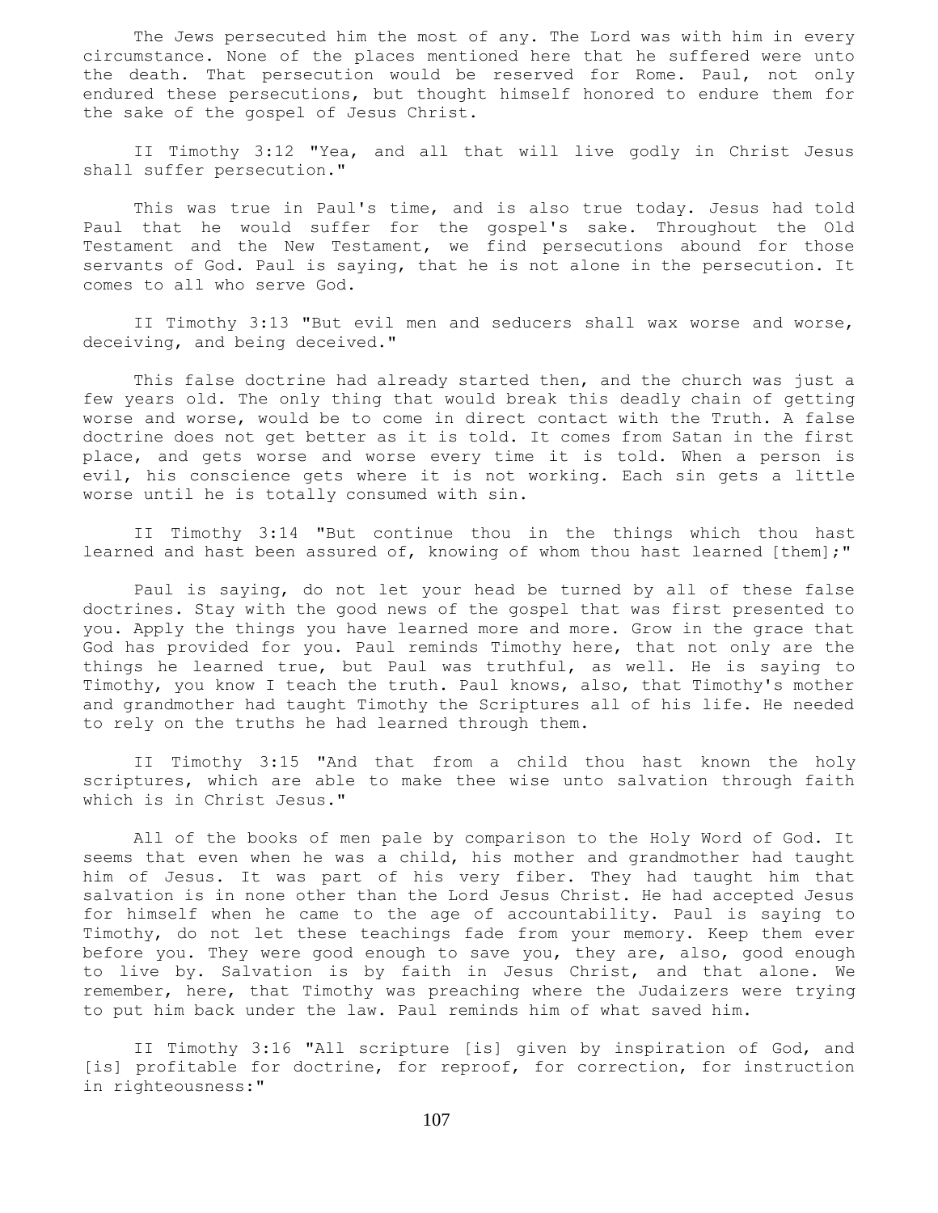The Jews persecuted him the most of any. The Lord was with him in every circumstance. None of the places mentioned here that he suffered were unto the death. That persecution would be reserved for Rome. Paul, not only endured these persecutions, but thought himself honored to endure them for the sake of the gospel of Jesus Christ.

II Timothy 3:12 "Yea, and all that will live godly in Christ Jesus shall suffer persecution."

This was true in Paul's time, and is also true today. Jesus had told Paul that he would suffer for the gospel's sake. Throughout the Old Testament and the New Testament, we find persecutions abound for those servants of God. Paul is saying, that he is not alone in the persecution. It comes to all who serve God.

II Timothy 3:13 "But evil men and seducers shall wax worse and worse, deceiving, and being deceived."

This false doctrine had already started then, and the church was just a few years old. The only thing that would break this deadly chain of getting worse and worse, would be to come in direct contact with the Truth. A false doctrine does not get better as it is told. It comes from Satan in the first place, and gets worse and worse every time it is told. When a person is evil, his conscience gets where it is not working. Each sin gets a little worse until he is totally consumed with sin.

II Timothy 3:14 "But continue thou in the things which thou hast learned and hast been assured of, knowing of whom thou hast learned [them];"

Paul is saying, do not let your head be turned by all of these false doctrines. Stay with the good news of the gospel that was first presented to you. Apply the things you have learned more and more. Grow in the grace that God has provided for you. Paul reminds Timothy here, that not only are the things he learned true, but Paul was truthful, as well. He is saying to Timothy, you know I teach the truth. Paul knows, also, that Timothy's mother and grandmother had taught Timothy the Scriptures all of his life. He needed to rely on the truths he had learned through them.

II Timothy 3:15 "And that from a child thou hast known the holy scriptures, which are able to make thee wise unto salvation through faith which is in Christ Jesus."

All of the books of men pale by comparison to the Holy Word of God. It seems that even when he was a child, his mother and grandmother had taught him of Jesus. It was part of his very fiber. They had taught him that salvation is in none other than the Lord Jesus Christ. He had accepted Jesus for himself when he came to the age of accountability. Paul is saying to Timothy, do not let these teachings fade from your memory. Keep them ever before you. They were good enough to save you, they are, also, good enough to live by. Salvation is by faith in Jesus Christ, and that alone. We remember, here, that Timothy was preaching where the Judaizers were trying to put him back under the law. Paul reminds him of what saved him.

II Timothy 3:16 "All scripture [is] given by inspiration of God, and [is] profitable for doctrine, for reproof, for correction, for instruction in righteousness:"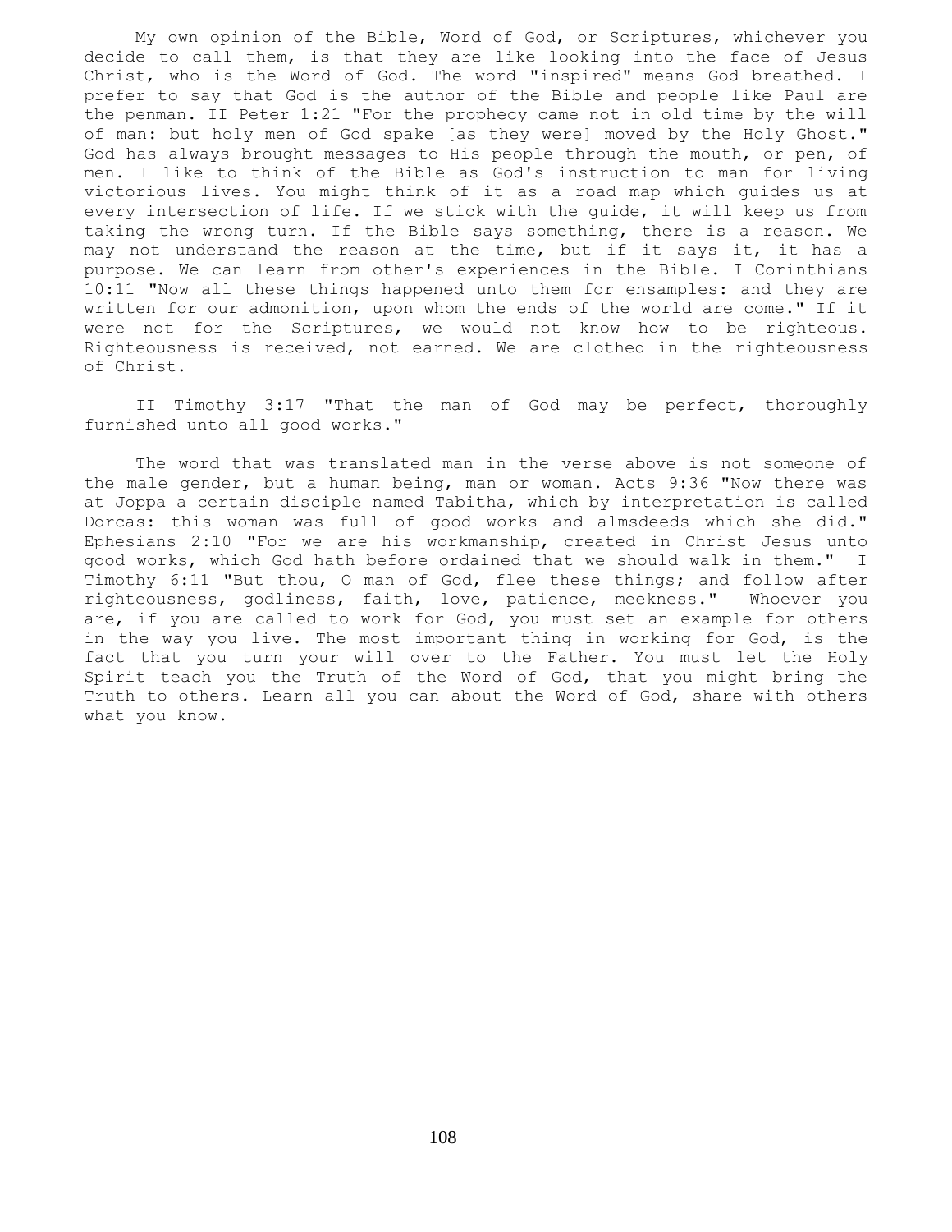My own opinion of the Bible, Word of God, or Scriptures, whichever you decide to call them, is that they are like looking into the face of Jesus Christ, who is the Word of God. The word "inspired" means God breathed. I prefer to say that God is the author of the Bible and people like Paul are the penman. II Peter 1:21 "For the prophecy came not in old time by the will of man: but holy men of God spake [as they were] moved by the Holy Ghost." God has always brought messages to His people through the mouth, or pen, of men. I like to think of the Bible as God's instruction to man for living victorious lives. You might think of it as a road map which guides us at every intersection of life. If we stick with the guide, it will keep us from taking the wrong turn. If the Bible says something, there is a reason. We may not understand the reason at the time, but if it says it, it has a purpose. We can learn from other's experiences in the Bible. I Corinthians 10:11 "Now all these things happened unto them for ensamples: and they are written for our admonition, upon whom the ends of the world are come." If it were not for the Scriptures, we would not know how to be righteous. Righteousness is received, not earned. We are clothed in the righteousness of Christ.

II Timothy 3:17 "That the man of God may be perfect, thoroughly furnished unto all good works."

The word that was translated man in the verse above is not someone of the male gender, but a human being, man or woman. Acts 9:36 "Now there was at Joppa a certain disciple named Tabitha, which by interpretation is called Dorcas: this woman was full of good works and almsdeeds which she did." Ephesians 2:10 "For we are his workmanship, created in Christ Jesus unto good works, which God hath before ordained that we should walk in them." I Timothy 6:11 "But thou, O man of God, flee these things; and follow after righteousness, godliness, faith, love, patience, meekness." Whoever you are, if you are called to work for God, you must set an example for others in the way you live. The most important thing in working for God, is the fact that you turn your will over to the Father. You must let the Holy Spirit teach you the Truth of the Word of God, that you might bring the Truth to others. Learn all you can about the Word of God, share with others what you know.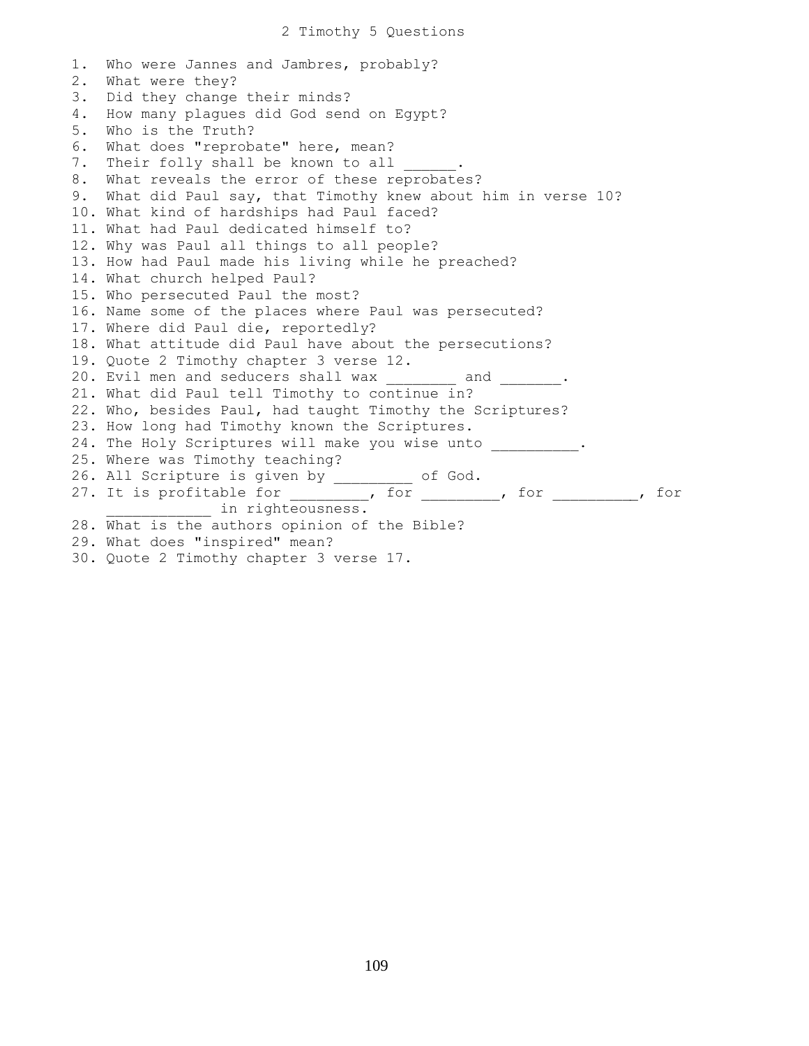# 2 Timothy 5 Questions

1. Who were Jannes and Jambres, probably?
2. What were they?
3. Did they change their minds?
4. How many plagues did God send on Egypt?
5. Who is the Truth?
6. What does "reprobate" here, mean?
7. Their folly shall be known to all ______.
8. What reveals the error of these reprobates?
9. What did Paul say, that Timothy knew about him in verse 10?
10. What kind of hardships had Paul faced?
11. What had Paul dedicated himself to?
12. Why was Paul all things to all people?
13. How had Paul made his living while he preached?
14. What church helped Paul?
15. Who persecuted Paul the most?
16. Name some of the places where Paul was persecuted?
17. Where did Paul die, reportedly?
18. What attitude did Paul have about the persecutions?
19. Quote 2 Timothy chapter 3 verse 12.
20. Evil men and seducers shall wax ________ and _______.
21. What did Paul tell Timothy to continue in?
22. Who, besides Paul, had taught Timothy the Scriptures?
23. How long had Timothy known the Scriptures.
24. The Holy Scriptures will make you wise unto __________.
25. Where was Timothy teaching?
26. All Scripture is given by _________ of God.
27. It is profitable for _________, for _________, for __________, for ____________ in righteousness.
28. What is the authors opinion of the Bible?
29. What does "inspired" mean?
30. Quote 2 Timothy chapter 3 verse 17.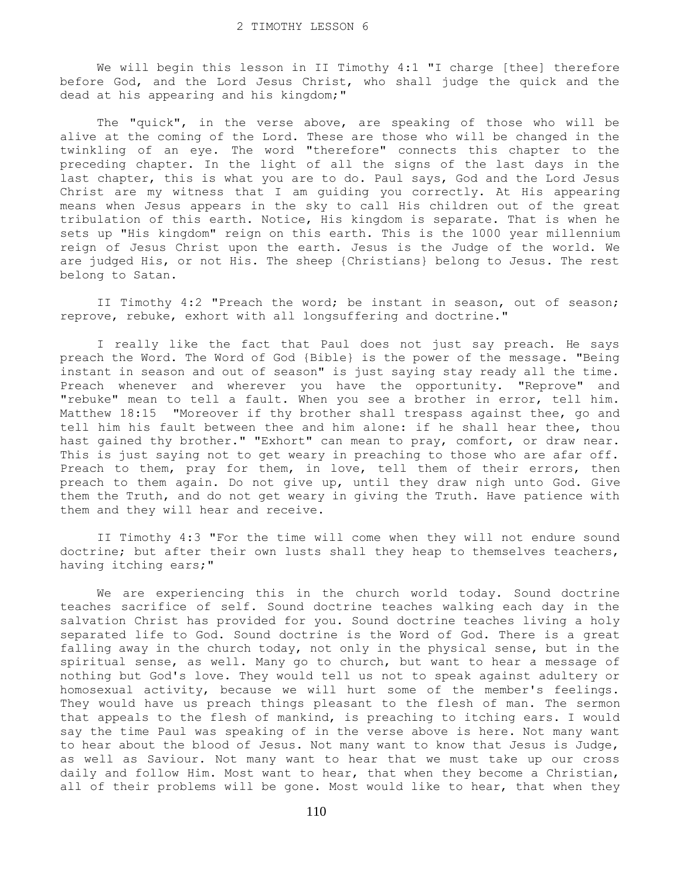# 2 TIMOTHY LESSON 6

We will begin this lesson in II Timothy 4:1 "I charge [thee] therefore before God, and the Lord Jesus Christ, who shall judge the quick and the dead at his appearing and his kingdom;"

The "quick", in the verse above, are speaking of those who will be alive at the coming of the Lord. These are those who will be changed in the twinkling of an eye. The word "therefore" connects this chapter to the preceding chapter. In the light of all the signs of the last days in the last chapter, this is what you are to do. Paul says, God and the Lord Jesus Christ are my witness that I am guiding you correctly. At His appearing means when Jesus appears in the sky to call His children out of the great tribulation of this earth. Notice, His kingdom is separate. That is when he sets up "His kingdom" reign on this earth. This is the 1000 year millennium reign of Jesus Christ upon the earth. Jesus is the Judge of the world. We are judged His, or not His. The sheep {Christians} belong to Jesus. The rest belong to Satan.

II Timothy 4:2 "Preach the word; be instant in season, out of season; reprove, rebuke, exhort with all longsuffering and doctrine."

I really like the fact that Paul does not just say preach. He says preach the Word. The Word of God {Bible} is the power of the message. "Being instant in season and out of season" is just saying stay ready all the time. Preach whenever and wherever you have the opportunity. "Reprove" and "rebuke" mean to tell a fault. When you see a brother in error, tell him. Matthew 18:15 "Moreover if thy brother shall trespass against thee, go and tell him his fault between thee and him alone: if he shall hear thee, thou hast gained thy brother." "Exhort" can mean to pray, comfort, or draw near. This is just saying not to get weary in preaching to those who are afar off. Preach to them, pray for them, in love, tell them of their errors, then preach to them again. Do not give up, until they draw nigh unto God. Give them the Truth, and do not get weary in giving the Truth. Have patience with them and they will hear and receive.

II Timothy 4:3 "For the time will come when they will not endure sound doctrine; but after their own lusts shall they heap to themselves teachers, having itching ears;"

We are experiencing this in the church world today. Sound doctrine teaches sacrifice of self. Sound doctrine teaches walking each day in the salvation Christ has provided for you. Sound doctrine teaches living a holy separated life to God. Sound doctrine is the Word of God. There is a great falling away in the church today, not only in the physical sense, but in the spiritual sense, as well. Many go to church, but want to hear a message of nothing but God's love. They would tell us not to speak against adultery or homosexual activity, because we will hurt some of the member's feelings. They would have us preach things pleasant to the flesh of man. The sermon that appeals to the flesh of mankind, is preaching to itching ears. I would say the time Paul was speaking of in the verse above is here. Not many want to hear about the blood of Jesus. Not many want to know that Jesus is Judge, as well as Saviour. Not many want to hear that we must take up our cross daily and follow Him. Most want to hear, that when they become a Christian, all of their problems will be gone. Most would like to hear, that when they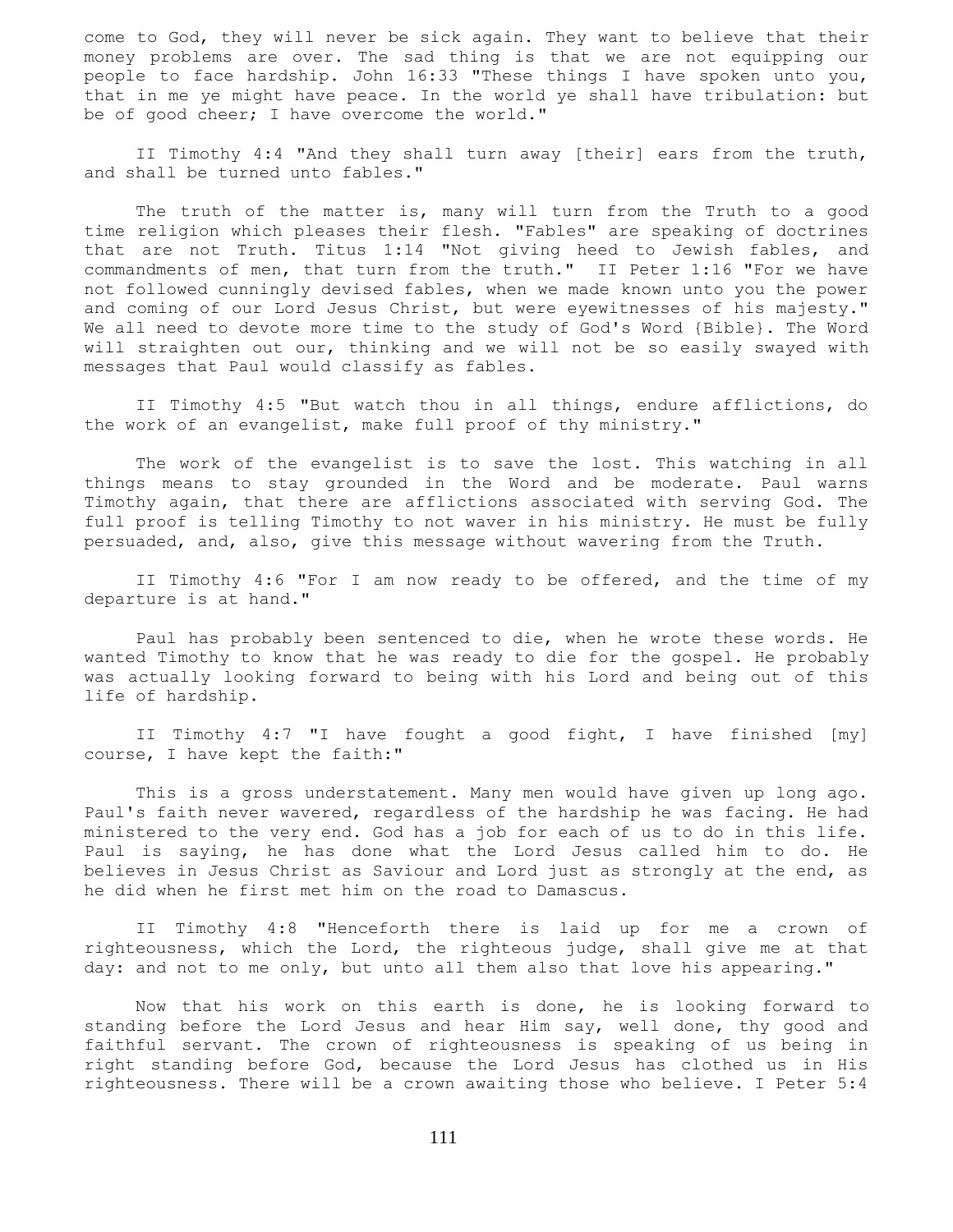come to God, they will never be sick again. They want to believe that their money problems are over. The sad thing is that we are not equipping our people to face hardship. John 16:33 "These things I have spoken unto you, that in me ye might have peace. In the world ye shall have tribulation: but be of good cheer; I have overcome the world."

II Timothy 4:4 "And they shall turn away [their] ears from the truth, and shall be turned unto fables."

The truth of the matter is, many will turn from the Truth to a good time religion which pleases their flesh. "Fables" are speaking of doctrines that are not Truth. Titus 1:14 "Not giving heed to Jewish fables, and commandments of men, that turn from the truth." II Peter 1:16 "For we have not followed cunningly devised fables, when we made known unto you the power and coming of our Lord Jesus Christ, but were eyewitnesses of his majesty." We all need to devote more time to the study of God's Word {Bible}. The Word will straighten out our, thinking and we will not be so easily swayed with messages that Paul would classify as fables.

II Timothy 4:5 "But watch thou in all things, endure afflictions, do the work of an evangelist, make full proof of thy ministry."

The work of the evangelist is to save the lost. This watching in all things means to stay grounded in the Word and be moderate. Paul warns Timothy again, that there are afflictions associated with serving God. The full proof is telling Timothy to not waver in his ministry. He must be fully persuaded, and, also, give this message without wavering from the Truth.

II Timothy 4:6 "For I am now ready to be offered, and the time of my departure is at hand."

Paul has probably been sentenced to die, when he wrote these words. He wanted Timothy to know that he was ready to die for the gospel. He probably was actually looking forward to being with his Lord and being out of this life of hardship.

II Timothy 4:7 "I have fought a good fight, I have finished [my] course, I have kept the faith:"

This is a gross understatement. Many men would have given up long ago. Paul's faith never wavered, regardless of the hardship he was facing. He had ministered to the very end. God has a job for each of us to do in this life. Paul is saying, he has done what the Lord Jesus called him to do. He believes in Jesus Christ as Saviour and Lord just as strongly at the end, as he did when he first met him on the road to Damascus.

II Timothy 4:8 "Henceforth there is laid up for me a crown of righteousness, which the Lord, the righteous judge, shall give me at that day: and not to me only, but unto all them also that love his appearing."

Now that his work on this earth is done, he is looking forward to standing before the Lord Jesus and hear Him say, well done, thy good and faithful servant. The crown of righteousness is speaking of us being in right standing before God, because the Lord Jesus has clothed us in His righteousness. There will be a crown awaiting those who believe. I Peter 5:4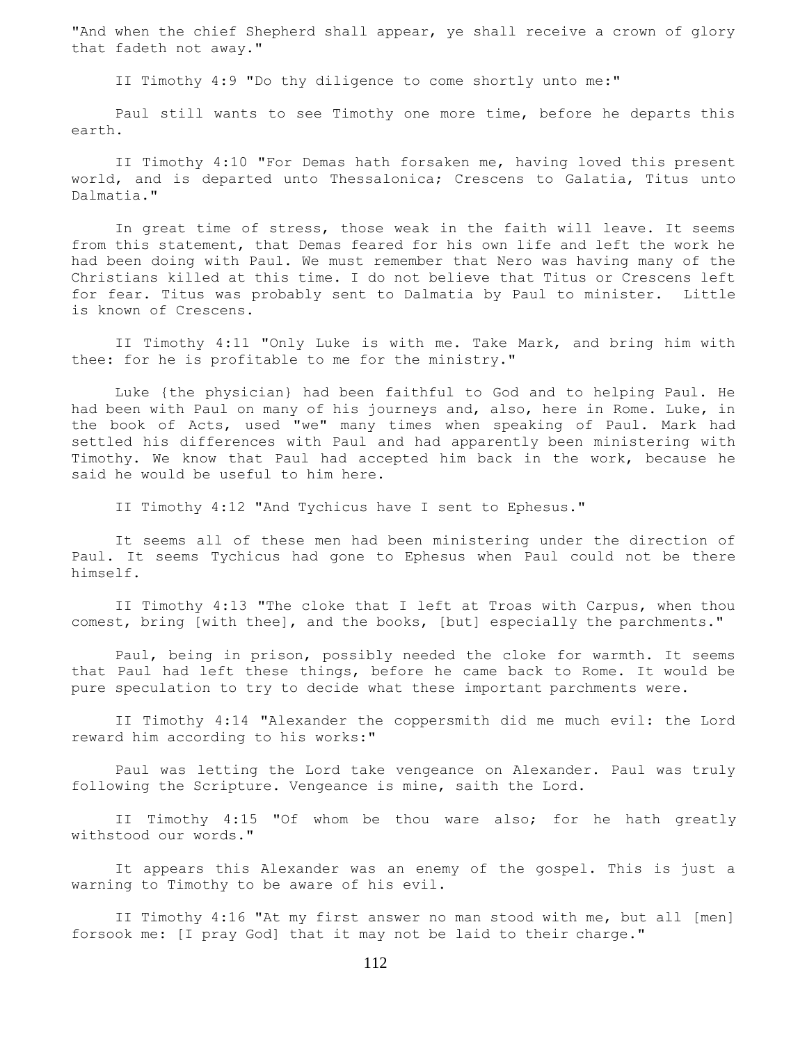"And when the chief Shepherd shall appear, ye shall receive a crown of glory that fadeth not away."

II Timothy 4:9 "Do thy diligence to come shortly unto me:"

Paul still wants to see Timothy one more time, before he departs this earth.

II Timothy 4:10 "For Demas hath forsaken me, having loved this present world, and is departed unto Thessalonica; Crescens to Galatia, Titus unto Dalmatia."

In great time of stress, those weak in the faith will leave. It seems from this statement, that Demas feared for his own life and left the work he had been doing with Paul. We must remember that Nero was having many of the Christians killed at this time. I do not believe that Titus or Crescens left for fear. Titus was probably sent to Dalmatia by Paul to minister. Little is known of Crescens.

II Timothy 4:11 "Only Luke is with me. Take Mark, and bring him with thee: for he is profitable to me for the ministry."

Luke {the physician} had been faithful to God and to helping Paul. He had been with Paul on many of his journeys and, also, here in Rome. Luke, in the book of Acts, used "we" many times when speaking of Paul. Mark had settled his differences with Paul and had apparently been ministering with Timothy. We know that Paul had accepted him back in the work, because he said he would be useful to him here.

II Timothy 4:12 "And Tychicus have I sent to Ephesus."

It seems all of these men had been ministering under the direction of Paul. It seems Tychicus had gone to Ephesus when Paul could not be there himself.

II Timothy 4:13 "The cloke that I left at Troas with Carpus, when thou comest, bring [with thee], and the books, [but] especially the parchments."

Paul, being in prison, possibly needed the cloke for warmth. It seems that Paul had left these things, before he came back to Rome. It would be pure speculation to try to decide what these important parchments were.

II Timothy 4:14 "Alexander the coppersmith did me much evil: the Lord reward him according to his works:"

Paul was letting the Lord take vengeance on Alexander. Paul was truly following the Scripture. Vengeance is mine, saith the Lord.

II Timothy 4:15 "Of whom be thou ware also; for he hath greatly withstood our words."

It appears this Alexander was an enemy of the gospel. This is just a warning to Timothy to be aware of his evil.

II Timothy 4:16 "At my first answer no man stood with me, but all [men] forsook me: [I pray God] that it may not be laid to their charge."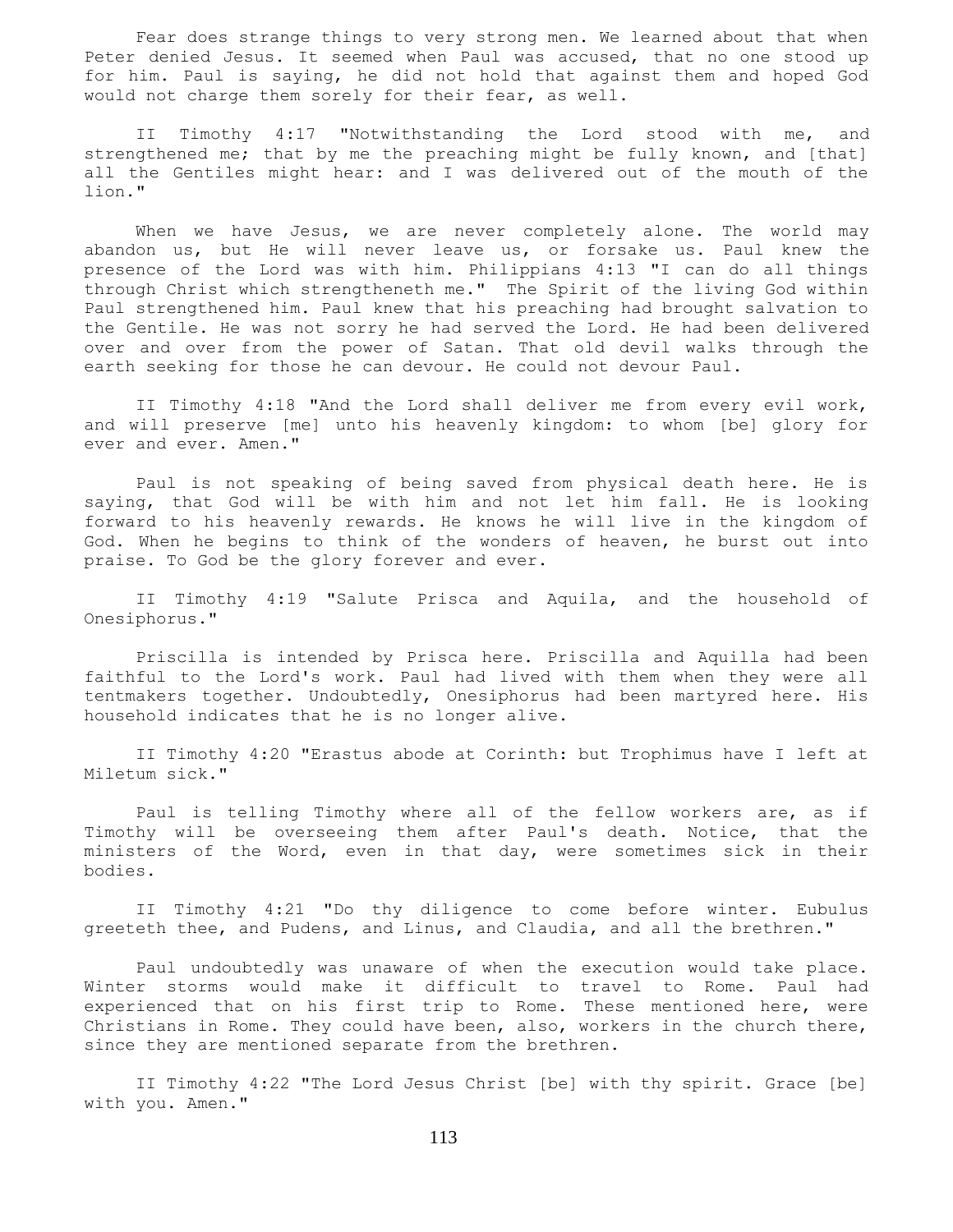Fear does strange things to very strong men. We learned about that when Peter denied Jesus. It seemed when Paul was accused, that no one stood up for him. Paul is saying, he did not hold that against them and hoped God would not charge them sorely for their fear, as well.

II Timothy 4:17 "Notwithstanding the Lord stood with me, and strengthened me; that by me the preaching might be fully known, and [that] all the Gentiles might hear: and I was delivered out of the mouth of the lion."

When we have Jesus, we are never completely alone. The world may abandon us, but He will never leave us, or forsake us. Paul knew the presence of the Lord was with him. Philippians 4:13 "I can do all things through Christ which strengtheneth me." The Spirit of the living God within Paul strengthened him. Paul knew that his preaching had brought salvation to the Gentile. He was not sorry he had served the Lord. He had been delivered over and over from the power of Satan. That old devil walks through the earth seeking for those he can devour. He could not devour Paul.

II Timothy 4:18 "And the Lord shall deliver me from every evil work, and will preserve [me] unto his heavenly kingdom: to whom [be] glory for ever and ever. Amen."

Paul is not speaking of being saved from physical death here. He is saying, that God will be with him and not let him fall. He is looking forward to his heavenly rewards. He knows he will live in the kingdom of God. When he begins to think of the wonders of heaven, he burst out into praise. To God be the glory forever and ever.

II Timothy 4:19 "Salute Prisca and Aquila, and the household of Onesiphorus."

Priscilla is intended by Prisca here. Priscilla and Aquilla had been faithful to the Lord's work. Paul had lived with them when they were all tentmakers together. Undoubtedly, Onesiphorus had been martyred here. His household indicates that he is no longer alive.

II Timothy 4:20 "Erastus abode at Corinth: but Trophimus have I left at Miletum sick."

Paul is telling Timothy where all of the fellow workers are, as if Timothy will be overseeing them after Paul's death. Notice, that the ministers of the Word, even in that day, were sometimes sick in their bodies.

II Timothy 4:21 "Do thy diligence to come before winter. Eubulus greeteth thee, and Pudens, and Linus, and Claudia, and all the brethren."

Paul undoubtedly was unaware of when the execution would take place. Winter storms would make it difficult to travel to Rome. Paul had experienced that on his first trip to Rome. These mentioned here, were Christians in Rome. They could have been, also, workers in the church there, since they are mentioned separate from the brethren.

II Timothy 4:22 "The Lord Jesus Christ [be] with thy spirit. Grace [be] with you. Amen."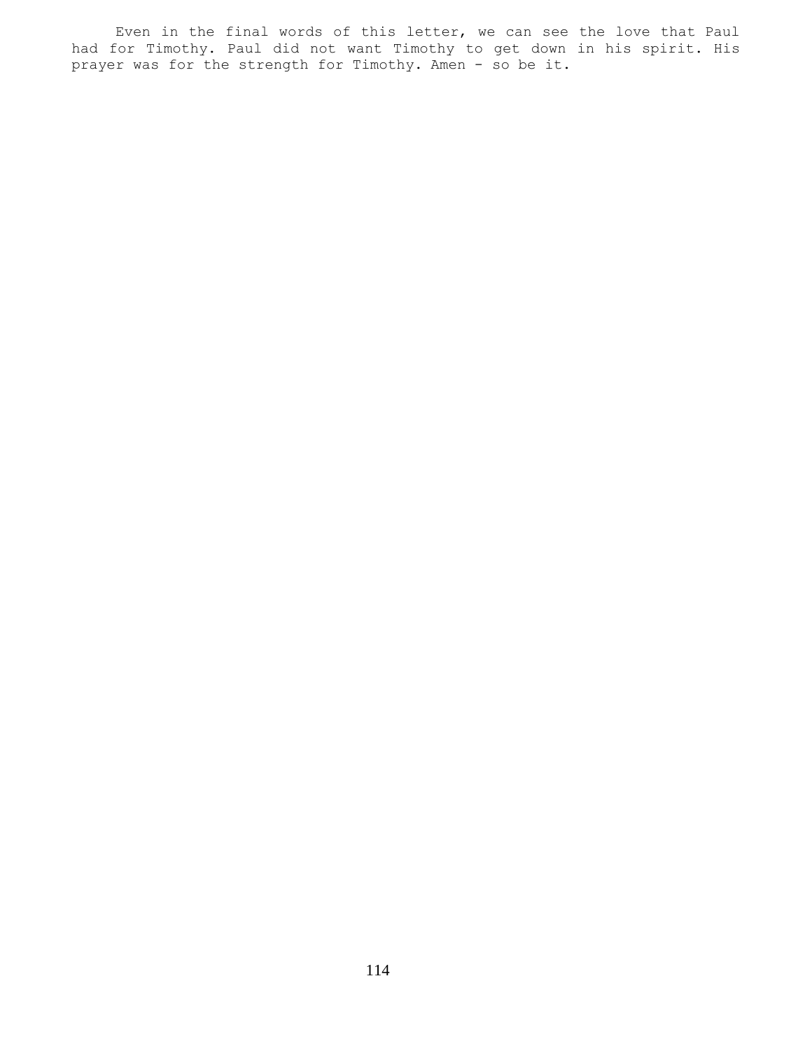Even in the final words of this letter, we can see the love that Paul had for Timothy. Paul did not want Timothy to get down in his spirit. His prayer was for the strength for Timothy. Amen - so be it.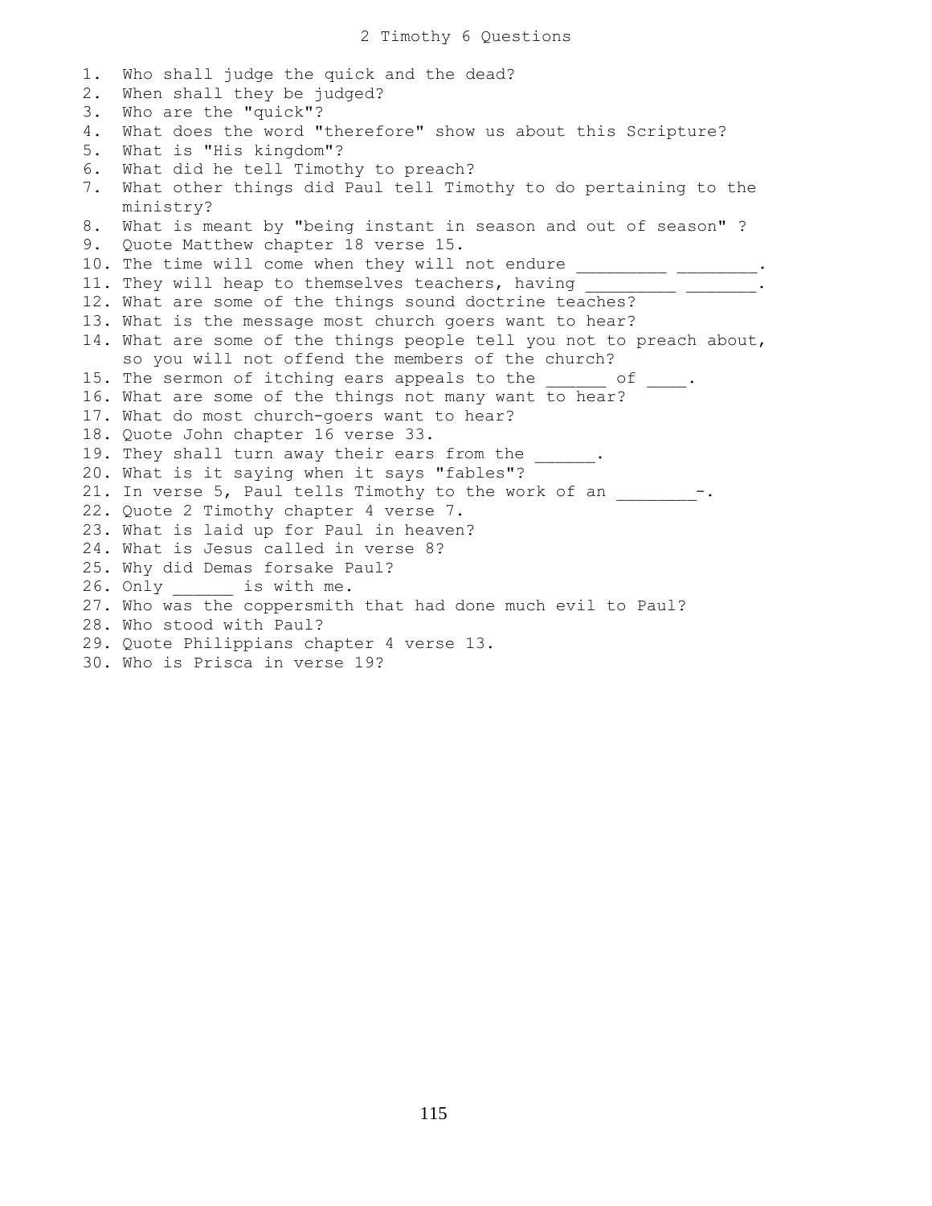# 2 Timothy 6 Questions

1. Who shall judge the quick and the dead?
2. When shall they be judged?
3. Who are the "quick"?
4. What does the word "therefore" show us about this Scripture?
5. What is "His kingdom"?
6. What did he tell Timothy to preach?
7. What other things did Paul tell Timothy to do pertaining to the ministry?
8. What is meant by "being instant in season and out of season" ?
9. Quote Matthew chapter 18 verse 15.
10. The time will come when they will not endure _________ ________.
11. They will heap to themselves teachers, having _________ _______.
12. What are some of the things sound doctrine teaches?
13. What is the message most church goers want to hear?
14. What are some of the things people tell you not to preach about, so you will not offend the members of the church?
15. The sermon of itching ears appeals to the ______ of ____.
16. What are some of the things not many want to hear?
17. What do most church-goers want to hear?
18. Quote John chapter 16 verse 33.
19. They shall turn away their ears from the ______.
20. What is it saying when it says "fables"?
21. In verse 5, Paul tells Timothy to the work of an ________-.
22. Quote 2 Timothy chapter 4 verse 7.
23. What is laid up for Paul in heaven?
24. What is Jesus called in verse 8?
25. Why did Demas forsake Paul?
26. Only ______ is with me.
27. Who was the coppersmith that had done much evil to Paul?
28. Who stood with Paul?
29. Quote Philippians chapter 4 verse 13.
30. Who is Prisca in verse 19?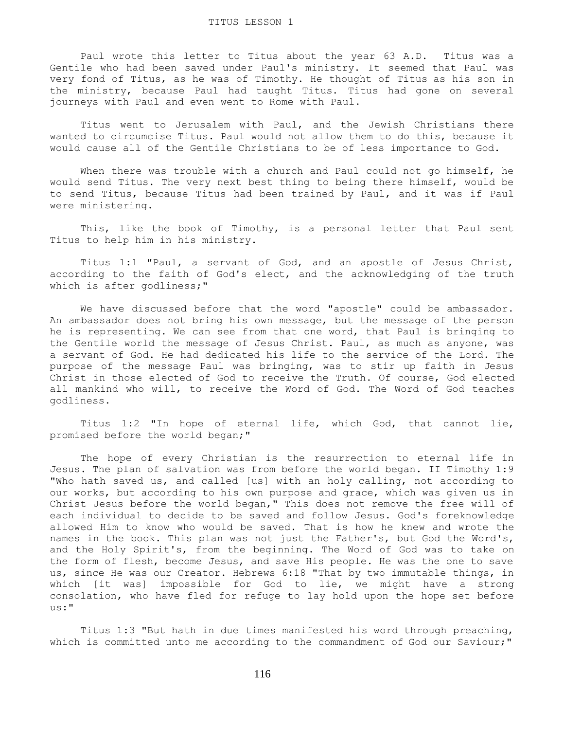# TITUS LESSON 1

Paul wrote this letter to Titus about the year 63 A.D. Titus was a Gentile who had been saved under Paul's ministry. It seemed that Paul was very fond of Titus, as he was of Timothy. He thought of Titus as his son in the ministry, because Paul had taught Titus. Titus had gone on several journeys with Paul and even went to Rome with Paul.

Titus went to Jerusalem with Paul, and the Jewish Christians there wanted to circumcise Titus. Paul would not allow them to do this, because it would cause all of the Gentile Christians to be of less importance to God.

When there was trouble with a church and Paul could not go himself, he would send Titus. The very next best thing to being there himself, would be to send Titus, because Titus had been trained by Paul, and it was if Paul were ministering.

This, like the book of Timothy, is a personal letter that Paul sent Titus to help him in his ministry.

Titus 1:1 "Paul, a servant of God, and an apostle of Jesus Christ, according to the faith of God's elect, and the acknowledging of the truth which is after godliness;"

We have discussed before that the word "apostle" could be ambassador. An ambassador does not bring his own message, but the message of the person he is representing. We can see from that one word, that Paul is bringing to the Gentile world the message of Jesus Christ. Paul, as much as anyone, was a servant of God. He had dedicated his life to the service of the Lord. The purpose of the message Paul was bringing, was to stir up faith in Jesus Christ in those elected of God to receive the Truth. Of course, God elected all mankind who will, to receive the Word of God. The Word of God teaches godliness.

Titus 1:2 "In hope of eternal life, which God, that cannot lie, promised before the world began;"

The hope of every Christian is the resurrection to eternal life in Jesus. The plan of salvation was from before the world began. II Timothy 1:9 "Who hath saved us, and called [us] with an holy calling, not according to our works, but according to his own purpose and grace, which was given us in Christ Jesus before the world began," This does not remove the free will of each individual to decide to be saved and follow Jesus. God's foreknowledge allowed Him to know who would be saved. That is how he knew and wrote the names in the book. This plan was not just the Father's, but God the Word's, and the Holy Spirit's, from the beginning. The Word of God was to take on the form of flesh, become Jesus, and save His people. He was the one to save us, since He was our Creator. Hebrews 6:18 "That by two immutable things, in which [it was] impossible for God to lie, we might have a strong consolation, who have fled for refuge to lay hold upon the hope set before us:"

Titus 1:3 "But hath in due times manifested his word through preaching, which is committed unto me according to the commandment of God our Saviour;"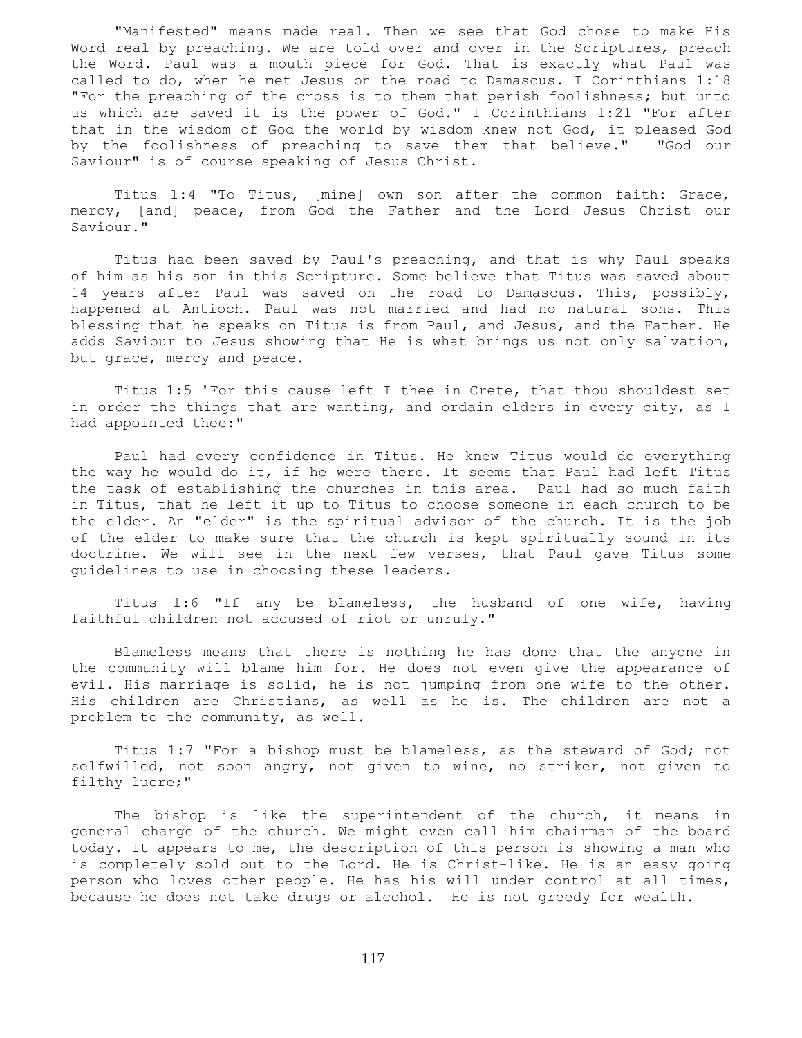"Manifested" means made real. Then we see that God chose to make His Word real by preaching. We are told over and over in the Scriptures, preach the Word. Paul was a mouth piece for God. That is exactly what Paul was called to do, when he met Jesus on the road to Damascus. I Corinthians 1:18 "For the preaching of the cross is to them that perish foolishness; but unto us which are saved it is the power of God." I Corinthians 1:21 "For after that in the wisdom of God the world by wisdom knew not God, it pleased God by the foolishness of preaching to save them that believe." "God our Saviour" is of course speaking of Jesus Christ.

Titus 1:4 "To Titus, [mine] own son after the common faith: Grace, mercy, [and] peace, from God the Father and the Lord Jesus Christ our Saviour."

Titus had been saved by Paul's preaching, and that is why Paul speaks of him as his son in this Scripture. Some believe that Titus was saved about 14 years after Paul was saved on the road to Damascus. This, possibly, happened at Antioch. Paul was not married and had no natural sons. This blessing that he speaks on Titus is from Paul, and Jesus, and the Father. He adds Saviour to Jesus showing that He is what brings us not only salvation, but grace, mercy and peace.

Titus 1:5 'For this cause left I thee in Crete, that thou shouldest set in order the things that are wanting, and ordain elders in every city, as I had appointed thee:"

Paul had every confidence in Titus. He knew Titus would do everything the way he would do it, if he were there. It seems that Paul had left Titus the task of establishing the churches in this area. Paul had so much faith in Titus, that he left it up to Titus to choose someone in each church to be the elder. An "elder" is the spiritual advisor of the church. It is the job of the elder to make sure that the church is kept spiritually sound in its doctrine. We will see in the next few verses, that Paul gave Titus some guidelines to use in choosing these leaders.

Titus 1:6 "If any be blameless, the husband of one wife, having faithful children not accused of riot or unruly."

Blameless means that there is nothing he has done that the anyone in the community will blame him for. He does not even give the appearance of evil. His marriage is solid, he is not jumping from one wife to the other. His children are Christians, as well as he is. The children are not a problem to the community, as well.

Titus 1:7 "For a bishop must be blameless, as the steward of God; not selfwilled, not soon angry, not given to wine, no striker, not given to filthy lucre;"

The bishop is like the superintendent of the church, it means in general charge of the church. We might even call him chairman of the board today. It appears to me, the description of this person is showing a man who is completely sold out to the Lord. He is Christ-like. He is an easy going person who loves other people. He has his will under control at all times, because he does not take drugs or alcohol. He is not greedy for wealth.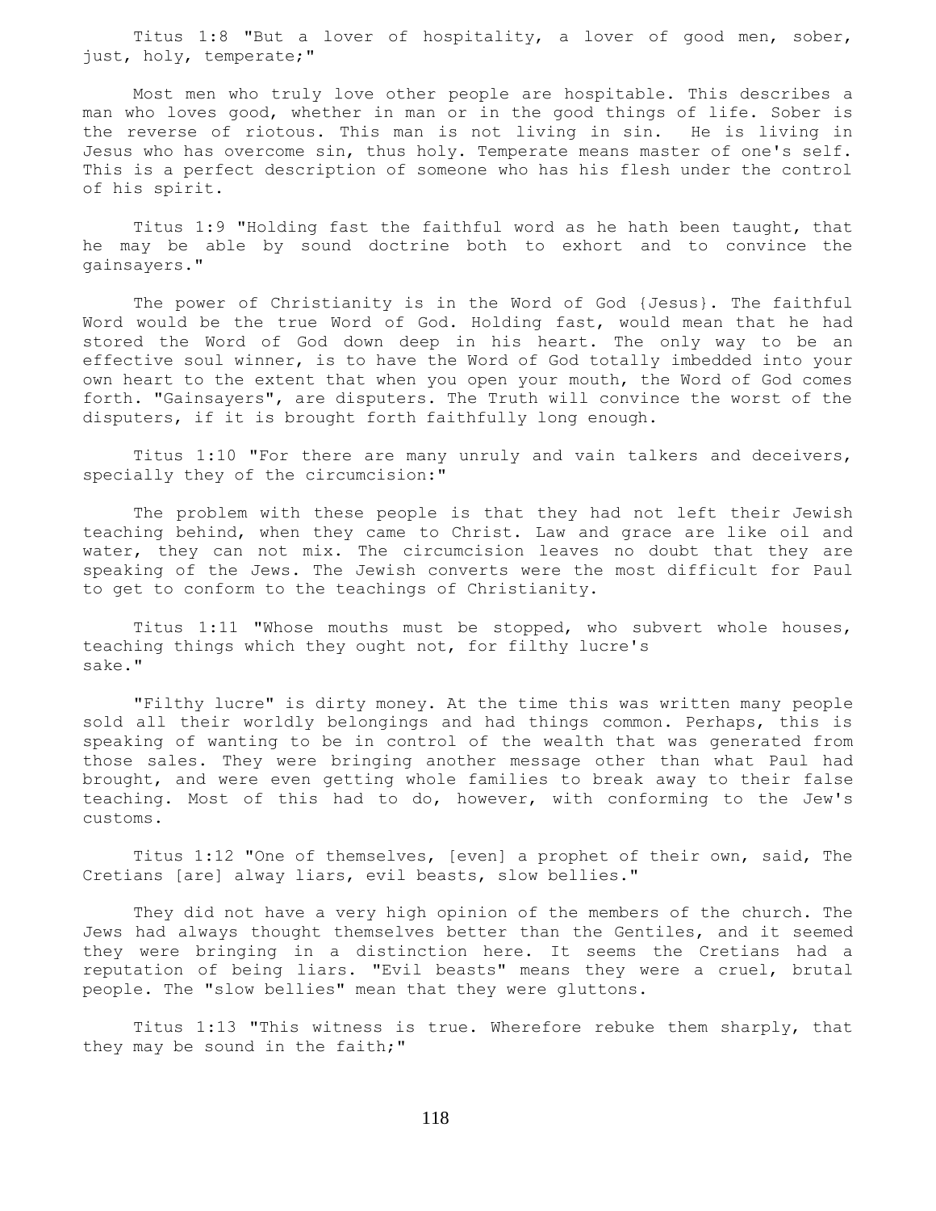Titus 1:8 "But a lover of hospitality, a lover of good men, sober, just, holy, temperate;"

Most men who truly love other people are hospitable. This describes a man who loves good, whether in man or in the good things of life. Sober is the reverse of riotous. This man is not living in sin. He is living in Jesus who has overcome sin, thus holy. Temperate means master of one's self. This is a perfect description of someone who has his flesh under the control of his spirit.

Titus 1:9 "Holding fast the faithful word as he hath been taught, that he may be able by sound doctrine both to exhort and to convince the gainsayers."

The power of Christianity is in the Word of God {Jesus}. The faithful Word would be the true Word of God. Holding fast, would mean that he had stored the Word of God down deep in his heart. The only way to be an effective soul winner, is to have the Word of God totally imbedded into your own heart to the extent that when you open your mouth, the Word of God comes forth. "Gainsayers", are disputers. The Truth will convince the worst of the disputers, if it is brought forth faithfully long enough.

Titus 1:10 "For there are many unruly and vain talkers and deceivers, specially they of the circumcision:"

The problem with these people is that they had not left their Jewish teaching behind, when they came to Christ. Law and grace are like oil and water, they can not mix. The circumcision leaves no doubt that they are speaking of the Jews. The Jewish converts were the most difficult for Paul to get to conform to the teachings of Christianity.

Titus 1:11 "Whose mouths must be stopped, who subvert whole houses, teaching things which they ought not, for filthy lucre's sake."

"Filthy lucre" is dirty money. At the time this was written many people sold all their worldly belongings and had things common. Perhaps, this is speaking of wanting to be in control of the wealth that was generated from those sales. They were bringing another message other than what Paul had brought, and were even getting whole families to break away to their false teaching. Most of this had to do, however, with conforming to the Jew's customs.

Titus 1:12 "One of themselves, [even] a prophet of their own, said, The Cretians [are] alway liars, evil beasts, slow bellies."

They did not have a very high opinion of the members of the church. The Jews had always thought themselves better than the Gentiles, and it seemed they were bringing in a distinction here. It seems the Cretians had a reputation of being liars. "Evil beasts" means they were a cruel, brutal people. The "slow bellies" mean that they were gluttons.

Titus 1:13 "This witness is true. Wherefore rebuke them sharply, that they may be sound in the faith;"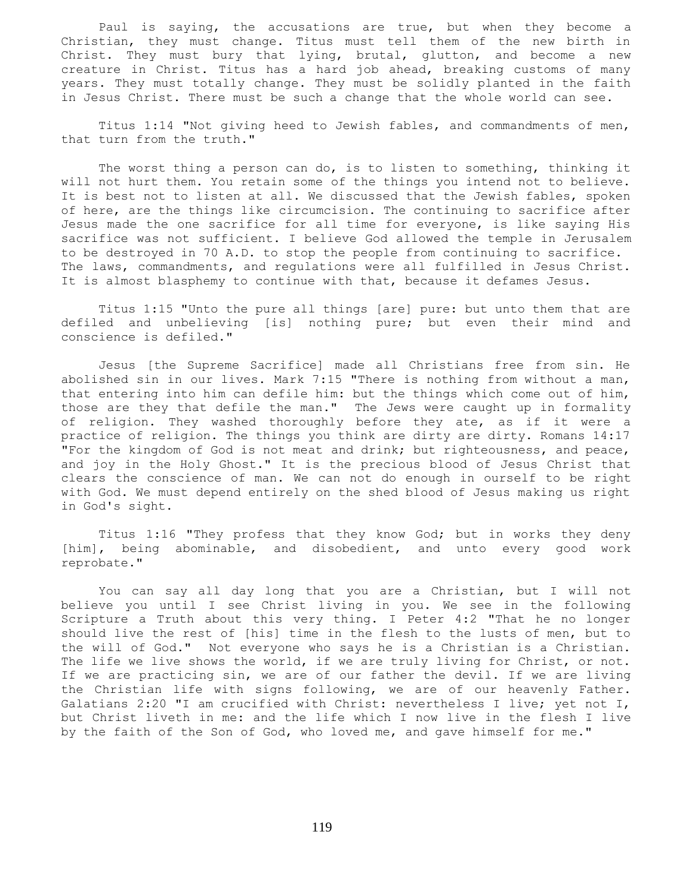Paul is saying, the accusations are true, but when they become a Christian, they must change. Titus must tell them of the new birth in Christ. They must bury that lying, brutal, glutton, and become a new creature in Christ. Titus has a hard job ahead, breaking customs of many years. They must totally change. They must be solidly planted in the faith in Jesus Christ. There must be such a change that the whole world can see.

Titus 1:14 "Not giving heed to Jewish fables, and commandments of men, that turn from the truth."

The worst thing a person can do, is to listen to something, thinking it will not hurt them. You retain some of the things you intend not to believe. It is best not to listen at all. We discussed that the Jewish fables, spoken of here, are the things like circumcision. The continuing to sacrifice after Jesus made the one sacrifice for all time for everyone, is like saying His sacrifice was not sufficient. I believe God allowed the temple in Jerusalem to be destroyed in 70 A.D. to stop the people from continuing to sacrifice. The laws, commandments, and regulations were all fulfilled in Jesus Christ. It is almost blasphemy to continue with that, because it defames Jesus.

Titus 1:15 "Unto the pure all things [are] pure: but unto them that are defiled and unbelieving [is] nothing pure; but even their mind and conscience is defiled."

Jesus [the Supreme Sacrifice] made all Christians free from sin. He abolished sin in our lives. Mark 7:15 "There is nothing from without a man, that entering into him can defile him: but the things which come out of him, those are they that defile the man." The Jews were caught up in formality of religion. They washed thoroughly before they ate, as if it were a practice of religion. The things you think are dirty are dirty. Romans 14:17 "For the kingdom of God is not meat and drink; but righteousness, and peace, and joy in the Holy Ghost." It is the precious blood of Jesus Christ that clears the conscience of man. We can not do enough in ourself to be right with God. We must depend entirely on the shed blood of Jesus making us right in God's sight.

Titus 1:16 "They profess that they know God; but in works they deny [him], being abominable, and disobedient, and unto every good work reprobate."

You can say all day long that you are a Christian, but I will not believe you until I see Christ living in you. We see in the following Scripture a Truth about this very thing. I Peter 4:2 "That he no longer should live the rest of [his] time in the flesh to the lusts of men, but to the will of God." Not everyone who says he is a Christian is a Christian. The life we live shows the world, if we are truly living for Christ, or not. If we are practicing sin, we are of our father the devil. If we are living the Christian life with signs following, we are of our heavenly Father. Galatians 2:20 "I am crucified with Christ: nevertheless I live; yet not I, but Christ liveth in me: and the life which I now live in the flesh I live by the faith of the Son of God, who loved me, and gave himself for me."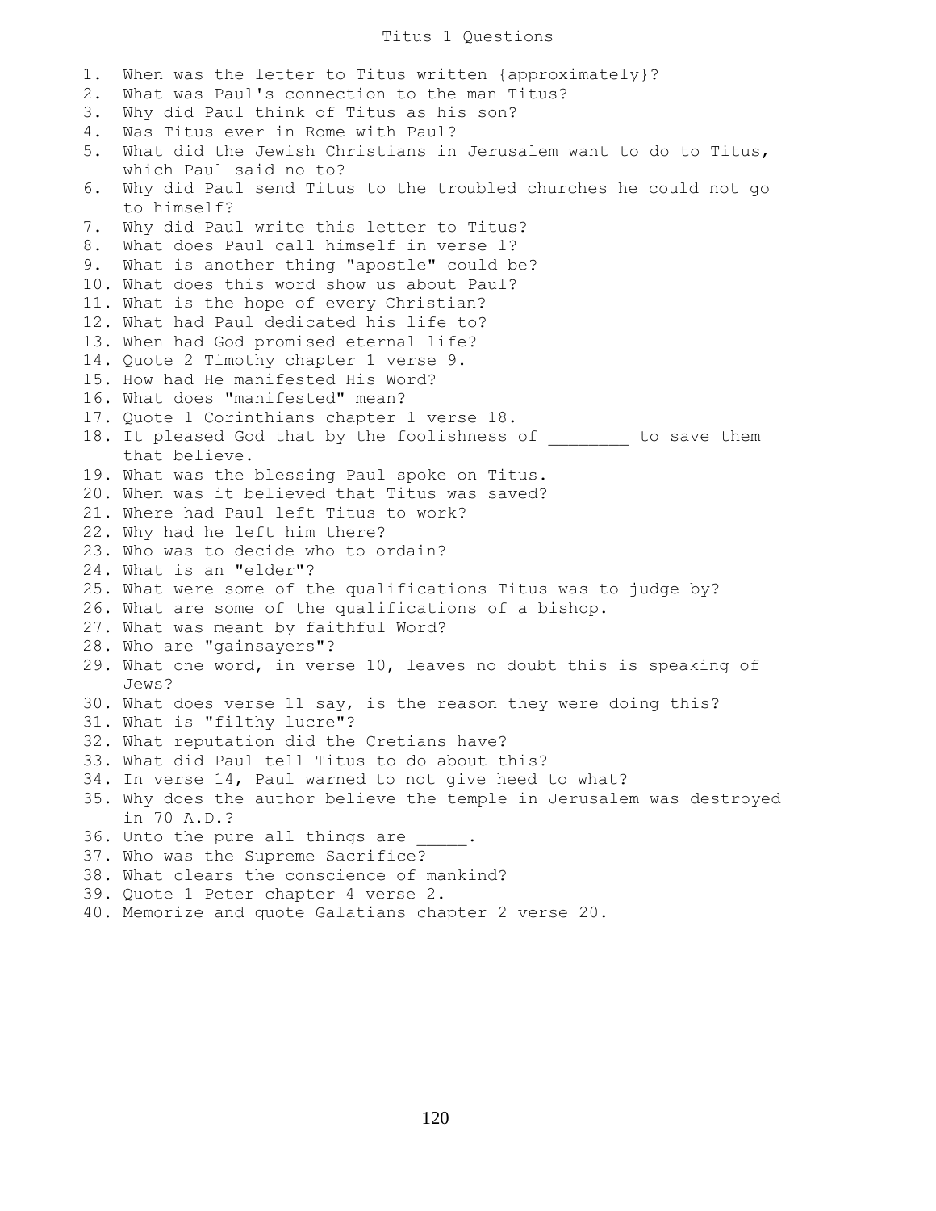# Titus 1 Questions

1. When was the letter to Titus written {approximately}?
2. What was Paul's connection to the man Titus?
3. Why did Paul think of Titus as his son?
4. Was Titus ever in Rome with Paul?
5. What did the Jewish Christians in Jerusalem want to do to Titus, which Paul said no to?
6. Why did Paul send Titus to the troubled churches he could not go to himself?
7. Why did Paul write this letter to Titus?
8. What does Paul call himself in verse 1?
9. What is another thing "apostle" could be?
10. What does this word show us about Paul?
11. What is the hope of every Christian?
12. What had Paul dedicated his life to?
13. When had God promised eternal life?
14. Quote 2 Timothy chapter 1 verse 9.
15. How had He manifested His Word?
16. What does "manifested" mean?
17. Quote 1 Corinthians chapter 1 verse 18.
18. It pleased God that by the foolishness of ________ to save them that believe.
19. What was the blessing Paul spoke on Titus.
20. When was it believed that Titus was saved?
21. Where had Paul left Titus to work?
22. Why had he left him there?
23. Who was to decide who to ordain?
24. What is an "elder"?
25. What were some of the qualifications Titus was to judge by?
26. What are some of the qualifications of a bishop.
27. What was meant by faithful Word?
28. Who are "gainsayers"?
29. What one word, in verse 10, leaves no doubt this is speaking of Jews?
30. What does verse 11 say, is the reason they were doing this?
31. What is "filthy lucre"?
32. What reputation did the Cretians have?
33. What did Paul tell Titus to do about this?
34. In verse 14, Paul warned to not give heed to what?
35. Why does the author believe the temple in Jerusalem was destroyed in 70 A.D.?
36. Unto the pure all things are _____.
37. Who was the Supreme Sacrifice?
38. What clears the conscience of mankind?
39. Quote 1 Peter chapter 4 verse 2.
40. Memorize and quote Galatians chapter 2 verse 20.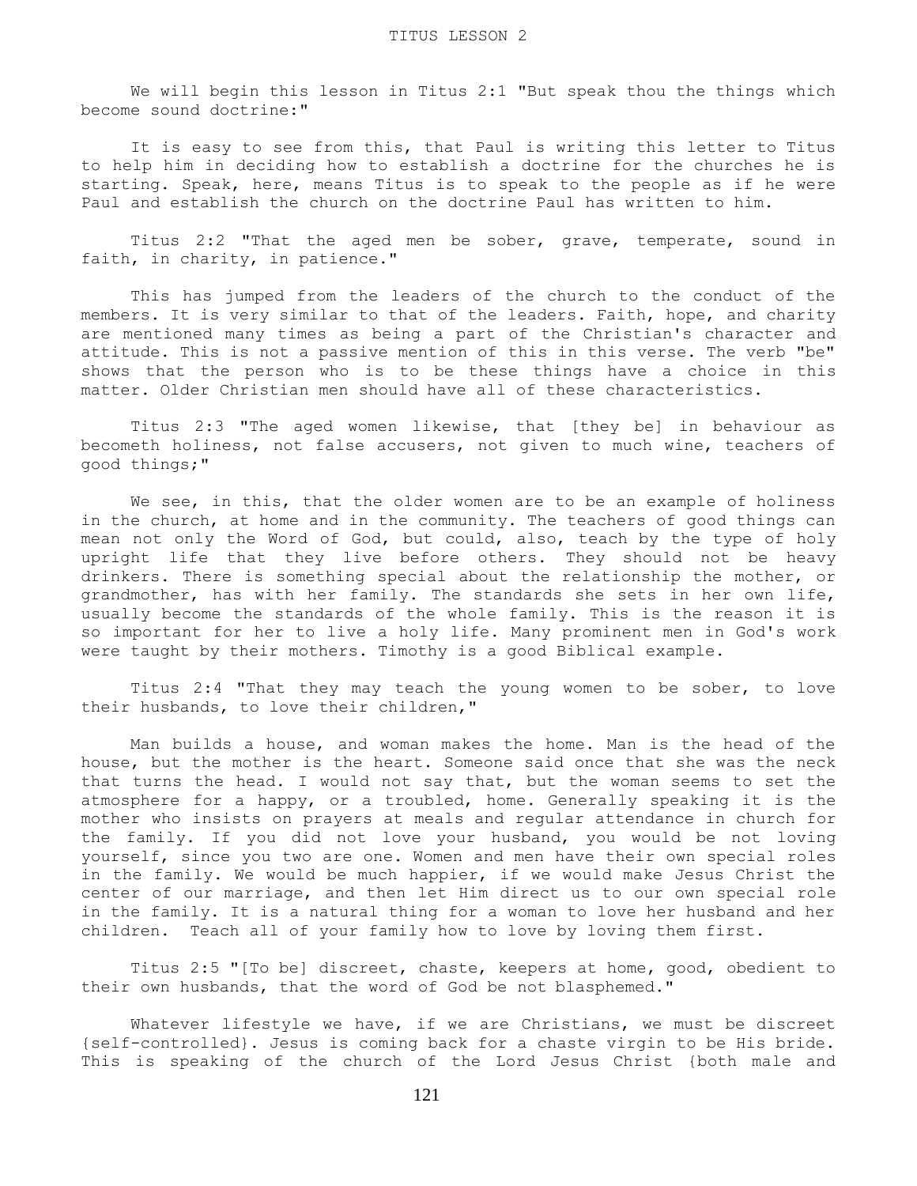TITUS LESSON 2

We will begin this lesson in Titus 2:1 "But speak thou the things which become sound doctrine:"

It is easy to see from this, that Paul is writing this letter to Titus to help him in deciding how to establish a doctrine for the churches he is starting. Speak, here, means Titus is to speak to the people as if he were Paul and establish the church on the doctrine Paul has written to him.

Titus 2:2 "That the aged men be sober, grave, temperate, sound in faith, in charity, in patience."

This has jumped from the leaders of the church to the conduct of the members. It is very similar to that of the leaders. Faith, hope, and charity are mentioned many times as being a part of the Christian's character and attitude. This is not a passive mention of this in this verse. The verb "be" shows that the person who is to be these things have a choice in this matter. Older Christian men should have all of these characteristics.

Titus 2:3 "The aged women likewise, that [they be] in behaviour as becometh holiness, not false accusers, not given to much wine, teachers of good things;"

We see, in this, that the older women are to be an example of holiness in the church, at home and in the community. The teachers of good things can mean not only the Word of God, but could, also, teach by the type of holy upright life that they live before others. They should not be heavy drinkers. There is something special about the relationship the mother, or grandmother, has with her family. The standards she sets in her own life, usually become the standards of the whole family. This is the reason it is so important for her to live a holy life. Many prominent men in God's work were taught by their mothers. Timothy is a good Biblical example.

Titus 2:4 "That they may teach the young women to be sober, to love their husbands, to love their children,"

Man builds a house, and woman makes the home. Man is the head of the house, but the mother is the heart. Someone said once that she was the neck that turns the head. I would not say that, but the woman seems to set the atmosphere for a happy, or a troubled, home. Generally speaking it is the mother who insists on prayers at meals and regular attendance in church for the family. If you did not love your husband, you would be not loving yourself, since you two are one. Women and men have their own special roles in the family. We would be much happier, if we would make Jesus Christ the center of our marriage, and then let Him direct us to our own special role in the family. It is a natural thing for a woman to love her husband and her children. Teach all of your family how to love by loving them first.

Titus 2:5 "[To be] discreet, chaste, keepers at home, good, obedient to their own husbands, that the word of God be not blasphemed."

Whatever lifestyle we have, if we are Christians, we must be discreet {self-controlled}. Jesus is coming back for a chaste virgin to be His bride. This is speaking of the church of the Lord Jesus Christ {both male and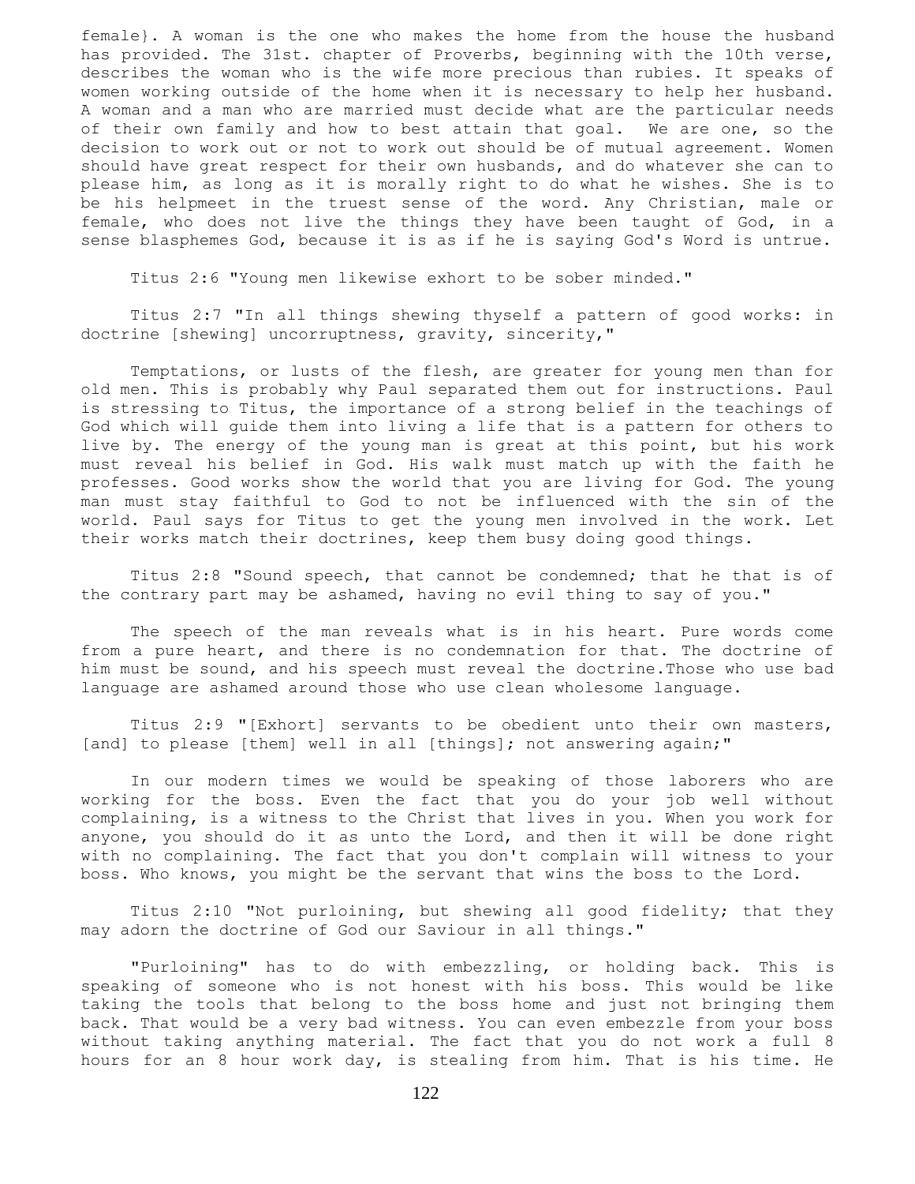female}. A woman is the one who makes the home from the house the husband has provided. The 31st. chapter of Proverbs, beginning with the 10th verse, describes the woman who is the wife more precious than rubies. It speaks of women working outside of the home when it is necessary to help her husband. A woman and a man who are married must decide what are the particular needs of their own family and how to best attain that goal. We are one, so the decision to work out or not to work out should be of mutual agreement. Women should have great respect for their own husbands, and do whatever she can to please him, as long as it is morally right to do what he wishes. She is to be his helpmeet in the truest sense of the word. Any Christian, male or female, who does not live the things they have been taught of God, in a sense blasphemes God, because it is as if he is saying God's Word is untrue.

Titus 2:6 "Young men likewise exhort to be sober minded."

Titus 2:7 "In all things shewing thyself a pattern of good works: in doctrine [shewing] uncorruptness, gravity, sincerity,"

Temptations, or lusts of the flesh, are greater for young men than for old men. This is probably why Paul separated them out for instructions. Paul is stressing to Titus, the importance of a strong belief in the teachings of God which will guide them into living a life that is a pattern for others to live by. The energy of the young man is great at this point, but his work must reveal his belief in God. His walk must match up with the faith he professes. Good works show the world that you are living for God. The young man must stay faithful to God to not be influenced with the sin of the world. Paul says for Titus to get the young men involved in the work. Let their works match their doctrines, keep them busy doing good things.

Titus 2:8 "Sound speech, that cannot be condemned; that he that is of the contrary part may be ashamed, having no evil thing to say of you."

The speech of the man reveals what is in his heart. Pure words come from a pure heart, and there is no condemnation for that. The doctrine of him must be sound, and his speech must reveal the doctrine.Those who use bad language are ashamed around those who use clean wholesome language.

Titus 2:9 "[Exhort] servants to be obedient unto their own masters, [and] to please [them] well in all [things]; not answering again;"

In our modern times we would be speaking of those laborers who are working for the boss. Even the fact that you do your job well without complaining, is a witness to the Christ that lives in you. When you work for anyone, you should do it as unto the Lord, and then it will be done right with no complaining. The fact that you don't complain will witness to your boss. Who knows, you might be the servant that wins the boss to the Lord.

Titus 2:10 "Not purloining, but shewing all good fidelity; that they may adorn the doctrine of God our Saviour in all things."

"Purloining" has to do with embezzling, or holding back. This is speaking of someone who is not honest with his boss. This would be like taking the tools that belong to the boss home and just not bringing them back. That would be a very bad witness. You can even embezzle from your boss without taking anything material. The fact that you do not work a full 8 hours for an 8 hour work day, is stealing from him. That is his time. He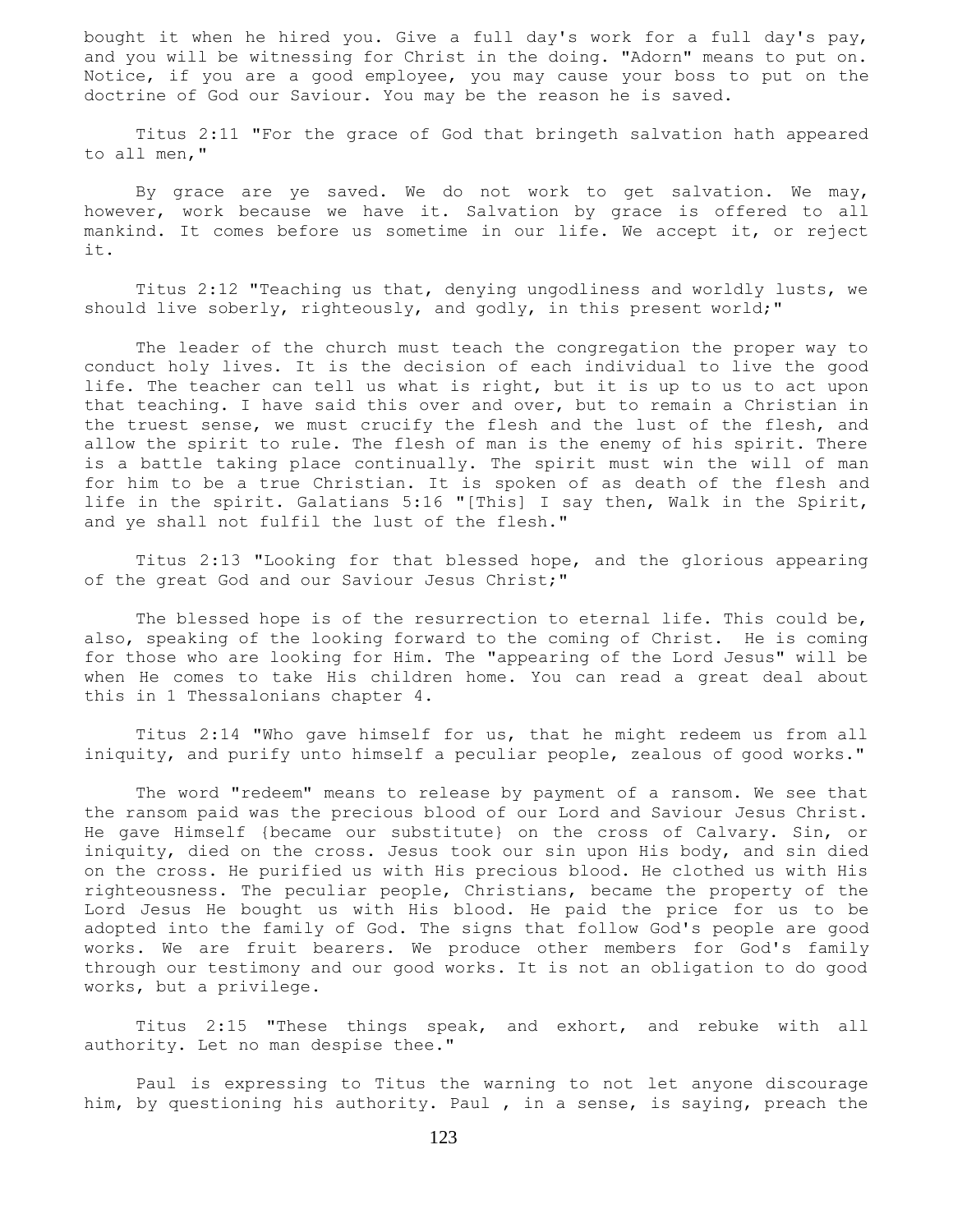bought it when he hired you. Give a full day's work for a full day's pay, and you will be witnessing for Christ in the doing. "Adorn" means to put on. Notice, if you are a good employee, you may cause your boss to put on the doctrine of God our Saviour. You may be the reason he is saved.

Titus 2:11 "For the grace of God that bringeth salvation hath appeared to all men,"

By grace are ye saved. We do not work to get salvation. We may, however, work because we have it. Salvation by grace is offered to all mankind. It comes before us sometime in our life. We accept it, or reject it.

Titus 2:12 "Teaching us that, denying ungodliness and worldly lusts, we should live soberly, righteously, and godly, in this present world;"

The leader of the church must teach the congregation the proper way to conduct holy lives. It is the decision of each individual to live the good life. The teacher can tell us what is right, but it is up to us to act upon that teaching. I have said this over and over, but to remain a Christian in the truest sense, we must crucify the flesh and the lust of the flesh, and allow the spirit to rule. The flesh of man is the enemy of his spirit. There is a battle taking place continually. The spirit must win the will of man for him to be a true Christian. It is spoken of as death of the flesh and life in the spirit. Galatians 5:16 "[This] I say then, Walk in the Spirit, and ye shall not fulfil the lust of the flesh."

Titus 2:13 "Looking for that blessed hope, and the glorious appearing of the great God and our Saviour Jesus Christ;"

The blessed hope is of the resurrection to eternal life. This could be, also, speaking of the looking forward to the coming of Christ. He is coming for those who are looking for Him. The "appearing of the Lord Jesus" will be when He comes to take His children home. You can read a great deal about this in 1 Thessalonians chapter 4.

Titus 2:14 "Who gave himself for us, that he might redeem us from all iniquity, and purify unto himself a peculiar people, zealous of good works."

The word "redeem" means to release by payment of a ransom. We see that the ransom paid was the precious blood of our Lord and Saviour Jesus Christ. He gave Himself {became our substitute} on the cross of Calvary. Sin, or iniquity, died on the cross. Jesus took our sin upon His body, and sin died on the cross. He purified us with His precious blood. He clothed us with His righteousness. The peculiar people, Christians, became the property of the Lord Jesus He bought us with His blood. He paid the price for us to be adopted into the family of God. The signs that follow God's people are good works. We are fruit bearers. We produce other members for God's family through our testimony and our good works. It is not an obligation to do good works, but a privilege.

Titus 2:15 "These things speak, and exhort, and rebuke with all authority. Let no man despise thee."

Paul is expressing to Titus the warning to not let anyone discourage him, by questioning his authority. Paul , in a sense, is saying, preach the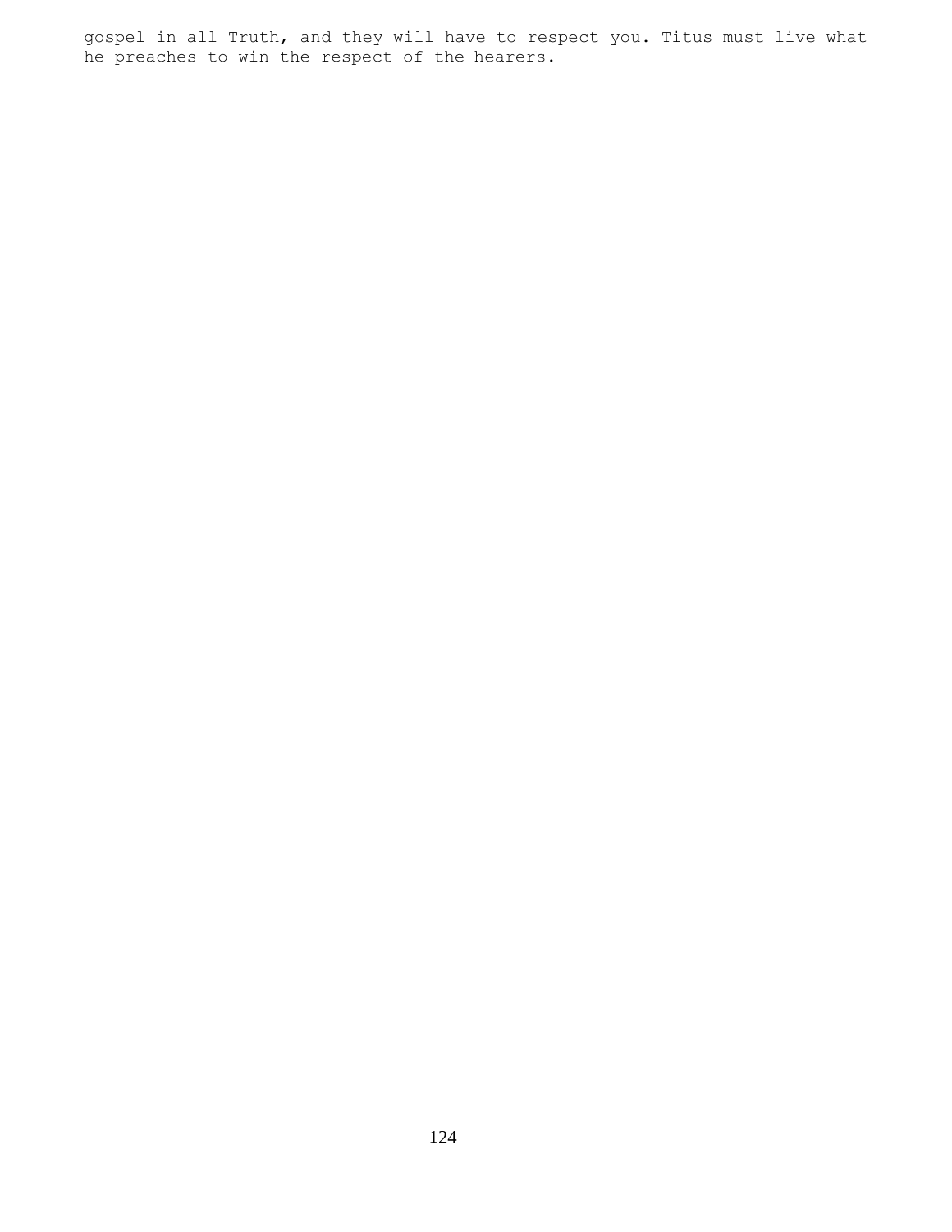gospel in all Truth, and they will have to respect you. Titus must live what he preaches to win the respect of the hearers.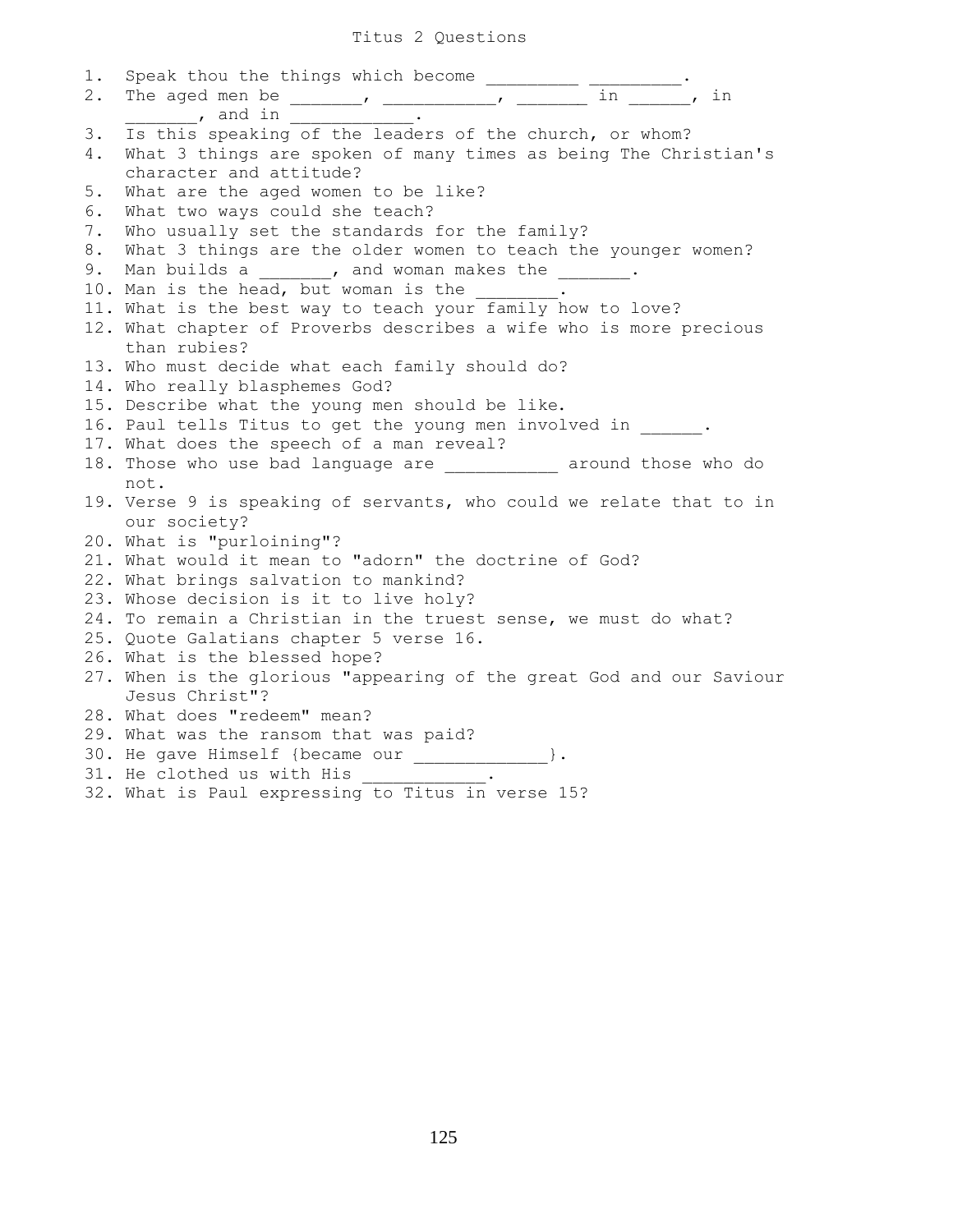# Titus 2 Questions

1. Speak thou the things which become _________ _________.
2. The aged men be _______, ___________, _______ in ______, in _______, and in ____________.
3. Is this speaking of the leaders of the church, or whom?
4. What 3 things are spoken of many times as being The Christian's character and attitude?
5. What are the aged women to be like?
6. What two ways could she teach?
7. Who usually set the standards for the family?
8. What 3 things are the older women to teach the younger women?
9. Man builds a _______, and woman makes the _______.
10. Man is the head, but woman is the ________.
11. What is the best way to teach your family how to love?
12. What chapter of Proverbs describes a wife who is more precious than rubies?
13. Who must decide what each family should do?
14. Who really blasphemes God?
15. Describe what the young men should be like.
16. Paul tells Titus to get the young men involved in ______.
17. What does the speech of a man reveal?
18. Those who use bad language are ___________ around those who do not.
19. Verse 9 is speaking of servants, who could we relate that to in our society?
20. What is "purloining"?
21. What would it mean to "adorn" the doctrine of God?
22. What brings salvation to mankind?
23. Whose decision is it to live holy?
24. To remain a Christian in the truest sense, we must do what?
25. Quote Galatians chapter 5 verse 16.
26. What is the blessed hope?
27. When is the glorious "appearing of the great God and our Saviour Jesus Christ"?
28. What does "redeem" mean?
29. What was the ransom that was paid?
30. He gave Himself {became our _____________}.
31. He clothed us with His ____________.
32. What is Paul expressing to Titus in verse 15?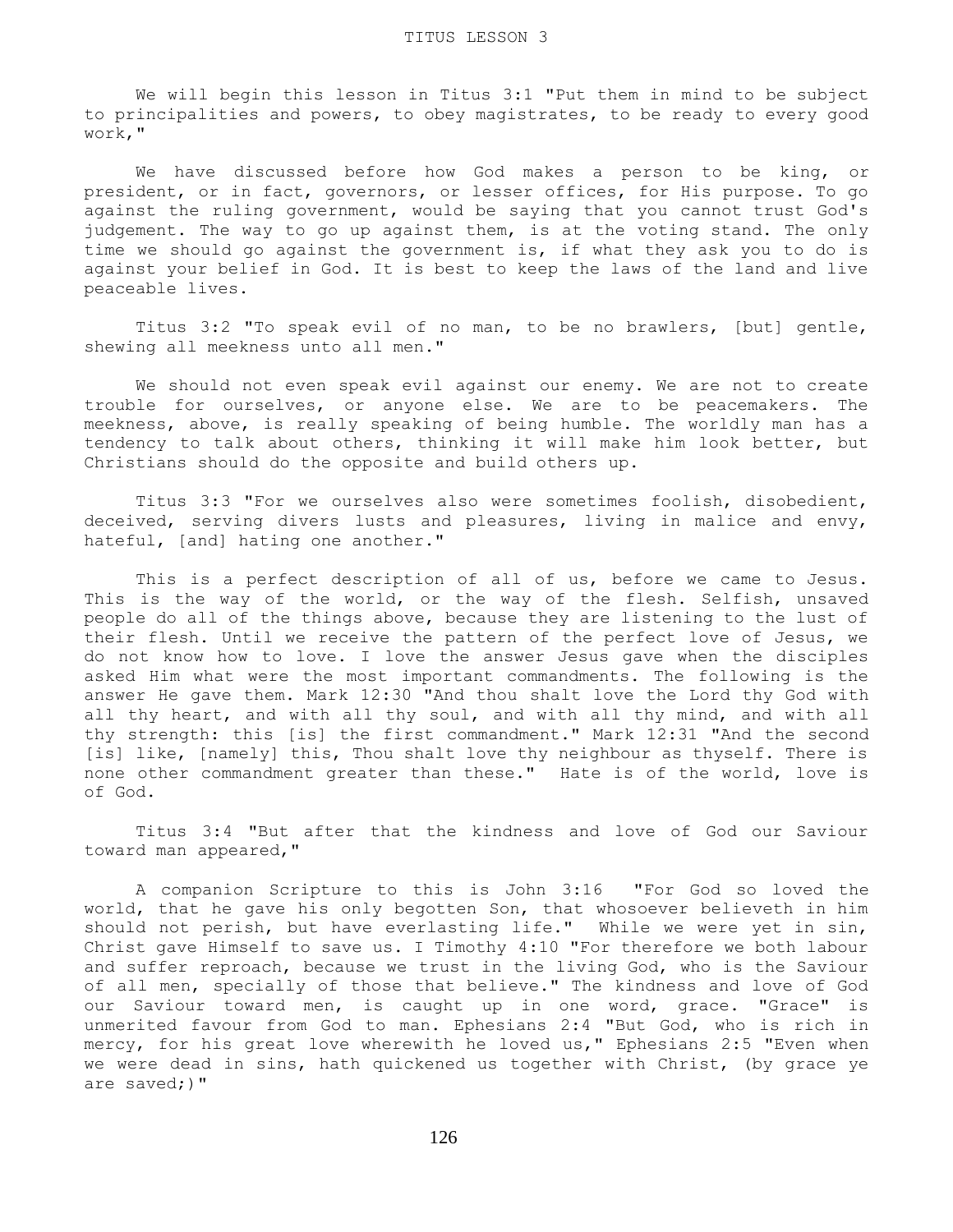# TITUS LESSON 3

We will begin this lesson in Titus 3:1 "Put them in mind to be subject to principalities and powers, to obey magistrates, to be ready to every good work,"

We have discussed before how God makes a person to be king, or president, or in fact, governors, or lesser offices, for His purpose. To go against the ruling government, would be saying that you cannot trust God's judgement. The way to go up against them, is at the voting stand. The only time we should go against the government is, if what they ask you to do is against your belief in God. It is best to keep the laws of the land and live peaceable lives.

Titus 3:2 "To speak evil of no man, to be no brawlers, [but] gentle, shewing all meekness unto all men."

We should not even speak evil against our enemy. We are not to create trouble for ourselves, or anyone else. We are to be peacemakers. The meekness, above, is really speaking of being humble. The worldly man has a tendency to talk about others, thinking it will make him look better, but Christians should do the opposite and build others up.

Titus 3:3 "For we ourselves also were sometimes foolish, disobedient, deceived, serving divers lusts and pleasures, living in malice and envy, hateful, [and] hating one another."

This is a perfect description of all of us, before we came to Jesus. This is the way of the world, or the way of the flesh. Selfish, unsaved people do all of the things above, because they are listening to the lust of their flesh. Until we receive the pattern of the perfect love of Jesus, we do not know how to love. I love the answer Jesus gave when the disciples asked Him what were the most important commandments. The following is the answer He gave them. Mark 12:30 "And thou shalt love the Lord thy God with all thy heart, and with all thy soul, and with all thy mind, and with all thy strength: this [is] the first commandment." Mark 12:31 "And the second [is] like, [namely] this, Thou shalt love thy neighbour as thyself. There is none other commandment greater than these." Hate is of the world, love is of God.

Titus 3:4 "But after that the kindness and love of God our Saviour toward man appeared,"

A companion Scripture to this is John 3:16 "For God so loved the world, that he gave his only begotten Son, that whosoever believeth in him should not perish, but have everlasting life." While we were yet in sin, Christ gave Himself to save us. I Timothy 4:10 "For therefore we both labour and suffer reproach, because we trust in the living God, who is the Saviour of all men, specially of those that believe." The kindness and love of God our Saviour toward men, is caught up in one word, grace. "Grace" is unmerited favour from God to man. Ephesians 2:4 "But God, who is rich in mercy, for his great love wherewith he loved us," Ephesians 2:5 "Even when we were dead in sins, hath quickened us together with Christ, (by grace ye are saved;)"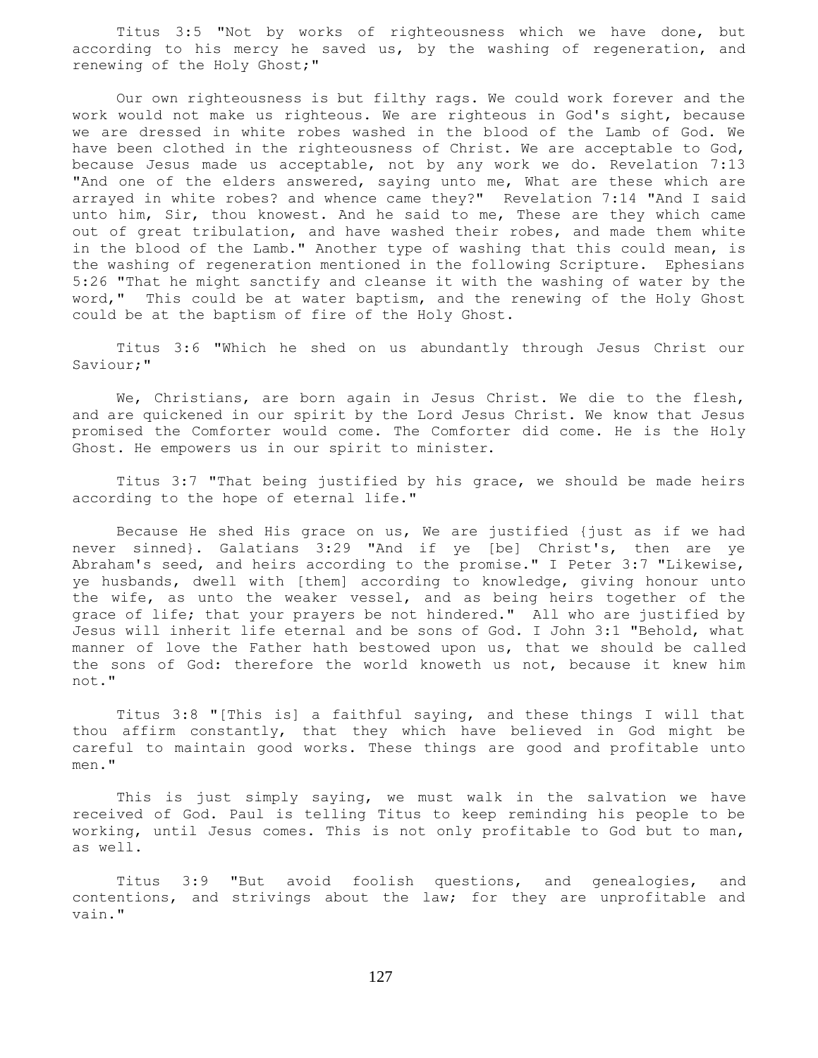Titus 3:5 "Not by works of righteousness which we have done, but according to his mercy he saved us, by the washing of regeneration, and renewing of the Holy Ghost;"

Our own righteousness is but filthy rags. We could work forever and the work would not make us righteous. We are righteous in God's sight, because we are dressed in white robes washed in the blood of the Lamb of God. We have been clothed in the righteousness of Christ. We are acceptable to God, because Jesus made us acceptable, not by any work we do. Revelation 7:13 "And one of the elders answered, saying unto me, What are these which are arrayed in white robes? and whence came they?" Revelation 7:14 "And I said unto him, Sir, thou knowest. And he said to me, These are they which came out of great tribulation, and have washed their robes, and made them white in the blood of the Lamb." Another type of washing that this could mean, is the washing of regeneration mentioned in the following Scripture. Ephesians 5:26 "That he might sanctify and cleanse it with the washing of water by the word," This could be at water baptism, and the renewing of the Holy Ghost could be at the baptism of fire of the Holy Ghost.

Titus 3:6 "Which he shed on us abundantly through Jesus Christ our Saviour;"

We, Christians, are born again in Jesus Christ. We die to the flesh, and are quickened in our spirit by the Lord Jesus Christ. We know that Jesus promised the Comforter would come. The Comforter did come. He is the Holy Ghost. He empowers us in our spirit to minister.

Titus 3:7 "That being justified by his grace, we should be made heirs according to the hope of eternal life."

Because He shed His grace on us, We are justified {just as if we had never sinned}. Galatians 3:29 "And if ye [be] Christ's, then are ye Abraham's seed, and heirs according to the promise." I Peter 3:7 "Likewise, ye husbands, dwell with [them] according to knowledge, giving honour unto the wife, as unto the weaker vessel, and as being heirs together of the grace of life; that your prayers be not hindered." All who are justified by Jesus will inherit life eternal and be sons of God. I John 3:1 "Behold, what manner of love the Father hath bestowed upon us, that we should be called the sons of God: therefore the world knoweth us not, because it knew him not."

Titus 3:8 "[This is] a faithful saying, and these things I will that thou affirm constantly, that they which have believed in God might be careful to maintain good works. These things are good and profitable unto men."

This is just simply saying, we must walk in the salvation we have received of God. Paul is telling Titus to keep reminding his people to be working, until Jesus comes. This is not only profitable to God but to man, as well.

Titus 3:9 "But avoid foolish questions, and genealogies, and contentions, and strivings about the law; for they are unprofitable and vain."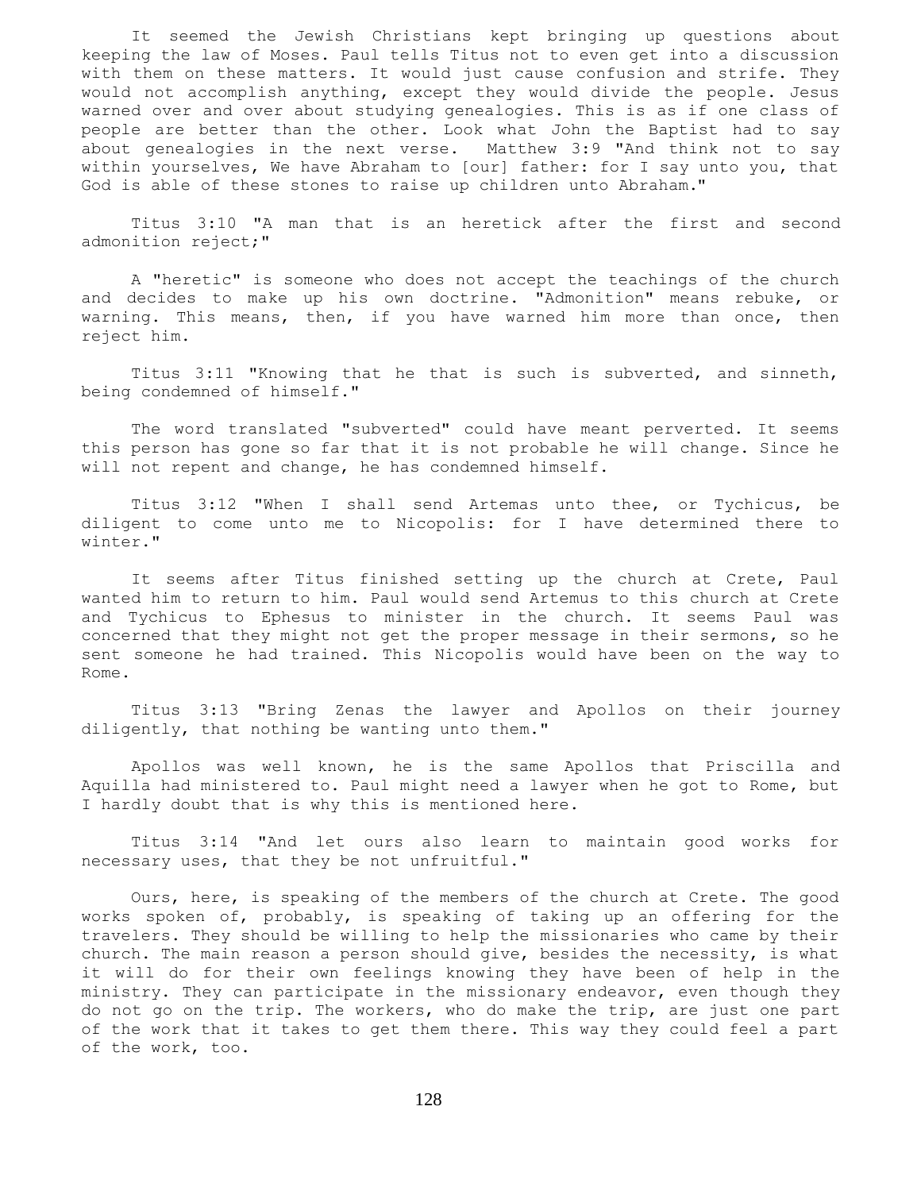It seemed the Jewish Christians kept bringing up questions about keeping the law of Moses. Paul tells Titus not to even get into a discussion with them on these matters. It would just cause confusion and strife. They would not accomplish anything, except they would divide the people. Jesus warned over and over about studying genealogies. This is as if one class of people are better than the other. Look what John the Baptist had to say about genealogies in the next verse. Matthew 3:9 "And think not to say within yourselves, We have Abraham to [our] father: for I say unto you, that God is able of these stones to raise up children unto Abraham."

Titus 3:10 "A man that is an heretick after the first and second admonition reject;"

A "heretic" is someone who does not accept the teachings of the church and decides to make up his own doctrine. "Admonition" means rebuke, or warning. This means, then, if you have warned him more than once, then reject him.

Titus 3:11 "Knowing that he that is such is subverted, and sinneth, being condemned of himself."

The word translated "subverted" could have meant perverted. It seems this person has gone so far that it is not probable he will change. Since he will not repent and change, he has condemned himself.

Titus 3:12 "When I shall send Artemas unto thee, or Tychicus, be diligent to come unto me to Nicopolis: for I have determined there to winter."

It seems after Titus finished setting up the church at Crete, Paul wanted him to return to him. Paul would send Artemus to this church at Crete and Tychicus to Ephesus to minister in the church. It seems Paul was concerned that they might not get the proper message in their sermons, so he sent someone he had trained. This Nicopolis would have been on the way to Rome.

Titus 3:13 "Bring Zenas the lawyer and Apollos on their journey diligently, that nothing be wanting unto them."

Apollos was well known, he is the same Apollos that Priscilla and Aquilla had ministered to. Paul might need a lawyer when he got to Rome, but I hardly doubt that is why this is mentioned here.

Titus 3:14 "And let ours also learn to maintain good works for necessary uses, that they be not unfruitful."

Ours, here, is speaking of the members of the church at Crete. The good works spoken of, probably, is speaking of taking up an offering for the travelers. They should be willing to help the missionaries who came by their church. The main reason a person should give, besides the necessity, is what it will do for their own feelings knowing they have been of help in the ministry. They can participate in the missionary endeavor, even though they do not go on the trip. The workers, who do make the trip, are just one part of the work that it takes to get them there. This way they could feel a part of the work, too.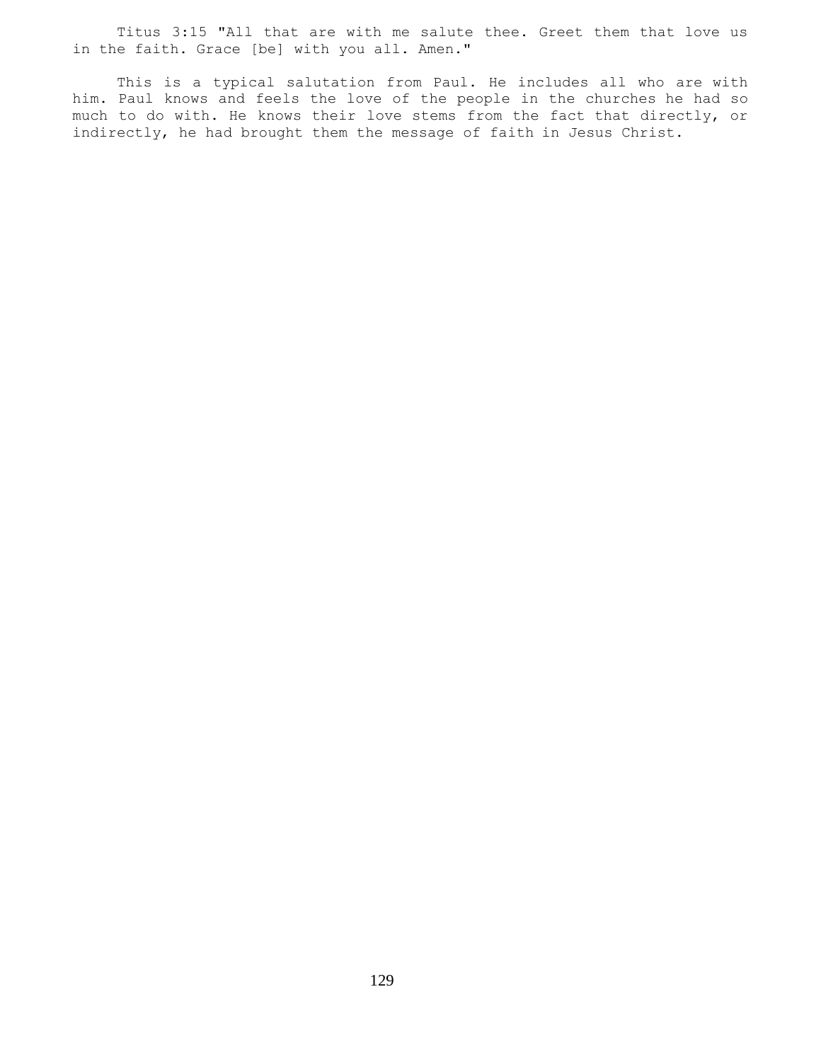Titus 3:15 "All that are with me salute thee. Greet them that love us in the faith. Grace [be] with you all. Amen."

This is a typical salutation from Paul. He includes all who are with him. Paul knows and feels the love of the people in the churches he had so much to do with. He knows their love stems from the fact that directly, or indirectly, he had brought them the message of faith in Jesus Christ.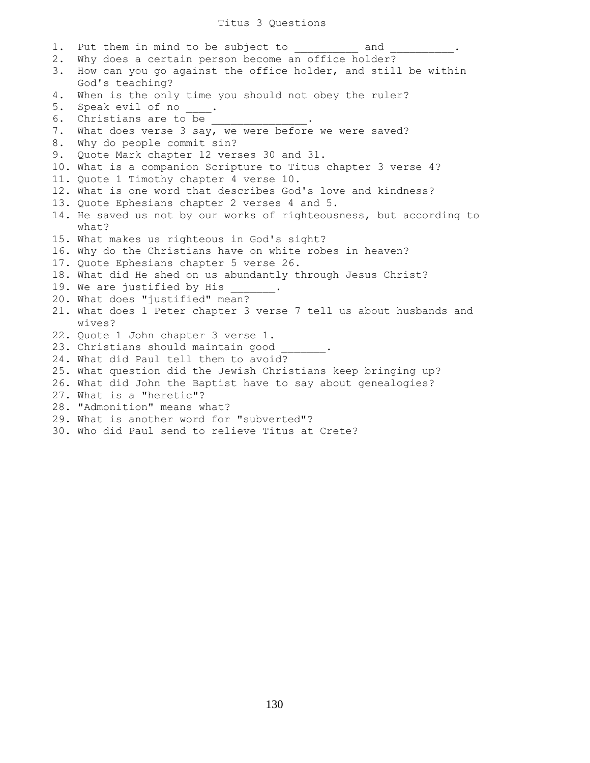# Titus 3 Questions

1. Put them in mind to be subject to __________ and _________.
2. Why does a certain person become an office holder?
3. How can you go against the office holder, and still be within God's teaching?
4. When is the only time you should not obey the ruler?
5. Speak evil of no ____.
6. Christians are to be _______________.
7. What does verse 3 say, we were before we were saved?
8. Why do people commit sin?
9. Quote Mark chapter 12 verses 30 and 31.
10. What is a companion Scripture to Titus chapter 3 verse 4?
11. Quote 1 Timothy chapter 4 verse 10.
12. What is one word that describes God's love and kindness?
13. Quote Ephesians chapter 2 verses 4 and 5.
14. He saved us not by our works of righteousness, but according to what?
15. What makes us righteous in God's sight?
16. Why do the Christians have on white robes in heaven?
17. Quote Ephesians chapter 5 verse 26.
18. What did He shed on us abundantly through Jesus Christ?
19. We are justified by His _______.
20. What does "justified" mean?
21. What does 1 Peter chapter 3 verse 7 tell us about husbands and wives?
22. Quote 1 John chapter 3 verse 1.
23. Christians should maintain good _______.
24. What did Paul tell them to avoid?
25. What question did the Jewish Christians keep bringing up?
26. What did John the Baptist have to say about genealogies?
27. What is a "heretic"?
28. "Admonition" means what?
29. What is another word for "subverted"?
30. Who did Paul send to relieve Titus at Crete?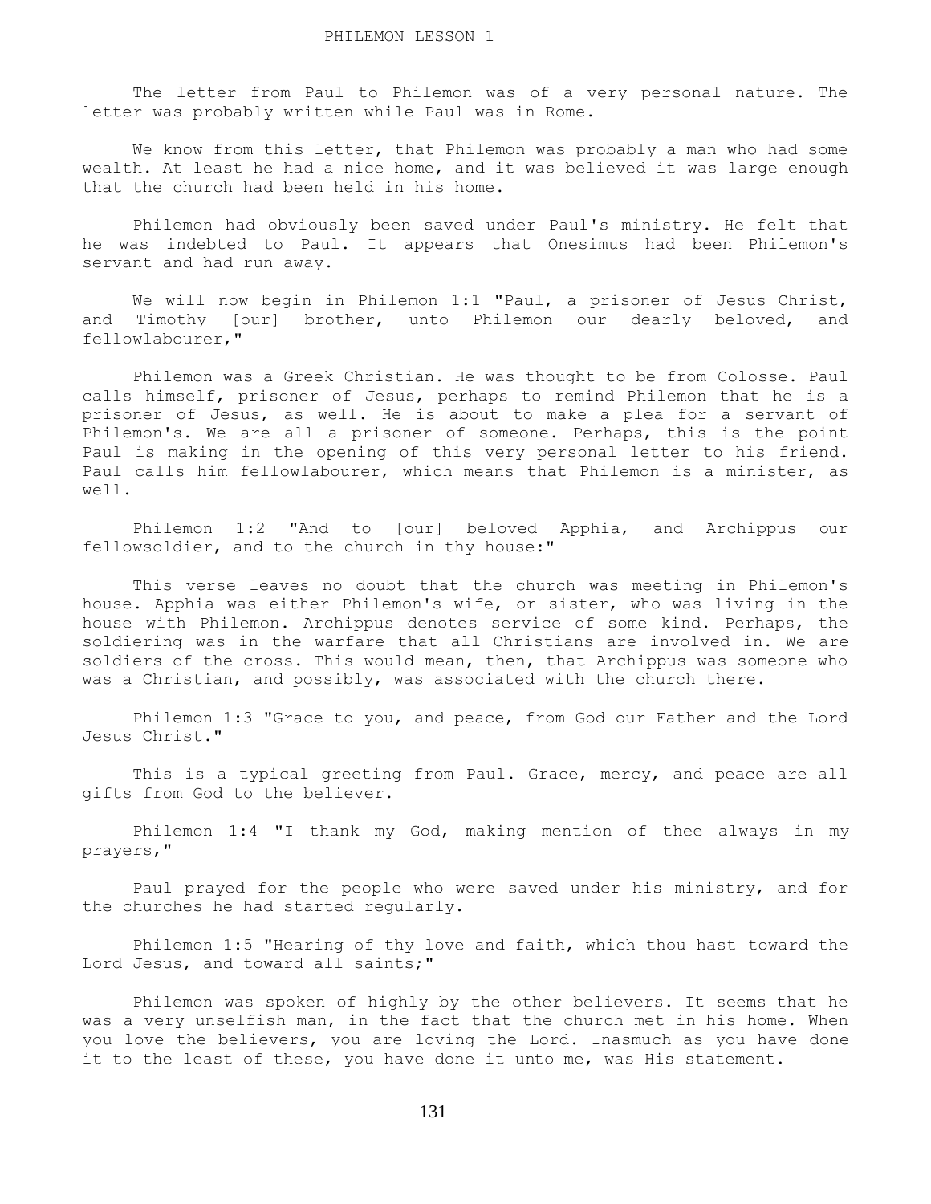# PHILEMON LESSON 1

The letter from Paul to Philemon was of a very personal nature. The letter was probably written while Paul was in Rome.

We know from this letter, that Philemon was probably a man who had some wealth. At least he had a nice home, and it was believed it was large enough that the church had been held in his home.

Philemon had obviously been saved under Paul's ministry. He felt that he was indebted to Paul. It appears that Onesimus had been Philemon's servant and had run away.

We will now begin in Philemon 1:1 "Paul, a prisoner of Jesus Christ, and Timothy [our] brother, unto Philemon our dearly beloved, and fellowlabourer,"

Philemon was a Greek Christian. He was thought to be from Colosse. Paul calls himself, prisoner of Jesus, perhaps to remind Philemon that he is a prisoner of Jesus, as well. He is about to make a plea for a servant of Philemon's. We are all a prisoner of someone. Perhaps, this is the point Paul is making in the opening of this very personal letter to his friend. Paul calls him fellowlabourer, which means that Philemon is a minister, as well.

Philemon 1:2 "And to [our] beloved Apphia, and Archippus our fellowsoldier, and to the church in thy house:"

This verse leaves no doubt that the church was meeting in Philemon's house. Apphia was either Philemon's wife, or sister, who was living in the house with Philemon. Archippus denotes service of some kind. Perhaps, the soldiering was in the warfare that all Christians are involved in. We are soldiers of the cross. This would mean, then, that Archippus was someone who was a Christian, and possibly, was associated with the church there.

Philemon 1:3 "Grace to you, and peace, from God our Father and the Lord Jesus Christ."

This is a typical greeting from Paul. Grace, mercy, and peace are all gifts from God to the believer.

Philemon 1:4 "I thank my God, making mention of thee always in my prayers,"

Paul prayed for the people who were saved under his ministry, and for the churches he had started regularly.

Philemon 1:5 "Hearing of thy love and faith, which thou hast toward the Lord Jesus, and toward all saints;"

Philemon was spoken of highly by the other believers. It seems that he was a very unselfish man, in the fact that the church met in his home. When you love the believers, you are loving the Lord. Inasmuch as you have done it to the least of these, you have done it unto me, was His statement.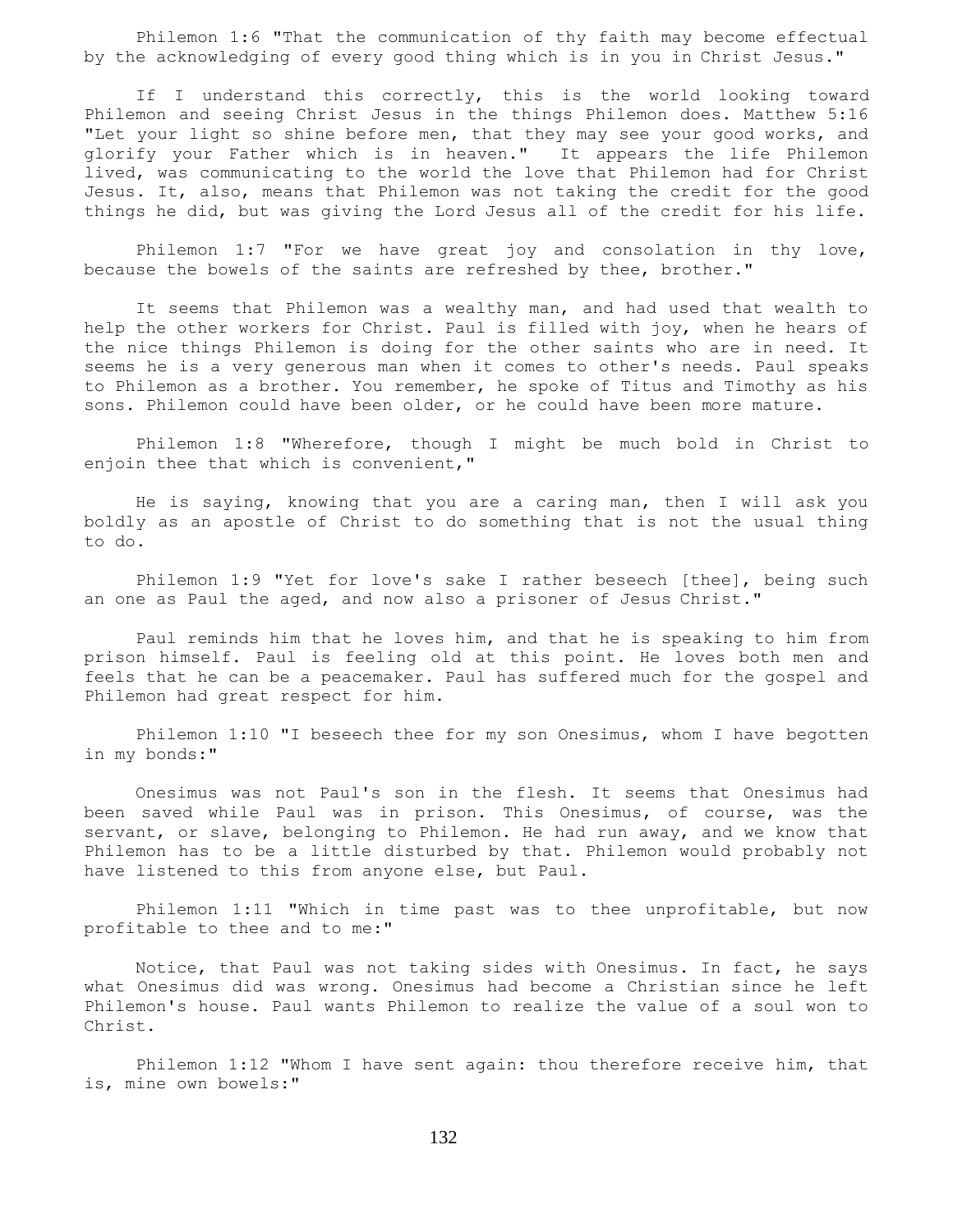Philemon 1:6 "That the communication of thy faith may become effectual by the acknowledging of every good thing which is in you in Christ Jesus."

If I understand this correctly, this is the world looking toward Philemon and seeing Christ Jesus in the things Philemon does. Matthew 5:16 "Let your light so shine before men, that they may see your good works, and glorify your Father which is in heaven." It appears the life Philemon lived, was communicating to the world the love that Philemon had for Christ Jesus. It, also, means that Philemon was not taking the credit for the good things he did, but was giving the Lord Jesus all of the credit for his life.

Philemon 1:7 "For we have great joy and consolation in thy love, because the bowels of the saints are refreshed by thee, brother."

It seems that Philemon was a wealthy man, and had used that wealth to help the other workers for Christ. Paul is filled with joy, when he hears of the nice things Philemon is doing for the other saints who are in need. It seems he is a very generous man when it comes to other's needs. Paul speaks to Philemon as a brother. You remember, he spoke of Titus and Timothy as his sons. Philemon could have been older, or he could have been more mature.

Philemon 1:8 "Wherefore, though I might be much bold in Christ to enjoin thee that which is convenient,"

He is saying, knowing that you are a caring man, then I will ask you boldly as an apostle of Christ to do something that is not the usual thing to do.

Philemon 1:9 "Yet for love's sake I rather beseech [thee], being such an one as Paul the aged, and now also a prisoner of Jesus Christ."

Paul reminds him that he loves him, and that he is speaking to him from prison himself. Paul is feeling old at this point. He loves both men and feels that he can be a peacemaker. Paul has suffered much for the gospel and Philemon had great respect for him.

Philemon 1:10 "I beseech thee for my son Onesimus, whom I have begotten in my bonds:"

Onesimus was not Paul's son in the flesh. It seems that Onesimus had been saved while Paul was in prison. This Onesimus, of course, was the servant, or slave, belonging to Philemon. He had run away, and we know that Philemon has to be a little disturbed by that. Philemon would probably not have listened to this from anyone else, but Paul.

Philemon 1:11 "Which in time past was to thee unprofitable, but now profitable to thee and to me:"

Notice, that Paul was not taking sides with Onesimus. In fact, he says what Onesimus did was wrong. Onesimus had become a Christian since he left Philemon's house. Paul wants Philemon to realize the value of a soul won to Christ.

Philemon 1:12 "Whom I have sent again: thou therefore receive him, that is, mine own bowels:"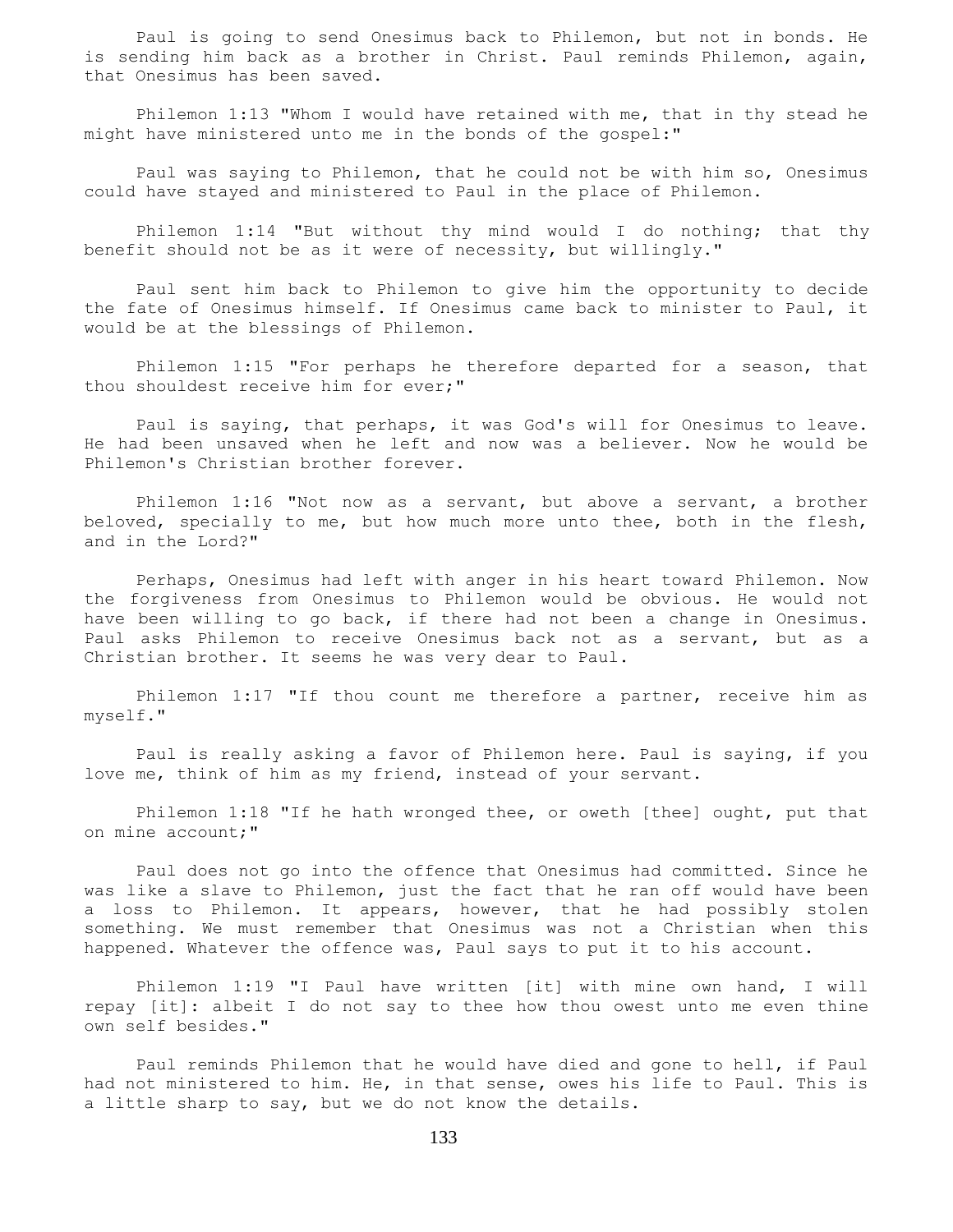Paul is going to send Onesimus back to Philemon, but not in bonds. He is sending him back as a brother in Christ. Paul reminds Philemon, again, that Onesimus has been saved.

Philemon 1:13 "Whom I would have retained with me, that in thy stead he might have ministered unto me in the bonds of the gospel:"

Paul was saying to Philemon, that he could not be with him so, Onesimus could have stayed and ministered to Paul in the place of Philemon.

Philemon 1:14 "But without thy mind would I do nothing; that thy benefit should not be as it were of necessity, but willingly."

Paul sent him back to Philemon to give him the opportunity to decide the fate of Onesimus himself. If Onesimus came back to minister to Paul, it would be at the blessings of Philemon.

Philemon 1:15 "For perhaps he therefore departed for a season, that thou shouldest receive him for ever;"

Paul is saying, that perhaps, it was God's will for Onesimus to leave. He had been unsaved when he left and now was a believer. Now he would be Philemon's Christian brother forever.

Philemon 1:16 "Not now as a servant, but above a servant, a brother beloved, specially to me, but how much more unto thee, both in the flesh, and in the Lord?"

Perhaps, Onesimus had left with anger in his heart toward Philemon. Now the forgiveness from Onesimus to Philemon would be obvious. He would not have been willing to go back, if there had not been a change in Onesimus. Paul asks Philemon to receive Onesimus back not as a servant, but as a Christian brother. It seems he was very dear to Paul.

Philemon 1:17 "If thou count me therefore a partner, receive him as myself."

Paul is really asking a favor of Philemon here. Paul is saying, if you love me, think of him as my friend, instead of your servant.

Philemon 1:18 "If he hath wronged thee, or oweth [thee] ought, put that on mine account;"

Paul does not go into the offence that Onesimus had committed. Since he was like a slave to Philemon, just the fact that he ran off would have been a loss to Philemon. It appears, however, that he had possibly stolen something. We must remember that Onesimus was not a Christian when this happened. Whatever the offence was, Paul says to put it to his account.

Philemon 1:19 "I Paul have written [it] with mine own hand, I will repay [it]: albeit I do not say to thee how thou owest unto me even thine own self besides."

Paul reminds Philemon that he would have died and gone to hell, if Paul had not ministered to him. He, in that sense, owes his life to Paul. This is a little sharp to say, but we do not know the details.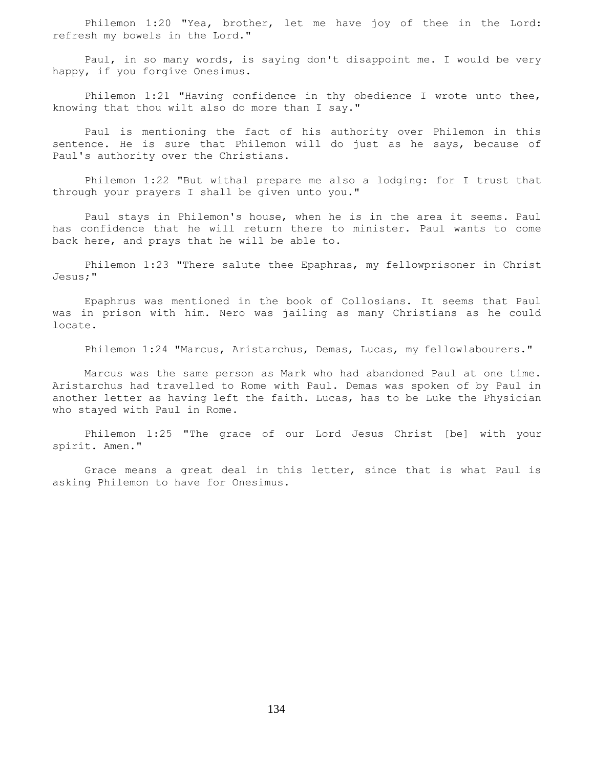Philemon 1:20 "Yea, brother, let me have joy of thee in the Lord: refresh my bowels in the Lord."

Paul, in so many words, is saying don't disappoint me. I would be very happy, if you forgive Onesimus.

Philemon 1:21 "Having confidence in thy obedience I wrote unto thee, knowing that thou wilt also do more than I say."

Paul is mentioning the fact of his authority over Philemon in this sentence. He is sure that Philemon will do just as he says, because of Paul's authority over the Christians.

Philemon 1:22 "But withal prepare me also a lodging: for I trust that through your prayers I shall be given unto you."

Paul stays in Philemon's house, when he is in the area it seems. Paul has confidence that he will return there to minister. Paul wants to come back here, and prays that he will be able to.

Philemon 1:23 "There salute thee Epaphras, my fellowprisoner in Christ Jesus;"

Epaphrus was mentioned in the book of Collosians. It seems that Paul was in prison with him. Nero was jailing as many Christians as he could locate.

Philemon 1:24 "Marcus, Aristarchus, Demas, Lucas, my fellowlabourers."

Marcus was the same person as Mark who had abandoned Paul at one time. Aristarchus had travelled to Rome with Paul. Demas was spoken of by Paul in another letter as having left the faith. Lucas, has to be Luke the Physician who stayed with Paul in Rome.

Philemon 1:25 "The grace of our Lord Jesus Christ [be] with your spirit. Amen."

Grace means a great deal in this letter, since that is what Paul is asking Philemon to have for Onesimus.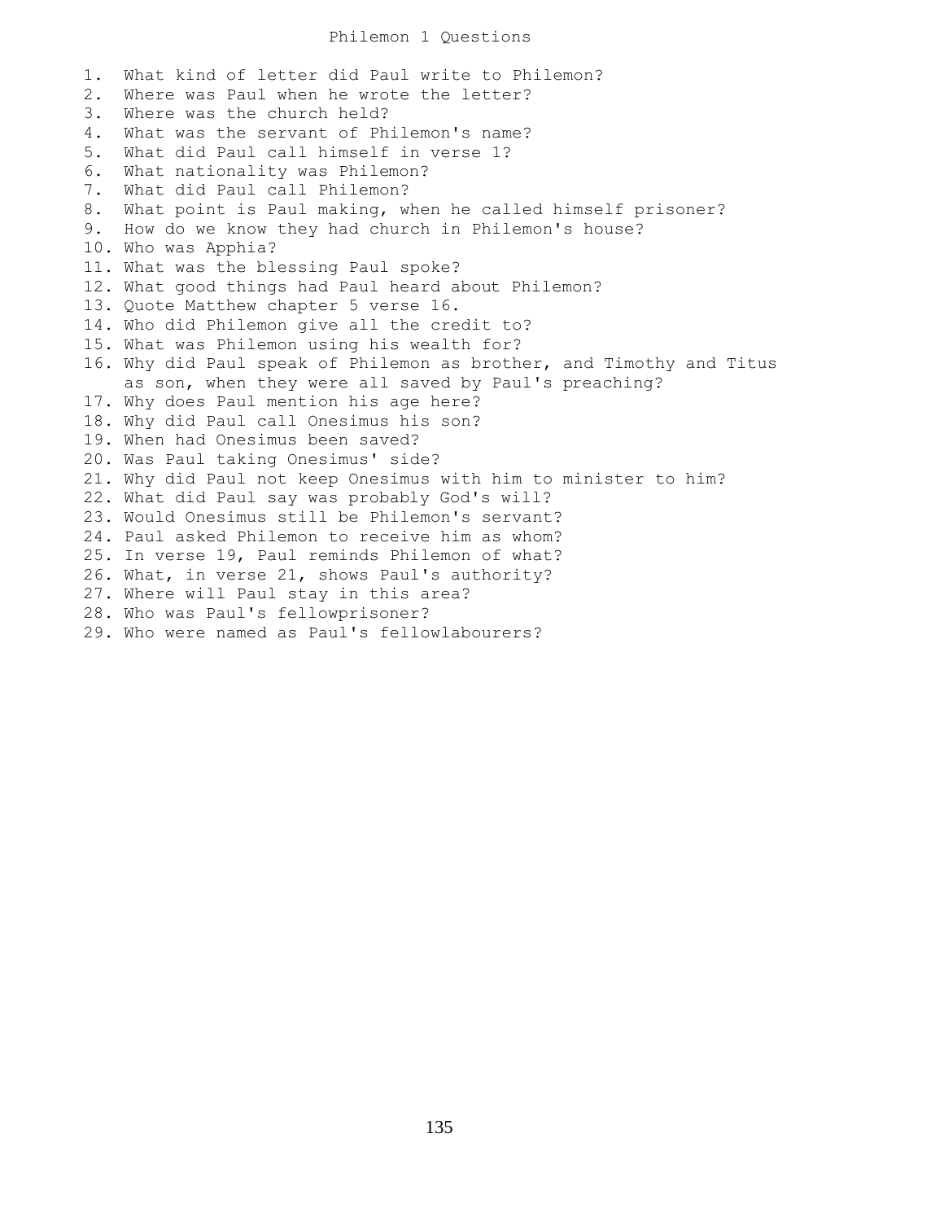# Philemon 1 Questions

1. What kind of letter did Paul write to Philemon?
2. Where was Paul when he wrote the letter?
3. Where was the church held?
4. What was the servant of Philemon's name?
5. What did Paul call himself in verse 1?
6. What nationality was Philemon?
7. What did Paul call Philemon?
8. What point is Paul making, when he called himself prisoner?
9. How do we know they had church in Philemon's house?
10. Who was Apphia?
11. What was the blessing Paul spoke?
12. What good things had Paul heard about Philemon?
13. Quote Matthew chapter 5 verse 16.
14. Who did Philemon give all the credit to?
15. What was Philemon using his wealth for?
16. Why did Paul speak of Philemon as brother, and Timothy and Titus as son, when they were all saved by Paul's preaching?
17. Why does Paul mention his age here?
18. Why did Paul call Onesimus his son?
19. When had Onesimus been saved?
20. Was Paul taking Onesimus' side?
21. Why did Paul not keep Onesimus with him to minister to him?
22. What did Paul say was probably God's will?
23. Would Onesimus still be Philemon's servant?
24. Paul asked Philemon to receive him as whom?
25. In verse 19, Paul reminds Philemon of what?
26. What, in verse 21, shows Paul's authority?
27. Where will Paul stay in this area?
28. Who was Paul's fellowprisoner?
29. Who were named as Paul's fellowlabourers?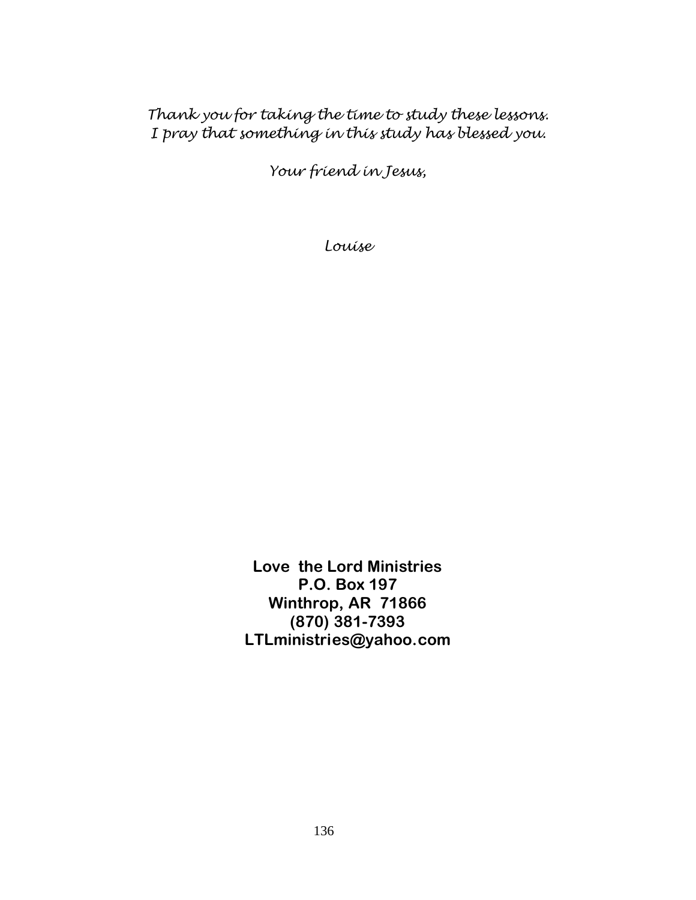*Thank you for taking the time to study these lessons.*
*I pray that something in this study has blessed you.*

*Your friend in Jesus,*

*Louise*

**Love the Lord Ministries**
**P.O. Box 197**
**Winthrop, AR 71866**
**(870) 381-7393**
**LTLministries@yahoo.com**